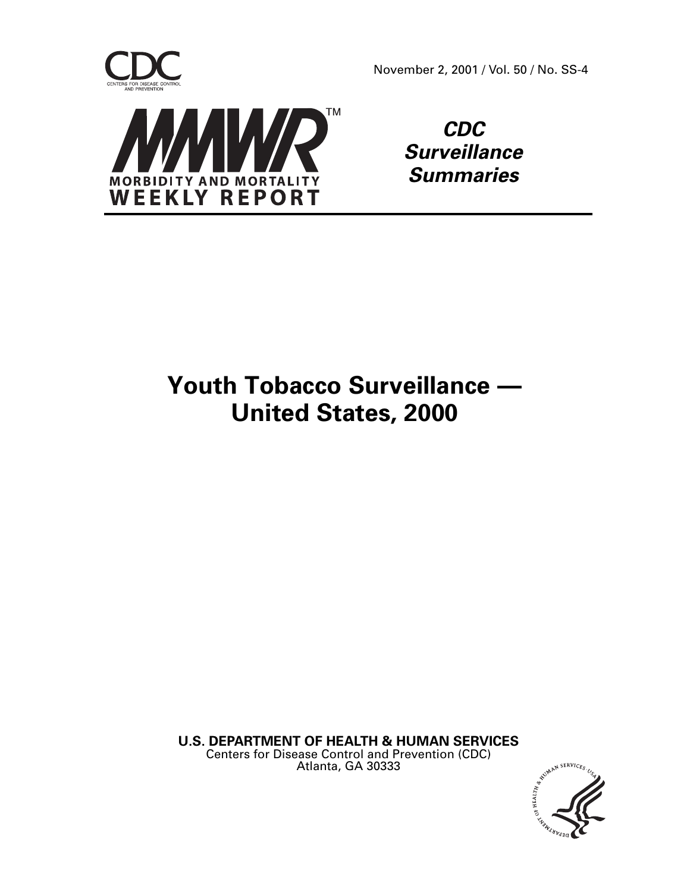CDC

CENTERS FOR DISEASE CONTROL AND PREVENTION

November 2, 2001 / Vol. 50 / No. SS-4

MMWR™

MORBIDITY AND MORTALITY WEEKLY REPORT

***CDC Surveillance Summaries***

# Youth Tobacco Surveillance — United States, 2000

**U.S. DEPARTMENT OF HEALTH & HUMAN SERVICES**
Centers for Disease Control and Prevention (CDC)
Atlanta, GA 30333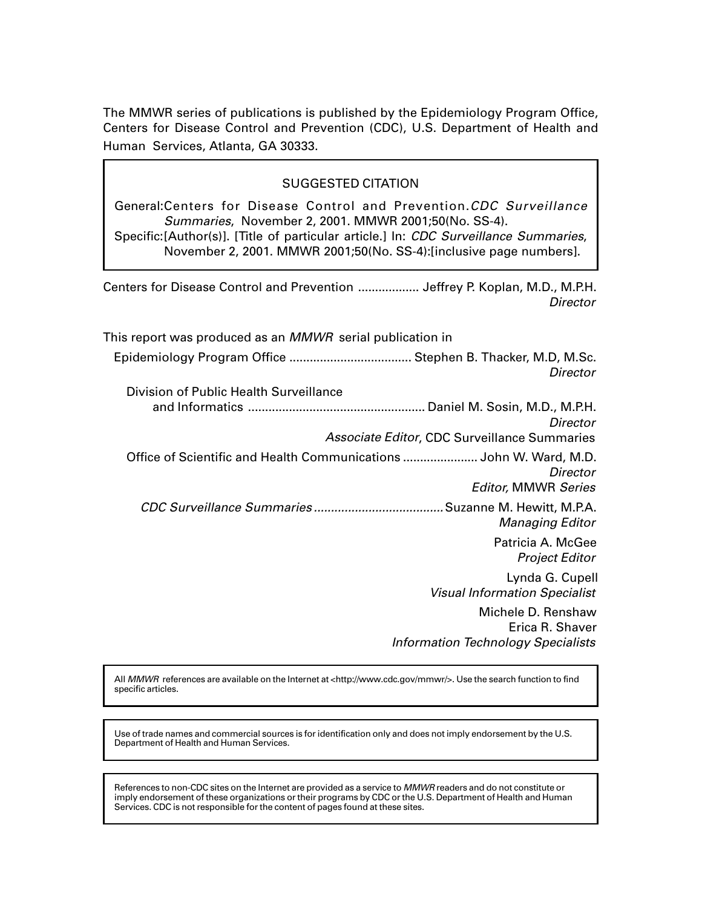The MMWR series of publications is published by the Epidemiology Program Office, Centers for Disease Control and Prevention (CDC), U.S. Department of Health and Human Services, Atlanta, GA 30333.

SUGGESTED CITATION

General: Centers for Disease Control and Prevention. *CDC Surveillance Summaries*, November 2, 2001. MMWR 2001;50(No. SS-4).

Specific: [Author(s)]. [Title of particular article.] In: *CDC Surveillance Summaries*, November 2, 2001. MMWR 2001;50(No. SS-4):[inclusive page numbers].

Centers for Disease Control and Prevention .................. Jeffrey P. Koplan, M.D., M.P.H.
*Director*

This report was produced as an *MMWR* serial publication in

Epidemiology Program Office .................................... Stephen B. Thacker, M.D, M.Sc.
*Director*

Division of Public Health Surveillance and Informatics .................................................... Daniel M. Sosin, M.D., M.P.H.
*Director*
*Associate Editor*, CDC Surveillance Summaries

Office of Scientific and Health Communications ...................... John W. Ward, M.D.
*Director*
*Editor,* MMWR *Series*

*CDC Surveillance Summaries* ...................................... Suzanne M. Hewitt, M.P.A.
*Managing Editor*

Patricia A. McGee
*Project Editor*

Lynda G. Cupell
*Visual Information Specialist*

Michele D. Renshaw
Erica R. Shaver
*Information Technology Specialists*

All *MMWR* references are available on the Internet at <http://www.cdc.gov/mmwr/>. Use the search function to find specific articles.

Use of trade names and commercial sources is for identification only and does not imply endorsement by the U.S. Department of Health and Human Services.

References to non-CDC sites on the Internet are provided as a service to *MMWR* readers and do not constitute or imply endorsement of these organizations or their programs by CDC or the U.S. Department of Health and Human Services. CDC is not responsible for the content of pages found at these sites.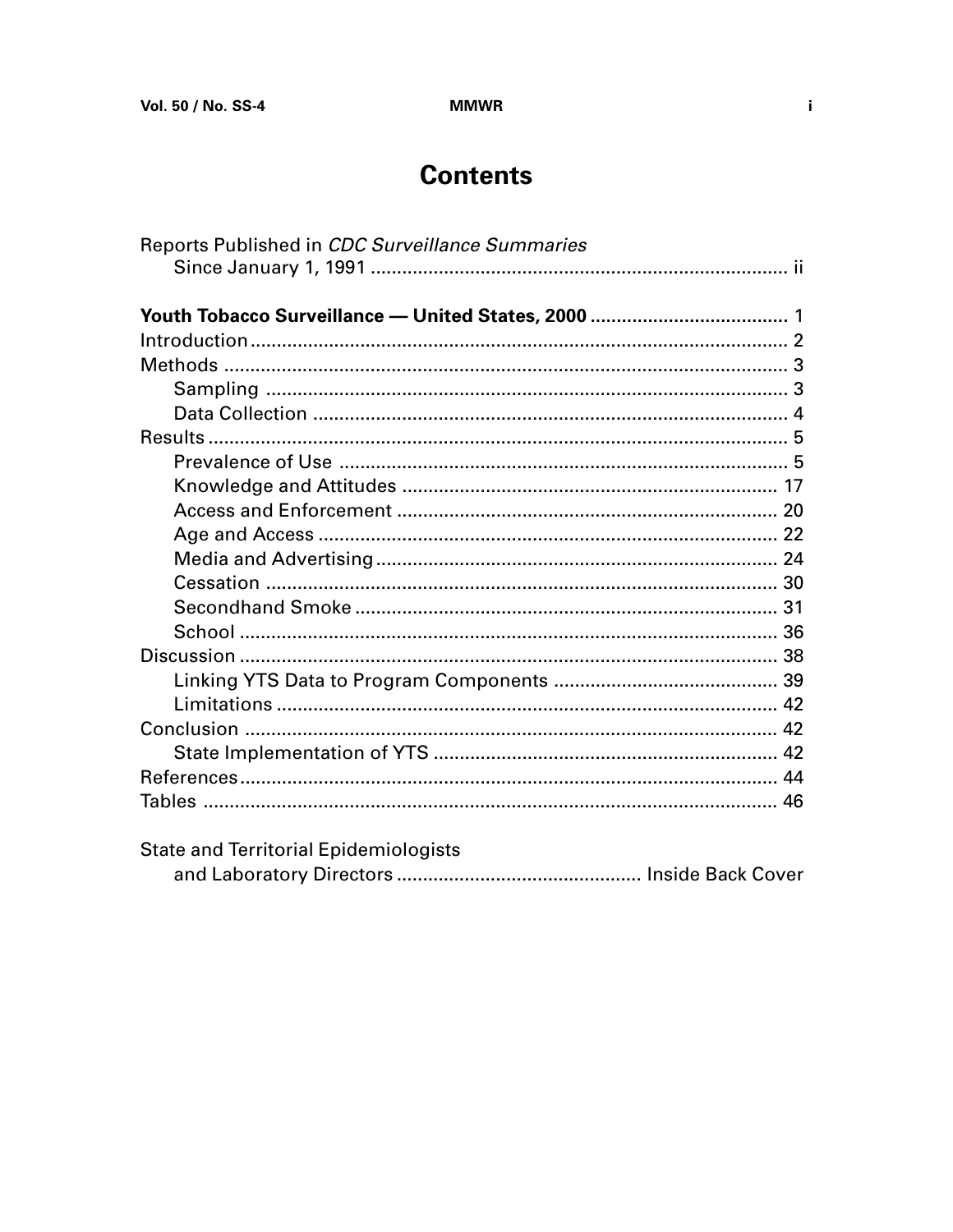# Contents

Reports Published in *CDC Surveillance Summaries* Since January 1, 1991 ..... ii

**Youth Tobacco Surveillance — United States, 2000** ..... 1

Introduction ..... 2

Methods ..... 3

- Sampling ..... 3
- Data Collection ..... 4

Results ..... 5

- Prevalence of Use ..... 5
- Knowledge and Attitudes ..... 17
- Access and Enforcement ..... 20
- Age and Access ..... 22
- Media and Advertising ..... 24
- Cessation ..... 30
- Secondhand Smoke ..... 31
- School ..... 36

Discussion ..... 38

- Linking YTS Data to Program Components ..... 39
- Limitations ..... 42

Conclusion ..... 42

- State Implementation of YTS ..... 42

References ..... 44

Tables ..... 46

State and Territorial Epidemiologists and Laboratory Directors ..... Inside Back Cover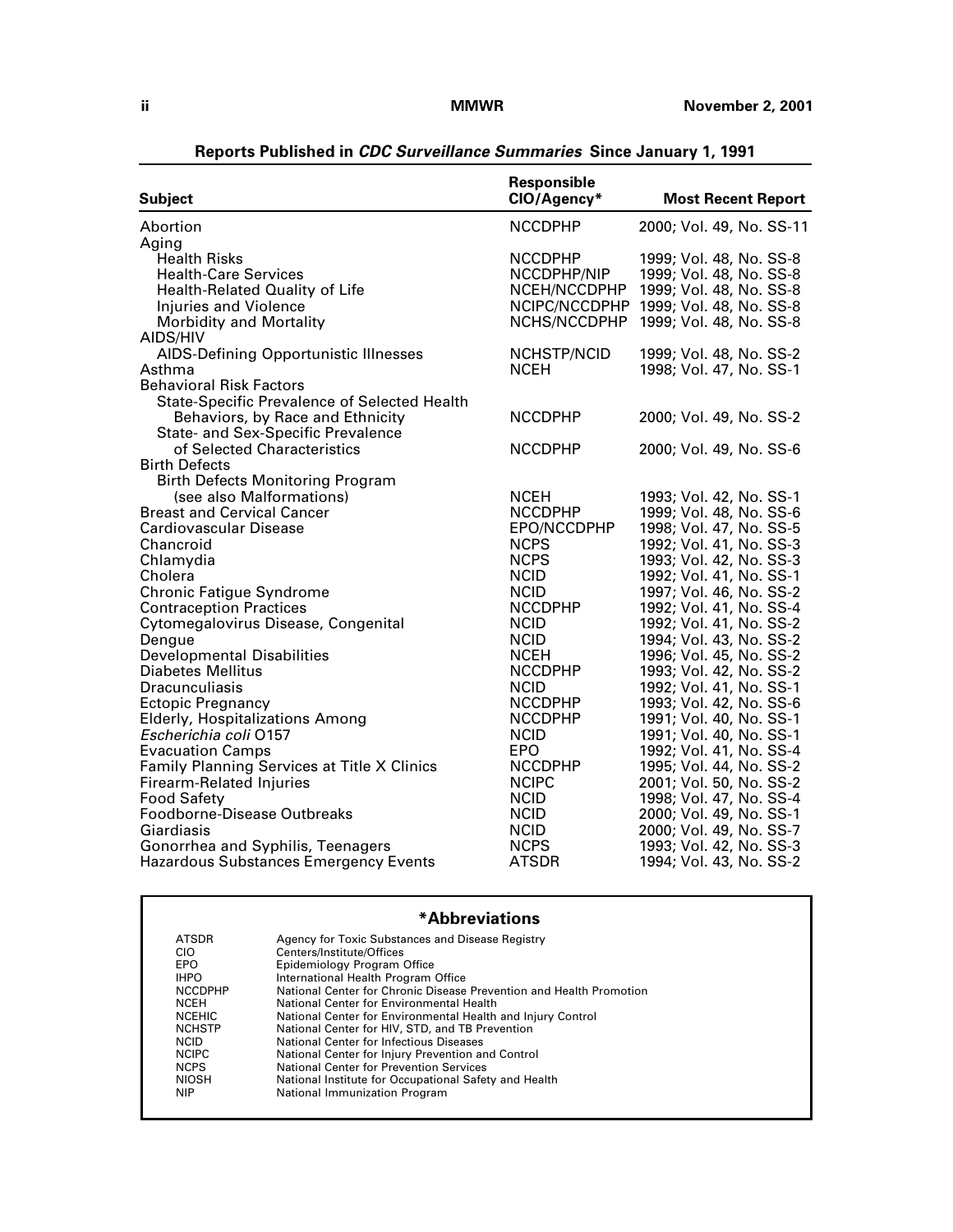## Reports Published in *CDC Surveillance Summaries* Since January 1, 1991

| Subject | Responsible CIO/Agency* | Most Recent Report |
|---|---|---|
| Abortion | NCCDPHP | 2000; Vol. 49, No. SS-11 |
| Aging | | |
| Health Risks | NCCDPHP | 1999; Vol. 48, No. SS-8 |
| Health-Care Services | NCCDPHP/NIP | 1999; Vol. 48, No. SS-8 |
| Health-Related Quality of Life | NCEH/NCCDPHP | 1999; Vol. 48, No. SS-8 |
| Injuries and Violence | NCIPC/NCCDPHP | 1999; Vol. 48, No. SS-8 |
| Morbidity and Mortality | NCHS/NCCDPHP | 1999; Vol. 48, No. SS-8 |
| AIDS/HIV | | |
| AIDS-Defining Opportunistic Illnesses | NCHSTP/NCID | 1999; Vol. 48, No. SS-2 |
| Asthma | NCEH | 1998; Vol. 47, No. SS-1 |
| Behavioral Risk Factors | | |
| State-Specific Prevalence of Selected Health Behaviors, by Race and Ethnicity | NCCDPHP | 2000; Vol. 49, No. SS-2 |
| State- and Sex-Specific Prevalence of Selected Characteristics | NCCDPHP | 2000; Vol. 49, No. SS-6 |
| Birth Defects | | |
| Birth Defects Monitoring Program (see also Malformations) | NCEH | 1993; Vol. 42, No. SS-1 |
| Breast and Cervical Cancer | NCCDPHP | 1999; Vol. 48, No. SS-6 |
| Cardiovascular Disease | EPO/NCCDPHP | 1998; Vol. 47, No. SS-5 |
| Chancroid | NCPS | 1992; Vol. 41, No. SS-3 |
| Chlamydia | NCPS | 1993; Vol. 42, No. SS-3 |
| Cholera | NCID | 1992; Vol. 41, No. SS-1 |
| Chronic Fatigue Syndrome | NCID | 1997; Vol. 46, No. SS-2 |
| Contraception Practices | NCCDPHP | 1992; Vol. 41, No. SS-4 |
| Cytomegalovirus Disease, Congenital | NCID | 1992; Vol. 41, No. SS-2 |
| Dengue | NCID | 1994; Vol. 43, No. SS-2 |
| Developmental Disabilities | NCEH | 1996; Vol. 45, No. SS-2 |
| Diabetes Mellitus | NCCDPHP | 1993; Vol. 42, No. SS-2 |
| Dracunculiasis | NCID | 1992; Vol. 41, No. SS-1 |
| Ectopic Pregnancy | NCCDPHP | 1993; Vol. 42, No. SS-6 |
| Elderly, Hospitalizations Among | NCCDPHP | 1991; Vol. 40, No. SS-1 |
| *Escherichia coli* O157 | NCID | 1991; Vol. 40, No. SS-1 |
| Evacuation Camps | EPO | 1992; Vol. 41, No. SS-4 |
| Family Planning Services at Title X Clinics | NCCDPHP | 1995; Vol. 44, No. SS-2 |
| Firearm-Related Injuries | NCIPC | 2001; Vol. 50, No. SS-2 |
| Food Safety | NCID | 1998; Vol. 47, No. SS-4 |
| Foodborne-Disease Outbreaks | NCID | 2000; Vol. 49, No. SS-1 |
| Giardiasis | NCID | 2000; Vol. 49, No. SS-7 |
| Gonorrhea and Syphilis, Teenagers | NCPS | 1993; Vol. 42, No. SS-3 |
| Hazardous Substances Emergency Events | ATSDR | 1994; Vol. 43, No. SS-2 |

### *Abbreviations

| | |
|---|---|
| ATSDR | Agency for Toxic Substances and Disease Registry |
| CIO | Centers/Institute/Offices |
| EPO | Epidemiology Program Office |
| IHPO | International Health Program Office |
| NCCDPHP | National Center for Chronic Disease Prevention and Health Promotion |
| NCEH | National Center for Environmental Health |
| NCEHIC | National Center for Environmental Health and Injury Control |
| NCHSTP | National Center for HIV, STD, and TB Prevention |
| NCID | National Center for Infectious Diseases |
| NCIPC | National Center for Injury Prevention and Control |
| NCPS | National Center for Prevention Services |
| NIOSH | National Institute for Occupational Safety and Health |
| NIP | National Immunization Program |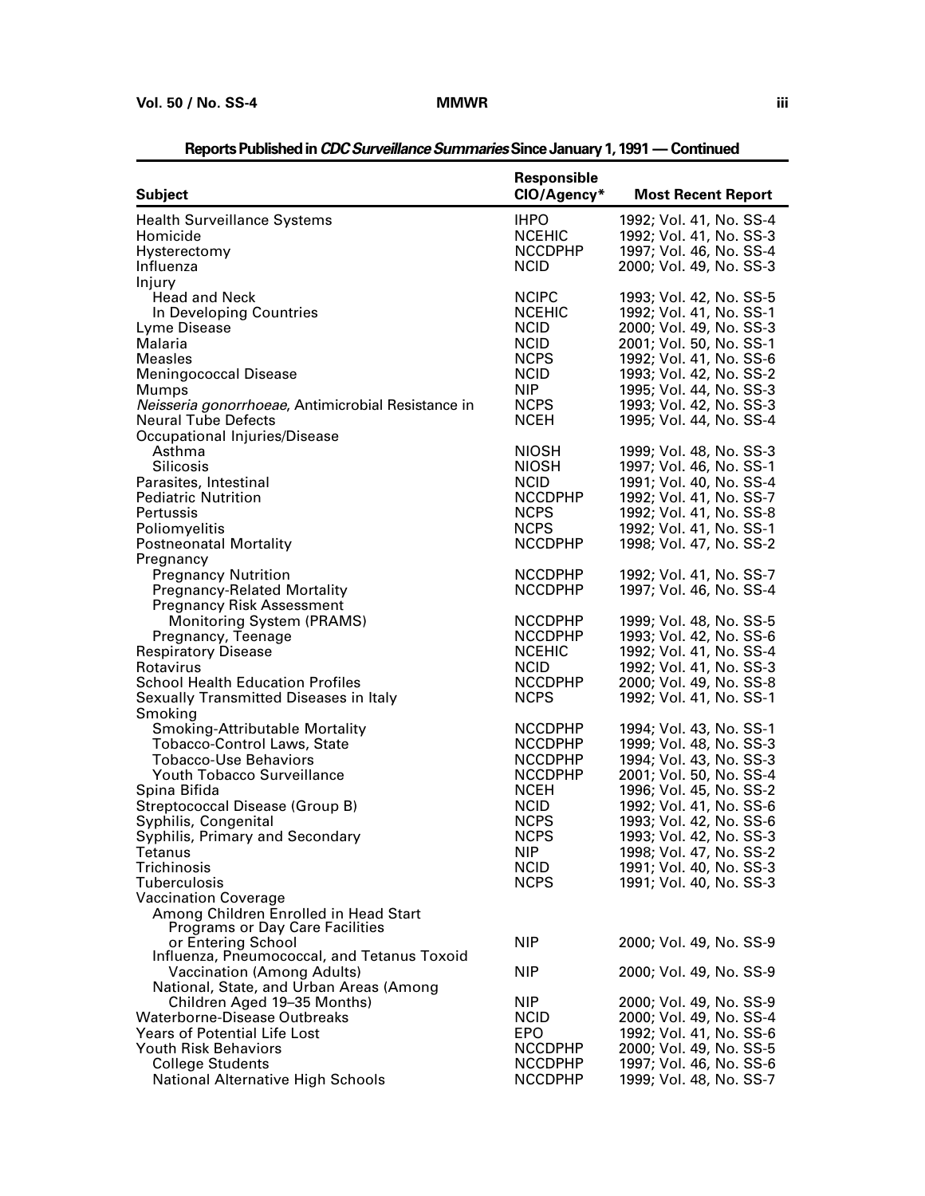**Reports Published in *CDC Surveillance Summaries* Since January 1, 1991 — Continued**

| Subject | Responsible CIO/Agency* | Most Recent Report |
|---|---|---|
| Health Surveillance Systems | IHPO | 1992; Vol. 41, No. SS-4 |
| Homicide | NCEHIC | 1992; Vol. 41, No. SS-3 |
| Hysterectomy | NCCDPHP | 1997; Vol. 46, No. SS-4 |
| Influenza | NCID | 2000; Vol. 49, No. SS-3 |
| Injury | | |
| Head and Neck | NCIPC | 1993; Vol. 42, No. SS-5 |
| In Developing Countries | NCEHIC | 1992; Vol. 41, No. SS-1 |
| Lyme Disease | NCID | 2000; Vol. 49, No. SS-3 |
| Malaria | NCID | 2001; Vol. 50, No. SS-1 |
| Measles | NCPS | 1992; Vol. 41, No. SS-6 |
| Meningococcal Disease | NCID | 1993; Vol. 42, No. SS-2 |
| Mumps | NIP | 1995; Vol. 44, No. SS-3 |
| *Neisseria gonorrhoeae*, Antimicrobial Resistance in | NCPS | 1993; Vol. 42, No. SS-3 |
| Neural Tube Defects | NCEH | 1995; Vol. 44, No. SS-4 |
| Occupational Injuries/Disease | | |
| Asthma | NIOSH | 1999; Vol. 48, No. SS-3 |
| Silicosis | NIOSH | 1997; Vol. 46, No. SS-1 |
| Parasites, Intestinal | NCID | 1991; Vol. 40, No. SS-4 |
| Pediatric Nutrition | NCCDPHP | 1992; Vol. 41, No. SS-7 |
| Pertussis | NCPS | 1992; Vol. 41, No. SS-8 |
| Poliomyelitis | NCPS | 1992; Vol. 41, No. SS-1 |
| Postneonatal Mortality | NCCDPHP | 1998; Vol. 47, No. SS-2 |
| Pregnancy | | |
| Pregnancy Nutrition | NCCDPHP | 1992; Vol. 41, No. SS-7 |
| Pregnancy-Related Mortality | NCCDPHP | 1997; Vol. 46, No. SS-4 |
| Pregnancy Risk Assessment Monitoring System (PRAMS) | NCCDPHP | 1999; Vol. 48, No. SS-5 |
| Pregnancy, Teenage | NCCDPHP | 1993; Vol. 42, No. SS-6 |
| Respiratory Disease | NCEHIC | 1992; Vol. 41, No. SS-4 |
| Rotavirus | NCID | 1992; Vol. 41, No. SS-3 |
| School Health Education Profiles | NCCDPHP | 2000; Vol. 49, No. SS-8 |
| Sexually Transmitted Diseases in Italy | NCPS | 1992; Vol. 41, No. SS-1 |
| Smoking | | |
| Smoking-Attributable Mortality | NCCDPHP | 1994; Vol. 43, No. SS-1 |
| Tobacco-Control Laws, State | NCCDPHP | 1999; Vol. 48, No. SS-3 |
| Tobacco-Use Behaviors | NCCDPHP | 1994; Vol. 43, No. SS-3 |
| Youth Tobacco Surveillance | NCCDPHP | 2001; Vol. 50, No. SS-4 |
| Spina Bifida | NCEH | 1996; Vol. 45, No. SS-2 |
| Streptococcal Disease (Group B) | NCID | 1992; Vol. 41, No. SS-6 |
| Syphilis, Congenital | NCPS | 1993; Vol. 42, No. SS-6 |
| Syphilis, Primary and Secondary | NCPS | 1993; Vol. 42, No. SS-3 |
| Tetanus | NIP | 1998; Vol. 47, No. SS-2 |
| Trichinosis | NCID | 1991; Vol. 40, No. SS-3 |
| Tuberculosis | NCPS | 1991; Vol. 40, No. SS-3 |
| Vaccination Coverage | | |
| Among Children Enrolled in Head Start Programs or Day Care Facilities or Entering School | NIP | 2000; Vol. 49, No. SS-9 |
| Influenza, Pneumococcal, and Tetanus Toxoid Vaccination (Among Adults) | NIP | 2000; Vol. 49, No. SS-9 |
| National, State, and Urban Areas (Among Children Aged 19–35 Months) | NIP | 2000; Vol. 49, No. SS-9 |
| Waterborne-Disease Outbreaks | NCID | 2000; Vol. 49, No. SS-4 |
| Years of Potential Life Lost | EPO | 1992; Vol. 41, No. SS-6 |
| Youth Risk Behaviors | NCCDPHP | 2000; Vol. 49, No. SS-5 |
| College Students | NCCDPHP | 1997; Vol. 46, No. SS-6 |
| National Alternative High Schools | NCCDPHP | 1999; Vol. 48, No. SS-7 |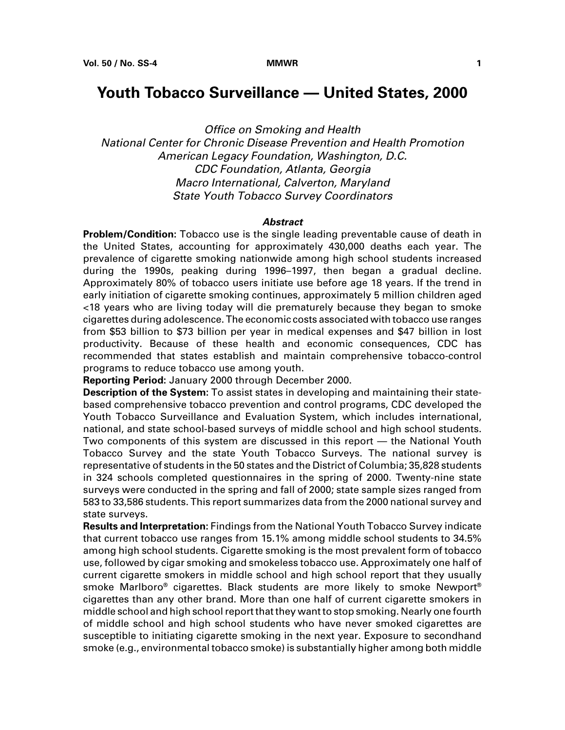# Youth Tobacco Surveillance — United States, 2000

*Office on Smoking and Health*
*National Center for Chronic Disease Prevention and Health Promotion*
*American Legacy Foundation, Washington, D.C.*
*CDC Foundation, Atlanta, Georgia*
*Macro International, Calverton, Maryland*
*State Youth Tobacco Survey Coordinators*

### *Abstract*

**Problem/Condition:** Tobacco use is the single leading preventable cause of death in the United States, accounting for approximately 430,000 deaths each year. The prevalence of cigarette smoking nationwide among high school students increased during the 1990s, peaking during 1996–1997, then began a gradual decline. Approximately 80% of tobacco users initiate use before age 18 years. If the trend in early initiation of cigarette smoking continues, approximately 5 million children aged <18 years who are living today will die prematurely because they began to smoke cigarettes during adolescence. The economic costs associated with tobacco use ranges from $53 billion to $73 billion per year in medical expenses and $47 billion in lost productivity. Because of these health and economic consequences, CDC has recommended that states establish and maintain comprehensive tobacco-control programs to reduce tobacco use among youth.

**Reporting Period:** January 2000 through December 2000.

**Description of the System:** To assist states in developing and maintaining their state-based comprehensive tobacco prevention and control programs, CDC developed the Youth Tobacco Surveillance and Evaluation System, which includes international, national, and state school-based surveys of middle school and high school students. Two components of this system are discussed in this report — the National Youth Tobacco Survey and the state Youth Tobacco Surveys. The national survey is representative of students in the 50 states and the District of Columbia; 35,828 students in 324 schools completed questionnaires in the spring of 2000. Twenty-nine state surveys were conducted in the spring and fall of 2000; state sample sizes ranged from 583 to 33,586 students. This report summarizes data from the 2000 national survey and state surveys.

**Results and Interpretation:** Findings from the National Youth Tobacco Survey indicate that current tobacco use ranges from 15.1% among middle school students to 34.5% among high school students. Cigarette smoking is the most prevalent form of tobacco use, followed by cigar smoking and smokeless tobacco use. Approximately one half of current cigarette smokers in middle school and high school report that they usually smoke Marlboro® cigarettes. Black students are more likely to smoke Newport® cigarettes than any other brand. More than one half of current cigarette smokers in middle school and high school report that they want to stop smoking. Nearly one fourth of middle school and high school students who have never smoked cigarettes are susceptible to initiating cigarette smoking in the next year. Exposure to secondhand smoke (e.g., environmental tobacco smoke) is substantially higher among both middle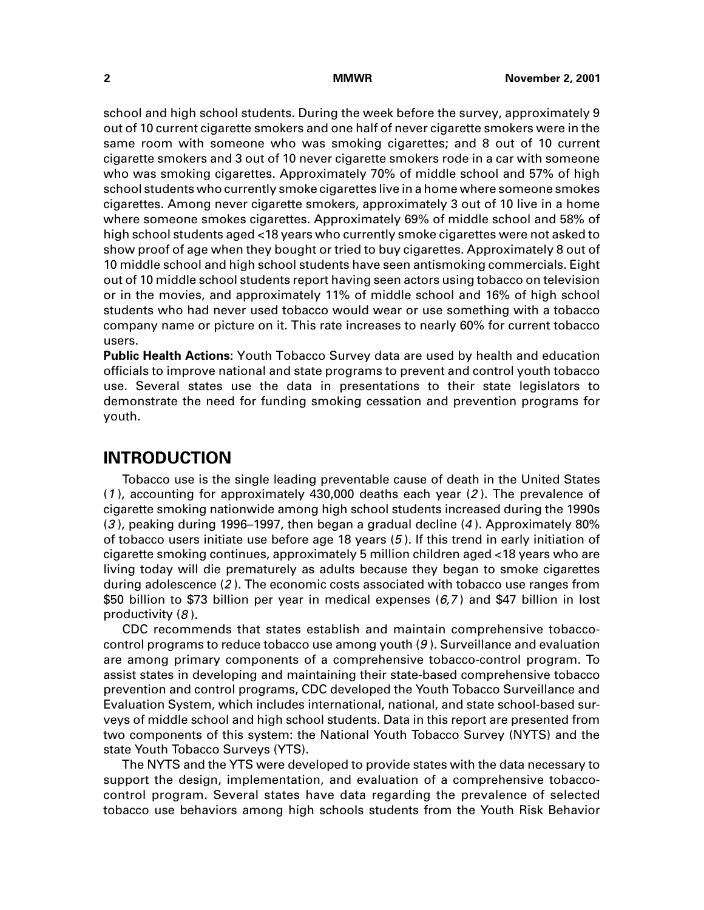school and high school students. During the week before the survey, approximately 9 out of 10 current cigarette smokers and one half of never cigarette smokers were in the same room with someone who was smoking cigarettes; and 8 out of 10 current cigarette smokers and 3 out of 10 never cigarette smokers rode in a car with someone who was smoking cigarettes. Approximately 70% of middle school and 57% of high school students who currently smoke cigarettes live in a home where someone smokes cigarettes. Among never cigarette smokers, approximately 3 out of 10 live in a home where someone smokes cigarettes. Approximately 69% of middle school and 58% of high school students aged <18 years who currently smoke cigarettes were not asked to show proof of age when they bought or tried to buy cigarettes. Approximately 8 out of 10 middle school and high school students have seen antismoking commercials. Eight out of 10 middle school students report having seen actors using tobacco on television or in the movies, and approximately 11% of middle school and 16% of high school students who had never used tobacco would wear or use something with a tobacco company name or picture on it. This rate increases to nearly 60% for current tobacco users.

**Public Health Actions:** Youth Tobacco Survey data are used by health and education officials to improve national and state programs to prevent and control youth tobacco use. Several states use the data in presentations to their state legislators to demonstrate the need for funding smoking cessation and prevention programs for youth.

## INTRODUCTION

Tobacco use is the single leading preventable cause of death in the United States (*1*), accounting for approximately 430,000 deaths each year (*2*). The prevalence of cigarette smoking nationwide among high school students increased during the 1990s (*3*), peaking during 1996–1997, then began a gradual decline (*4*). Approximately 80% of tobacco users initiate use before age 18 years (*5*). If this trend in early initiation of cigarette smoking continues, approximately 5 million children aged <18 years who are living today will die prematurely as adults because they began to smoke cigarettes during adolescence (*2*). The economic costs associated with tobacco use ranges from $50 billion to $73 billion per year in medical expenses (*6,7*) and $47 billion in lost productivity (*8*).

CDC recommends that states establish and maintain comprehensive tobacco-control programs to reduce tobacco use among youth (*9*). Surveillance and evaluation are among primary components of a comprehensive tobacco-control program. To assist states in developing and maintaining their state-based comprehensive tobacco prevention and control programs, CDC developed the Youth Tobacco Surveillance and Evaluation System, which includes international, national, and state school-based surveys of middle school and high school students. Data in this report are presented from two components of this system: the National Youth Tobacco Survey (NYTS) and the state Youth Tobacco Surveys (YTS).

The NYTS and the YTS were developed to provide states with the data necessary to support the design, implementation, and evaluation of a comprehensive tobacco-control program. Several states have data regarding the prevalence of selected tobacco use behaviors among high schools students from the Youth Risk Behavior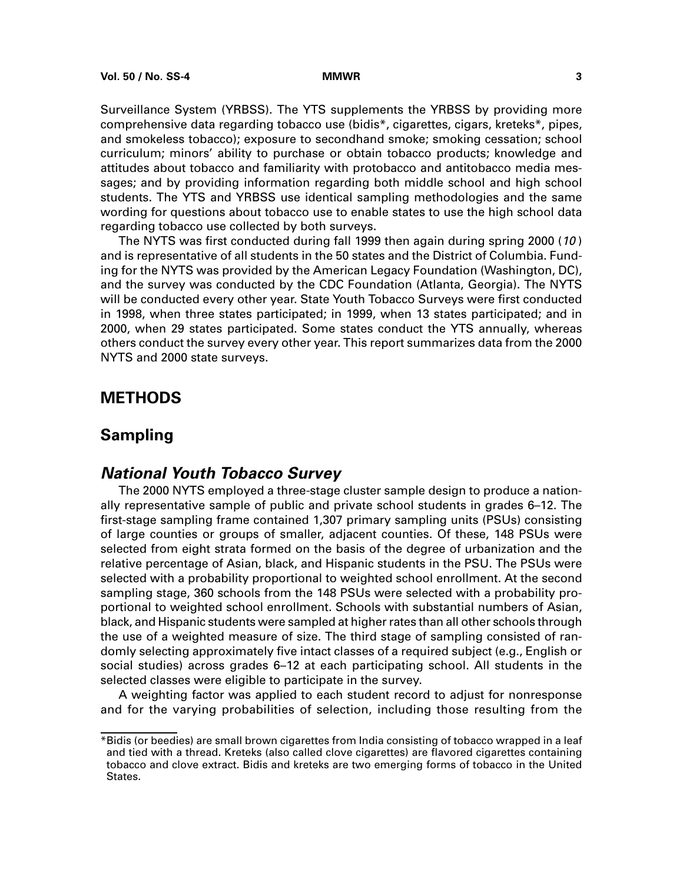Surveillance System (YRBSS). The YTS supplements the YRBSS by providing more comprehensive data regarding tobacco use (bidis*, cigarettes, cigars, kreteks*, pipes, and smokeless tobacco); exposure to secondhand smoke; smoking cessation; school curriculum; minors' ability to purchase or obtain tobacco products; knowledge and attitudes about tobacco and familiarity with protobacco and antitobacco media messages; and by providing information regarding both middle school and high school students. The YTS and YRBSS use identical sampling methodologies and the same wording for questions about tobacco use to enable states to use the high school data regarding tobacco use collected by both surveys.

The NYTS was first conducted during fall 1999 then again during spring 2000 (*10*) and is representative of all students in the 50 states and the District of Columbia. Funding for the NYTS was provided by the American Legacy Foundation (Washington, DC), and the survey was conducted by the CDC Foundation (Atlanta, Georgia). The NYTS will be conducted every other year. State Youth Tobacco Surveys were first conducted in 1998, when three states participated; in 1999, when 13 states participated; and in 2000, when 29 states participated. Some states conduct the YTS annually, whereas others conduct the survey every other year. This report summarizes data from the 2000 NYTS and 2000 state surveys.

# METHODS

## Sampling

### *National Youth Tobacco Survey*

The 2000 NYTS employed a three-stage cluster sample design to produce a nationally representative sample of public and private school students in grades 6–12. The first-stage sampling frame contained 1,307 primary sampling units (PSUs) consisting of large counties or groups of smaller, adjacent counties. Of these, 148 PSUs were selected from eight strata formed on the basis of the degree of urbanization and the relative percentage of Asian, black, and Hispanic students in the PSU. The PSUs were selected with a probability proportional to weighted school enrollment. At the second sampling stage, 360 schools from the 148 PSUs were selected with a probability proportional to weighted school enrollment. Schools with substantial numbers of Asian, black, and Hispanic students were sampled at higher rates than all other schools through the use of a weighted measure of size. The third stage of sampling consisted of randomly selecting approximately five intact classes of a required subject (e.g., English or social studies) across grades 6–12 at each participating school. All students in the selected classes were eligible to participate in the survey.

A weighting factor was applied to each student record to adjust for nonresponse and for the varying probabilities of selection, including those resulting from the

---

*Bidis (or beedies) are small brown cigarettes from India consisting of tobacco wrapped in a leaf and tied with a thread. Kreteks (also called clove cigarettes) are flavored cigarettes containing tobacco and clove extract. Bidis and kreteks are two emerging forms of tobacco in the United States.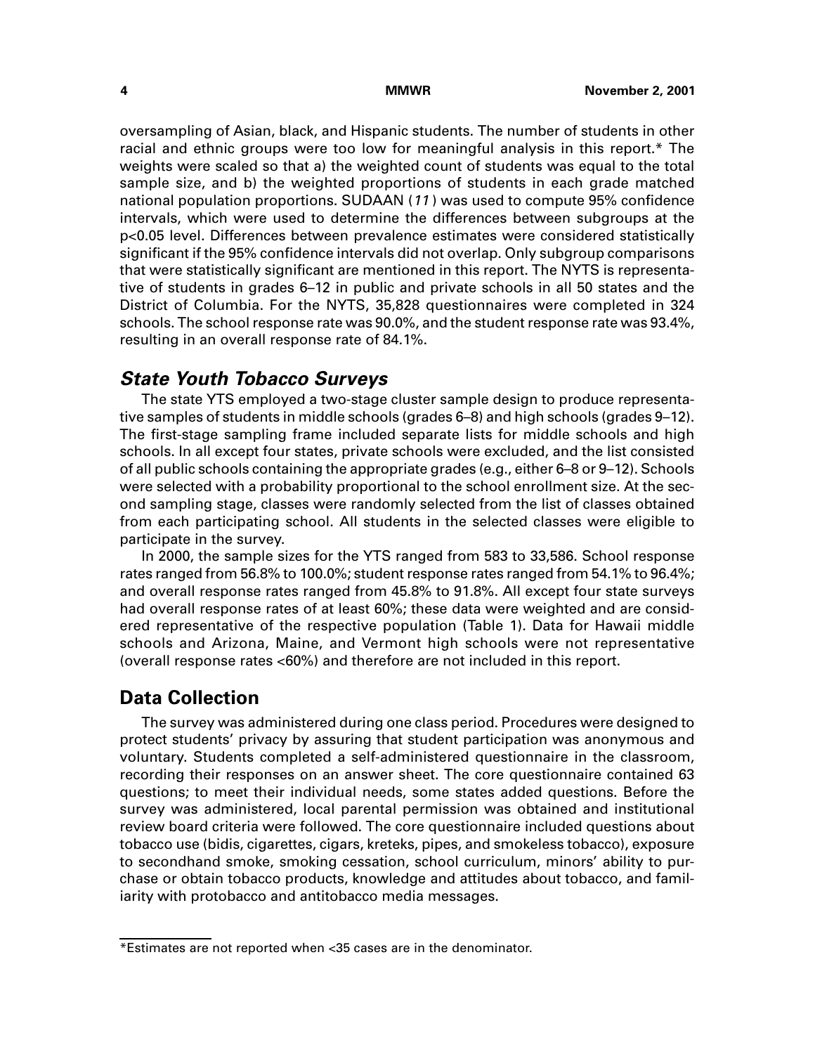oversampling of Asian, black, and Hispanic students. The number of students in other racial and ethnic groups were too low for meaningful analysis in this report.* The weights were scaled so that a) the weighted count of students was equal to the total sample size, and b) the weighted proportions of students in each grade matched national population proportions. SUDAAN (*11*) was used to compute 95% confidence intervals, which were used to determine the differences between subgroups at the p<0.05 level. Differences between prevalence estimates were considered statistically significant if the 95% confidence intervals did not overlap. Only subgroup comparisons that were statistically significant are mentioned in this report. The NYTS is representative of students in grades 6–12 in public and private schools in all 50 states and the District of Columbia. For the NYTS, 35,828 questionnaires were completed in 324 schools. The school response rate was 90.0%, and the student response rate was 93.4%, resulting in an overall response rate of 84.1%.

### *State Youth Tobacco Surveys*

The state YTS employed a two-stage cluster sample design to produce representative samples of students in middle schools (grades 6–8) and high schools (grades 9–12). The first-stage sampling frame included separate lists for middle schools and high schools. In all except four states, private schools were excluded, and the list consisted of all public schools containing the appropriate grades (e.g., either 6–8 or 9–12). Schools were selected with a probability proportional to the school enrollment size. At the second sampling stage, classes were randomly selected from the list of classes obtained from each participating school. All students in the selected classes were eligible to participate in the survey.

In 2000, the sample sizes for the YTS ranged from 583 to 33,586. School response rates ranged from 56.8% to 100.0%; student response rates ranged from 54.1% to 96.4%; and overall response rates ranged from 45.8% to 91.8%. All except four state surveys had overall response rates of at least 60%; these data were weighted and are considered representative of the respective population (Table 1). Data for Hawaii middle schools and Arizona, Maine, and Vermont high schools were not representative (overall response rates <60%) and therefore are not included in this report.

## Data Collection

The survey was administered during one class period. Procedures were designed to protect students' privacy by assuring that student participation was anonymous and voluntary. Students completed a self-administered questionnaire in the classroom, recording their responses on an answer sheet. The core questionnaire contained 63 questions; to meet their individual needs, some states added questions. Before the survey was administered, local parental permission was obtained and institutional review board criteria were followed. The core questionnaire included questions about tobacco use (bidis, cigarettes, cigars, kreteks, pipes, and smokeless tobacco), exposure to secondhand smoke, smoking cessation, school curriculum, minors' ability to purchase or obtain tobacco products, knowledge and attitudes about tobacco, and familiarity with protobacco and antitobacco media messages.

---

*Estimates are not reported when <35 cases are in the denominator.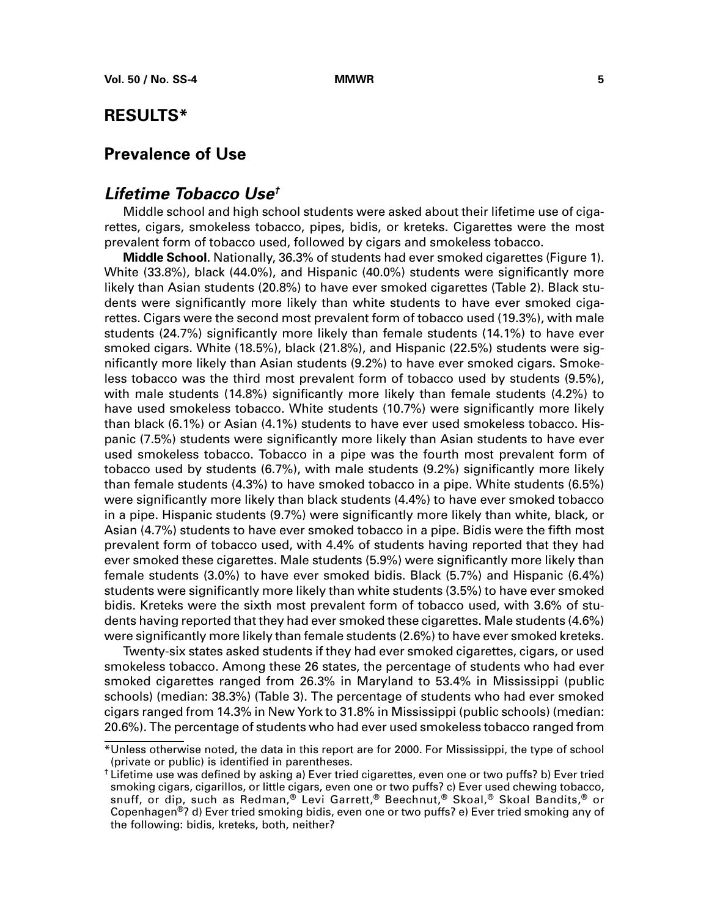## RESULTS*

### Prevalence of Use

#### *Lifetime Tobacco Use*†

Middle school and high school students were asked about their lifetime use of cigarettes, cigars, smokeless tobacco, pipes, bidis, or kreteks. Cigarettes were the most prevalent form of tobacco used, followed by cigars and smokeless tobacco.

**Middle School.** Nationally, 36.3% of students had ever smoked cigarettes (Figure 1). White (33.8%), black (44.0%), and Hispanic (40.0%) students were significantly more likely than Asian students (20.8%) to have ever smoked cigarettes (Table 2). Black students were significantly more likely than white students to have ever smoked cigarettes. Cigars were the second most prevalent form of tobacco used (19.3%), with male students (24.7%) significantly more likely than female students (14.1%) to have ever smoked cigars. White (18.5%), black (21.8%), and Hispanic (22.5%) students were significantly more likely than Asian students (9.2%) to have ever smoked cigars. Smokeless tobacco was the third most prevalent form of tobacco used by students (9.5%), with male students (14.8%) significantly more likely than female students (4.2%) to have used smokeless tobacco. White students (10.7%) were significantly more likely than black (6.1%) or Asian (4.1%) students to have ever used smokeless tobacco. Hispanic (7.5%) students were significantly more likely than Asian students to have ever used smokeless tobacco. Tobacco in a pipe was the fourth most prevalent form of tobacco used by students (6.7%), with male students (9.2%) significantly more likely than female students (4.3%) to have smoked tobacco in a pipe. White students (6.5%) were significantly more likely than black students (4.4%) to have ever smoked tobacco in a pipe. Hispanic students (9.7%) were significantly more likely than white, black, or Asian (4.7%) students to have ever smoked tobacco in a pipe. Bidis were the fifth most prevalent form of tobacco used, with 4.4% of students having reported that they had ever smoked these cigarettes. Male students (5.9%) were significantly more likely than female students (3.0%) to have ever smoked bidis. Black (5.7%) and Hispanic (6.4%) students were significantly more likely than white students (3.5%) to have ever smoked bidis. Kreteks were the sixth most prevalent form of tobacco used, with 3.6% of students having reported that they had ever smoked these cigarettes. Male students (4.6%) were significantly more likely than female students (2.6%) to have ever smoked kreteks.

Twenty-six states asked students if they had ever smoked cigarettes, cigars, or used smokeless tobacco. Among these 26 states, the percentage of students who had ever smoked cigarettes ranged from 26.3% in Maryland to 53.4% in Mississippi (public schools) (median: 38.3%) (Table 3). The percentage of students who had ever smoked cigars ranged from 14.3% in New York to 31.8% in Mississippi (public schools) (median: 20.6%). The percentage of students who had ever used smokeless tobacco ranged from

---

*Unless otherwise noted, the data in this report are for 2000. For Mississippi, the type of school (private or public) is identified in parentheses.

† Lifetime use was defined by asking a) Ever tried cigarettes, even one or two puffs? b) Ever tried smoking cigars, cigarillos, or little cigars, even one or two puffs? c) Ever used chewing tobacco, snuff, or dip, such as Redman,® Levi Garrett,® Beechnut,® Skoal,® Skoal Bandits,® or Copenhagen®? d) Ever tried smoking bidis, even one or two puffs? e) Ever tried smoking any of the following: bidis, kreteks, both, neither?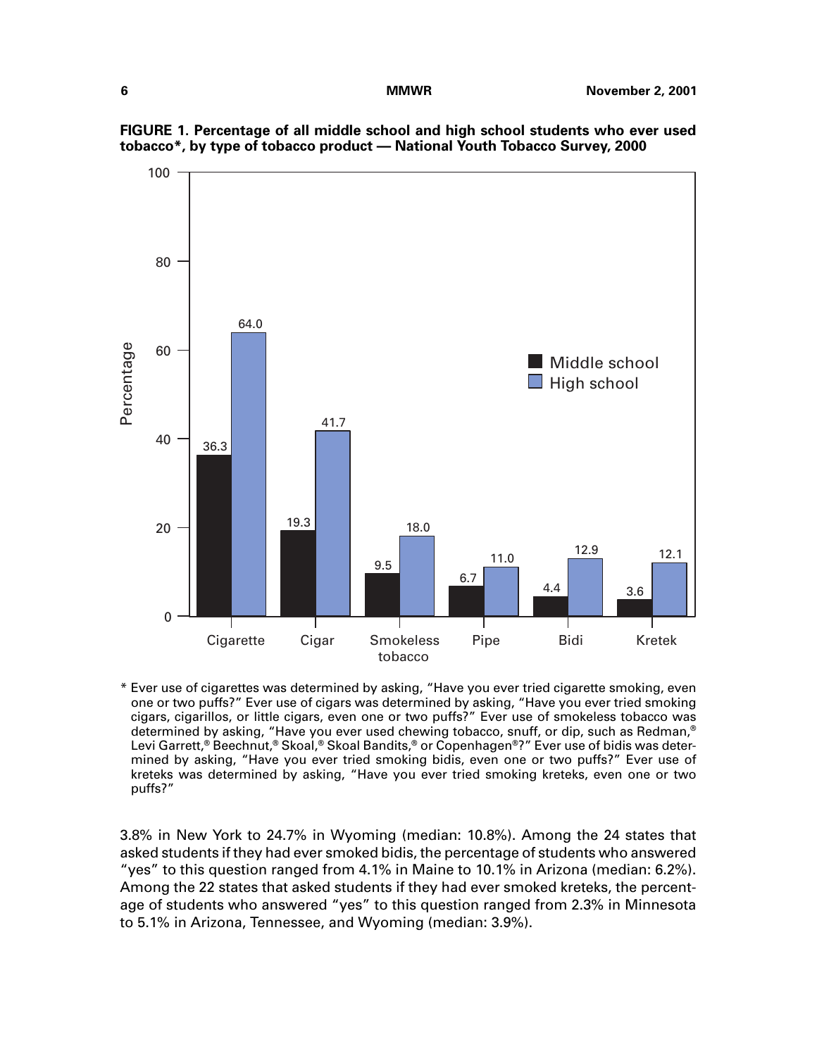**FIGURE 1. Percentage of all middle school and high school students who ever used tobacco*, by type of tobacco product — National Youth Tobacco Survey, 2000**

| Type of tobacco product | Middle school | High school |
| --- | --- | --- |
| Cigarette | 36.3 | 64.0 |
| Cigar | 19.3 | 41.7 |
| Smokeless tobacco | 9.5 | 18.0 |
| Pipe | 6.7 | 11.0 |
| Bidi | 4.4 | 12.9 |
| Kretek | 3.6 | 12.1 |

* Ever use of cigarettes was determined by asking, "Have you ever tried cigarette smoking, even one or two puffs?" Ever use of cigars was determined by asking, "Have you ever tried smoking cigars, cigarillos, or little cigars, even one or two puffs?" Ever use of smokeless tobacco was determined by asking, "Have you ever used chewing tobacco, snuff, or dip, such as Redman,® Levi Garrett,® Beechnut,® Skoal,® Skoal Bandits,® or Copenhagen®?" Ever use of bidis was determined by asking, "Have you ever tried smoking bidis, even one or two puffs?" Ever use of kreteks was determined by asking, "Have you ever tried smoking kreteks, even one or two puffs?"

3.8% in New York to 24.7% in Wyoming (median: 10.8%). Among the 24 states that asked students if they had ever smoked bidis, the percentage of students who answered "yes" to this question ranged from 4.1% in Maine to 10.1% in Arizona (median: 6.2%). Among the 22 states that asked students if they had ever smoked kreteks, the percentage of students who answered "yes" to this question ranged from 2.3% in Minnesota to 5.1% in Arizona, Tennessee, and Wyoming (median: 3.9%).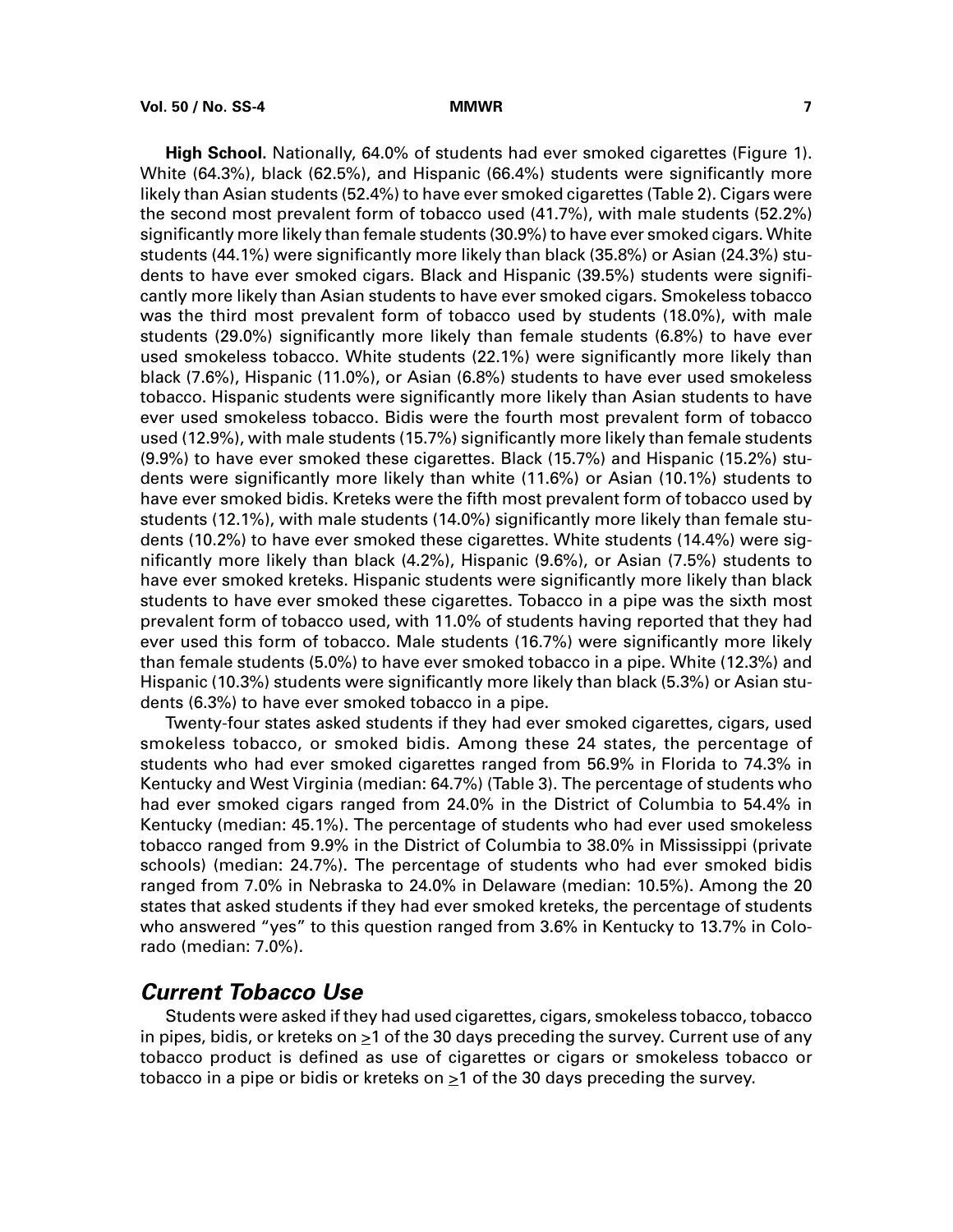**High School.** Nationally, 64.0% of students had ever smoked cigarettes (Figure 1). White (64.3%), black (62.5%), and Hispanic (66.4%) students were significantly more likely than Asian students (52.4%) to have ever smoked cigarettes (Table 2). Cigars were the second most prevalent form of tobacco used (41.7%), with male students (52.2%) significantly more likely than female students (30.9%) to have ever smoked cigars. White students (44.1%) were significantly more likely than black (35.8%) or Asian (24.3%) students to have ever smoked cigars. Black and Hispanic (39.5%) students were significantly more likely than Asian students to have ever smoked cigars. Smokeless tobacco was the third most prevalent form of tobacco used by students (18.0%), with male students (29.0%) significantly more likely than female students (6.8%) to have ever used smokeless tobacco. White students (22.1%) were significantly more likely than black (7.6%), Hispanic (11.0%), or Asian (6.8%) students to have ever used smokeless tobacco. Hispanic students were significantly more likely than Asian students to have ever used smokeless tobacco. Bidis were the fourth most prevalent form of tobacco used (12.9%), with male students (15.7%) significantly more likely than female students (9.9%) to have ever smoked these cigarettes. Black (15.7%) and Hispanic (15.2%) students were significantly more likely than white (11.6%) or Asian (10.1%) students to have ever smoked bidis. Kreteks were the fifth most prevalent form of tobacco used by students (12.1%), with male students (14.0%) significantly more likely than female students (10.2%) to have ever smoked these cigarettes. White students (14.4%) were significantly more likely than black (4.2%), Hispanic (9.6%), or Asian (7.5%) students to have ever smoked kreteks. Hispanic students were significantly more likely than black students to have ever smoked these cigarettes. Tobacco in a pipe was the sixth most prevalent form of tobacco used, with 11.0% of students having reported that they had ever used this form of tobacco. Male students (16.7%) were significantly more likely than female students (5.0%) to have ever smoked tobacco in a pipe. White (12.3%) and Hispanic (10.3%) students were significantly more likely than black (5.3%) or Asian students (6.3%) to have ever smoked tobacco in a pipe.

Twenty-four states asked students if they had ever smoked cigarettes, cigars, used smokeless tobacco, or smoked bidis. Among these 24 states, the percentage of students who had ever smoked cigarettes ranged from 56.9% in Florida to 74.3% in Kentucky and West Virginia (median: 64.7%) (Table 3). The percentage of students who had ever smoked cigars ranged from 24.0% in the District of Columbia to 54.4% in Kentucky (median: 45.1%). The percentage of students who had ever used smokeless tobacco ranged from 9.9% in the District of Columbia to 38.0% in Mississippi (private schools) (median: 24.7%). The percentage of students who had ever smoked bidis ranged from 7.0% in Nebraska to 24.0% in Delaware (median: 10.5%). Among the 20 states that asked students if they had ever smoked kreteks, the percentage of students who answered "yes" to this question ranged from 3.6% in Kentucky to 13.7% in Colorado (median: 7.0%).

## *Current Tobacco Use*

Students were asked if they had used cigarettes, cigars, smokeless tobacco, tobacco in pipes, bidis, or kreteks on $\geq$1 of the 30 days preceding the survey. Current use of any tobacco product is defined as use of cigarettes or cigars or smokeless tobacco or tobacco in a pipe or bidis or kreteks on $\geq$1 of the 30 days preceding the survey.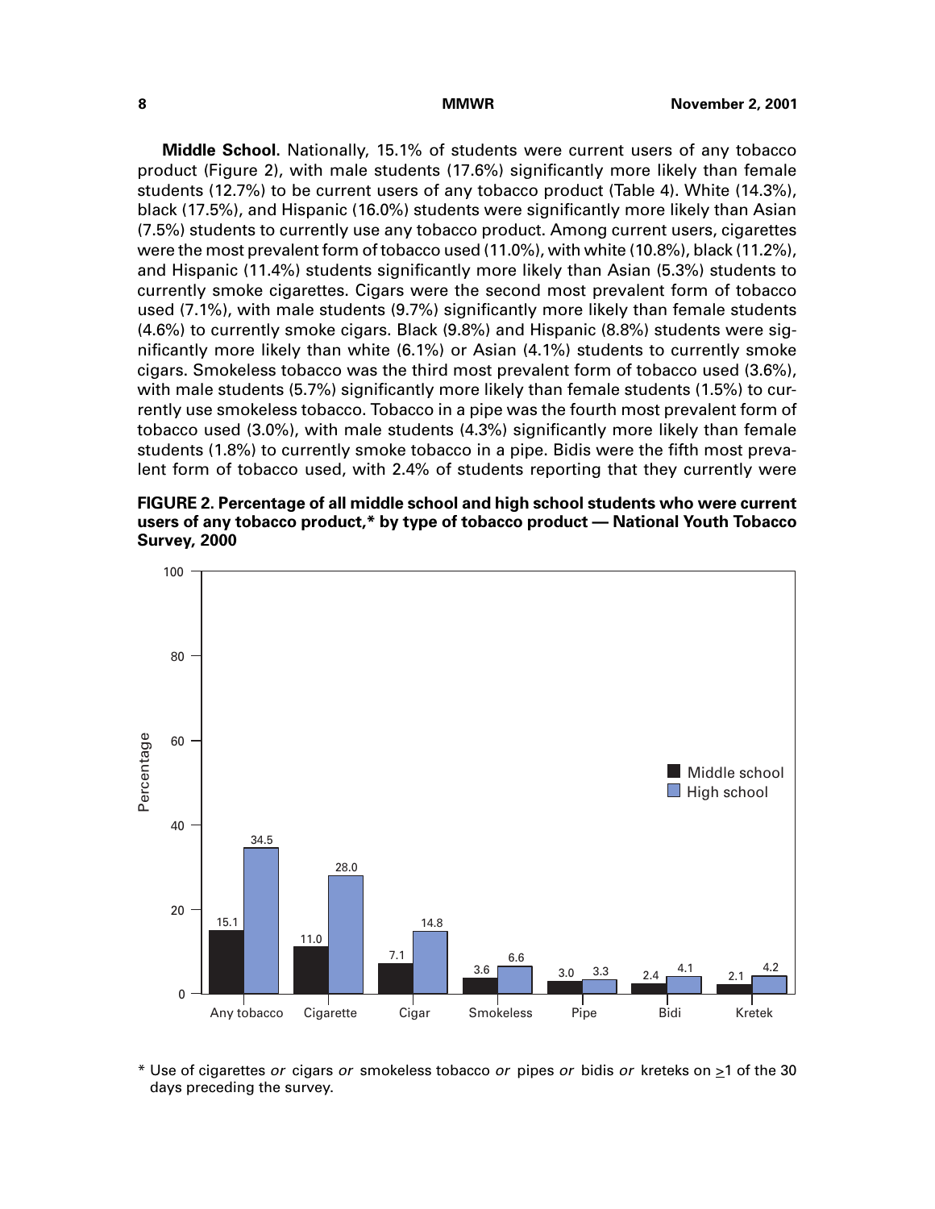**Middle School.** Nationally, 15.1% of students were current users of any tobacco product (Figure 2), with male students (17.6%) significantly more likely than female students (12.7%) to be current users of any tobacco product (Table 4). White (14.3%), black (17.5%), and Hispanic (16.0%) students were significantly more likely than Asian (7.5%) students to currently use any tobacco product. Among current users, cigarettes were the most prevalent form of tobacco used (11.0%), with white (10.8%), black (11.2%), and Hispanic (11.4%) students significantly more likely than Asian (5.3%) students to currently smoke cigarettes. Cigars were the second most prevalent form of tobacco used (7.1%), with male students (9.7%) significantly more likely than female students (4.6%) to currently smoke cigars. Black (9.8%) and Hispanic (8.8%) students were significantly more likely than white (6.1%) or Asian (4.1%) students to currently smoke cigars. Smokeless tobacco was the third most prevalent form of tobacco used (3.6%), with male students (5.7%) significantly more likely than female students (1.5%) to currently use smokeless tobacco. Tobacco in a pipe was the fourth most prevalent form of tobacco used (3.0%), with male students (4.3%) significantly more likely than female students (1.8%) to currently smoke tobacco in a pipe. Bidis were the fifth most prevalent form of tobacco used, with 2.4% of students reporting that they currently were

**FIGURE 2. Percentage of all middle school and high school students who were current users of any tobacco product,* by type of tobacco product — National Youth Tobacco Survey, 2000**

| Type of tobacco product | Middle school (%) | High school (%) |
|---|---|---|
| Any tobacco | 15.1 | 34.5 |
| Cigarette | 11.0 | 28.0 |
| Cigar | 7.1 | 14.8 |
| Smokeless | 3.6 | 6.6 |
| Pipe | 3.0 | 3.3 |
| Bidi | 2.4 | 4.1 |
| Kretek | 2.1 | 4.2 |

\* Use of cigarettes *or* cigars *or* smokeless tobacco *or* pipes *or* bidis *or* kreteks on ≥1 of the 30 days preceding the survey.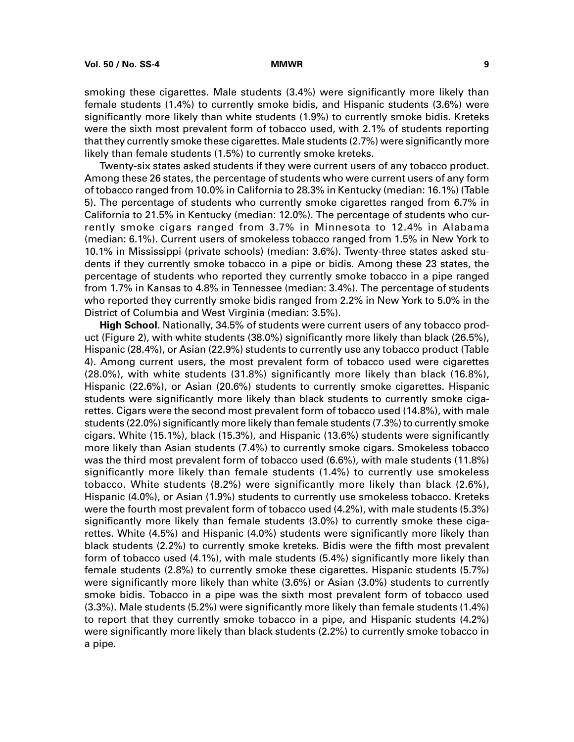smoking these cigarettes. Male students (3.4%) were significantly more likely than female students (1.4%) to currently smoke bidis, and Hispanic students (3.6%) were significantly more likely than white students (1.9%) to currently smoke bidis. Kreteks were the sixth most prevalent form of tobacco used, with 2.1% of students reporting that they currently smoke these cigarettes. Male students (2.7%) were significantly more likely than female students (1.5%) to currently smoke kreteks.

Twenty-six states asked students if they were current users of any tobacco product. Among these 26 states, the percentage of students who were current users of any form of tobacco ranged from 10.0% in California to 28.3% in Kentucky (median: 16.1%) (Table 5). The percentage of students who currently smoke cigarettes ranged from 6.7% in California to 21.5% in Kentucky (median: 12.0%). The percentage of students who currently smoke cigars ranged from 3.7% in Minnesota to 12.4% in Alabama (median: 6.1%). Current users of smokeless tobacco ranged from 1.5% in New York to 10.1% in Mississippi (private schools) (median: 3.6%). Twenty-three states asked students if they currently smoke tobacco in a pipe or bidis. Among these 23 states, the percentage of students who reported they currently smoke tobacco in a pipe ranged from 1.7% in Kansas to 4.8% in Tennessee (median: 3.4%). The percentage of students who reported they currently smoke bidis ranged from 2.2% in New York to 5.0% in the District of Columbia and West Virginia (median: 3.5%).

**High School.** Nationally, 34.5% of students were current users of any tobacco product (Figure 2), with white students (38.0%) significantly more likely than black (26.5%), Hispanic (28.4%), or Asian (22.9%) students to currently use any tobacco product (Table 4). Among current users, the most prevalent form of tobacco used were cigarettes (28.0%), with white students (31.8%) significantly more likely than black (16.8%), Hispanic (22.6%), or Asian (20.6%) students to currently smoke cigarettes. Hispanic students were significantly more likely than black students to currently smoke cigarettes. Cigars were the second most prevalent form of tobacco used (14.8%), with male students (22.0%) significantly more likely than female students (7.3%) to currently smoke cigars. White (15.1%), black (15.3%), and Hispanic (13.6%) students were significantly more likely than Asian students (7.4%) to currently smoke cigars. Smokeless tobacco was the third most prevalent form of tobacco used (6.6%), with male students (11.8%) significantly more likely than female students (1.4%) to currently use smokeless tobacco. White students (8.2%) were significantly more likely than black (2.6%), Hispanic (4.0%), or Asian (1.9%) students to currently use smokeless tobacco. Kreteks were the fourth most prevalent form of tobacco used (4.2%), with male students (5.3%) significantly more likely than female students (3.0%) to currently smoke these cigarettes. White (4.5%) and Hispanic (4.0%) students were significantly more likely than black students (2.2%) to currently smoke kreteks. Bidis were the fifth most prevalent form of tobacco used (4.1%), with male students (5.4%) significantly more likely than female students (2.8%) to currently smoke these cigarettes. Hispanic students (5.7%) were significantly more likely than white (3.6%) or Asian (3.0%) students to currently smoke bidis. Tobacco in a pipe was the sixth most prevalent form of tobacco used (3.3%). Male students (5.2%) were significantly more likely than female students (1.4%) to report that they currently smoke tobacco in a pipe, and Hispanic students (4.2%) were significantly more likely than black students (2.2%) to currently smoke tobacco in a pipe.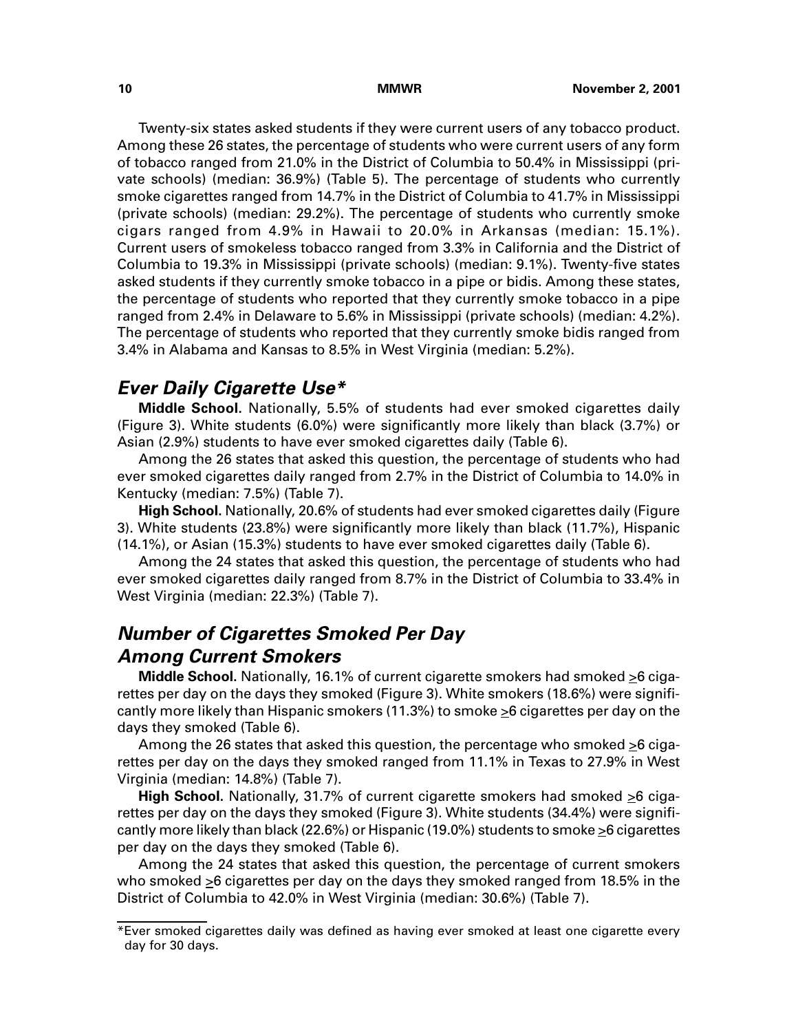Twenty-six states asked students if they were current users of any tobacco product. Among these 26 states, the percentage of students who were current users of any form of tobacco ranged from 21.0% in the District of Columbia to 50.4% in Mississippi (private schools) (median: 36.9%) (Table 5). The percentage of students who currently smoke cigarettes ranged from 14.7% in the District of Columbia to 41.7% in Mississippi (private schools) (median: 29.2%). The percentage of students who currently smoke cigars ranged from 4.9% in Hawaii to 20.0% in Arkansas (median: 15.1%). Current users of smokeless tobacco ranged from 3.3% in California and the District of Columbia to 19.3% in Mississippi (private schools) (median: 9.1%). Twenty-five states asked students if they currently smoke tobacco in a pipe or bidis. Among these states, the percentage of students who reported that they currently smoke tobacco in a pipe ranged from 2.4% in Delaware to 5.6% in Mississippi (private schools) (median: 4.2%). The percentage of students who reported that they currently smoke bidis ranged from 3.4% in Alabama and Kansas to 8.5% in West Virginia (median: 5.2%).

## *Ever Daily Cigarette Use**

**Middle School.** Nationally, 5.5% of students had ever smoked cigarettes daily (Figure 3). White students (6.0%) were significantly more likely than black (3.7%) or Asian (2.9%) students to have ever smoked cigarettes daily (Table 6).

Among the 26 states that asked this question, the percentage of students who had ever smoked cigarettes daily ranged from 2.7% in the District of Columbia to 14.0% in Kentucky (median: 7.5%) (Table 7).

**High School.** Nationally, 20.6% of students had ever smoked cigarettes daily (Figure 3). White students (23.8%) were significantly more likely than black (11.7%), Hispanic (14.1%), or Asian (15.3%) students to have ever smoked cigarettes daily (Table 6).

Among the 24 states that asked this question, the percentage of students who had ever smoked cigarettes daily ranged from 8.7% in the District of Columbia to 33.4% in West Virginia (median: 22.3%) (Table 7).

## *Number of Cigarettes Smoked Per Day Among Current Smokers*

**Middle School.** Nationally, 16.1% of current cigarette smokers had smoked ≥6 cigarettes per day on the days they smoked (Figure 3). White smokers (18.6%) were significantly more likely than Hispanic smokers (11.3%) to smoke ≥6 cigarettes per day on the days they smoked (Table 6).

Among the 26 states that asked this question, the percentage who smoked ≥6 cigarettes per day on the days they smoked ranged from 11.1% in Texas to 27.9% in West Virginia (median: 14.8%) (Table 7).

**High School.** Nationally, 31.7% of current cigarette smokers had smoked ≥6 cigarettes per day on the days they smoked (Figure 3). White students (34.4%) were significantly more likely than black (22.6%) or Hispanic (19.0%) students to smoke ≥6 cigarettes per day on the days they smoked (Table 6).

Among the 24 states that asked this question, the percentage of current smokers who smoked ≥6 cigarettes per day on the days they smoked ranged from 18.5% in the District of Columbia to 42.0% in West Virginia (median: 30.6%) (Table 7).

---

*Ever smoked cigarettes daily was defined as having ever smoked at least one cigarette every day for 30 days.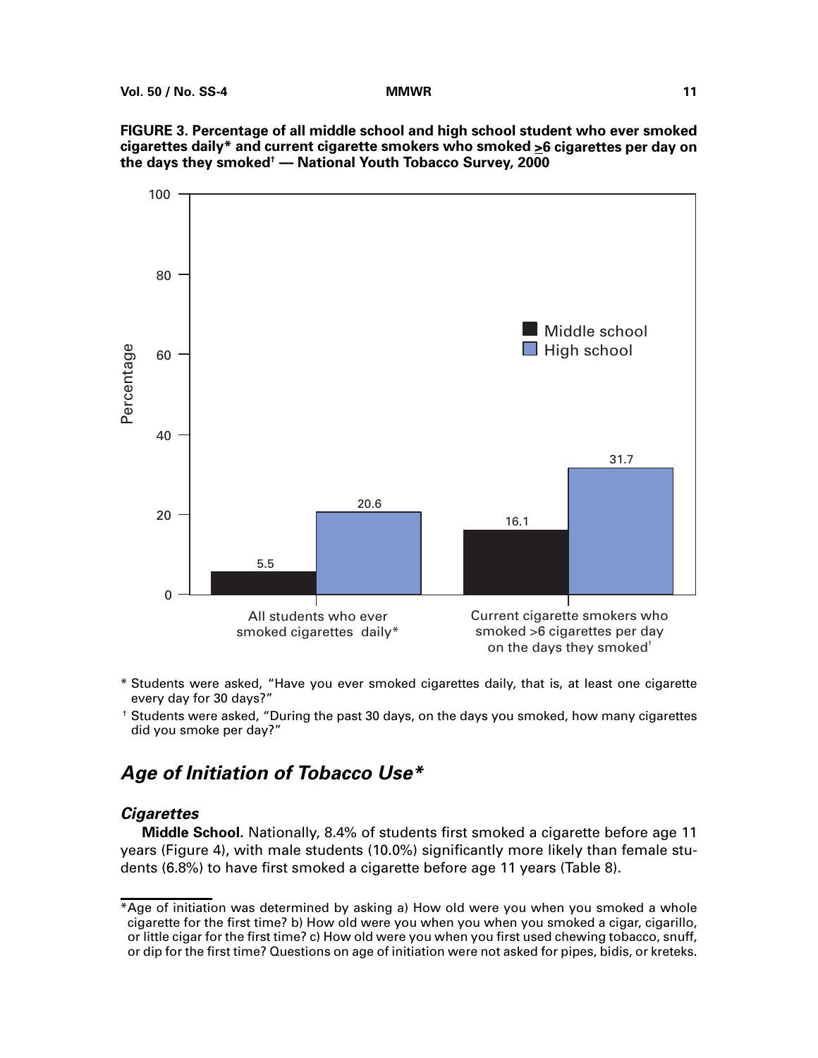**FIGURE 3. Percentage of all middle school and high school student who ever smoked cigarettes daily* and current cigarette smokers who smoked ≥6 cigarettes per day on the days they smoked† — National Youth Tobacco Survey, 2000**

| | Middle school | High school |
|---|---|---|
| All students who ever smoked cigarettes daily* | 5.5 | 20.6 |
| Current cigarette smokers who smoked >6 cigarettes per day on the days they smoked† | 16.1 | 31.7 |

\* Students were asked, "Have you ever smoked cigarettes daily, that is, at least one cigarette every day for 30 days?"

† Students were asked, "During the past 30 days, on the days you smoked, how many cigarettes did you smoke per day?"

## *Age of Initiation of Tobacco Use**

### *Cigarettes*

**Middle School.** Nationally, 8.4% of students first smoked a cigarette before age 11 years (Figure 4), with male students (10.0%) significantly more likely than female students (6.8%) to have first smoked a cigarette before age 11 years (Table 8).

---

*Age of initiation was determined by asking a) How old were you when you smoked a whole cigarette for the first time? b) How old were you when you when you smoked a cigar, cigarillo, or little cigar for the first time? c) How old were you when you first used chewing tobacco, snuff, or dip for the first time? Questions on age of initiation were not asked for pipes, bidis, or kreteks.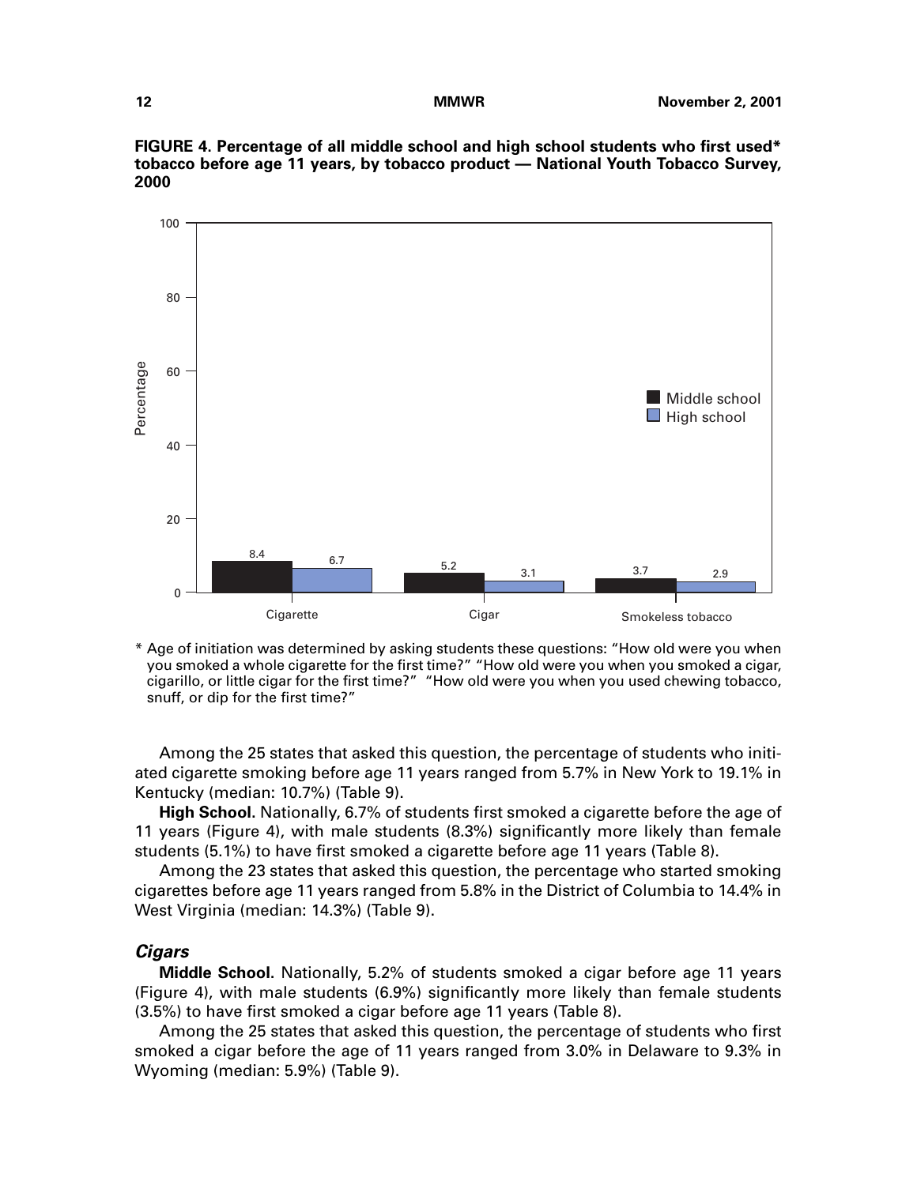**FIGURE 4. Percentage of all middle school and high school students who first used* tobacco before age 11 years, by tobacco product — National Youth Tobacco Survey, 2000**

| Tobacco product | Middle school | High school |
|---|---|---|
| Cigarette | 8.4 | 6.7 |
| Cigar | 5.2 | 3.1 |
| Smokeless tobacco | 3.7 | 2.9 |

* Age of initiation was determined by asking students these questions: "How old were you when you smoked a whole cigarette for the first time?" "How old were you when you smoked a cigar, cigarillo, or little cigar for the first time?" "How old were you when you used chewing tobacco, snuff, or dip for the first time?"

Among the 25 states that asked this question, the percentage of students who initiated cigarette smoking before age 11 years ranged from 5.7% in New York to 19.1% in Kentucky (median: 10.7%) (Table 9).

**High School.** Nationally, 6.7% of students first smoked a cigarette before the age of 11 years (Figure 4), with male students (8.3%) significantly more likely than female students (5.1%) to have first smoked a cigarette before age 11 years (Table 8).

Among the 23 states that asked this question, the percentage who started smoking cigarettes before age 11 years ranged from 5.8% in the District of Columbia to 14.4% in West Virginia (median: 14.3%) (Table 9).

### *Cigars*

**Middle School.** Nationally, 5.2% of students smoked a cigar before age 11 years (Figure 4), with male students (6.9%) significantly more likely than female students (3.5%) to have first smoked a cigar before age 11 years (Table 8).

Among the 25 states that asked this question, the percentage of students who first smoked a cigar before the age of 11 years ranged from 3.0% in Delaware to 9.3% in Wyoming (median: 5.9%) (Table 9).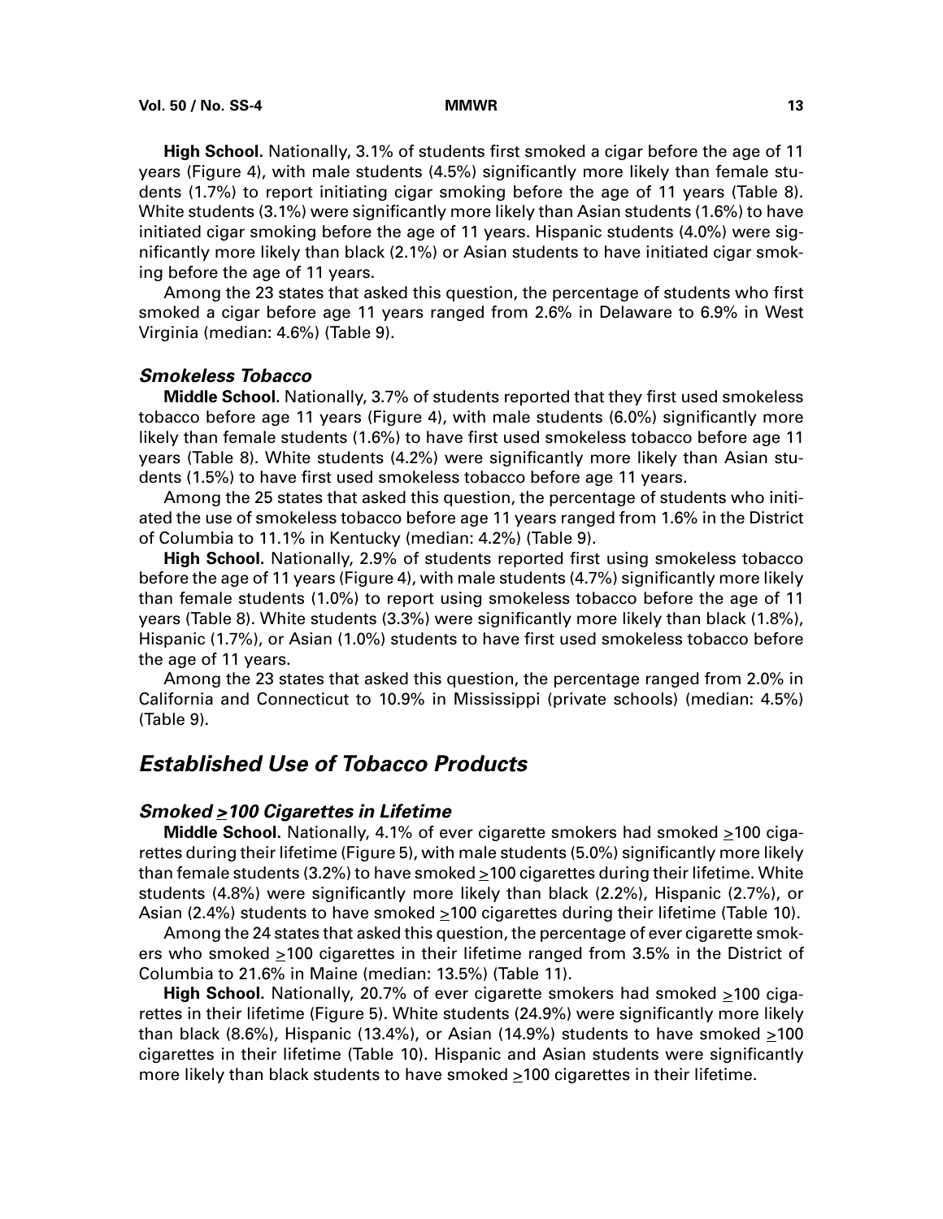**High School.** Nationally, 3.1% of students first smoked a cigar before the age of 11 years (Figure 4), with male students (4.5%) significantly more likely than female students (1.7%) to report initiating cigar smoking before the age of 11 years (Table 8). White students (3.1%) were significantly more likely than Asian students (1.6%) to have initiated cigar smoking before the age of 11 years. Hispanic students (4.0%) were significantly more likely than black (2.1%) or Asian students to have initiated cigar smoking before the age of 11 years.

Among the 23 states that asked this question, the percentage of students who first smoked a cigar before age 11 years ranged from 2.6% in Delaware to 6.9% in West Virginia (median: 4.6%) (Table 9).

### *Smokeless Tobacco*

**Middle School.** Nationally, 3.7% of students reported that they first used smokeless tobacco before age 11 years (Figure 4), with male students (6.0%) significantly more likely than female students (1.6%) to have first used smokeless tobacco before age 11 years (Table 8). White students (4.2%) were significantly more likely than Asian students (1.5%) to have first used smokeless tobacco before age 11 years.

Among the 25 states that asked this question, the percentage of students who initiated the use of smokeless tobacco before age 11 years ranged from 1.6% in the District of Columbia to 11.1% in Kentucky (median: 4.2%) (Table 9).

**High School.** Nationally, 2.9% of students reported first using smokeless tobacco before the age of 11 years (Figure 4), with male students (4.7%) significantly more likely than female students (1.0%) to report using smokeless tobacco before the age of 11 years (Table 8). White students (3.3%) were significantly more likely than black (1.8%), Hispanic (1.7%), or Asian (1.0%) students to have first used smokeless tobacco before the age of 11 years.

Among the 23 states that asked this question, the percentage ranged from 2.0% in California and Connecticut to 10.9% in Mississippi (private schools) (median: 4.5%) (Table 9).

## *Established Use of Tobacco Products*

### *Smoked ≥100 Cigarettes in Lifetime*

**Middle School.** Nationally, 4.1% of ever cigarette smokers had smoked ≥100 cigarettes during their lifetime (Figure 5), with male students (5.0%) significantly more likely than female students (3.2%) to have smoked ≥100 cigarettes during their lifetime. White students (4.8%) were significantly more likely than black (2.2%), Hispanic (2.7%), or Asian (2.4%) students to have smoked ≥100 cigarettes during their lifetime (Table 10).

Among the 24 states that asked this question, the percentage of ever cigarette smokers who smoked ≥100 cigarettes in their lifetime ranged from 3.5% in the District of Columbia to 21.6% in Maine (median: 13.5%) (Table 11).

**High School.** Nationally, 20.7% of ever cigarette smokers had smoked ≥100 cigarettes in their lifetime (Figure 5). White students (24.9%) were significantly more likely than black (8.6%), Hispanic (13.4%), or Asian (14.9%) students to have smoked ≥100 cigarettes in their lifetime (Table 10). Hispanic and Asian students were significantly more likely than black students to have smoked ≥100 cigarettes in their lifetime.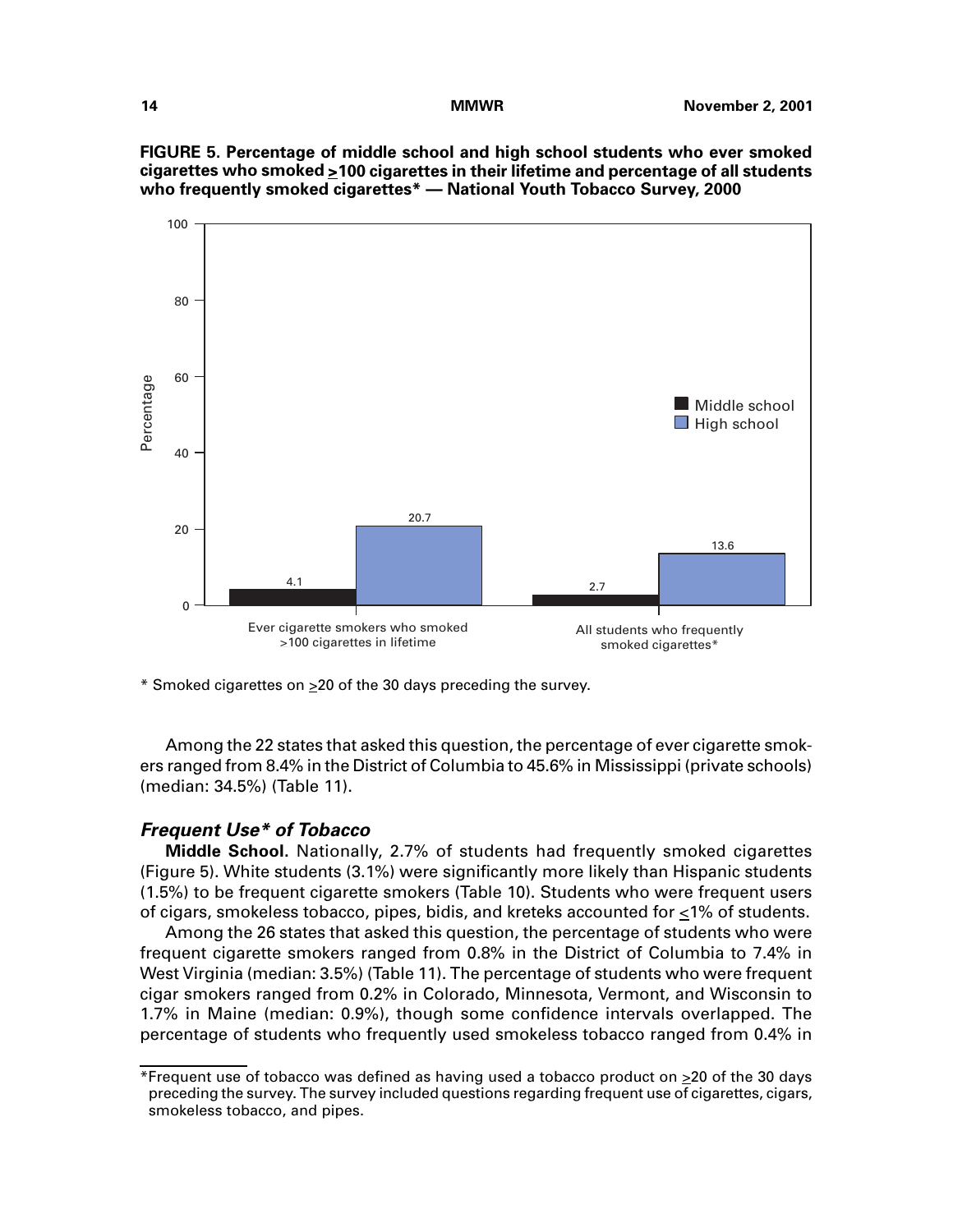**FIGURE 5. Percentage of middle school and high school students who ever smoked cigarettes who smoked ≥100 cigarettes in their lifetime and percentage of all students who frequently smoked cigarettes* — National Youth Tobacco Survey, 2000**

| | Middle school | High school |
|---|---|---|
| Ever cigarette smokers who smoked >100 cigarettes in lifetime | 4.1 | 20.7 |
| All students who frequently smoked cigarettes* | 2.7 | 13.6 |

\* Smoked cigarettes on ≥20 of the 30 days preceding the survey.

Among the 22 states that asked this question, the percentage of ever cigarette smokers ranged from 8.4% in the District of Columbia to 45.6% in Mississippi (private schools) (median: 34.5%) (Table 11).

### *Frequent Use* of Tobacco*

**Middle School.** Nationally, 2.7% of students had frequently smoked cigarettes (Figure 5). White students (3.1%) were significantly more likely than Hispanic students (1.5%) to be frequent cigarette smokers (Table 10). Students who were frequent users of cigars, smokeless tobacco, pipes, bidis, and kreteks accounted for ≤1% of students.

Among the 26 states that asked this question, the percentage of students who were frequent cigarette smokers ranged from 0.8% in the District of Columbia to 7.4% in West Virginia (median: 3.5%) (Table 11). The percentage of students who were frequent cigar smokers ranged from 0.2% in Colorado, Minnesota, Vermont, and Wisconsin to 1.7% in Maine (median: 0.9%), though some confidence intervals overlapped. The percentage of students who frequently used smokeless tobacco ranged from 0.4% in

---

\*Frequent use of tobacco was defined as having used a tobacco product on ≥20 of the 30 days preceding the survey. The survey included questions regarding frequent use of cigarettes, cigars, smokeless tobacco, and pipes.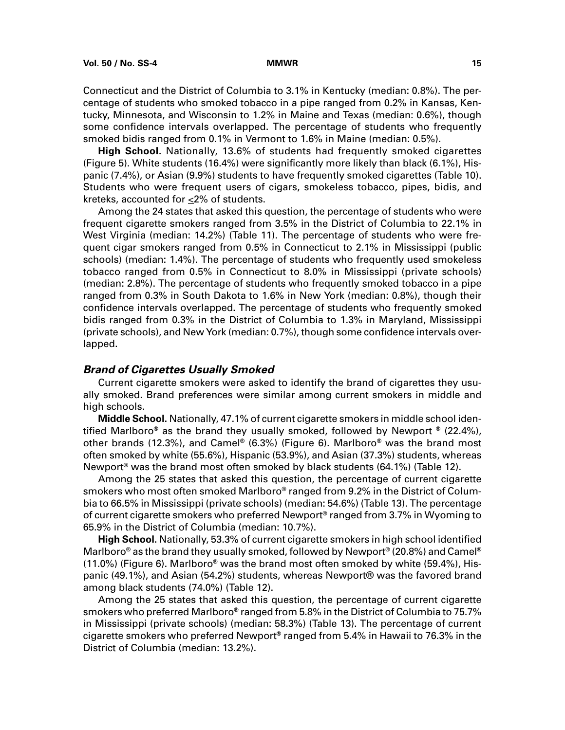Connecticut and the District of Columbia to 3.1% in Kentucky (median: 0.8%). The percentage of students who smoked tobacco in a pipe ranged from 0.2% in Kansas, Kentucky, Minnesota, and Wisconsin to 1.2% in Maine and Texas (median: 0.6%), though some confidence intervals overlapped. The percentage of students who frequently smoked bidis ranged from 0.1% in Vermont to 1.6% in Maine (median: 0.5%).

**High School.** Nationally, 13.6% of students had frequently smoked cigarettes (Figure 5). White students (16.4%) were significantly more likely than black (6.1%), Hispanic (7.4%), or Asian (9.9%) students to have frequently smoked cigarettes (Table 10). Students who were frequent users of cigars, smokeless tobacco, pipes, bidis, and kreteks, accounted for ≤2% of students.

Among the 24 states that asked this question, the percentage of students who were frequent cigarette smokers ranged from 3.5% in the District of Columbia to 22.1% in West Virginia (median: 14.2%) (Table 11). The percentage of students who were frequent cigar smokers ranged from 0.5% in Connecticut to 2.1% in Mississippi (public schools) (median: 1.4%). The percentage of students who frequently used smokeless tobacco ranged from 0.5% in Connecticut to 8.0% in Mississippi (private schools) (median: 2.8%). The percentage of students who frequently smoked tobacco in a pipe ranged from 0.3% in South Dakota to 1.6% in New York (median: 0.8%), though their confidence intervals overlapped. The percentage of students who frequently smoked bidis ranged from 0.3% in the District of Columbia to 1.3% in Maryland, Mississippi (private schools), and New York (median: 0.7%), though some confidence intervals overlapped.

### *Brand of Cigarettes Usually Smoked*

Current cigarette smokers were asked to identify the brand of cigarettes they usually smoked. Brand preferences were similar among current smokers in middle and high schools.

**Middle School.** Nationally, 47.1% of current cigarette smokers in middle school identified Marlboro® as the brand they usually smoked, followed by Newport ® (22.4%), other brands (12.3%), and Camel® (6.3%) (Figure 6). Marlboro® was the brand most often smoked by white (55.6%), Hispanic (53.9%), and Asian (37.3%) students, whereas Newport® was the brand most often smoked by black students (64.1%) (Table 12).

Among the 25 states that asked this question, the percentage of current cigarette smokers who most often smoked Marlboro® ranged from 9.2% in the District of Columbia to 66.5% in Mississippi (private schools) (median: 54.6%) (Table 13). The percentage of current cigarette smokers who preferred Newport® ranged from 3.7% in Wyoming to 65.9% in the District of Columbia (median: 10.7%).

**High School.** Nationally, 53.3% of current cigarette smokers in high school identified Marlboro® as the brand they usually smoked, followed by Newport® (20.8%) and Camel® (11.0%) (Figure 6). Marlboro® was the brand most often smoked by white (59.4%), Hispanic (49.1%), and Asian (54.2%) students, whereas Newport® was the favored brand among black students (74.0%) (Table 12).

Among the 25 states that asked this question, the percentage of current cigarette smokers who preferred Marlboro® ranged from 5.8% in the District of Columbia to 75.7% in Mississippi (private schools) (median: 58.3%) (Table 13). The percentage of current cigarette smokers who preferred Newport® ranged from 5.4% in Hawaii to 76.3% in the District of Columbia (median: 13.2%).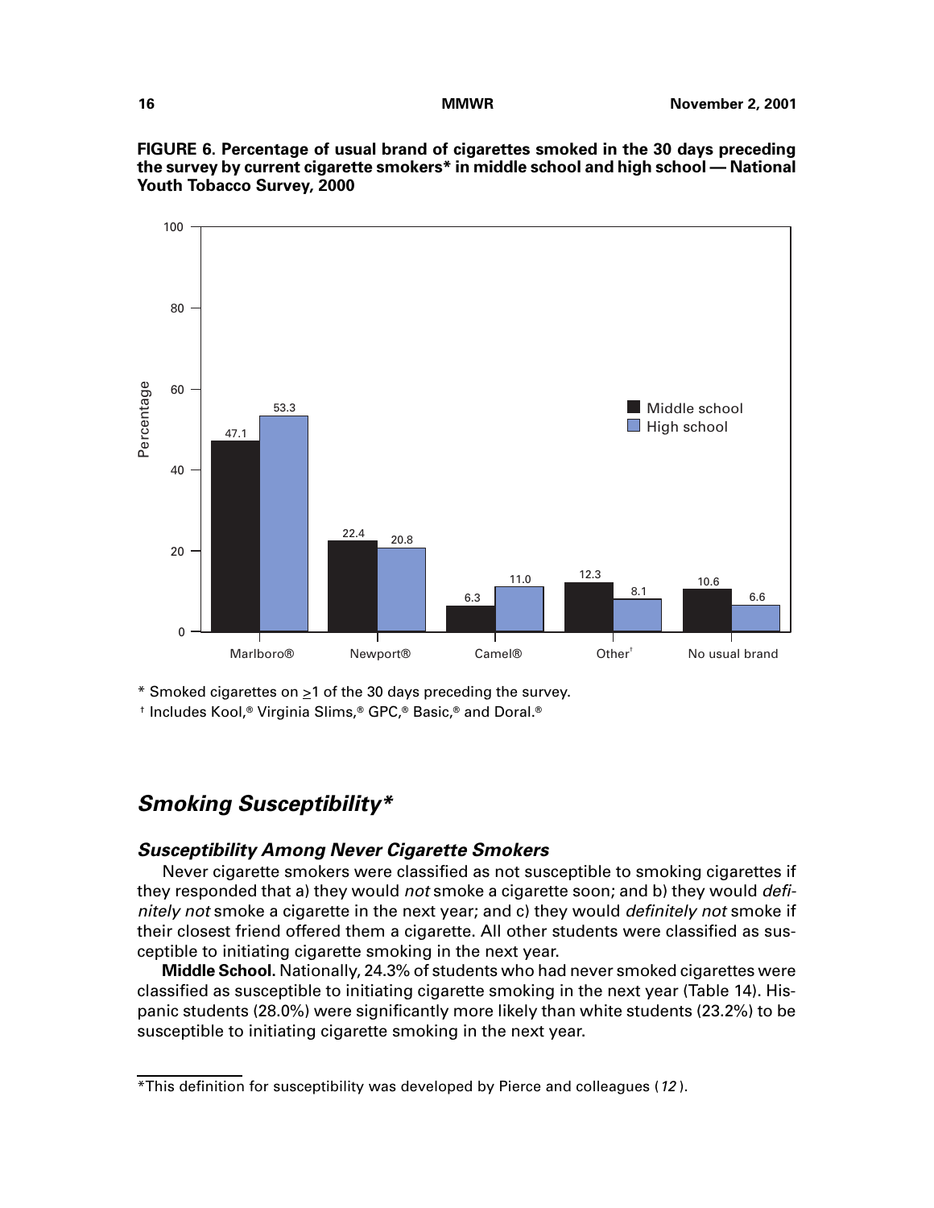**FIGURE 6. Percentage of usual brand of cigarettes smoked in the 30 days preceding the survey by current cigarette smokers* in middle school and high school — National Youth Tobacco Survey, 2000**

| Brand | Middle school | High school |
|---|---|---|
| Marlboro® | 47.1 | 53.3 |
| Newport® | 22.4 | 20.8 |
| Camel® | 6.3 | 11.0 |
| Other† | 12.3 | 8.1 |
| No usual brand | 10.6 | 6.6 |

\* Smoked cigarettes on ≥1 of the 30 days preceding the survey.

† Includes Kool,® Virginia Slims,® GPC,® Basic,® and Doral.®

## *Smoking Susceptibility**

### *Susceptibility Among Never Cigarette Smokers*

Never cigarette smokers were classified as not susceptible to smoking cigarettes if they responded that a) they would *not* smoke a cigarette soon; and b) they would *definitely not* smoke a cigarette in the next year; and c) they would *definitely not* smoke if their closest friend offered them a cigarette. All other students were classified as susceptible to initiating cigarette smoking in the next year.

**Middle School.** Nationally, 24.3% of students who had never smoked cigarettes were classified as susceptible to initiating cigarette smoking in the next year (Table 14). Hispanic students (28.0%) were significantly more likely than white students (23.2%) to be susceptible to initiating cigarette smoking in the next year.

*This definition for susceptibility was developed by Pierce and colleagues (*12*).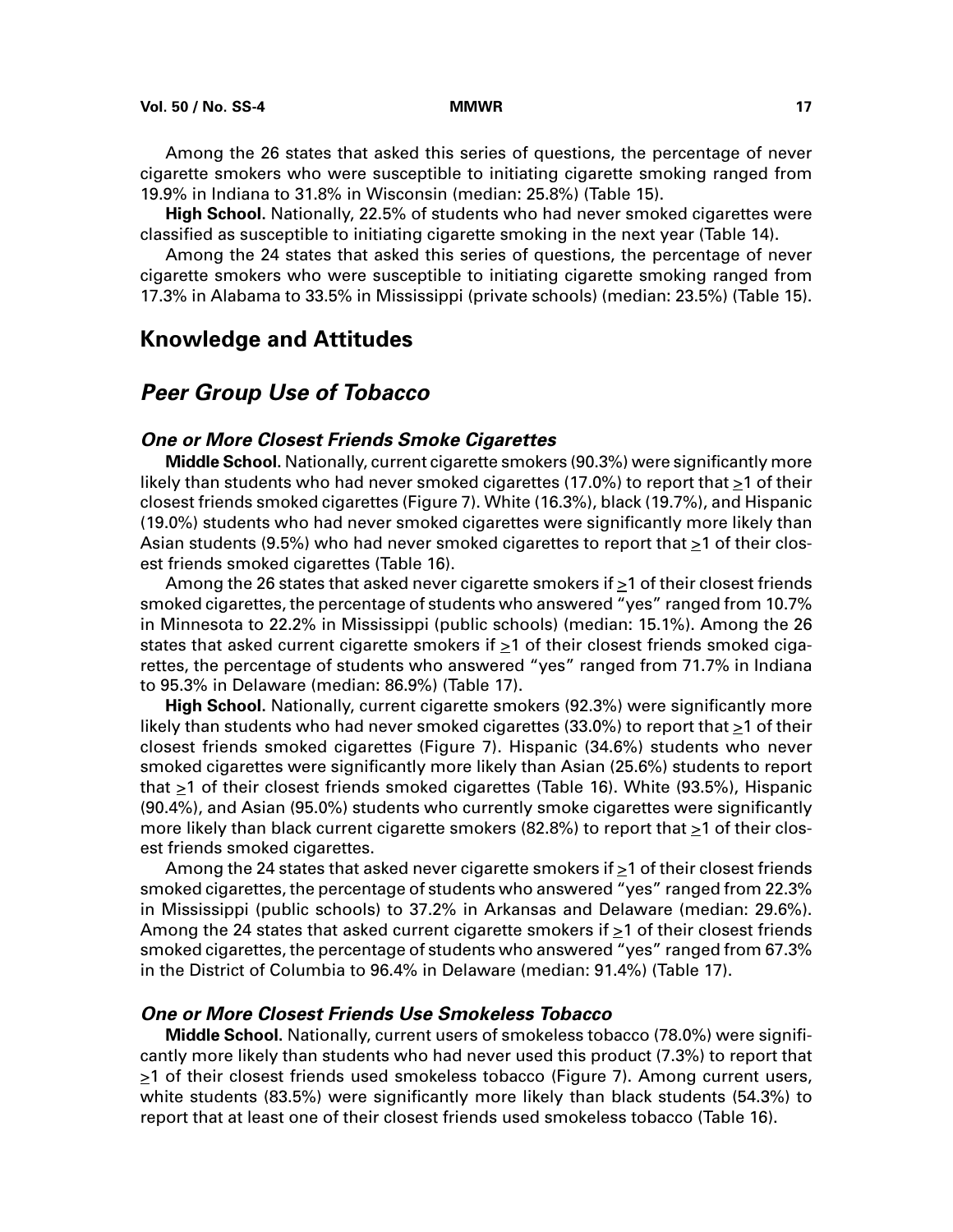Among the 26 states that asked this series of questions, the percentage of never cigarette smokers who were susceptible to initiating cigarette smoking ranged from 19.9% in Indiana to 31.8% in Wisconsin (median: 25.8%) (Table 15).

**High School.** Nationally, 22.5% of students who had never smoked cigarettes were classified as susceptible to initiating cigarette smoking in the next year (Table 14).

Among the 24 states that asked this series of questions, the percentage of never cigarette smokers who were susceptible to initiating cigarette smoking ranged from 17.3% in Alabama to 33.5% in Mississippi (private schools) (median: 23.5%) (Table 15).

## Knowledge and Attitudes

## *Peer Group Use of Tobacco*

### *One or More Closest Friends Smoke Cigarettes*

**Middle School.** Nationally, current cigarette smokers (90.3%) were significantly more likely than students who had never smoked cigarettes (17.0%) to report that ≥1 of their closest friends smoked cigarettes (Figure 7). White (16.3%), black (19.7%), and Hispanic (19.0%) students who had never smoked cigarettes were significantly more likely than Asian students (9.5%) who had never smoked cigarettes to report that ≥1 of their closest friends smoked cigarettes (Table 16).

Among the 26 states that asked never cigarette smokers if ≥1 of their closest friends smoked cigarettes, the percentage of students who answered "yes" ranged from 10.7% in Minnesota to 22.2% in Mississippi (public schools) (median: 15.1%). Among the 26 states that asked current cigarette smokers if ≥1 of their closest friends smoked cigarettes, the percentage of students who answered "yes" ranged from 71.7% in Indiana to 95.3% in Delaware (median: 86.9%) (Table 17).

**High School.** Nationally, current cigarette smokers (92.3%) were significantly more likely than students who had never smoked cigarettes (33.0%) to report that ≥1 of their closest friends smoked cigarettes (Figure 7). Hispanic (34.6%) students who never smoked cigarettes were significantly more likely than Asian (25.6%) students to report that ≥1 of their closest friends smoked cigarettes (Table 16). White (93.5%), Hispanic (90.4%), and Asian (95.0%) students who currently smoke cigarettes were significantly more likely than black current cigarette smokers (82.8%) to report that ≥1 of their closest friends smoked cigarettes.

Among the 24 states that asked never cigarette smokers if ≥1 of their closest friends smoked cigarettes, the percentage of students who answered "yes" ranged from 22.3% in Mississippi (public schools) to 37.2% in Arkansas and Delaware (median: 29.6%). Among the 24 states that asked current cigarette smokers if ≥1 of their closest friends smoked cigarettes, the percentage of students who answered "yes" ranged from 67.3% in the District of Columbia to 96.4% in Delaware (median: 91.4%) (Table 17).

### *One or More Closest Friends Use Smokeless Tobacco*

**Middle School.** Nationally, current users of smokeless tobacco (78.0%) were significantly more likely than students who had never used this product (7.3%) to report that ≥1 of their closest friends used smokeless tobacco (Figure 7). Among current users, white students (83.5%) were significantly more likely than black students (54.3%) to report that at least one of their closest friends used smokeless tobacco (Table 16).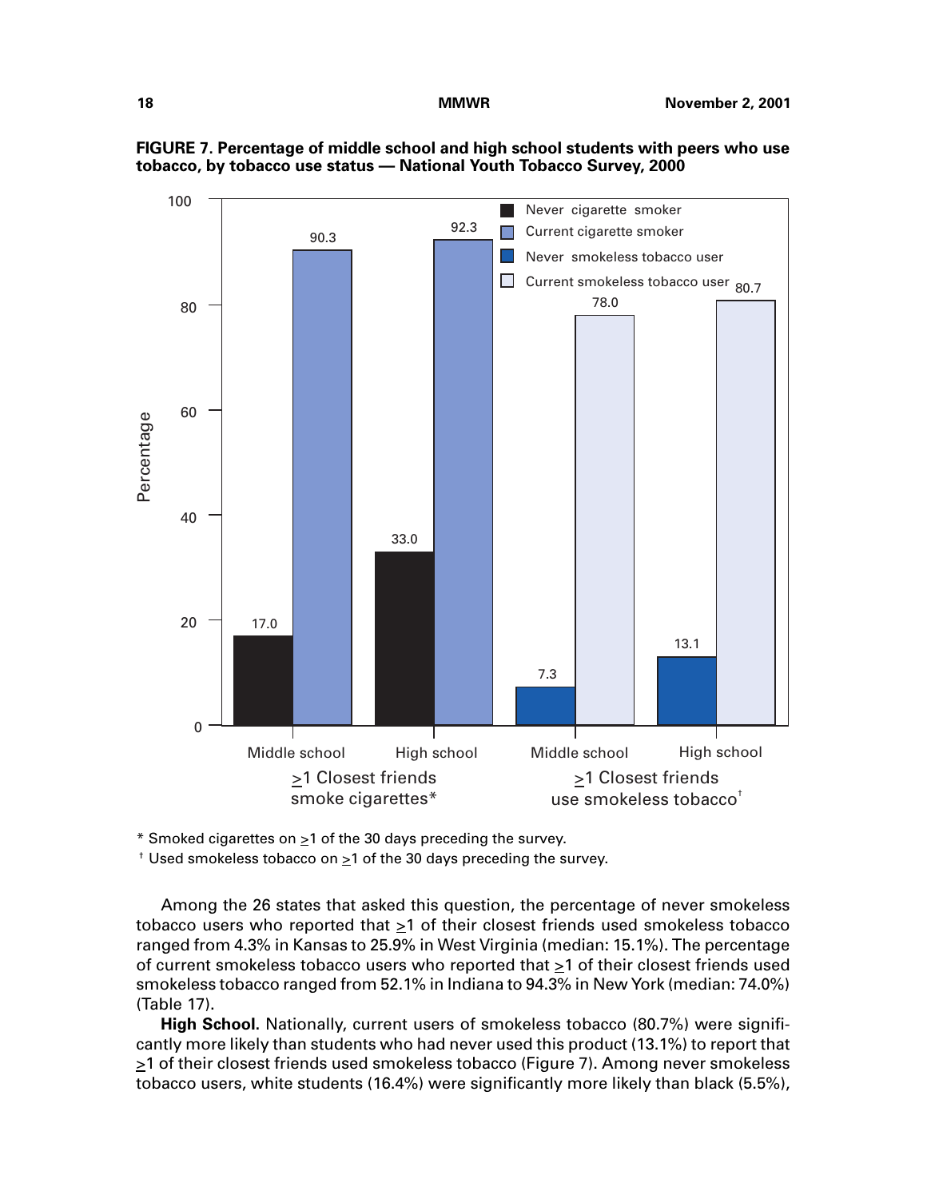**FIGURE 7. Percentage of middle school and high school students with peers who use tobacco, by tobacco use status — National Youth Tobacco Survey, 2000**

| | Middle school | High school |
|---|---|---|
| **≥1 Closest friends smoke cigarettes*** | | |
| Never cigarette smoker | 17.0 | 33.0 |
| Current cigarette smoker | 90.3 | 92.3 |
| **≥1 Closest friends use smokeless tobacco†** | | |
| Never smokeless tobacco user | 7.3 | 13.1 |
| Current smokeless tobacco user | 78.0 | 80.7 |

\* Smoked cigarettes on ≥1 of the 30 days preceding the survey.

† Used smokeless tobacco on ≥1 of the 30 days preceding the survey.

Among the 26 states that asked this question, the percentage of never smokeless tobacco users who reported that ≥1 of their closest friends used smokeless tobacco ranged from 4.3% in Kansas to 25.9% in West Virginia (median: 15.1%). The percentage of current smokeless tobacco users who reported that ≥1 of their closest friends used smokeless tobacco ranged from 52.1% in Indiana to 94.3% in New York (median: 74.0%) (Table 17).

**High School.** Nationally, current users of smokeless tobacco (80.7%) were significantly more likely than students who had never used this product (13.1%) to report that ≥1 of their closest friends used smokeless tobacco (Figure 7). Among never smokeless tobacco users, white students (16.4%) were significantly more likely than black (5.5%),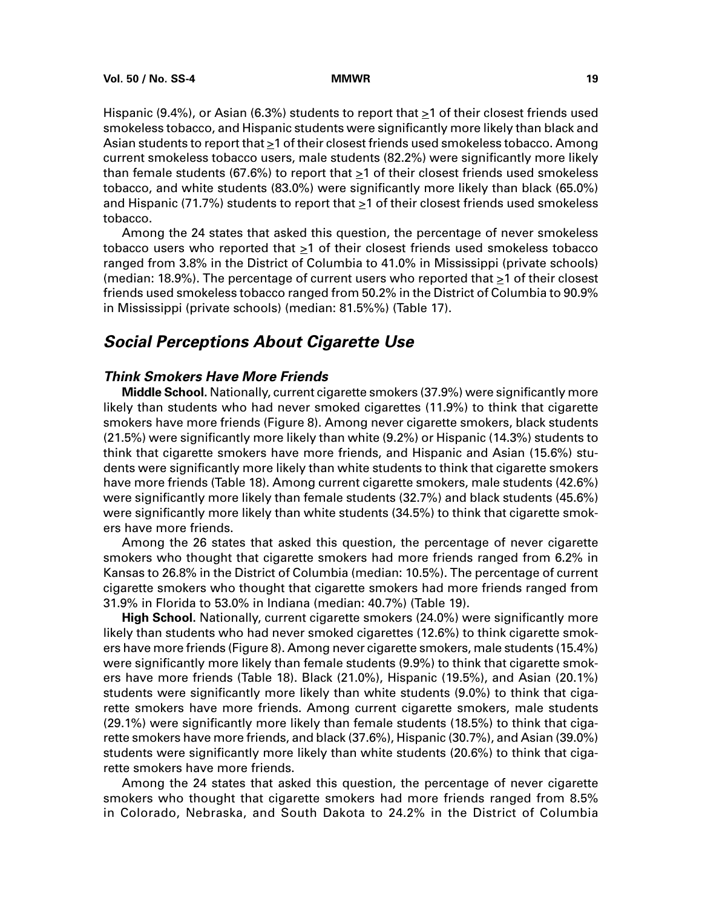Hispanic (9.4%), or Asian (6.3%) students to report that ≥1 of their closest friends used smokeless tobacco, and Hispanic students were significantly more likely than black and Asian students to report that ≥1 of their closest friends used smokeless tobacco. Among current smokeless tobacco users, male students (82.2%) were significantly more likely than female students (67.6%) to report that ≥1 of their closest friends used smokeless tobacco, and white students (83.0%) were significantly more likely than black (65.0%) and Hispanic (71.7%) students to report that ≥1 of their closest friends used smokeless tobacco.

Among the 24 states that asked this question, the percentage of never smokeless tobacco users who reported that ≥1 of their closest friends used smokeless tobacco ranged from 3.8% in the District of Columbia to 41.0% in Mississippi (private schools) (median: 18.9%). The percentage of current users who reported that ≥1 of their closest friends used smokeless tobacco ranged from 50.2% in the District of Columbia to 90.9% in Mississippi (private schools) (median: 81.5%%) (Table 17).

## *Social Perceptions About Cigarette Use*

### *Think Smokers Have More Friends*

**Middle School.** Nationally, current cigarette smokers (37.9%) were significantly more likely than students who had never smoked cigarettes (11.9%) to think that cigarette smokers have more friends (Figure 8). Among never cigarette smokers, black students (21.5%) were significantly more likely than white (9.2%) or Hispanic (14.3%) students to think that cigarette smokers have more friends, and Hispanic and Asian (15.6%) students were significantly more likely than white students to think that cigarette smokers have more friends (Table 18). Among current cigarette smokers, male students (42.6%) were significantly more likely than female students (32.7%) and black students (45.6%) were significantly more likely than white students (34.5%) to think that cigarette smokers have more friends.

Among the 26 states that asked this question, the percentage of never cigarette smokers who thought that cigarette smokers had more friends ranged from 6.2% in Kansas to 26.8% in the District of Columbia (median: 10.5%). The percentage of current cigarette smokers who thought that cigarette smokers had more friends ranged from 31.9% in Florida to 53.0% in Indiana (median: 40.7%) (Table 19).

**High School.** Nationally, current cigarette smokers (24.0%) were significantly more likely than students who had never smoked cigarettes (12.6%) to think cigarette smokers have more friends (Figure 8). Among never cigarette smokers, male students (15.4%) were significantly more likely than female students (9.9%) to think that cigarette smokers have more friends (Table 18). Black (21.0%), Hispanic (19.5%), and Asian (20.1%) students were significantly more likely than white students (9.0%) to think that cigarette smokers have more friends. Among current cigarette smokers, male students (29.1%) were significantly more likely than female students (18.5%) to think that cigarette smokers have more friends, and black (37.6%), Hispanic (30.7%), and Asian (39.0%) students were significantly more likely than white students (20.6%) to think that cigarette smokers have more friends.

Among the 24 states that asked this question, the percentage of never cigarette smokers who thought that cigarette smokers had more friends ranged from 8.5% in Colorado, Nebraska, and South Dakota to 24.2% in the District of Columbia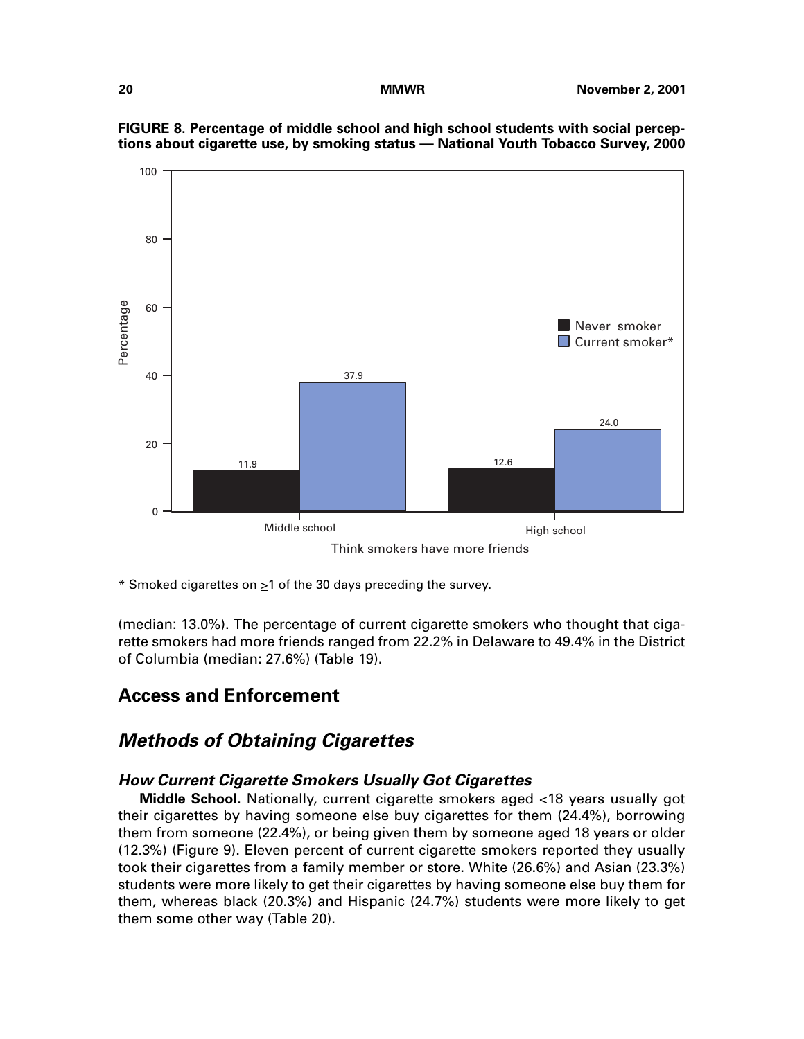**FIGURE 8. Percentage of middle school and high school students with social perceptions about cigarette use, by smoking status — National Youth Tobacco Survey, 2000**

| Think smokers have more friends | Never smoker | Current smoker* |
|---|---|---|
| Middle school | 11.9 | 37.9 |
| High school | 12.6 | 24.0 |

\* Smoked cigarettes on ≥1 of the 30 days preceding the survey.

(median: 13.0%). The percentage of current cigarette smokers who thought that cigarette smokers had more friends ranged from 22.2% in Delaware to 49.4% in the District of Columbia (median: 27.6%) (Table 19).

## Access and Enforcement

## *Methods of Obtaining Cigarettes*

### *How Current Cigarette Smokers Usually Got Cigarettes*

**Middle School.** Nationally, current cigarette smokers aged <18 years usually got their cigarettes by having someone else buy cigarettes for them (24.4%), borrowing them from someone (22.4%), or being given them by someone aged 18 years or older (12.3%) (Figure 9). Eleven percent of current cigarette smokers reported they usually took their cigarettes from a family member or store. White (26.6%) and Asian (23.3%) students were more likely to get their cigarettes by having someone else buy them for them, whereas black (20.3%) and Hispanic (24.7%) students were more likely to get them some other way (Table 20).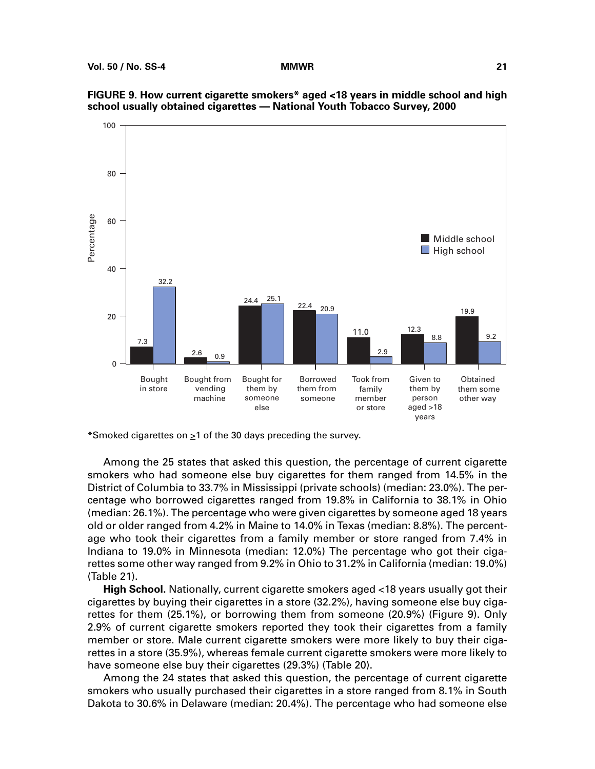**FIGURE 9. How current cigarette smokers* aged <18 years in middle school and high school usually obtained cigarettes — National Youth Tobacco Survey, 2000**

| | Middle school | High school |
|---|---|---|
| Bought in store | 7.3 | 32.2 |
| Bought from vending machine | 2.6 | 0.9 |
| Bought for them by someone else | 24.4 | 25.1 |
| Borrowed them from someone | 22.4 | 20.9 |
| Took from family member or store | 11.0 | 2.9 |
| Given to them by person aged >18 years | 12.3 | 8.8 |
| Obtained them some other way | 19.9 | 9.2 |

*Smoked cigarettes on ≥1 of the 30 days preceding the survey.

Among the 25 states that asked this question, the percentage of current cigarette smokers who had someone else buy cigarettes for them ranged from 14.5% in the District of Columbia to 33.7% in Mississippi (private schools) (median: 23.0%). The percentage who borrowed cigarettes ranged from 19.8% in California to 38.1% in Ohio (median: 26.1%). The percentage who were given cigarettes by someone aged 18 years old or older ranged from 4.2% in Maine to 14.0% in Texas (median: 8.8%). The percentage who took their cigarettes from a family member or store ranged from 7.4% in Indiana to 19.0% in Minnesota (median: 12.0%) The percentage who got their cigarettes some other way ranged from 9.2% in Ohio to 31.2% in California (median: 19.0%) (Table 21).

**High School.** Nationally, current cigarette smokers aged <18 years usually got their cigarettes by buying their cigarettes in a store (32.2%), having someone else buy cigarettes for them (25.1%), or borrowing them from someone (20.9%) (Figure 9). Only 2.9% of current cigarette smokers reported they took their cigarettes from a family member or store. Male current cigarette smokers were more likely to buy their cigarettes in a store (35.9%), whereas female current cigarette smokers were more likely to have someone else buy their cigarettes (29.3%) (Table 20).

Among the 24 states that asked this question, the percentage of current cigarette smokers who usually purchased their cigarettes in a store ranged from 8.1% in South Dakota to 30.6% in Delaware (median: 20.4%). The percentage who had someone else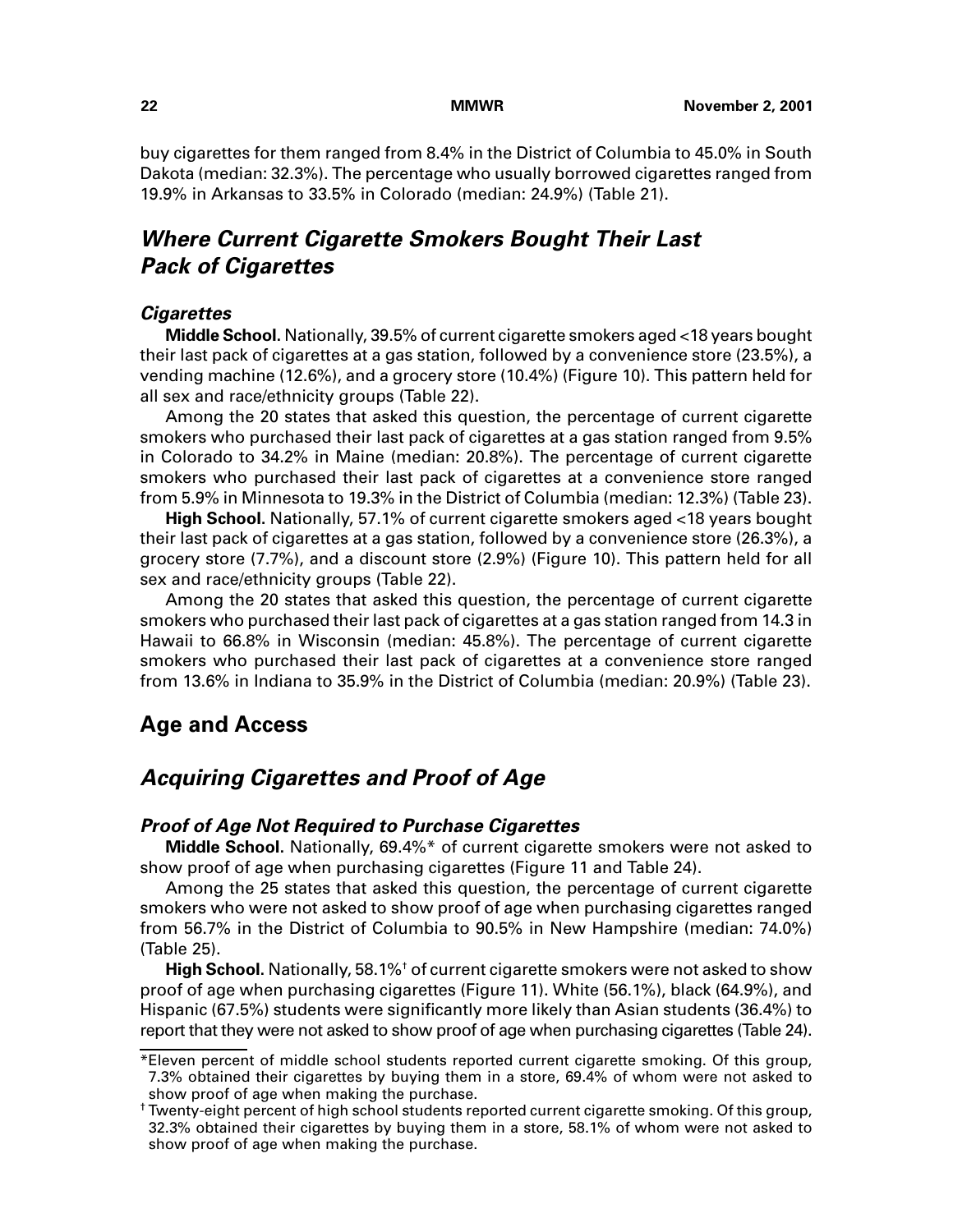buy cigarettes for them ranged from 8.4% in the District of Columbia to 45.0% in South Dakota (median: 32.3%). The percentage who usually borrowed cigarettes ranged from 19.9% in Arkansas to 33.5% in Colorado (median: 24.9%) (Table 21).

## *Where Current Cigarette Smokers Bought Their Last Pack of Cigarettes*

### *Cigarettes*

**Middle School.** Nationally, 39.5% of current cigarette smokers aged <18 years bought their last pack of cigarettes at a gas station, followed by a convenience store (23.5%), a vending machine (12.6%), and a grocery store (10.4%) (Figure 10). This pattern held for all sex and race/ethnicity groups (Table 22).

Among the 20 states that asked this question, the percentage of current cigarette smokers who purchased their last pack of cigarettes at a gas station ranged from 9.5% in Colorado to 34.2% in Maine (median: 20.8%). The percentage of current cigarette smokers who purchased their last pack of cigarettes at a convenience store ranged from 5.9% in Minnesota to 19.3% in the District of Columbia (median: 12.3%) (Table 23).

**High School.** Nationally, 57.1% of current cigarette smokers aged <18 years bought their last pack of cigarettes at a gas station, followed by a convenience store (26.3%), a grocery store (7.7%), and a discount store (2.9%) (Figure 10). This pattern held for all sex and race/ethnicity groups (Table 22).

Among the 20 states that asked this question, the percentage of current cigarette smokers who purchased their last pack of cigarettes at a gas station ranged from 14.3 in Hawaii to 66.8% in Wisconsin (median: 45.8%). The percentage of current cigarette smokers who purchased their last pack of cigarettes at a convenience store ranged from 13.6% in Indiana to 35.9% in the District of Columbia (median: 20.9%) (Table 23).

# Age and Access

## *Acquiring Cigarettes and Proof of Age*

### *Proof of Age Not Required to Purchase Cigarettes*

**Middle School.** Nationally, 69.4%* of current cigarette smokers were not asked to show proof of age when purchasing cigarettes (Figure 11 and Table 24).

Among the 25 states that asked this question, the percentage of current cigarette smokers who were not asked to show proof of age when purchasing cigarettes ranged from 56.7% in the District of Columbia to 90.5% in New Hampshire (median: 74.0%) (Table 25).

**High School.** Nationally, 58.1%† of current cigarette smokers were not asked to show proof of age when purchasing cigarettes (Figure 11). White (56.1%), black (64.9%), and Hispanic (67.5%) students were significantly more likely than Asian students (36.4%) to report that they were not asked to show proof of age when purchasing cigarettes (Table 24).

---

*Eleven percent of middle school students reported current cigarette smoking. Of this group, 7.3% obtained their cigarettes by buying them in a store, 69.4% of whom were not asked to show proof of age when making the purchase.

† Twenty-eight percent of high school students reported current cigarette smoking. Of this group, 32.3% obtained their cigarettes by buying them in a store, 58.1% of whom were not asked to show proof of age when making the purchase.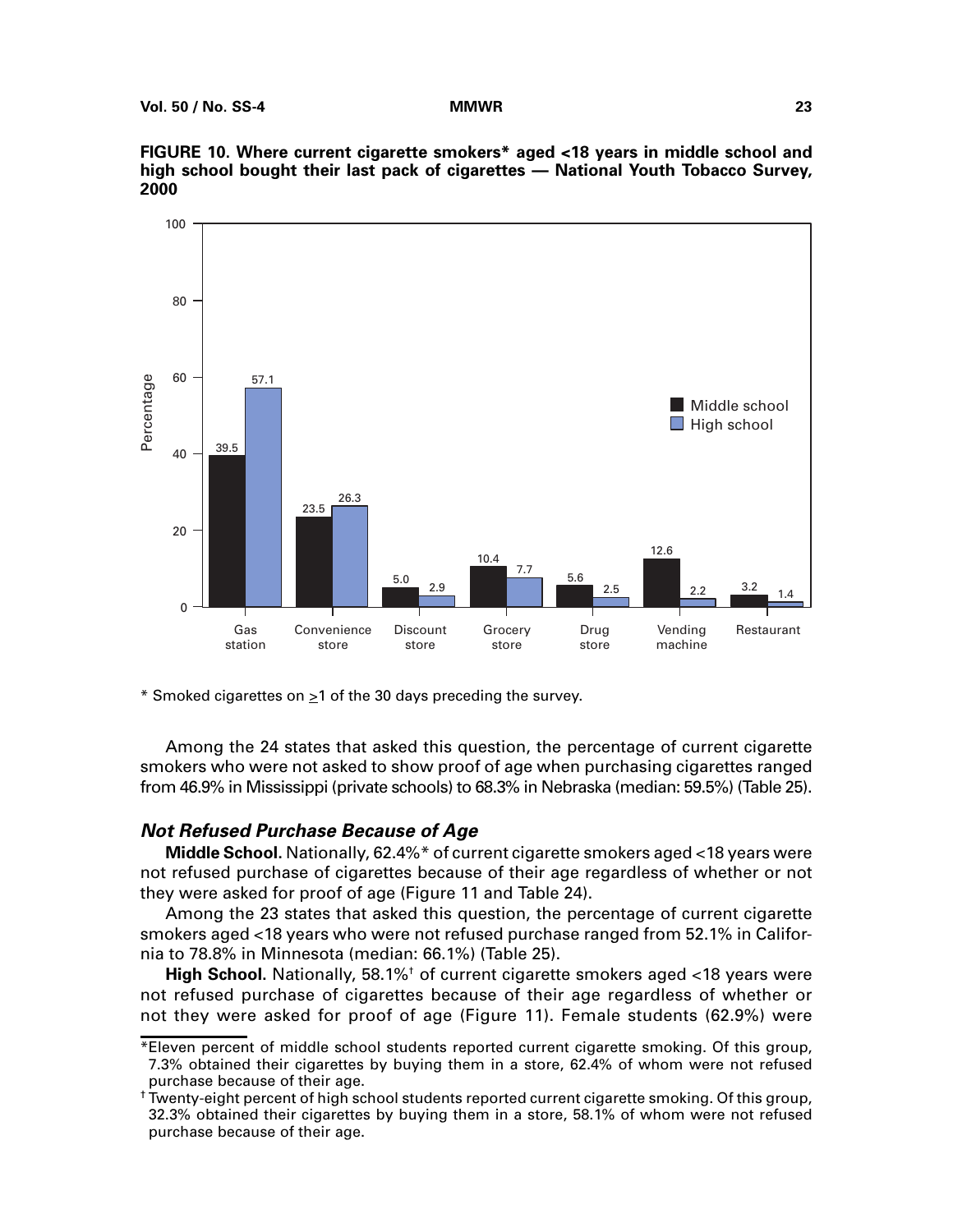**FIGURE 10. Where current cigarette smokers* aged <18 years in middle school and high school bought their last pack of cigarettes — National Youth Tobacco Survey, 2000**

| Location | Middle school | High school |
|---|---|---|
| Gas station | 39.5 | 57.1 |
| Convenience store | 23.5 | 26.3 |
| Discount store | 5.0 | 2.9 |
| Grocery store | 10.4 | 7.7 |
| Drug store | 5.6 | 2.5 |
| Vending machine | 12.6 | 2.2 |
| Restaurant | 3.2 | 1.4 |

\* Smoked cigarettes on ≥1 of the 30 days preceding the survey.

Among the 24 states that asked this question, the percentage of current cigarette smokers who were not asked to show proof of age when purchasing cigarettes ranged from 46.9% in Mississippi (private schools) to 68.3% in Nebraska (median: 59.5%) (Table 25).

### *Not Refused Purchase Because of Age*

**Middle School.** Nationally, 62.4%* of current cigarette smokers aged <18 years were not refused purchase of cigarettes because of their age regardless of whether or not they were asked for proof of age (Figure 11 and Table 24).

Among the 23 states that asked this question, the percentage of current cigarette smokers aged <18 years who were not refused purchase ranged from 52.1% in California to 78.8% in Minnesota (median: 66.1%) (Table 25).

**High School.** Nationally, 58.1%† of current cigarette smokers aged <18 years were not refused purchase of cigarettes because of their age regardless of whether or not they were asked for proof of age (Figure 11). Female students (62.9%) were

\*Eleven percent of middle school students reported current cigarette smoking. Of this group, 7.3% obtained their cigarettes by buying them in a store, 62.4% of whom were not refused purchase because of their age.

† Twenty-eight percent of high school students reported current cigarette smoking. Of this group, 32.3% obtained their cigarettes by buying them in a store, 58.1% of whom were not refused purchase because of their age.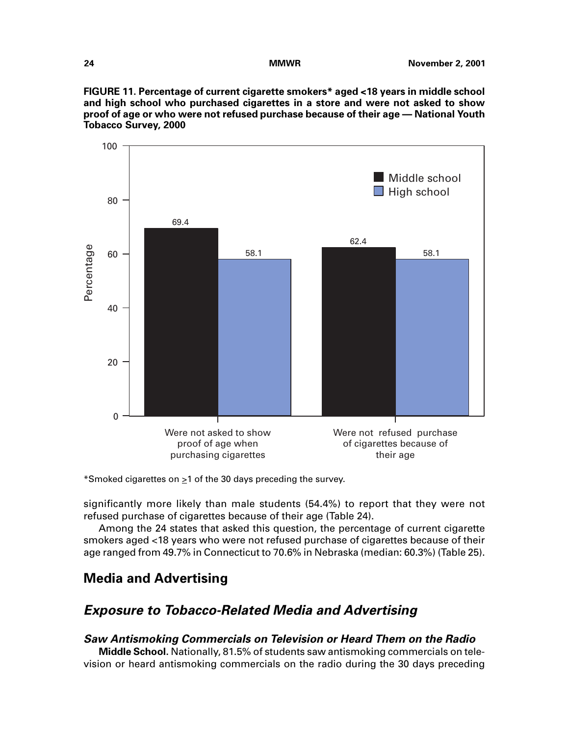**FIGURE 11. Percentage of current cigarette smokers* aged <18 years in middle school and high school who purchased cigarettes in a store and were not asked to show proof of age or who were not refused purchase because of their age — National Youth Tobacco Survey, 2000**

| | Middle school | High school |
|---|---|---|
| Were not asked to show proof of age when purchasing cigarettes | 69.4 | 58.1 |
| Were not refused purchase of cigarettes because of their age | 62.4 | 58.1 |

*Smoked cigarettes on ≥1 of the 30 days preceding the survey.

significantly more likely than male students (54.4%) to report that they were not refused purchase of cigarettes because of their age (Table 24).

Among the 24 states that asked this question, the percentage of current cigarette smokers aged <18 years who were not refused purchase of cigarettes because of their age ranged from 49.7% in Connecticut to 70.6% in Nebraska (median: 60.3%) (Table 25).

## Media and Advertising

### *Exposure to Tobacco-Related Media and Advertising*

#### *Saw Antismoking Commercials on Television or Heard Them on the Radio*

**Middle School.** Nationally, 81.5% of students saw antismoking commercials on television or heard antismoking commercials on the radio during the 30 days preceding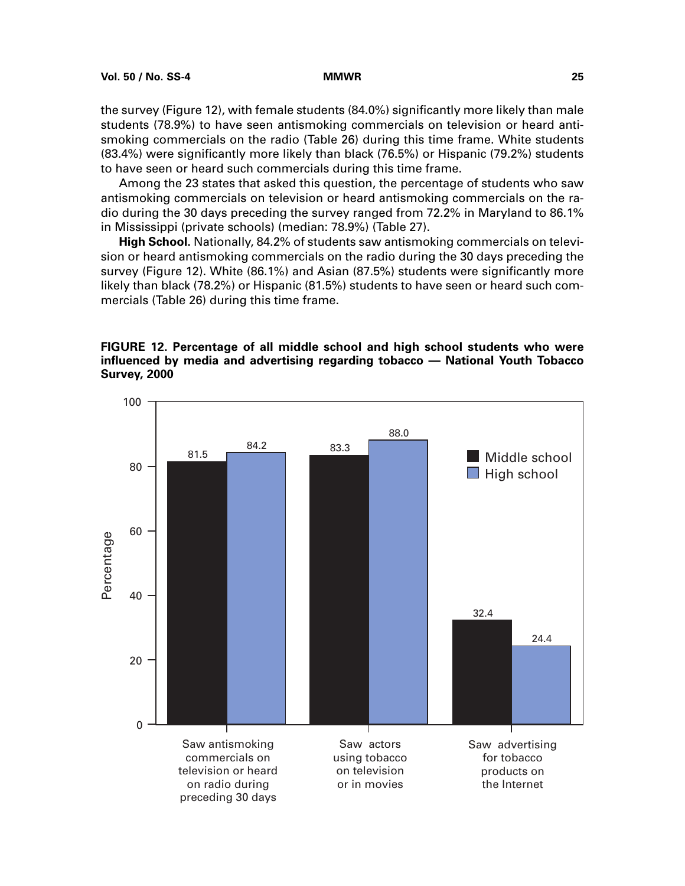the survey (Figure 12), with female students (84.0%) significantly more likely than male students (78.9%) to have seen antismoking commercials on television or heard antismoking commercials on the radio (Table 26) during this time frame. White students (83.4%) were significantly more likely than black (76.5%) or Hispanic (79.2%) students to have seen or heard such commercials during this time frame.

Among the 23 states that asked this question, the percentage of students who saw antismoking commercials on television or heard antismoking commercials on the radio during the 30 days preceding the survey ranged from 72.2% in Maryland to 86.1% in Mississippi (private schools) (median: 78.9%) (Table 27).

**High School.** Nationally, 84.2% of students saw antismoking commercials on television or heard antismoking commercials on the radio during the 30 days preceding the survey (Figure 12). White (86.1%) and Asian (87.5%) students were significantly more likely than black (78.2%) or Hispanic (81.5%) students to have seen or heard such commercials (Table 26) during this time frame.

**FIGURE 12. Percentage of all middle school and high school students who were influenced by media and advertising regarding tobacco — National Youth Tobacco Survey, 2000**

| | Middle school | High school |
|---|---|---|
| Saw antismoking commercials on television or heard on radio during preceding 30 days | 81.5 | 84.2 |
| Saw actors using tobacco on television or in movies | 83.3 | 88.0 |
| Saw advertising for tobacco products on the Internet | 32.4 | 24.4 |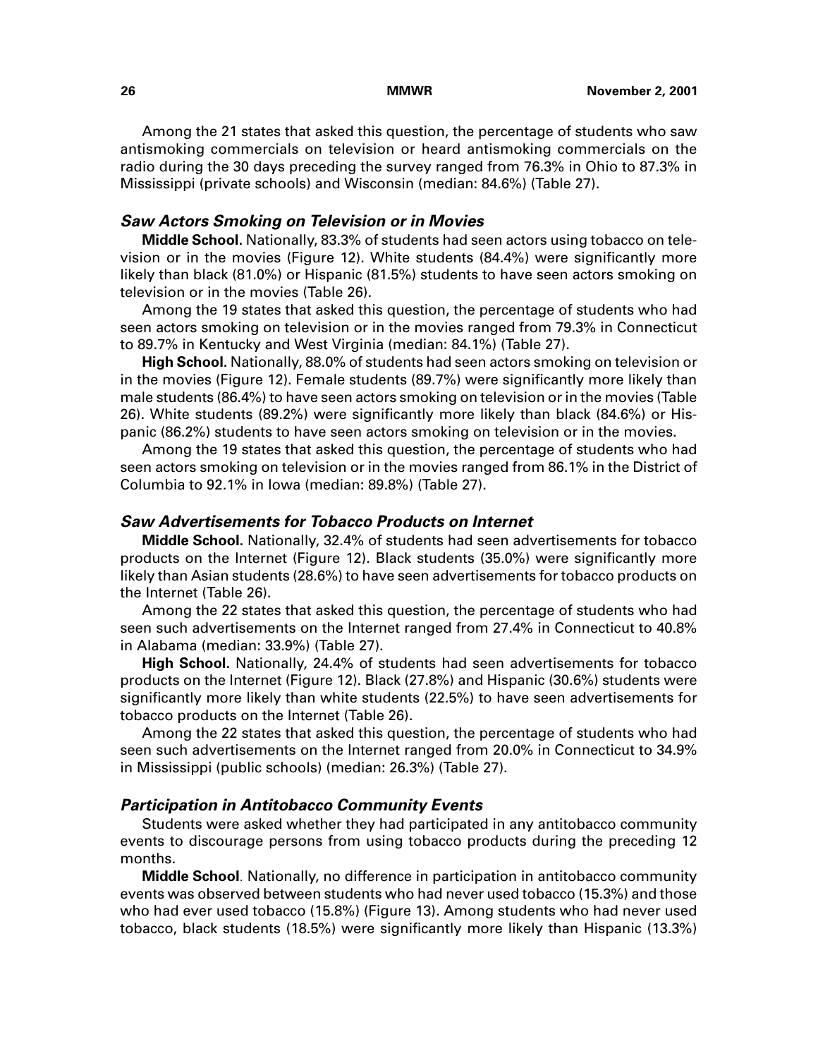Among the 21 states that asked this question, the percentage of students who saw antismoking commercials on television or heard antismoking commercials on the radio during the 30 days preceding the survey ranged from 76.3% in Ohio to 87.3% in Mississippi (private schools) and Wisconsin (median: 84.6%) (Table 27).

### *Saw Actors Smoking on Television or in Movies*

**Middle School.** Nationally, 83.3% of students had seen actors using tobacco on television or in the movies (Figure 12). White students (84.4%) were significantly more likely than black (81.0%) or Hispanic (81.5%) students to have seen actors smoking on television or in the movies (Table 26).

Among the 19 states that asked this question, the percentage of students who had seen actors smoking on television or in the movies ranged from 79.3% in Connecticut to 89.7% in Kentucky and West Virginia (median: 84.1%) (Table 27).

**High School.** Nationally, 88.0% of students had seen actors smoking on television or in the movies (Figure 12). Female students (89.7%) were significantly more likely than male students (86.4%) to have seen actors smoking on television or in the movies (Table 26). White students (89.2%) were significantly more likely than black (84.6%) or Hispanic (86.2%) students to have seen actors smoking on television or in the movies.

Among the 19 states that asked this question, the percentage of students who had seen actors smoking on television or in the movies ranged from 86.1% in the District of Columbia to 92.1% in Iowa (median: 89.8%) (Table 27).

### *Saw Advertisements for Tobacco Products on Internet*

**Middle School.** Nationally, 32.4% of students had seen advertisements for tobacco products on the Internet (Figure 12). Black students (35.0%) were significantly more likely than Asian students (28.6%) to have seen advertisements for tobacco products on the Internet (Table 26).

Among the 22 states that asked this question, the percentage of students who had seen such advertisements on the Internet ranged from 27.4% in Connecticut to 40.8% in Alabama (median: 33.9%) (Table 27).

**High School.** Nationally, 24.4% of students had seen advertisements for tobacco products on the Internet (Figure 12). Black (27.8%) and Hispanic (30.6%) students were significantly more likely than white students (22.5%) to have seen advertisements for tobacco products on the Internet (Table 26).

Among the 22 states that asked this question, the percentage of students who had seen such advertisements on the Internet ranged from 20.0% in Connecticut to 34.9% in Mississippi (public schools) (median: 26.3%) (Table 27).

### *Participation in Antitobacco Community Events*

Students were asked whether they had participated in any antitobacco community events to discourage persons from using tobacco products during the preceding 12 months.

**Middle School**. Nationally, no difference in participation in antitobacco community events was observed between students who had never used tobacco (15.3%) and those who had ever used tobacco (15.8%) (Figure 13). Among students who had never used tobacco, black students (18.5%) were significantly more likely than Hispanic (13.3%)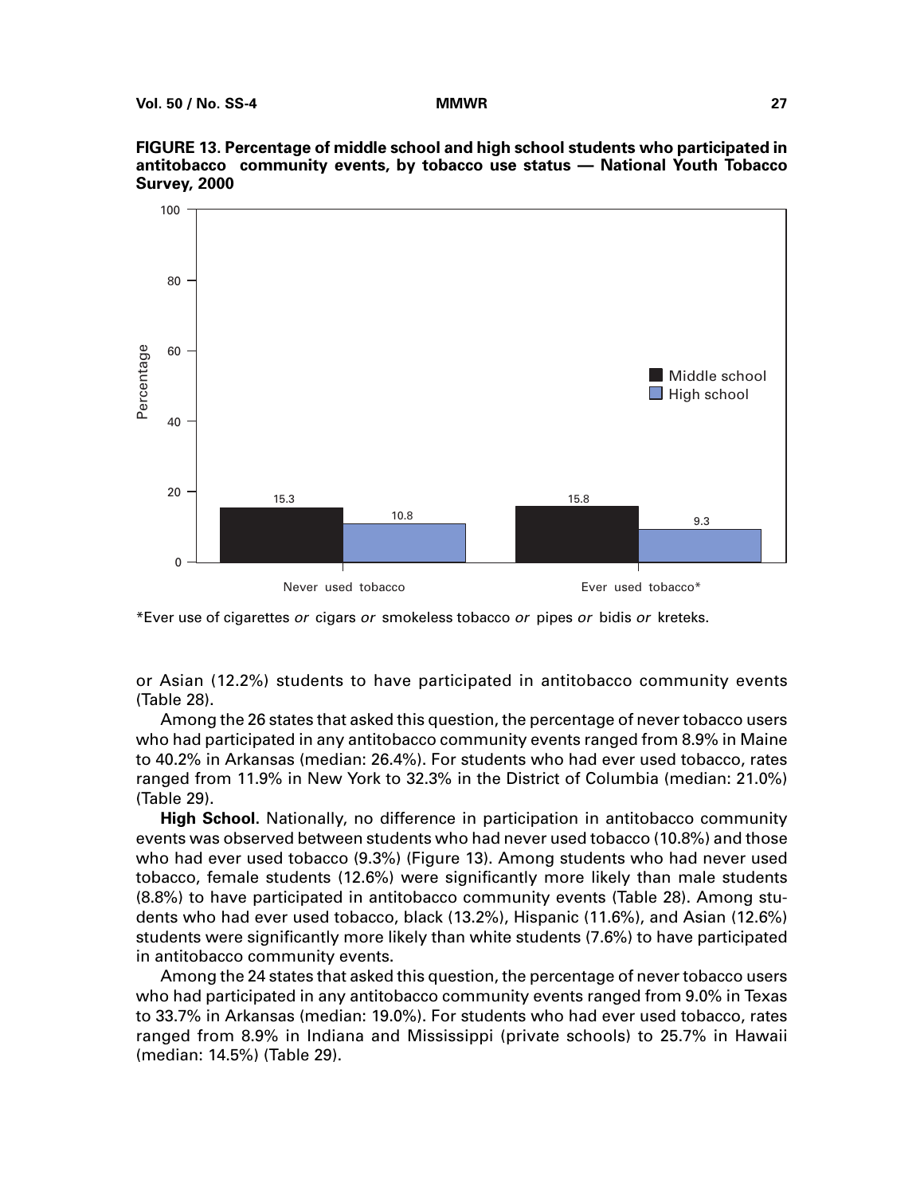**FIGURE 13. Percentage of middle school and high school students who participated in antitobacco community events, by tobacco use status — National Youth Tobacco Survey, 2000**

| | Middle school | High school |
|---|---|---|
| Never used tobacco | 15.3 | 10.8 |
| Ever used tobacco* | 15.8 | 9.3 |

*Ever use of cigarettes *or* cigars *or* smokeless tobacco *or* pipes *or* bidis *or* kreteks.

or Asian (12.2%) students to have participated in antitobacco community events (Table 28).

Among the 26 states that asked this question, the percentage of never tobacco users who had participated in any antitobacco community events ranged from 8.9% in Maine to 40.2% in Arkansas (median: 26.4%). For students who had ever used tobacco, rates ranged from 11.9% in New York to 32.3% in the District of Columbia (median: 21.0%) (Table 29).

**High School.** Nationally, no difference in participation in antitobacco community events was observed between students who had never used tobacco (10.8%) and those who had ever used tobacco (9.3%) (Figure 13). Among students who had never used tobacco, female students (12.6%) were significantly more likely than male students (8.8%) to have participated in antitobacco community events (Table 28). Among students who had ever used tobacco, black (13.2%), Hispanic (11.6%), and Asian (12.6%) students were significantly more likely than white students (7.6%) to have participated in antitobacco community events.

Among the 24 states that asked this question, the percentage of never tobacco users who had participated in any antitobacco community events ranged from 9.0% in Texas to 33.7% in Arkansas (median: 19.0%). For students who had ever used tobacco, rates ranged from 8.9% in Indiana and Mississippi (private schools) to 25.7% in Hawaii (median: 14.5%) (Table 29).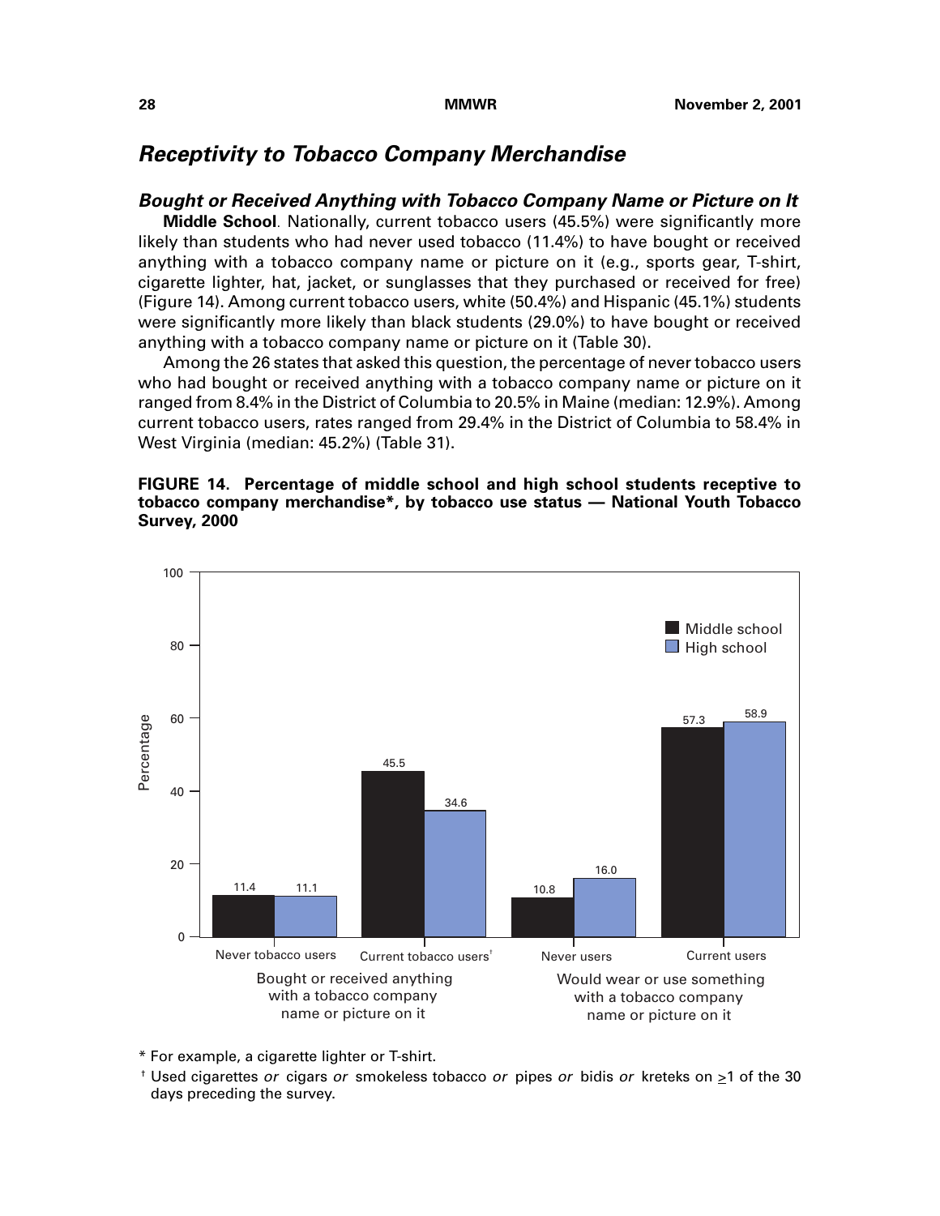## Receptivity to Tobacco Company Merchandise

### Bought or Received Anything with Tobacco Company Name or Picture on It

**Middle School**. Nationally, current tobacco users (45.5%) were significantly more likely than students who had never used tobacco (11.4%) to have bought or received anything with a tobacco company name or picture on it (e.g., sports gear, T-shirt, cigarette lighter, hat, jacket, or sunglasses that they purchased or received for free) (Figure 14). Among current tobacco users, white (50.4%) and Hispanic (45.1%) students were significantly more likely than black students (29.0%) to have bought or received anything with a tobacco company name or picture on it (Table 30).

Among the 26 states that asked this question, the percentage of never tobacco users who had bought or received anything with a tobacco company name or picture on it ranged from 8.4% in the District of Columbia to 20.5% in Maine (median: 12.9%). Among current tobacco users, rates ranged from 29.4% in the District of Columbia to 58.4% in West Virginia (median: 45.2%) (Table 31).

**FIGURE 14. Percentage of middle school and high school students receptive to tobacco company merchandise*, by tobacco use status — National Youth Tobacco Survey, 2000**

| | Bought or received anything with a tobacco company name or picture on it | | Would wear or use something with a tobacco company name or picture on it | |
|---|---|---|---|---|
| | Never tobacco users | Current tobacco users[†] | Never users | Current users |
| Middle school | 11.4 | 45.5 | 10.8 | 57.3 |
| High school | 11.1 | 34.6 | 16.0 | 58.9 |

\* For example, a cigarette lighter or T-shirt.

[†] Used cigarettes *or* cigars *or* smokeless tobacco *or* pipes *or* bidis *or* kreteks on $\geq$1 of the 30 days preceding the survey.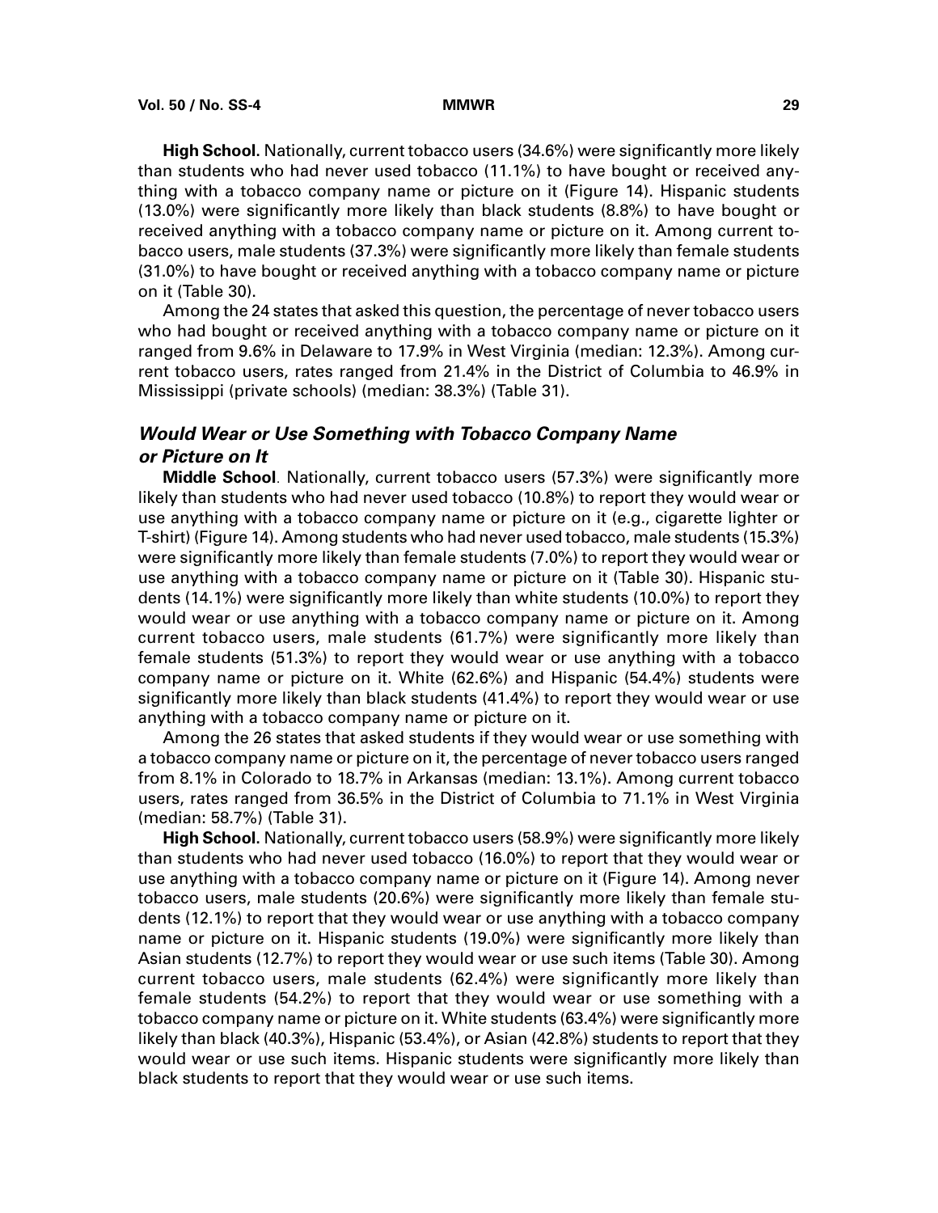**High School.** Nationally, current tobacco users (34.6%) were significantly more likely than students who had never used tobacco (11.1%) to have bought or received anything with a tobacco company name or picture on it (Figure 14). Hispanic students (13.0%) were significantly more likely than black students (8.8%) to have bought or received anything with a tobacco company name or picture on it. Among current tobacco users, male students (37.3%) were significantly more likely than female students (31.0%) to have bought or received anything with a tobacco company name or picture on it (Table 30).

Among the 24 states that asked this question, the percentage of never tobacco users who had bought or received anything with a tobacco company name or picture on it ranged from 9.6% in Delaware to 17.9% in West Virginia (median: 12.3%). Among current tobacco users, rates ranged from 21.4% in the District of Columbia to 46.9% in Mississippi (private schools) (median: 38.3%) (Table 31).

### *Would Wear or Use Something with Tobacco Company Name or Picture on It*

**Middle School**. Nationally, current tobacco users (57.3%) were significantly more likely than students who had never used tobacco (10.8%) to report they would wear or use anything with a tobacco company name or picture on it (e.g., cigarette lighter or T-shirt) (Figure 14). Among students who had never used tobacco, male students (15.3%) were significantly more likely than female students (7.0%) to report they would wear or use anything with a tobacco company name or picture on it (Table 30). Hispanic students (14.1%) were significantly more likely than white students (10.0%) to report they would wear or use anything with a tobacco company name or picture on it. Among current tobacco users, male students (61.7%) were significantly more likely than female students (51.3%) to report they would wear or use anything with a tobacco company name or picture on it. White (62.6%) and Hispanic (54.4%) students were significantly more likely than black students (41.4%) to report they would wear or use anything with a tobacco company name or picture on it.

Among the 26 states that asked students if they would wear or use something with a tobacco company name or picture on it, the percentage of never tobacco users ranged from 8.1% in Colorado to 18.7% in Arkansas (median: 13.1%). Among current tobacco users, rates ranged from 36.5% in the District of Columbia to 71.1% in West Virginia (median: 58.7%) (Table 31).

**High School.** Nationally, current tobacco users (58.9%) were significantly more likely than students who had never used tobacco (16.0%) to report that they would wear or use anything with a tobacco company name or picture on it (Figure 14). Among never tobacco users, male students (20.6%) were significantly more likely than female students (12.1%) to report that they would wear or use anything with a tobacco company name or picture on it. Hispanic students (19.0%) were significantly more likely than Asian students (12.7%) to report they would wear or use such items (Table 30). Among current tobacco users, male students (62.4%) were significantly more likely than female students (54.2%) to report that they would wear or use something with a tobacco company name or picture on it. White students (63.4%) were significantly more likely than black (40.3%), Hispanic (53.4%), or Asian (42.8%) students to report that they would wear or use such items. Hispanic students were significantly more likely than black students to report that they would wear or use such items.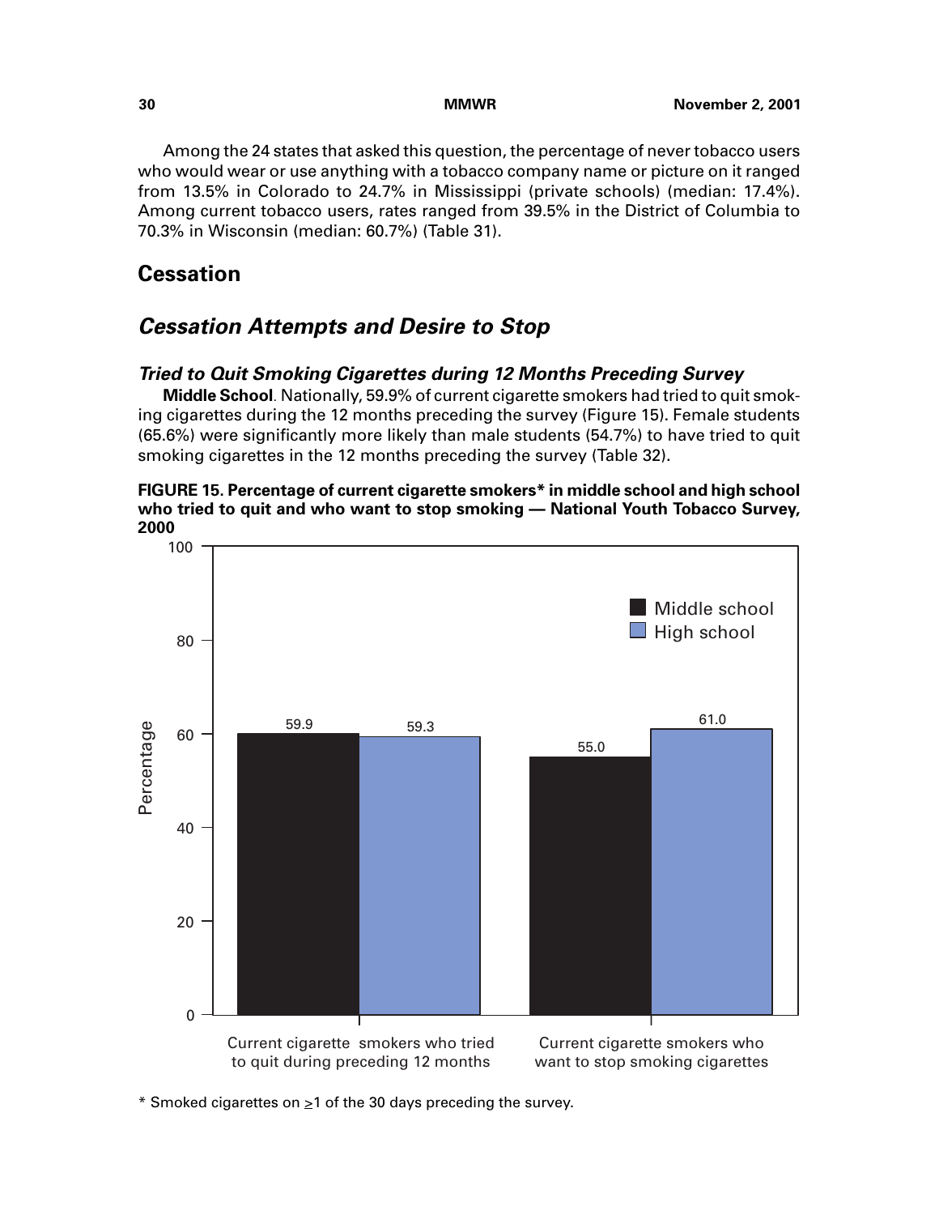Among the 24 states that asked this question, the percentage of never tobacco users who would wear or use anything with a tobacco company name or picture on it ranged from 13.5% in Colorado to 24.7% in Mississippi (private schools) (median: 17.4%). Among current tobacco users, rates ranged from 39.5% in the District of Columbia to 70.3% in Wisconsin (median: 60.7%) (Table 31).

# Cessation

## *Cessation Attempts and Desire to Stop*

### *Tried to Quit Smoking Cigarettes during 12 Months Preceding Survey*

**Middle School**. Nationally, 59.9% of current cigarette smokers had tried to quit smoking cigarettes during the 12 months preceding the survey (Figure 15). Female students (65.6%) were significantly more likely than male students (54.7%) to have tried to quit smoking cigarettes in the 12 months preceding the survey (Table 32).

**FIGURE 15. Percentage of current cigarette smokers* in middle school and high school who tried to quit and who want to stop smoking — National Youth Tobacco Survey, 2000**

| | Middle school | High school |
|---|---|---|
| Current cigarette smokers who tried to quit during preceding 12 months | 59.9 | 59.3 |
| Current cigarette smokers who want to stop smoking cigarettes | 55.0 | 61.0 |

\* Smoked cigarettes on ≥1 of the 30 days preceding the survey.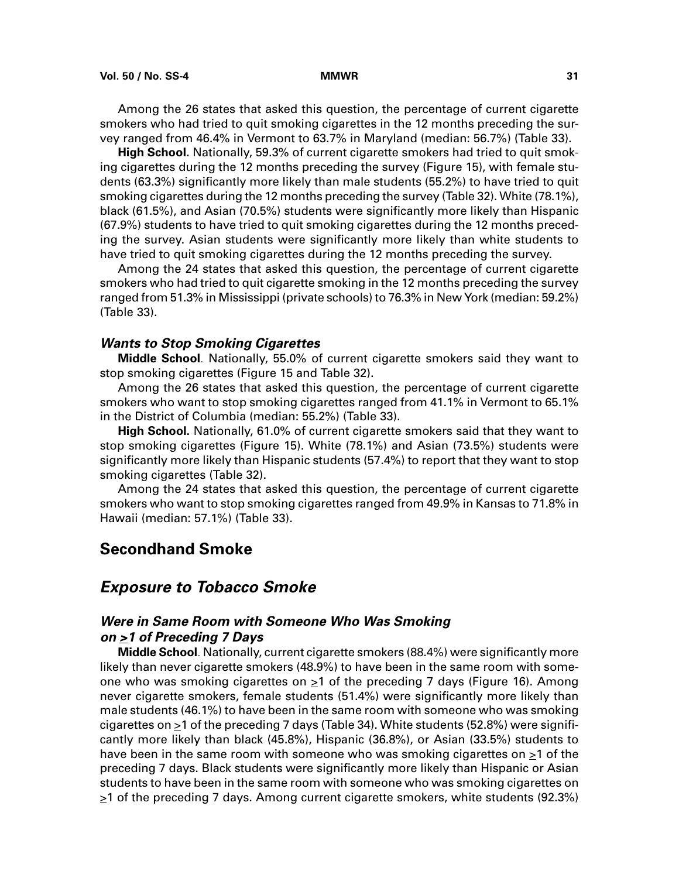Among the 26 states that asked this question, the percentage of current cigarette smokers who had tried to quit smoking cigarettes in the 12 months preceding the survey ranged from 46.4% in Vermont to 63.7% in Maryland (median: 56.7%) (Table 33).

**High School.** Nationally, 59.3% of current cigarette smokers had tried to quit smoking cigarettes during the 12 months preceding the survey (Figure 15), with female students (63.3%) significantly more likely than male students (55.2%) to have tried to quit smoking cigarettes during the 12 months preceding the survey (Table 32). White (78.1%), black (61.5%), and Asian (70.5%) students were significantly more likely than Hispanic (67.9%) students to have tried to quit smoking cigarettes during the 12 months preceding the survey. Asian students were significantly more likely than white students to have tried to quit smoking cigarettes during the 12 months preceding the survey.

Among the 24 states that asked this question, the percentage of current cigarette smokers who had tried to quit cigarette smoking in the 12 months preceding the survey ranged from 51.3% in Mississippi (private schools) to 76.3% in New York (median: 59.2%) (Table 33).

### *Wants to Stop Smoking Cigarettes*

**Middle School**. Nationally, 55.0% of current cigarette smokers said they want to stop smoking cigarettes (Figure 15 and Table 32).

Among the 26 states that asked this question, the percentage of current cigarette smokers who want to stop smoking cigarettes ranged from 41.1% in Vermont to 65.1% in the District of Columbia (median: 55.2%) (Table 33).

**High School.** Nationally, 61.0% of current cigarette smokers said that they want to stop smoking cigarettes (Figure 15). White (78.1%) and Asian (73.5%) students were significantly more likely than Hispanic students (57.4%) to report that they want to stop smoking cigarettes (Table 32).

Among the 24 states that asked this question, the percentage of current cigarette smokers who want to stop smoking cigarettes ranged from 49.9% in Kansas to 71.8% in Hawaii (median: 57.1%) (Table 33).

## Secondhand Smoke

## *Exposure to Tobacco Smoke*

### *Were in Same Room with Someone Who Was Smoking on ≥1 of Preceding 7 Days*

**Middle School**. Nationally, current cigarette smokers (88.4%) were significantly more likely than never cigarette smokers (48.9%) to have been in the same room with someone who was smoking cigarettes on ≥1 of the preceding 7 days (Figure 16). Among never cigarette smokers, female students (51.4%) were significantly more likely than male students (46.1%) to have been in the same room with someone who was smoking cigarettes on ≥1 of the preceding 7 days (Table 34). White students (52.8%) were significantly more likely than black (45.8%), Hispanic (36.8%), or Asian (33.5%) students to have been in the same room with someone who was smoking cigarettes on ≥1 of the preceding 7 days. Black students were significantly more likely than Hispanic or Asian students to have been in the same room with someone who was smoking cigarettes on ≥1 of the preceding 7 days. Among current cigarette smokers, white students (92.3%)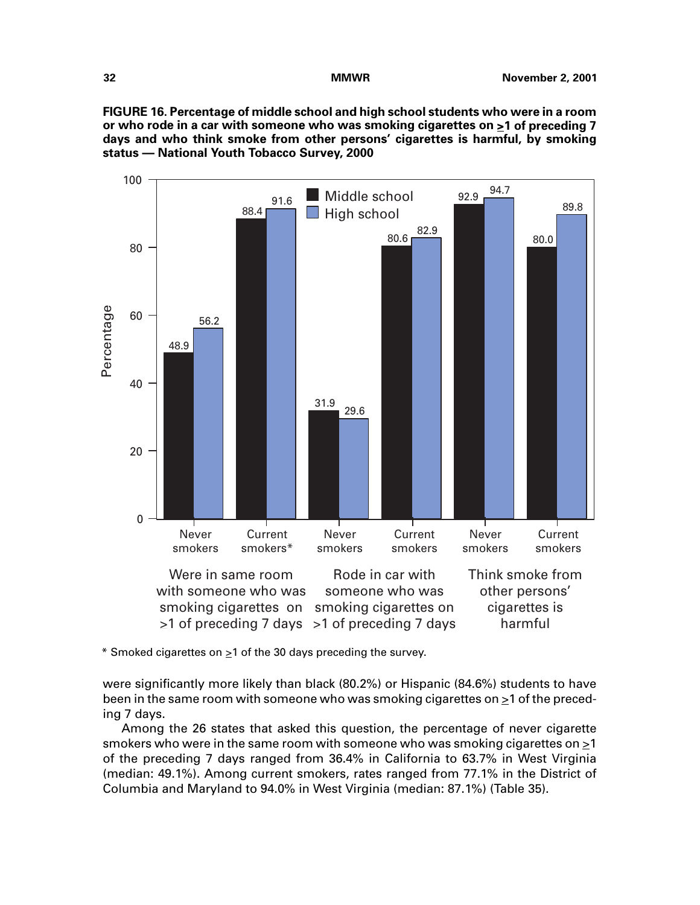**FIGURE 16. Percentage of middle school and high school students who were in a room or who rode in a car with someone who was smoking cigarettes on ≥1 of preceding 7 days and who think smoke from other persons' cigarettes is harmful, by smoking status — National Youth Tobacco Survey, 2000**

| | Were in same room with someone who was smoking cigarettes on >1 of preceding 7 days | | Rode in car with someone who was smoking cigarettes on >1 of preceding 7 days | | Think smoke from other persons' cigarettes is harmful | |
|---|---|---|---|---|---|---|
| | Never smokers | Current smokers* | Never smokers | Current smokers | Never smokers | Current smokers |
| Middle school | 48.9 | 88.4 | 31.9 | 80.6 | 92.9 | 80.0 |
| High school | 56.2 | 91.6 | 29.6 | 82.9 | 94.7 | 89.8 |

\* Smoked cigarettes on ≥1 of the 30 days preceding the survey.

were significantly more likely than black (80.2%) or Hispanic (84.6%) students to have been in the same room with someone who was smoking cigarettes on ≥1 of the preceding 7 days.

Among the 26 states that asked this question, the percentage of never cigarette smokers who were in the same room with someone who was smoking cigarettes on ≥1 of the preceding 7 days ranged from 36.4% in California to 63.7% in West Virginia (median: 49.1%). Among current smokers, rates ranged from 77.1% in the District of Columbia and Maryland to 94.0% in West Virginia (median: 87.1%) (Table 35).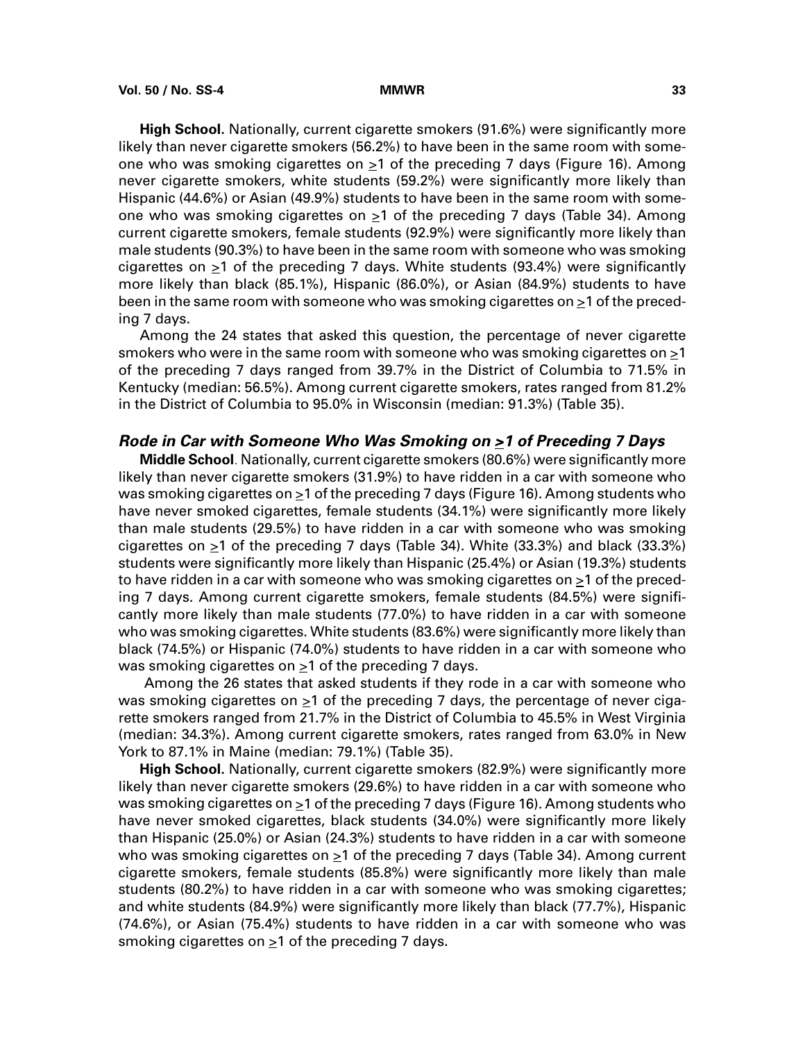**High School.** Nationally, current cigarette smokers (91.6%) were significantly more likely than never cigarette smokers (56.2%) to have been in the same room with someone who was smoking cigarettes on ≥1 of the preceding 7 days (Figure 16). Among never cigarette smokers, white students (59.2%) were significantly more likely than Hispanic (44.6%) or Asian (49.9%) students to have been in the same room with someone who was smoking cigarettes on ≥1 of the preceding 7 days (Table 34). Among current cigarette smokers, female students (92.9%) were significantly more likely than male students (90.3%) to have been in the same room with someone who was smoking cigarettes on ≥1 of the preceding 7 days. White students (93.4%) were significantly more likely than black (85.1%), Hispanic (86.0%), or Asian (84.9%) students to have been in the same room with someone who was smoking cigarettes on ≥1 of the preceding 7 days.

Among the 24 states that asked this question, the percentage of never cigarette smokers who were in the same room with someone who was smoking cigarettes on ≥1 of the preceding 7 days ranged from 39.7% in the District of Columbia to 71.5% in Kentucky (median: 56.5%). Among current cigarette smokers, rates ranged from 81.2% in the District of Columbia to 95.0% in Wisconsin (median: 91.3%) (Table 35).

### *Rode in Car with Someone Who Was Smoking on ≥1 of Preceding 7 Days*

**Middle School**. Nationally, current cigarette smokers (80.6%) were significantly more likely than never cigarette smokers (31.9%) to have ridden in a car with someone who was smoking cigarettes on ≥1 of the preceding 7 days (Figure 16). Among students who have never smoked cigarettes, female students (34.1%) were significantly more likely than male students (29.5%) to have ridden in a car with someone who was smoking cigarettes on ≥1 of the preceding 7 days (Table 34). White (33.3%) and black (33.3%) students were significantly more likely than Hispanic (25.4%) or Asian (19.3%) students to have ridden in a car with someone who was smoking cigarettes on ≥1 of the preceding 7 days. Among current cigarette smokers, female students (84.5%) were significantly more likely than male students (77.0%) to have ridden in a car with someone who was smoking cigarettes. White students (83.6%) were significantly more likely than black (74.5%) or Hispanic (74.0%) students to have ridden in a car with someone who was smoking cigarettes on ≥1 of the preceding 7 days.

Among the 26 states that asked students if they rode in a car with someone who was smoking cigarettes on ≥1 of the preceding 7 days, the percentage of never cigarette smokers ranged from 21.7% in the District of Columbia to 45.5% in West Virginia (median: 34.3%). Among current cigarette smokers, rates ranged from 63.0% in New York to 87.1% in Maine (median: 79.1%) (Table 35).

**High School.** Nationally, current cigarette smokers (82.9%) were significantly more likely than never cigarette smokers (29.6%) to have ridden in a car with someone who was smoking cigarettes on ≥1 of the preceding 7 days (Figure 16). Among students who have never smoked cigarettes, black students (34.0%) were significantly more likely than Hispanic (25.0%) or Asian (24.3%) students to have ridden in a car with someone who was smoking cigarettes on ≥1 of the preceding 7 days (Table 34). Among current cigarette smokers, female students (85.8%) were significantly more likely than male students (80.2%) to have ridden in a car with someone who was smoking cigarettes; and white students (84.9%) were significantly more likely than black (77.7%), Hispanic (74.6%), or Asian (75.4%) students to have ridden in a car with someone who was smoking cigarettes on ≥1 of the preceding 7 days.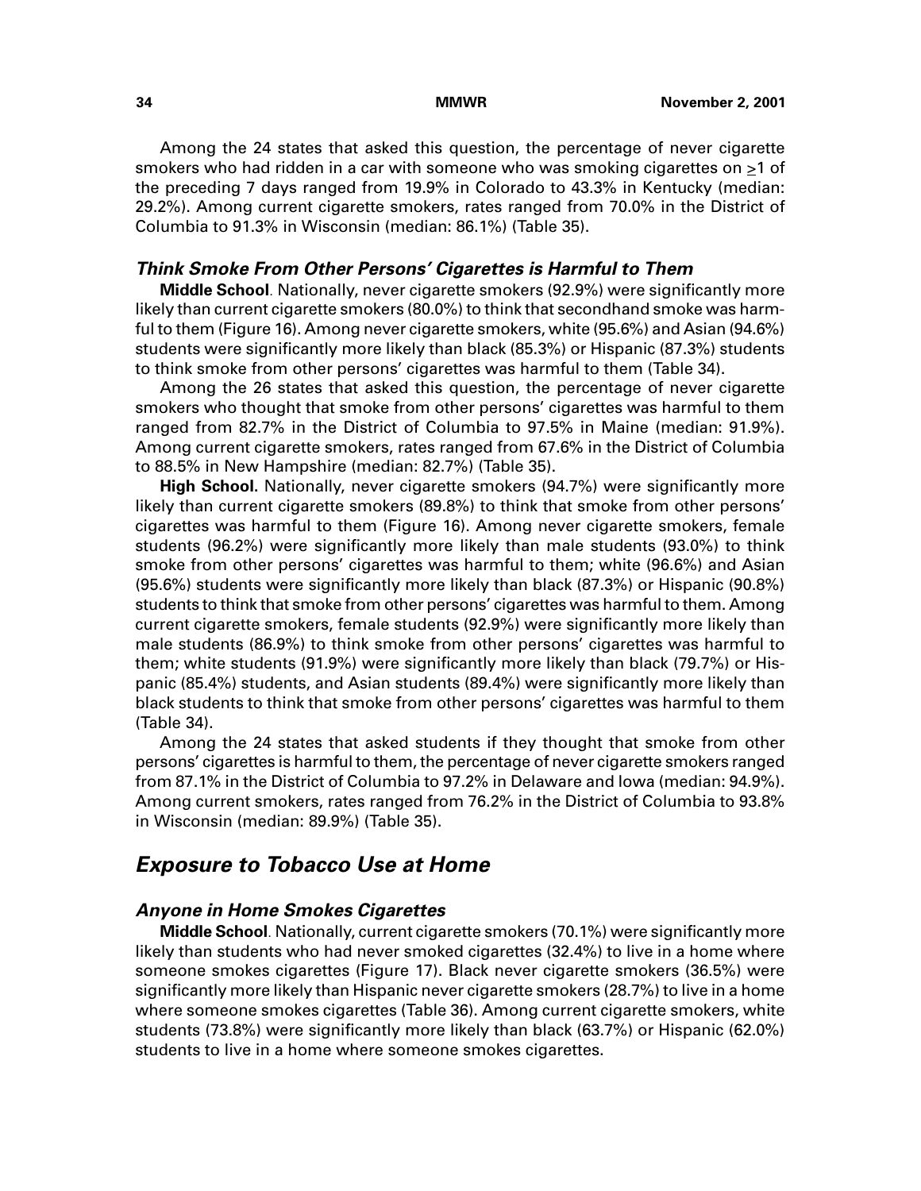Among the 24 states that asked this question, the percentage of never cigarette smokers who had ridden in a car with someone who was smoking cigarettes on $\geq$1 of the preceding 7 days ranged from 19.9% in Colorado to 43.3% in Kentucky (median: 29.2%). Among current cigarette smokers, rates ranged from 70.0% in the District of Columbia to 91.3% in Wisconsin (median: 86.1%) (Table 35).

### *Think Smoke From Other Persons' Cigarettes is Harmful to Them*

**Middle School**. Nationally, never cigarette smokers (92.9%) were significantly more likely than current cigarette smokers (80.0%) to think that secondhand smoke was harmful to them (Figure 16). Among never cigarette smokers, white (95.6%) and Asian (94.6%) students were significantly more likely than black (85.3%) or Hispanic (87.3%) students to think smoke from other persons' cigarettes was harmful to them (Table 34).

Among the 26 states that asked this question, the percentage of never cigarette smokers who thought that smoke from other persons' cigarettes was harmful to them ranged from 82.7% in the District of Columbia to 97.5% in Maine (median: 91.9%). Among current cigarette smokers, rates ranged from 67.6% in the District of Columbia to 88.5% in New Hampshire (median: 82.7%) (Table 35).

**High School.** Nationally, never cigarette smokers (94.7%) were significantly more likely than current cigarette smokers (89.8%) to think that smoke from other persons' cigarettes was harmful to them (Figure 16). Among never cigarette smokers, female students (96.2%) were significantly more likely than male students (93.0%) to think smoke from other persons' cigarettes was harmful to them; white (96.6%) and Asian (95.6%) students were significantly more likely than black (87.3%) or Hispanic (90.8%) students to think that smoke from other persons' cigarettes was harmful to them. Among current cigarette smokers, female students (92.9%) were significantly more likely than male students (86.9%) to think smoke from other persons' cigarettes was harmful to them; white students (91.9%) were significantly more likely than black (79.7%) or Hispanic (85.4%) students, and Asian students (89.4%) were significantly more likely than black students to think that smoke from other persons' cigarettes was harmful to them (Table 34).

Among the 24 states that asked students if they thought that smoke from other persons' cigarettes is harmful to them, the percentage of never cigarette smokers ranged from 87.1% in the District of Columbia to 97.2% in Delaware and Iowa (median: 94.9%). Among current smokers, rates ranged from 76.2% in the District of Columbia to 93.8% in Wisconsin (median: 89.9%) (Table 35).

## *Exposure to Tobacco Use at Home*

### *Anyone in Home Smokes Cigarettes*

**Middle School**. Nationally, current cigarette smokers (70.1%) were significantly more likely than students who had never smoked cigarettes (32.4%) to live in a home where someone smokes cigarettes (Figure 17). Black never cigarette smokers (36.5%) were significantly more likely than Hispanic never cigarette smokers (28.7%) to live in a home where someone smokes cigarettes (Table 36). Among current cigarette smokers, white students (73.8%) were significantly more likely than black (63.7%) or Hispanic (62.0%) students to live in a home where someone smokes cigarettes.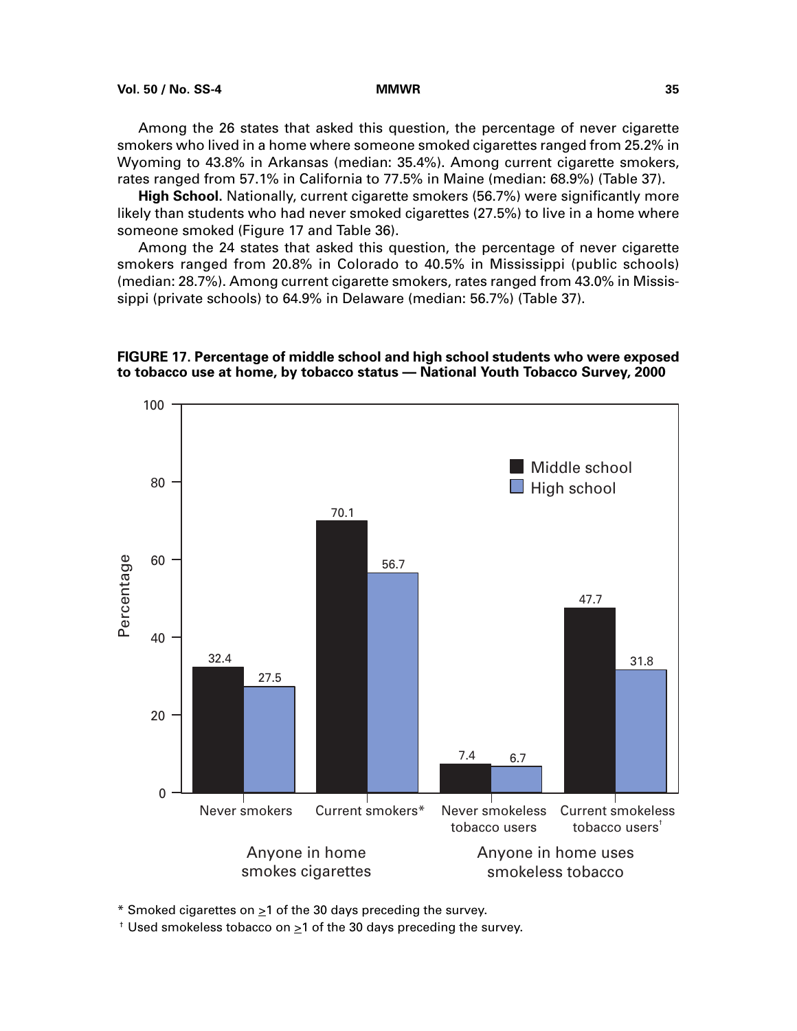Among the 26 states that asked this question, the percentage of never cigarette smokers who lived in a home where someone smoked cigarettes ranged from 25.2% in Wyoming to 43.8% in Arkansas (median: 35.4%). Among current cigarette smokers, rates ranged from 57.1% in California to 77.5% in Maine (median: 68.9%) (Table 37).

**High School**. Nationally, current cigarette smokers (56.7%) were significantly more likely than students who had never smoked cigarettes (27.5%) to live in a home where someone smoked (Figure 17 and Table 36).

Among the 24 states that asked this question, the percentage of never cigarette smokers ranged from 20.8% in Colorado to 40.5% in Mississippi (public schools) (median: 28.7%). Among current cigarette smokers, rates ranged from 43.0% in Mississippi (private schools) to 64.9% in Delaware (median: 56.7%) (Table 37).

**FIGURE 17. Percentage of middle school and high school students who were exposed to tobacco use at home, by tobacco status — National Youth Tobacco Survey, 2000**

| | Anyone in home smokes cigarettes | | Anyone in home uses smokeless tobacco | |
|---|---|---|---|---|
| | Never smokers | Current smokers* | Never smokeless tobacco users | Current smokeless tobacco users† |
| Middle school | 32.4 | 70.1 | 7.4 | 47.7 |
| High school | 27.5 | 56.7 | 6.7 | 31.8 |

\* Smoked cigarettes on ≥1 of the 30 days preceding the survey.

† Used smokeless tobacco on ≥1 of the 30 days preceding the survey.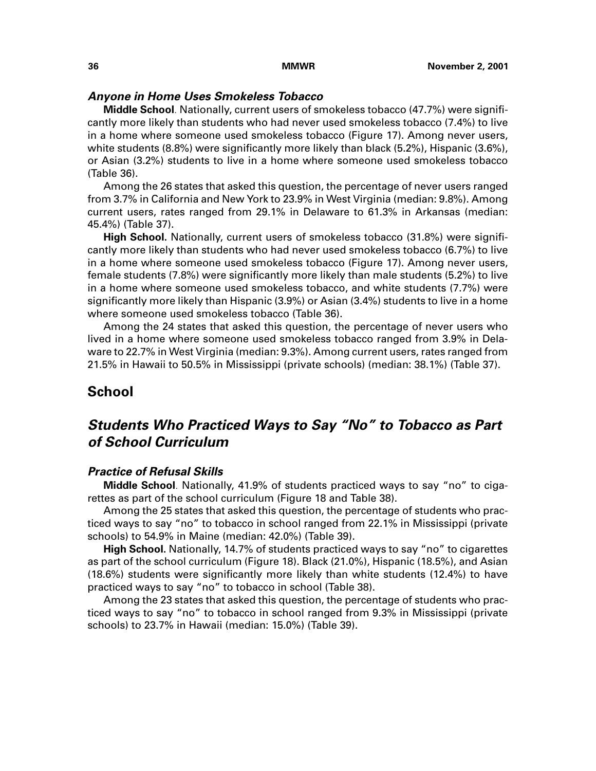### *Anyone in Home Uses Smokeless Tobacco*

**Middle School**. Nationally, current users of smokeless tobacco (47.7%) were significantly more likely than students who had never used smokeless tobacco (7.4%) to live in a home where someone used smokeless tobacco (Figure 17). Among never users, white students (8.8%) were significantly more likely than black (5.2%), Hispanic (3.6%), or Asian (3.2%) students to live in a home where someone used smokeless tobacco (Table 36).

Among the 26 states that asked this question, the percentage of never users ranged from 3.7% in California and New York to 23.9% in West Virginia (median: 9.8%). Among current users, rates ranged from 29.1% in Delaware to 61.3% in Arkansas (median: 45.4%) (Table 37).

**High School.** Nationally, current users of smokeless tobacco (31.8%) were significantly more likely than students who had never used smokeless tobacco (6.7%) to live in a home where someone used smokeless tobacco (Figure 17). Among never users, female students (7.8%) were significantly more likely than male students (5.2%) to live in a home where someone used smokeless tobacco, and white students (7.7%) were significantly more likely than Hispanic (3.9%) or Asian (3.4%) students to live in a home where someone used smokeless tobacco (Table 36).

Among the 24 states that asked this question, the percentage of never users who lived in a home where someone used smokeless tobacco ranged from 3.9% in Delaware to 22.7% in West Virginia (median: 9.3%). Among current users, rates ranged from 21.5% in Hawaii to 50.5% in Mississippi (private schools) (median: 38.1%) (Table 37).

## School

## *Students Who Practiced Ways to Say "No" to Tobacco as Part of School Curriculum*

### *Practice of Refusal Skills*

**Middle School**. Nationally, 41.9% of students practiced ways to say "no" to cigarettes as part of the school curriculum (Figure 18 and Table 38).

Among the 25 states that asked this question, the percentage of students who practiced ways to say "no" to tobacco in school ranged from 22.1% in Mississippi (private schools) to 54.9% in Maine (median: 42.0%) (Table 39).

**High School.** Nationally, 14.7% of students practiced ways to say "no" to cigarettes as part of the school curriculum (Figure 18). Black (21.0%), Hispanic (18.5%), and Asian (18.6%) students were significantly more likely than white students (12.4%) to have practiced ways to say "no" to tobacco in school (Table 38).

Among the 23 states that asked this question, the percentage of students who practiced ways to say "no" to tobacco in school ranged from 9.3% in Mississippi (private schools) to 23.7% in Hawaii (median: 15.0%) (Table 39).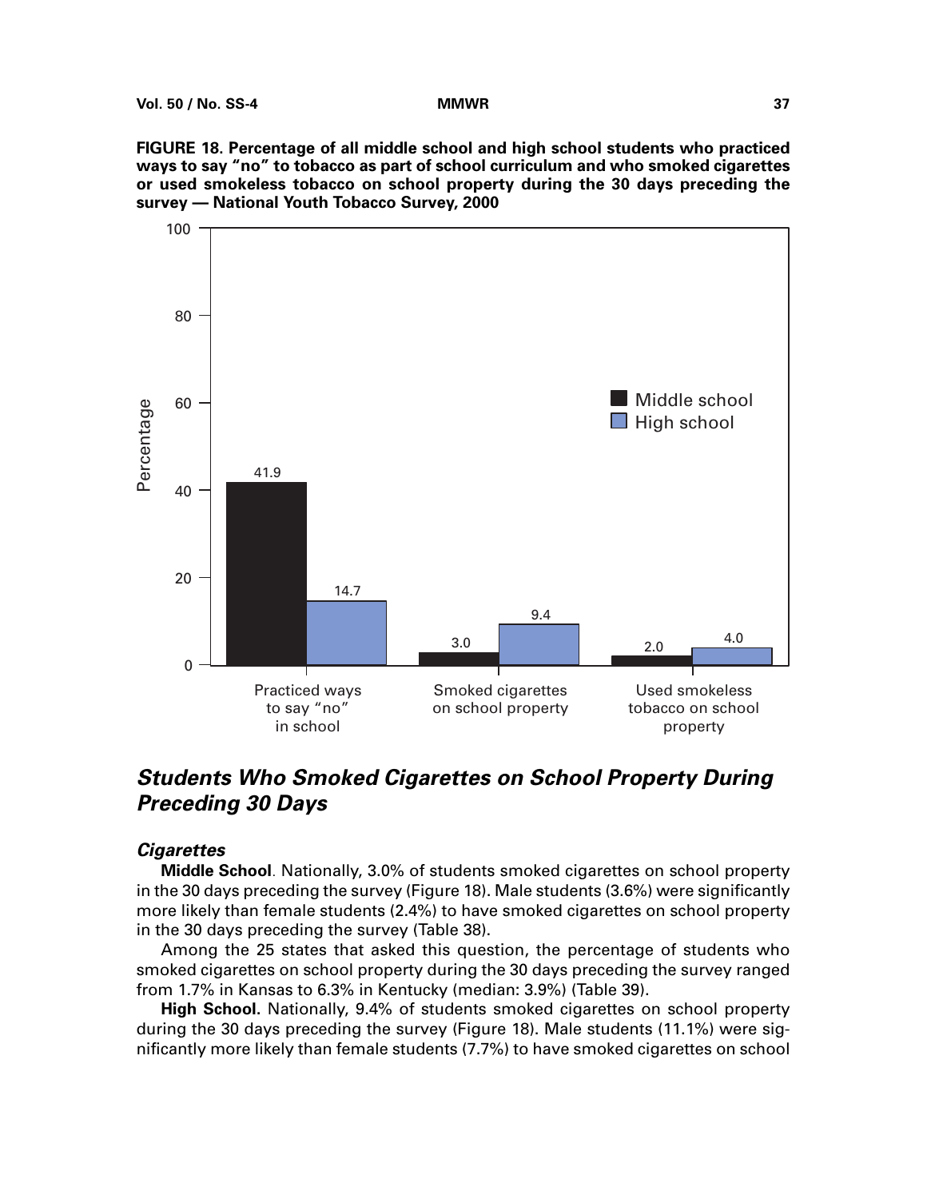**FIGURE 18. Percentage of all middle school and high school students who practiced ways to say "no" to tobacco as part of school curriculum and who smoked cigarettes or used smokeless tobacco on school property during the 30 days preceding the survey — National Youth Tobacco Survey, 2000**

| | Middle school | High school |
|---|---|---|
| Practiced ways to say "no" in school | 41.9 | 14.7 |
| Smoked cigarettes on school property | 3.0 | 9.4 |
| Used smokeless tobacco on school property | 2.0 | 4.0 |

## *Students Who Smoked Cigarettes on School Property During Preceding 30 Days*

### *Cigarettes*

**Middle School**. Nationally, 3.0% of students smoked cigarettes on school property in the 30 days preceding the survey (Figure 18). Male students (3.6%) were significantly more likely than female students (2.4%) to have smoked cigarettes on school property in the 30 days preceding the survey (Table 38).

Among the 25 states that asked this question, the percentage of students who smoked cigarettes on school property during the 30 days preceding the survey ranged from 1.7% in Kansas to 6.3% in Kentucky (median: 3.9%) (Table 39).

**High School.** Nationally, 9.4% of students smoked cigarettes on school property during the 30 days preceding the survey (Figure 18). Male students (11.1%) were significantly more likely than female students (7.7%) to have smoked cigarettes on school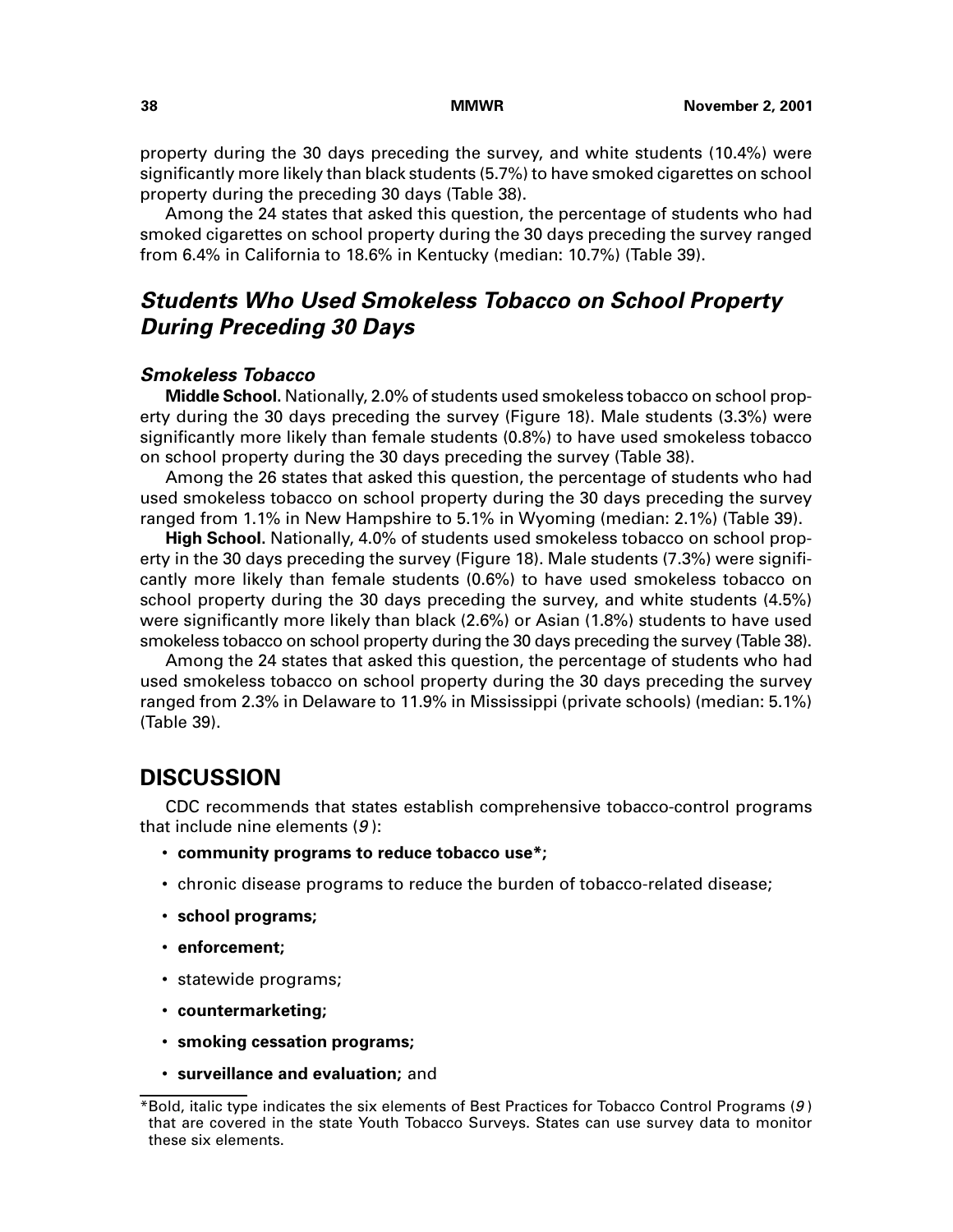property during the 30 days preceding the survey, and white students (10.4%) were significantly more likely than black students (5.7%) to have smoked cigarettes on school property during the preceding 30 days (Table 38).

Among the 24 states that asked this question, the percentage of students who had smoked cigarettes on school property during the 30 days preceding the survey ranged from 6.4% in California to 18.6% in Kentucky (median: 10.7%) (Table 39).

## *Students Who Used Smokeless Tobacco on School Property During Preceding 30 Days*

### *Smokeless Tobacco*

**Middle School.** Nationally, 2.0% of students used smokeless tobacco on school property during the 30 days preceding the survey (Figure 18). Male students (3.3%) were significantly more likely than female students (0.8%) to have used smokeless tobacco on school property during the 30 days preceding the survey (Table 38).

Among the 26 states that asked this question, the percentage of students who had used smokeless tobacco on school property during the 30 days preceding the survey ranged from 1.1% in New Hampshire to 5.1% in Wyoming (median: 2.1%) (Table 39).

**High School.** Nationally, 4.0% of students used smokeless tobacco on school property in the 30 days preceding the survey (Figure 18). Male students (7.3%) were significantly more likely than female students (0.6%) to have used smokeless tobacco on school property during the 30 days preceding the survey, and white students (4.5%) were significantly more likely than black (2.6%) or Asian (1.8%) students to have used smokeless tobacco on school property during the 30 days preceding the survey (Table 38).

Among the 24 states that asked this question, the percentage of students who had used smokeless tobacco on school property during the 30 days preceding the survey ranged from 2.3% in Delaware to 11.9% in Mississippi (private schools) (median: 5.1%) (Table 39).

## DISCUSSION

CDC recommends that states establish comprehensive tobacco-control programs that include nine elements (*9*):

- **community programs to reduce tobacco use*;**
- chronic disease programs to reduce the burden of tobacco-related disease;
- **school programs;**
- **enforcement;**
- statewide programs;
- **countermarketing;**
- **smoking cessation programs;**
- **surveillance and evaluation;** and

*Bold, italic type indicates the six elements of Best Practices for Tobacco Control Programs (*9*) that are covered in the state Youth Tobacco Surveys. States can use survey data to monitor these six elements.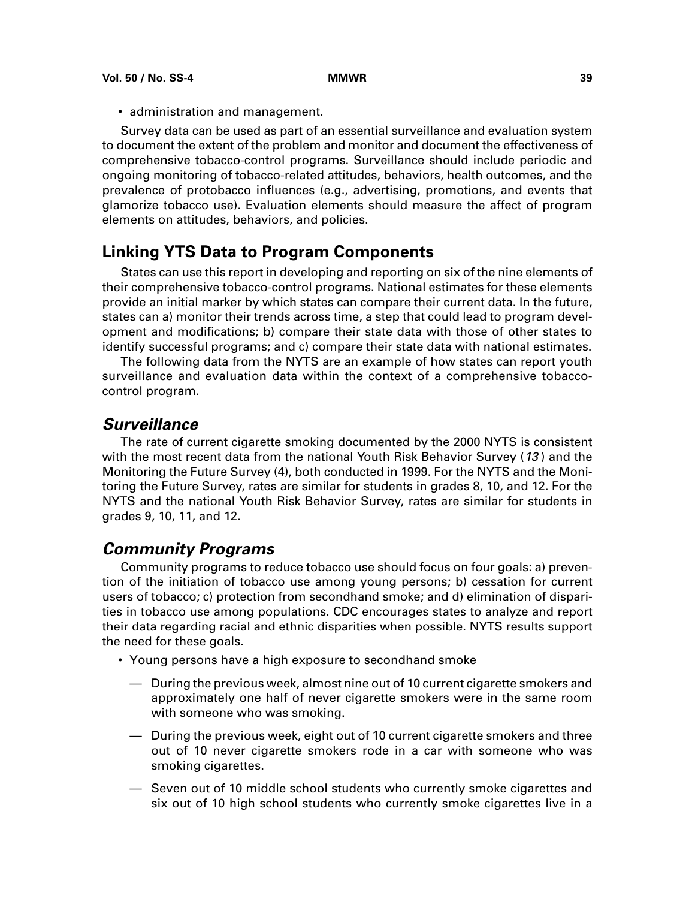- administration and management.

Survey data can be used as part of an essential surveillance and evaluation system to document the extent of the problem and monitor and document the effectiveness of comprehensive tobacco-control programs. Surveillance should include periodic and ongoing monitoring of tobacco-related attitudes, behaviors, health outcomes, and the prevalence of protobacco influences (e.g., advertising, promotions, and events that glamorize tobacco use). Evaluation elements should measure the affect of program elements on attitudes, behaviors, and policies.

## Linking YTS Data to Program Components

States can use this report in developing and reporting on six of the nine elements of their comprehensive tobacco-control programs. National estimates for these elements provide an initial marker by which states can compare their current data. In the future, states can a) monitor their trends across time, a step that could lead to program development and modifications; b) compare their state data with those of other states to identify successful programs; and c) compare their state data with national estimates.

The following data from the NYTS are an example of how states can report youth surveillance and evaluation data within the context of a comprehensive tobacco-control program.

### *Surveillance*

The rate of current cigarette smoking documented by the 2000 NYTS is consistent with the most recent data from the national Youth Risk Behavior Survey (*13*) and the Monitoring the Future Survey (4), both conducted in 1999. For the NYTS and the Monitoring the Future Survey, rates are similar for students in grades 8, 10, and 12. For the NYTS and the national Youth Risk Behavior Survey, rates are similar for students in grades 9, 10, 11, and 12.

### *Community Programs*

Community programs to reduce tobacco use should focus on four goals: a) prevention of the initiation of tobacco use among young persons; b) cessation for current users of tobacco; c) protection from secondhand smoke; and d) elimination of disparities in tobacco use among populations. CDC encourages states to analyze and report their data regarding racial and ethnic disparities when possible. NYTS results support the need for these goals.

- Young persons have a high exposure to secondhand smoke
  - — During the previous week, almost nine out of 10 current cigarette smokers and approximately one half of never cigarette smokers were in the same room with someone who was smoking.
  - — During the previous week, eight out of 10 current cigarette smokers and three out of 10 never cigarette smokers rode in a car with someone who was smoking cigarettes.
  - — Seven out of 10 middle school students who currently smoke cigarettes and six out of 10 high school students who currently smoke cigarettes live in a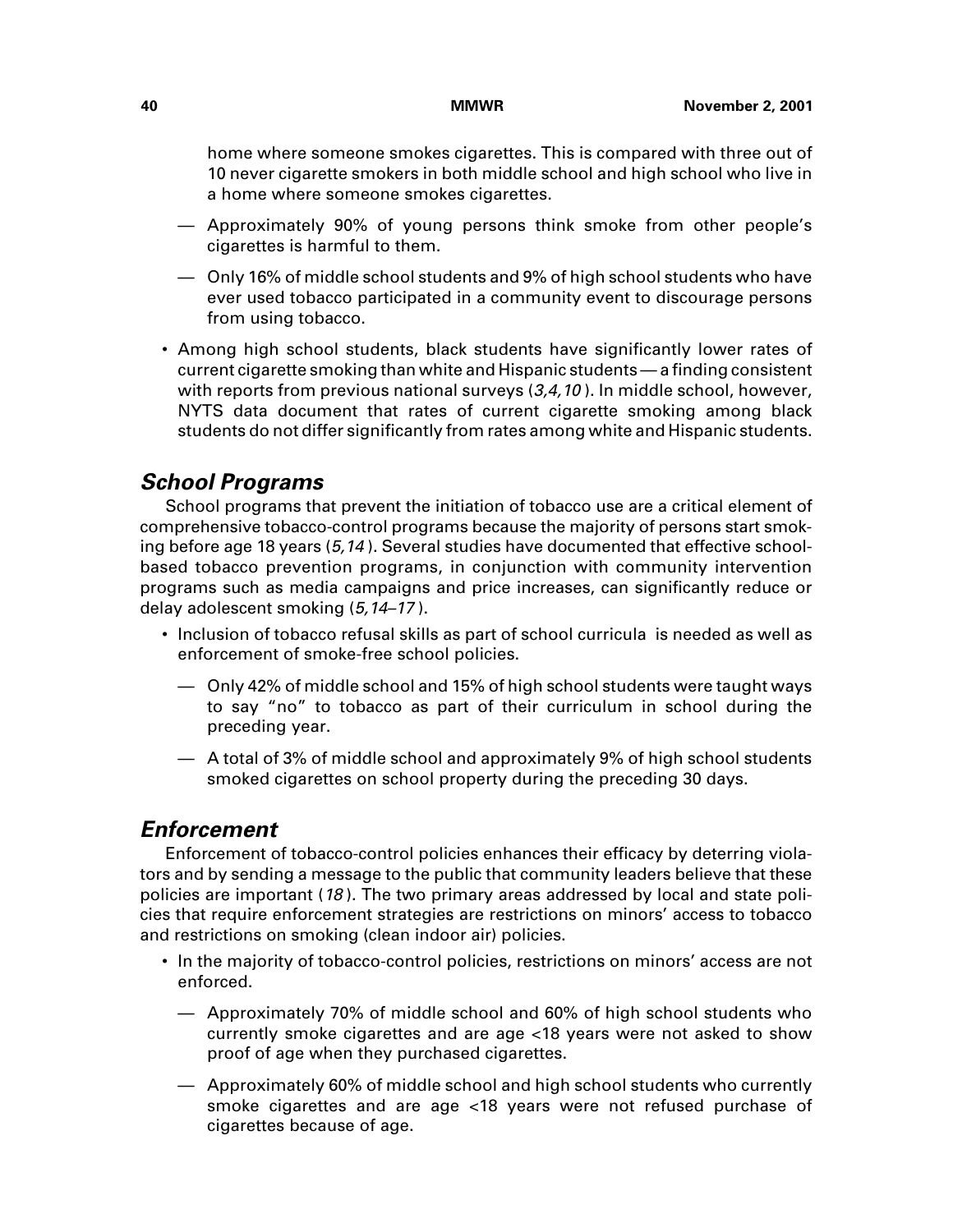home where someone smokes cigarettes. This is compared with three out of 10 never cigarette smokers in both middle school and high school who live in a home where someone smokes cigarettes.

  - — Approximately 90% of young persons think smoke from other people's cigarettes is harmful to them.
  - — Only 16% of middle school students and 9% of high school students who have ever used tobacco participated in a community event to discourage persons from using tobacco.

- Among high school students, black students have significantly lower rates of current cigarette smoking than white and Hispanic students — a finding consistent with reports from previous national surveys (*3,4,10*). In middle school, however, NYTS data document that rates of current cigarette smoking among black students do not differ significantly from rates among white and Hispanic students.

## *School Programs*

School programs that prevent the initiation of tobacco use are a critical element of comprehensive tobacco-control programs because the majority of persons start smoking before age 18 years (*5,14*). Several studies have documented that effective school-based tobacco prevention programs, in conjunction with community intervention programs such as media campaigns and price increases, can significantly reduce or delay adolescent smoking (*5,14–17*).

- Inclusion of tobacco refusal skills as part of school curricula is needed as well as enforcement of smoke-free school policies.
  - — Only 42% of middle school and 15% of high school students were taught ways to say "no" to tobacco as part of their curriculum in school during the preceding year.
  - — A total of 3% of middle school and approximately 9% of high school students smoked cigarettes on school property during the preceding 30 days.

## *Enforcement*

Enforcement of tobacco-control policies enhances their efficacy by deterring violators and by sending a message to the public that community leaders believe that these policies are important (*18*). The two primary areas addressed by local and state policies that require enforcement strategies are restrictions on minors' access to tobacco and restrictions on smoking (clean indoor air) policies.

- In the majority of tobacco-control policies, restrictions on minors' access are not enforced.
  - — Approximately 70% of middle school and 60% of high school students who currently smoke cigarettes and are age <18 years were not asked to show proof of age when they purchased cigarettes.
  - — Approximately 60% of middle school and high school students who currently smoke cigarettes and are age <18 years were not refused purchase of cigarettes because of age.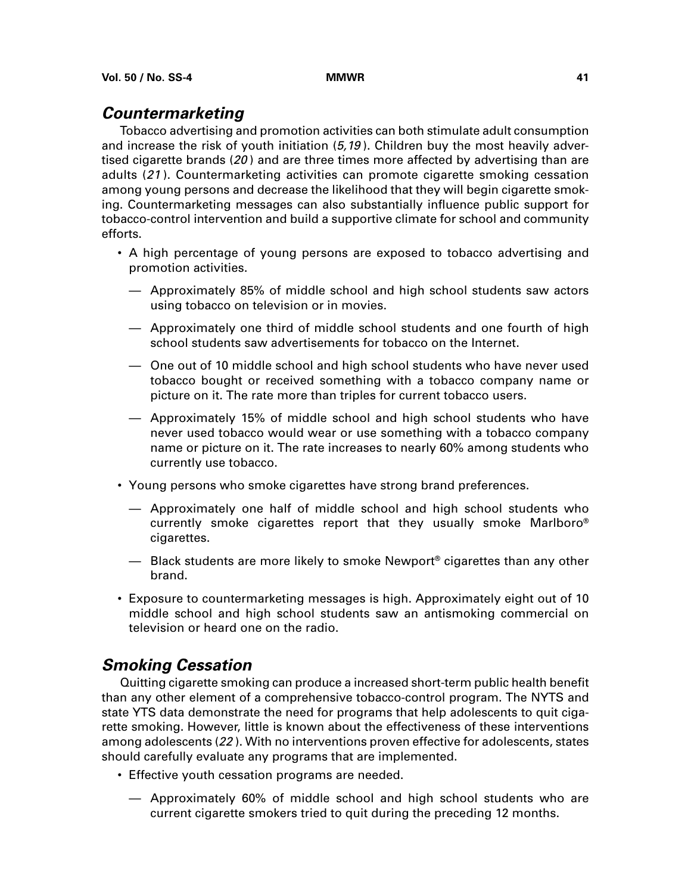## *Countermarketing*

Tobacco advertising and promotion activities can both stimulate adult consumption and increase the risk of youth initiation (*5,19*). Children buy the most heavily advertised cigarette brands (*20*) and are three times more affected by advertising than are adults (*21*). Countermarketing activities can promote cigarette smoking cessation among young persons and decrease the likelihood that they will begin cigarette smoking. Countermarketing messages can also substantially influence public support for tobacco-control intervention and build a supportive climate for school and community efforts.

- A high percentage of young persons are exposed to tobacco advertising and promotion activities.
  - Approximately 85% of middle school and high school students saw actors using tobacco on television or in movies.
  - Approximately one third of middle school students and one fourth of high school students saw advertisements for tobacco on the Internet.
  - One out of 10 middle school and high school students who have never used tobacco bought or received something with a tobacco company name or picture on it. The rate more than triples for current tobacco users.
  - Approximately 15% of middle school and high school students who have never used tobacco would wear or use something with a tobacco company name or picture on it. The rate increases to nearly 60% among students who currently use tobacco.
- Young persons who smoke cigarettes have strong brand preferences.
  - Approximately one half of middle school and high school students who currently smoke cigarettes report that they usually smoke Marlboro® cigarettes.
  - Black students are more likely to smoke Newport® cigarettes than any other brand.
- Exposure to countermarketing messages is high. Approximately eight out of 10 middle school and high school students saw an antismoking commercial on television or heard one on the radio.

## *Smoking Cessation*

Quitting cigarette smoking can produce a increased short-term public health benefit than any other element of a comprehensive tobacco-control program. The NYTS and state YTS data demonstrate the need for programs that help adolescents to quit cigarette smoking. However, little is known about the effectiveness of these interventions among adolescents (*22*). With no interventions proven effective for adolescents, states should carefully evaluate any programs that are implemented.

- Effective youth cessation programs are needed.
  - Approximately 60% of middle school and high school students who are current cigarette smokers tried to quit during the preceding 12 months.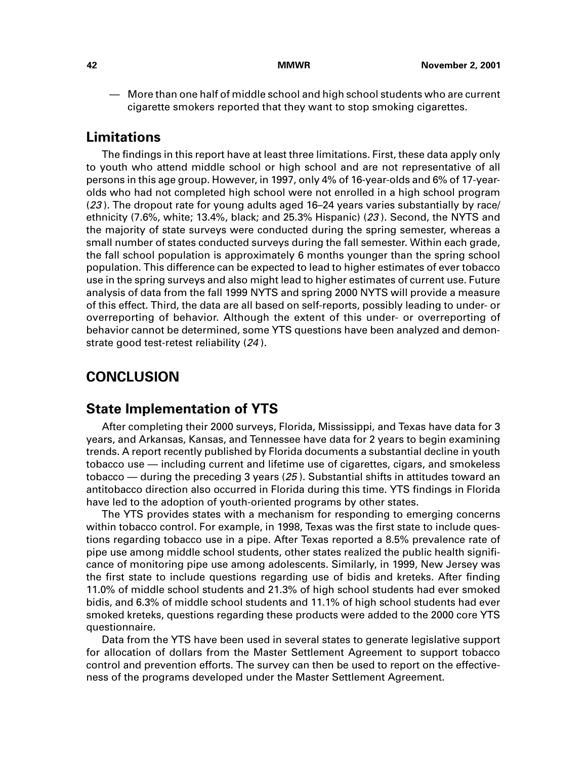— More than one half of middle school and high school students who are current cigarette smokers reported that they want to stop smoking cigarettes.

## Limitations

The findings in this report have at least three limitations. First, these data apply only to youth who attend middle school or high school and are not representative of all persons in this age group. However, in 1997, only 4% of 16-year-olds and 6% of 17-year-olds who had not completed high school were not enrolled in a high school program (*23*). The dropout rate for young adults aged 16–24 years varies substantially by race/ ethnicity (7.6%, white; 13.4%, black; and 25.3% Hispanic) (*23*). Second, the NYTS and the majority of state surveys were conducted during the spring semester, whereas a small number of states conducted surveys during the fall semester. Within each grade, the fall school population is approximately 6 months younger than the spring school population. This difference can be expected to lead to higher estimates of ever tobacco use in the spring surveys and also might lead to higher estimates of current use. Future analysis of data from the fall 1999 NYTS and spring 2000 NYTS will provide a measure of this effect. Third, the data are all based on self-reports, possibly leading to under- or overreporting of behavior. Although the extent of this under- or overreporting of behavior cannot be determined, some YTS questions have been analyzed and demonstrate good test-retest reliability (*24*).

# CONCLUSION

## State Implementation of YTS

After completing their 2000 surveys, Florida, Mississippi, and Texas have data for 3 years, and Arkansas, Kansas, and Tennessee have data for 2 years to begin examining trends. A report recently published by Florida documents a substantial decline in youth tobacco use — including current and lifetime use of cigarettes, cigars, and smokeless tobacco — during the preceding 3 years (*25*). Substantial shifts in attitudes toward an antitobacco direction also occurred in Florida during this time. YTS findings in Florida have led to the adoption of youth-oriented programs by other states.

The YTS provides states with a mechanism for responding to emerging concerns within tobacco control. For example, in 1998, Texas was the first state to include questions regarding tobacco use in a pipe. After Texas reported a 8.5% prevalence rate of pipe use among middle school students, other states realized the public health significance of monitoring pipe use among adolescents. Similarly, in 1999, New Jersey was the first state to include questions regarding use of bidis and kreteks. After finding 11.0% of middle school students and 21.3% of high school students had ever smoked bidis, and 6.3% of middle school students and 11.1% of high school students had ever smoked kreteks, questions regarding these products were added to the 2000 core YTS questionnaire.

Data from the YTS have been used in several states to generate legislative support for allocation of dollars from the Master Settlement Agreement to support tobacco control and prevention efforts. The survey can then be used to report on the effectiveness of the programs developed under the Master Settlement Agreement.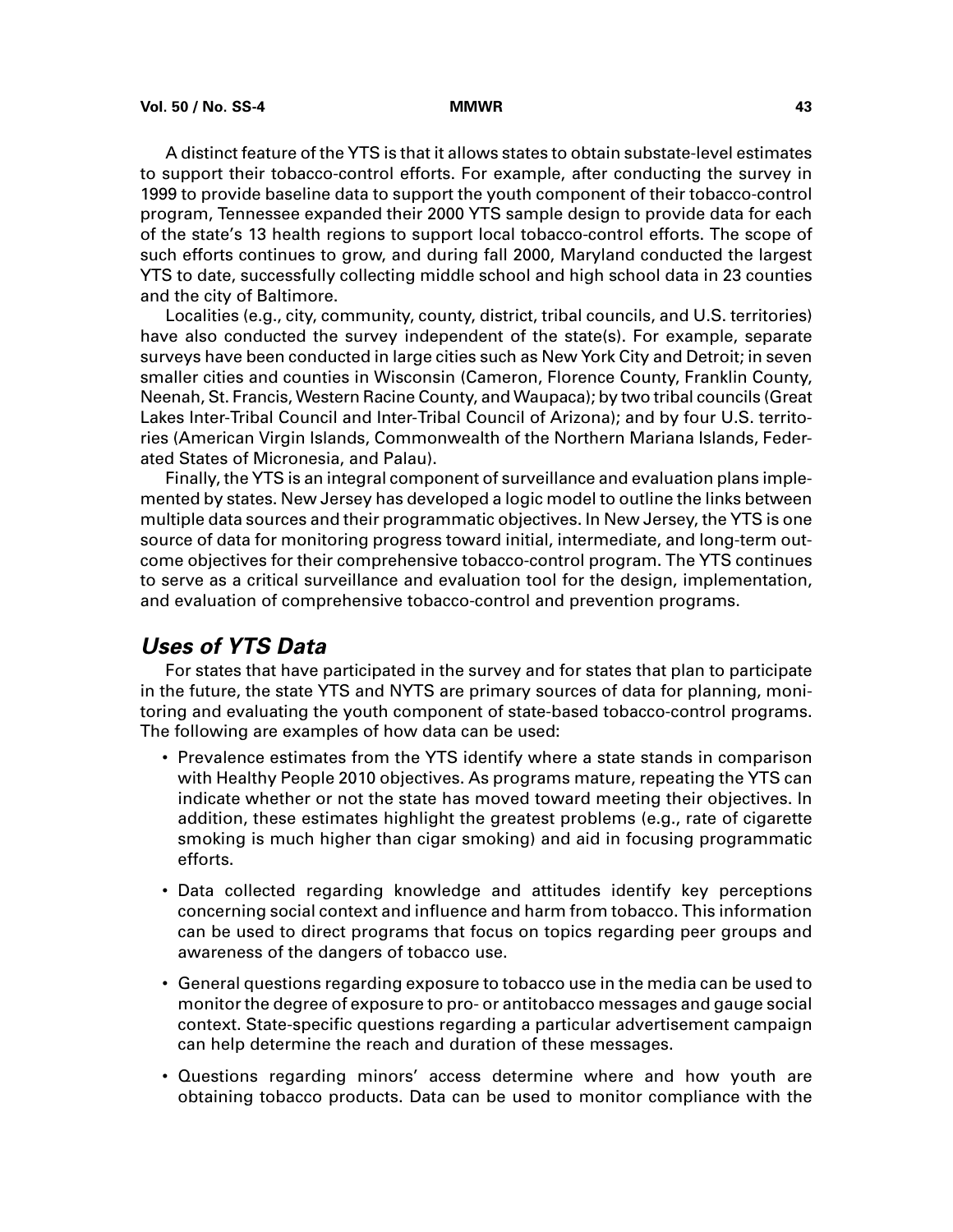A distinct feature of the YTS is that it allows states to obtain substate-level estimates to support their tobacco-control efforts. For example, after conducting the survey in 1999 to provide baseline data to support the youth component of their tobacco-control program, Tennessee expanded their 2000 YTS sample design to provide data for each of the state's 13 health regions to support local tobacco-control efforts. The scope of such efforts continues to grow, and during fall 2000, Maryland conducted the largest YTS to date, successfully collecting middle school and high school data in 23 counties and the city of Baltimore.

Localities (e.g., city, community, county, district, tribal councils, and U.S. territories) have also conducted the survey independent of the state(s). For example, separate surveys have been conducted in large cities such as New York City and Detroit; in seven smaller cities and counties in Wisconsin (Cameron, Florence County, Franklin County, Neenah, St. Francis, Western Racine County, and Waupaca); by two tribal councils (Great Lakes Inter-Tribal Council and Inter-Tribal Council of Arizona); and by four U.S. territories (American Virgin Islands, Commonwealth of the Northern Mariana Islands, Federated States of Micronesia, and Palau).

Finally, the YTS is an integral component of surveillance and evaluation plans implemented by states. New Jersey has developed a logic model to outline the links between multiple data sources and their programmatic objectives. In New Jersey, the YTS is one source of data for monitoring progress toward initial, intermediate, and long-term outcome objectives for their comprehensive tobacco-control program. The YTS continues to serve as a critical surveillance and evaluation tool for the design, implementation, and evaluation of comprehensive tobacco-control and prevention programs.

## *Uses of YTS Data*

For states that have participated in the survey and for states that plan to participate in the future, the state YTS and NYTS are primary sources of data for planning, monitoring and evaluating the youth component of state-based tobacco-control programs. The following are examples of how data can be used:

- Prevalence estimates from the YTS identify where a state stands in comparison with Healthy People 2010 objectives. As programs mature, repeating the YTS can indicate whether or not the state has moved toward meeting their objectives. In addition, these estimates highlight the greatest problems (e.g., rate of cigarette smoking is much higher than cigar smoking) and aid in focusing programmatic efforts.
- Data collected regarding knowledge and attitudes identify key perceptions concerning social context and influence and harm from tobacco. This information can be used to direct programs that focus on topics regarding peer groups and awareness of the dangers of tobacco use.
- General questions regarding exposure to tobacco use in the media can be used to monitor the degree of exposure to pro- or antitobacco messages and gauge social context. State-specific questions regarding a particular advertisement campaign can help determine the reach and duration of these messages.
- Questions regarding minors' access determine where and how youth are obtaining tobacco products. Data can be used to monitor compliance with the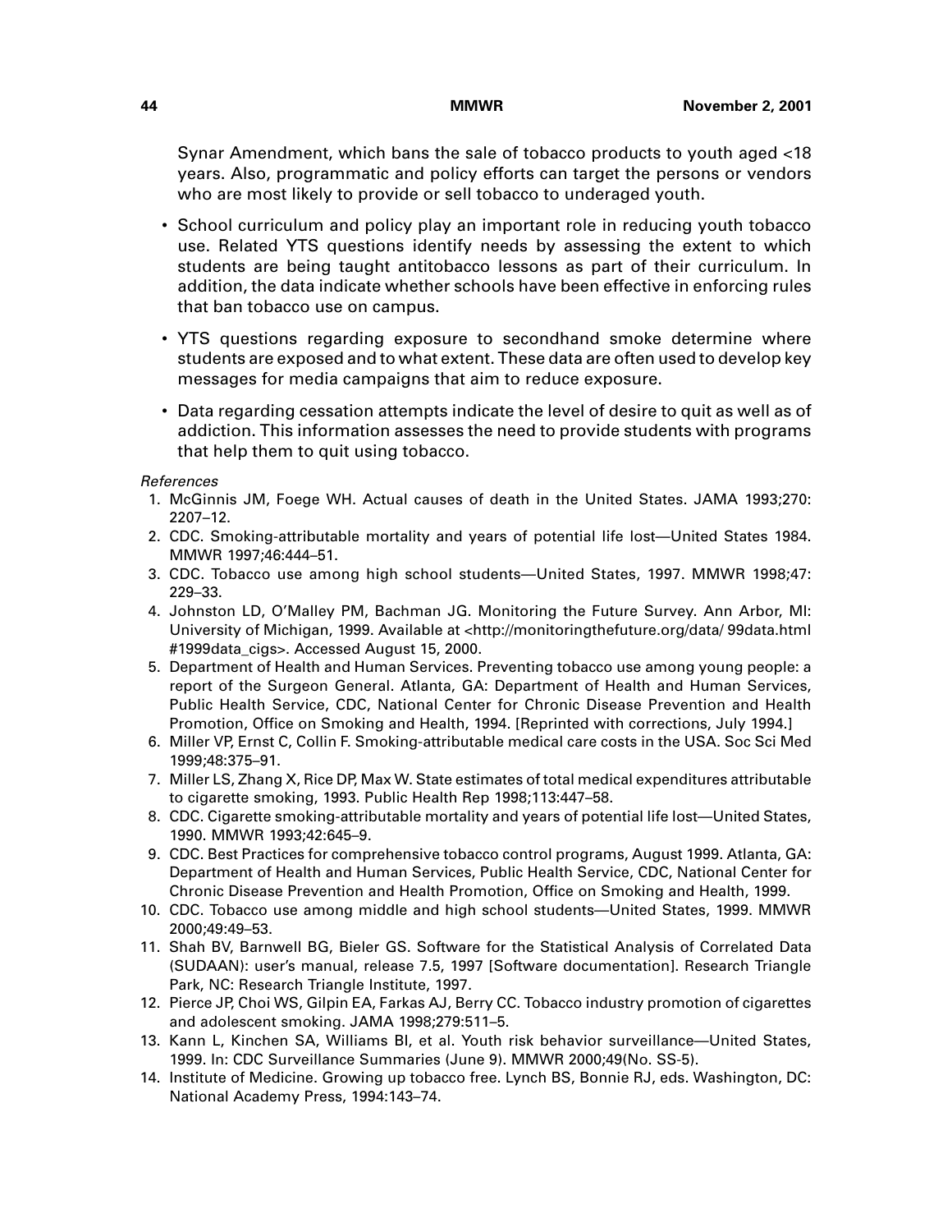Synar Amendment, which bans the sale of tobacco products to youth aged <18 years. Also, programmatic and policy efforts can target the persons or vendors who are most likely to provide or sell tobacco to underaged youth.

- School curriculum and policy play an important role in reducing youth tobacco use. Related YTS questions identify needs by assessing the extent to which students are being taught antitobacco lessons as part of their curriculum. In addition, the data indicate whether schools have been effective in enforcing rules that ban tobacco use on campus.
- YTS questions regarding exposure to secondhand smoke determine where students are exposed and to what extent. These data are often used to develop key messages for media campaigns that aim to reduce exposure.
- Data regarding cessation attempts indicate the level of desire to quit as well as of addiction. This information assesses the need to provide students with programs that help them to quit using tobacco.

*References*

1. McGinnis JM, Foege WH. Actual causes of death in the United States. JAMA 1993;270: 2207–12.
2. CDC. Smoking-attributable mortality and years of potential life lost—United States 1984. MMWR 1997;46:444–51.
3. CDC. Tobacco use among high school students—United States, 1997. MMWR 1998;47: 229–33.
4. Johnston LD, O'Malley PM, Bachman JG. Monitoring the Future Survey. Ann Arbor, MI: University of Michigan, 1999. Available at <http://monitoringthefuture.org/data/ 99data.html #1999data_cigs>. Accessed August 15, 2000.
5. Department of Health and Human Services. Preventing tobacco use among young people: a report of the Surgeon General. Atlanta, GA: Department of Health and Human Services, Public Health Service, CDC, National Center for Chronic Disease Prevention and Health Promotion, Office on Smoking and Health, 1994. [Reprinted with corrections, July 1994.]
6. Miller VP, Ernst C, Collin F. Smoking-attributable medical care costs in the USA. Soc Sci Med 1999;48:375–91.
7. Miller LS, Zhang X, Rice DP, Max W. State estimates of total medical expenditures attributable to cigarette smoking, 1993. Public Health Rep 1998;113:447–58.
8. CDC. Cigarette smoking-attributable mortality and years of potential life lost—United States, 1990. MMWR 1993;42:645–9.
9. CDC. Best Practices for comprehensive tobacco control programs, August 1999. Atlanta, GA: Department of Health and Human Services, Public Health Service, CDC, National Center for Chronic Disease Prevention and Health Promotion, Office on Smoking and Health, 1999.
10. CDC. Tobacco use among middle and high school students—United States, 1999. MMWR 2000;49:49–53.
11. Shah BV, Barnwell BG, Bieler GS. Software for the Statistical Analysis of Correlated Data (SUDAAN): user's manual, release 7.5, 1997 [Software documentation]. Research Triangle Park, NC: Research Triangle Institute, 1997.
12. Pierce JP, Choi WS, Gilpin EA, Farkas AJ, Berry CC. Tobacco industry promotion of cigarettes and adolescent smoking. JAMA 1998;279:511–5.
13. Kann L, Kinchen SA, Williams BI, et al. Youth risk behavior surveillance—United States, 1999. In: CDC Surveillance Summaries (June 9). MMWR 2000;49(No. SS-5).
14. Institute of Medicine. Growing up tobacco free. Lynch BS, Bonnie RJ, eds. Washington, DC: National Academy Press, 1994:143–74.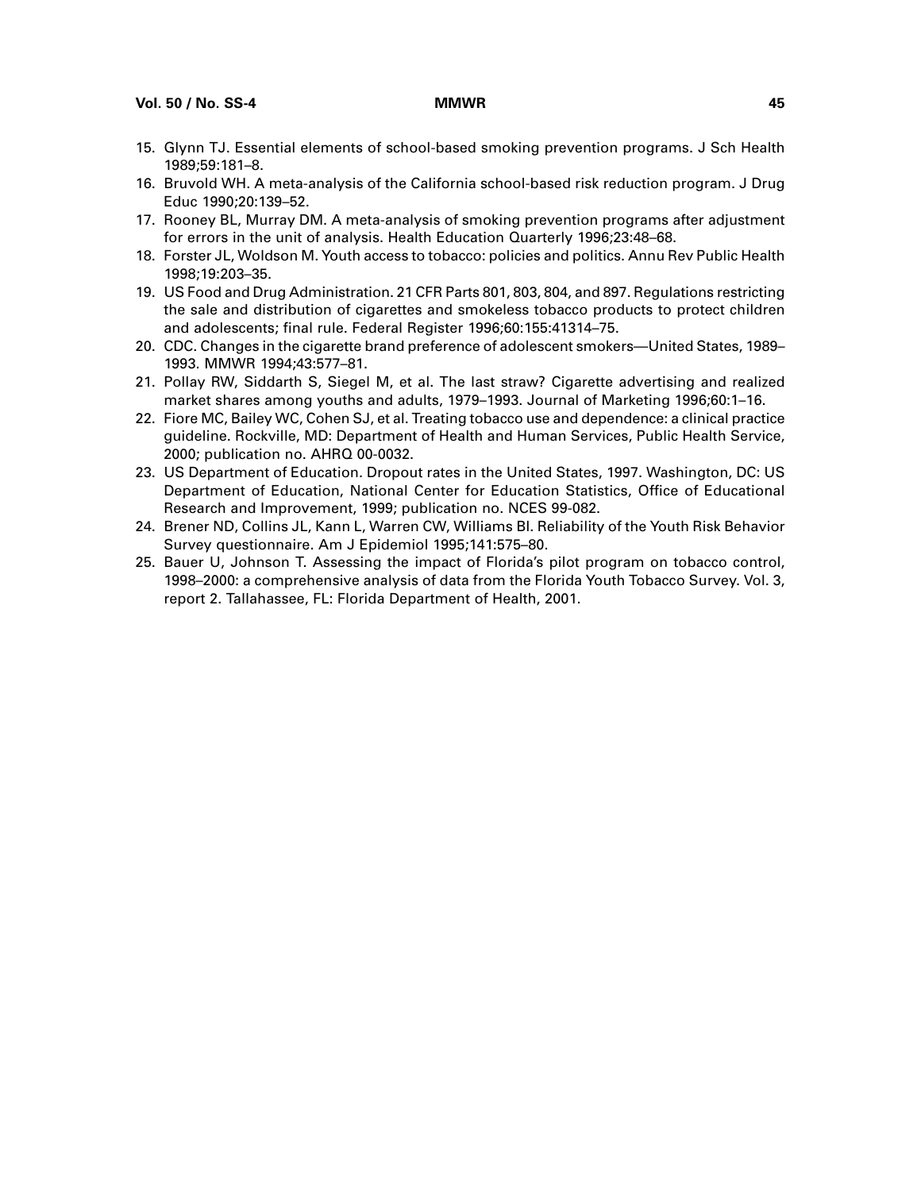15. Glynn TJ. Essential elements of school-based smoking prevention programs. J Sch Health 1989;59:181–8.
16. Bruvold WH. A meta-analysis of the California school-based risk reduction program. J Drug Educ 1990;20:139–52.
17. Rooney BL, Murray DM. A meta-analysis of smoking prevention programs after adjustment for errors in the unit of analysis. Health Education Quarterly 1996;23:48–68.
18. Forster JL, Woldson M. Youth access to tobacco: policies and politics. Annu Rev Public Health 1998;19:203–35.
19. US Food and Drug Administration. 21 CFR Parts 801, 803, 804, and 897. Regulations restricting the sale and distribution of cigarettes and smokeless tobacco products to protect children and adolescents; final rule. Federal Register 1996;60:155:41314–75.
20. CDC. Changes in the cigarette brand preference of adolescent smokers—United States, 1989–1993. MMWR 1994;43:577–81.
21. Pollay RW, Siddarth S, Siegel M, et al. The last straw? Cigarette advertising and realized market shares among youths and adults, 1979–1993. Journal of Marketing 1996;60:1–16.
22. Fiore MC, Bailey WC, Cohen SJ, et al. Treating tobacco use and dependence: a clinical practice guideline. Rockville, MD: Department of Health and Human Services, Public Health Service, 2000; publication no. AHRQ 00-0032.
23. US Department of Education. Dropout rates in the United States, 1997. Washington, DC: US Department of Education, National Center for Education Statistics, Office of Educational Research and Improvement, 1999; publication no. NCES 99-082.
24. Brener ND, Collins JL, Kann L, Warren CW, Williams BI. Reliability of the Youth Risk Behavior Survey questionnaire. Am J Epidemiol 1995;141:575–80.
25. Bauer U, Johnson T. Assessing the impact of Florida's pilot program on tobacco control, 1998–2000: a comprehensive analysis of data from the Florida Youth Tobacco Survey. Vol. 3, report 2. Tallahassee, FL: Florida Department of Health, 2001.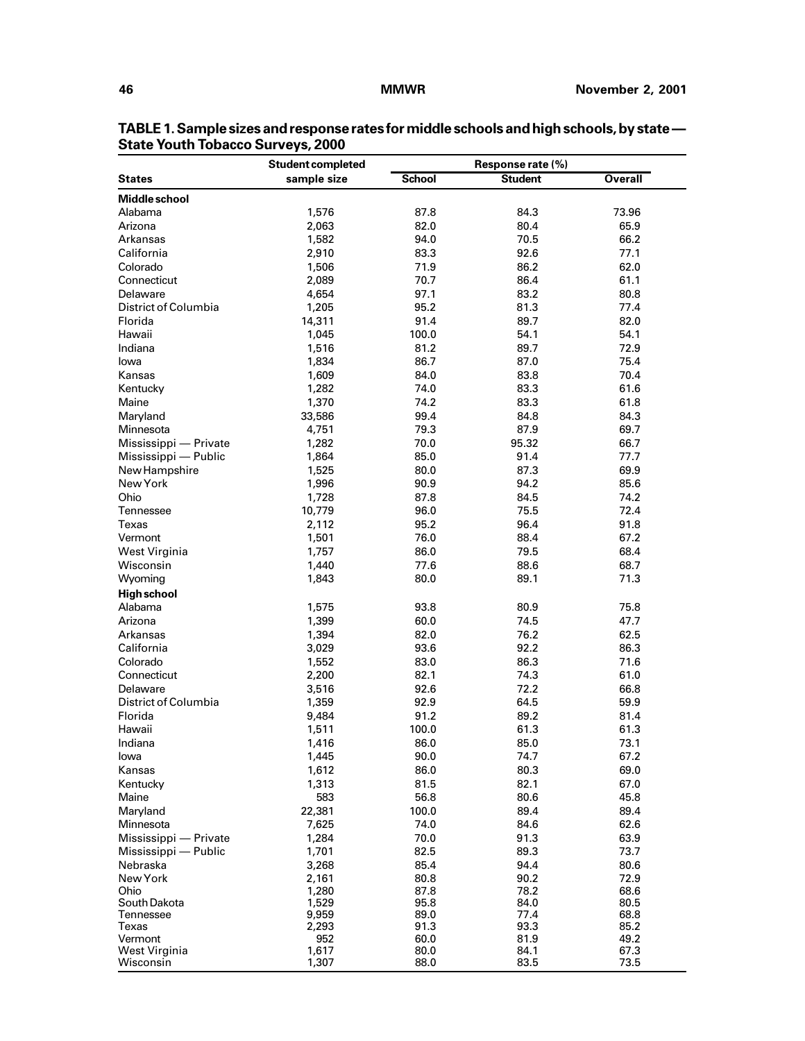**TABLE 1. Sample sizes and response rates for middle schools and high schools, by state — State Youth Tobacco Surveys, 2000**

| States | Student completed sample size | Response rate (%) | | |
|---|---|---|---|---|
| | | School | Student | Overall |
| **Middle school** | | | | |
| Alabama | 1,576 | 87.8 | 84.3 | 73.96 |
| Arizona | 2,063 | 82.0 | 80.4 | 65.9 |
| Arkansas | 1,582 | 94.0 | 70.5 | 66.2 |
| California | 2,910 | 83.3 | 92.6 | 77.1 |
| Colorado | 1,506 | 71.9 | 86.2 | 62.0 |
| Connecticut | 2,089 | 70.7 | 86.4 | 61.1 |
| Delaware | 4,654 | 97.1 | 83.2 | 80.8 |
| District of Columbia | 1,205 | 95.2 | 81.3 | 77.4 |
| Florida | 14,311 | 91.4 | 89.7 | 82.0 |
| Hawaii | 1,045 | 100.0 | 54.1 | 54.1 |
| Indiana | 1,516 | 81.2 | 89.7 | 72.9 |
| Iowa | 1,834 | 86.7 | 87.0 | 75.4 |
| Kansas | 1,609 | 84.0 | 83.8 | 70.4 |
| Kentucky | 1,282 | 74.0 | 83.3 | 61.6 |
| Maine | 1,370 | 74.2 | 83.3 | 61.8 |
| Maryland | 33,586 | 99.4 | 84.8 | 84.3 |
| Minnesota | 4,751 | 79.3 | 87.9 | 69.7 |
| Mississippi — Private | 1,282 | 70.0 | 95.32 | 66.7 |
| Mississippi — Public | 1,864 | 85.0 | 91.4 | 77.7 |
| New Hampshire | 1,525 | 80.0 | 87.3 | 69.9 |
| New York | 1,996 | 90.9 | 94.2 | 85.6 |
| Ohio | 1,728 | 87.8 | 84.5 | 74.2 |
| Tennessee | 10,779 | 96.0 | 75.5 | 72.4 |
| Texas | 2,112 | 95.2 | 96.4 | 91.8 |
| Vermont | 1,501 | 76.0 | 88.4 | 67.2 |
| West Virginia | 1,757 | 86.0 | 79.5 | 68.4 |
| Wisconsin | 1,440 | 77.6 | 88.6 | 68.7 |
| Wyoming | 1,843 | 80.0 | 89.1 | 71.3 |
| **High school** | | | | |
| Alabama | 1,575 | 93.8 | 80.9 | 75.8 |
| Arizona | 1,399 | 60.0 | 74.5 | 47.7 |
| Arkansas | 1,394 | 82.0 | 76.2 | 62.5 |
| California | 3,029 | 93.6 | 92.2 | 86.3 |
| Colorado | 1,552 | 83.0 | 86.3 | 71.6 |
| Connecticut | 2,200 | 82.1 | 74.3 | 61.0 |
| Delaware | 3,516 | 92.6 | 72.2 | 66.8 |
| District of Columbia | 1,359 | 92.9 | 64.5 | 59.9 |
| Florida | 9,484 | 91.2 | 89.2 | 81.4 |
| Hawaii | 1,511 | 100.0 | 61.3 | 61.3 |
| Indiana | 1,416 | 86.0 | 85.0 | 73.1 |
| Iowa | 1,445 | 90.0 | 74.7 | 67.2 |
| Kansas | 1,612 | 86.0 | 80.3 | 69.0 |
| Kentucky | 1,313 | 81.5 | 82.1 | 67.0 |
| Maine | 583 | 56.8 | 80.6 | 45.8 |
| Maryland | 22,381 | 100.0 | 89.4 | 89.4 |
| Minnesota | 7,625 | 74.0 | 84.6 | 62.6 |
| Mississippi — Private | 1,284 | 70.0 | 91.3 | 63.9 |
| Mississippi — Public | 1,701 | 82.5 | 89.3 | 73.7 |
| Nebraska | 3,268 | 85.4 | 94.4 | 80.6 |
| New York | 2,161 | 80.8 | 90.2 | 72.9 |
| Ohio | 1,280 | 87.8 | 78.2 | 68.6 |
| South Dakota | 1,529 | 95.8 | 84.0 | 80.5 |
| Tennessee | 9,959 | 89.0 | 77.4 | 68.8 |
| Texas | 2,293 | 91.3 | 93.3 | 85.2 |
| Vermont | 952 | 60.0 | 81.9 | 49.2 |
| West Virginia | 1,617 | 80.0 | 84.1 | 67.3 |
| Wisconsin | 1,307 | 88.0 | 83.5 | 73.5 |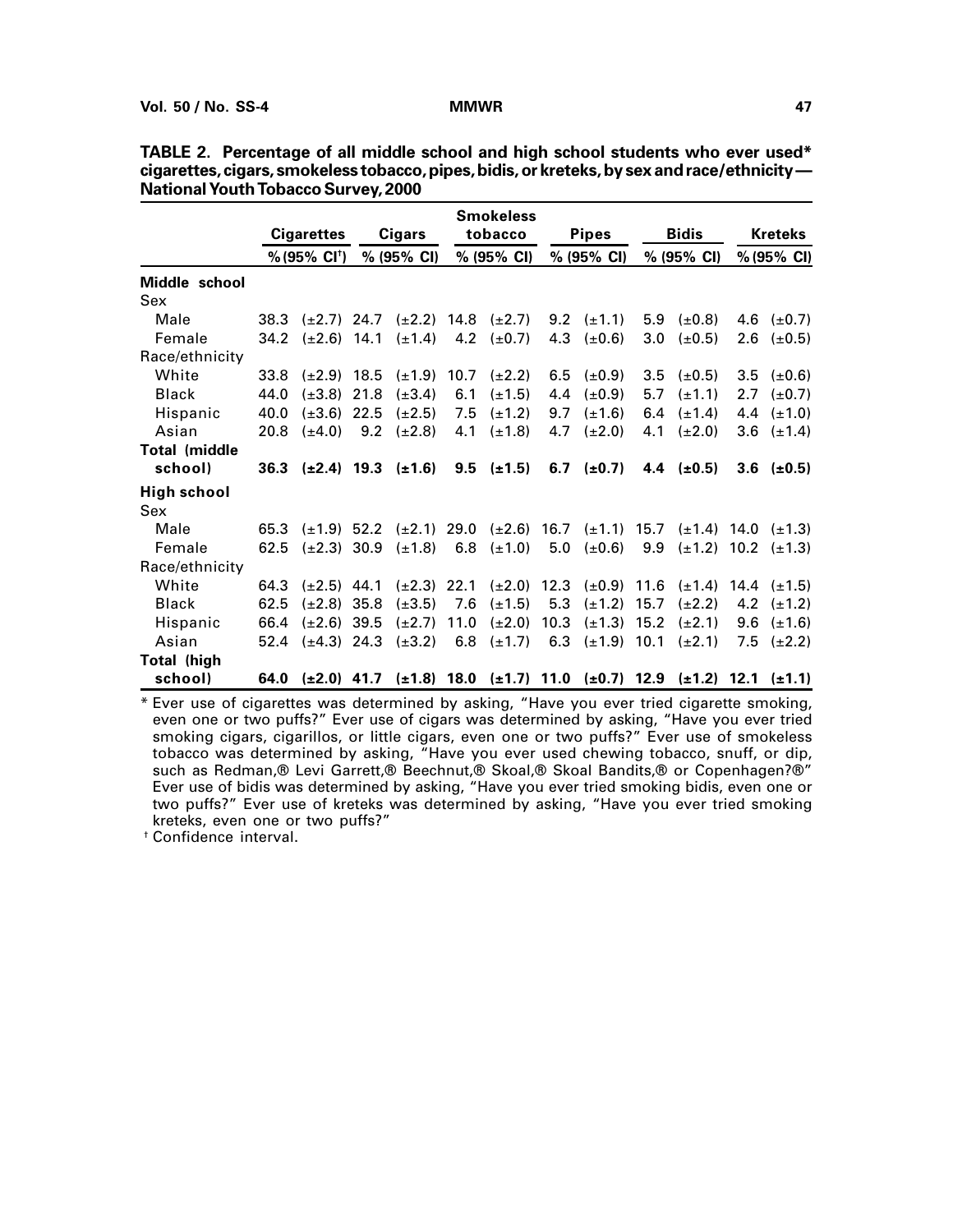**TABLE 2. Percentage of all middle school and high school students who ever used* cigarettes, cigars, smokeless tobacco, pipes, bidis, or kreteks, by sex and race/ethnicity — National Youth Tobacco Survey, 2000**

| | Cigarettes | | Cigars | | Smokeless tobacco | | Pipes | | Bidis | | Kreteks | |
|---|---|---|---|---|---|---|---|---|---|---|---|---|
| | % | (95% CI[†]) | % | (95% CI) | % | (95% CI) | % | (95% CI) | % | (95% CI) | % | (95% CI) |
| **Middle school** | | | | | | | | | | | | |
| Sex | | | | | | | | | | | | |
| Male | 38.3 | (±2.7) | 24.7 | (±2.2) | 14.8 | (±2.7) | 9.2 | (±1.1) | 5.9 | (±0.8) | 4.6 | (±0.7) |
| Female | 34.2 | (±2.6) | 14.1 | (±1.4) | 4.2 | (±0.7) | 4.3 | (±0.6) | 3.0 | (±0.5) | 2.6 | (±0.5) |
| Race/ethnicity | | | | | | | | | | | | |
| White | 33.8 | (±2.9) | 18.5 | (±1.9) | 10.7 | (±2.2) | 6.5 | (±0.9) | 3.5 | (±0.5) | 3.5 | (±0.6) |
| Black | 44.0 | (±3.8) | 21.8 | (±3.4) | 6.1 | (±1.5) | 4.4 | (±0.9) | 5.7 | (±1.1) | 2.7 | (±0.7) |
| Hispanic | 40.0 | (±3.6) | 22.5 | (±2.5) | 7.5 | (±1.2) | 9.7 | (±1.6) | 6.4 | (±1.4) | 4.4 | (±1.0) |
| Asian | 20.8 | (±4.0) | 9.2 | (±2.8) | 4.1 | (±1.8) | 4.7 | (±2.0) | 4.1 | (±2.0) | 3.6 | (±1.4) |
| **Total (middle school)** | **36.3** | **(±2.4)** | **19.3** | **(±1.6)** | **9.5** | **(±1.5)** | **6.7** | **(±0.7)** | **4.4** | **(±0.5)** | **3.6** | **(±0.5)** |
| **High school** | | | | | | | | | | | | |
| Sex | | | | | | | | | | | | |
| Male | 65.3 | (±1.9) | 52.2 | (±2.1) | 29.0 | (±2.6) | 16.7 | (±1.1) | 15.7 | (±1.4) | 14.0 | (±1.3) |
| Female | 62.5 | (±2.3) | 30.9 | (±1.8) | 6.8 | (±1.0) | 5.0 | (±0.6) | 9.9 | (±1.2) | 10.2 | (±1.3) |
| Race/ethnicity | | | | | | | | | | | | |
| White | 64.3 | (±2.5) | 44.1 | (±2.3) | 22.1 | (±2.0) | 12.3 | (±0.9) | 11.6 | (±1.4) | 14.4 | (±1.5) |
| Black | 62.5 | (±2.8) | 35.8 | (±3.5) | 7.6 | (±1.5) | 5.3 | (±1.2) | 15.7 | (±2.2) | 4.2 | (±1.2) |
| Hispanic | 66.4 | (±2.6) | 39.5 | (±2.7) | 11.0 | (±2.0) | 10.3 | (±1.3) | 15.2 | (±2.1) | 9.6 | (±1.6) |
| Asian | 52.4 | (±4.3) | 24.3 | (±3.2) | 6.8 | (±1.7) | 6.3 | (±1.9) | 10.1 | (±2.1) | 7.5 | (±2.2) |
| **Total (high school)** | **64.0** | **(±2.0)** | **41.7** | **(±1.8)** | **18.0** | **(±1.7)** | **11.0** | **(±0.7)** | **12.9** | **(±1.2)** | **12.1** | **(±1.1)** |

* Ever use of cigarettes was determined by asking, "Have you ever tried cigarette smoking, even one or two puffs?" Ever use of cigars was determined by asking, "Have you ever tried smoking cigars, cigarillos, or little cigars, even one or two puffs?" Ever use of smokeless tobacco was determined by asking, "Have you ever used chewing tobacco, snuff, or dip, such as Redman,® Levi Garrett,® Beechnut,® Skoal,® Skoal Bandits,® or Copenhagen?®" Ever use of bidis was determined by asking, "Have you ever tried smoking bidis, even one or two puffs?" Ever use of kreteks was determined by asking, "Have you ever tried smoking kreteks, even one or two puffs?"

[†] Confidence interval.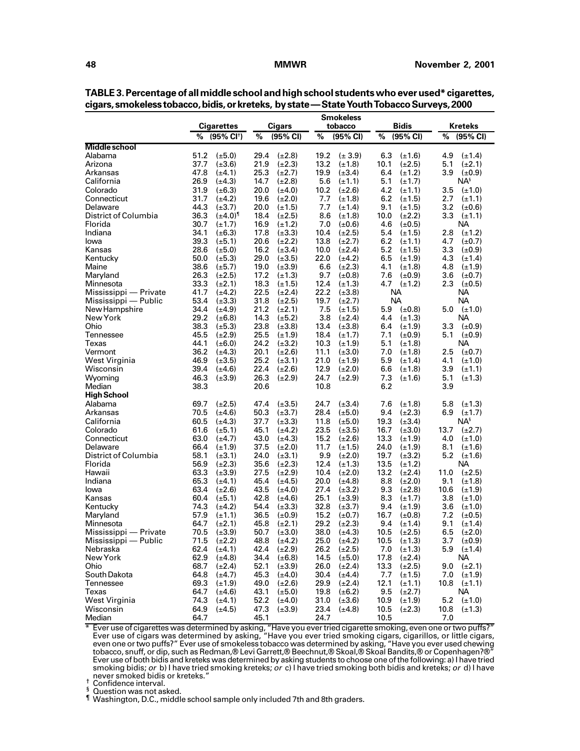**TABLE 3. Percentage of all middle school and high school students who ever used* cigarettes, cigars, smokeless tobacco, bidis, or kreteks, by state — State Youth Tobacco Surveys, 2000**

| | Cigarettes | | Cigars | | Smokeless tobacco | | Bidis | | Kreteks | |
|---|---|---|---|---|---|---|---|---|---|---|
| | % | (95% CI†) | % | (95% CI) | % | (95% CI) | % | (95% CI) | % | (95% CI) |
| **Middle school** | | | | | | | | | | |
| Alabama | 51.2 | (±5.0) | 29.4 | (±2.8) | 19.2 | (± 3.9) | 6.3 | (±1.6) | 4.9 | (±1.4) |
| Arizona | 37.7 | (±3.6) | 21.9 | (±2.3) | 13.2 | (±1.8) | 10.1 | (±2.5) | 5.1 | (±2.1) |
| Arkansas | 47.8 | (±4.1) | 25.3 | (±2.7) | 19.9 | (±3.4) | 6.4 | (±1.2) | 3.9 | (±0.9) |
| California | 26.9 | (±4.3) | 14.7 | (±2.8) | 5.6 | (±1.1) | 5.1 | (±1.7) | NA§ | |
| Colorado | 31.9 | (±6.3) | 20.0 | (±4.0) | 10.2 | (±2.6) | 4.2 | (±1.1) | 3.5 | (±1.0) |
| Connecticut | 31.7 | (±4.2) | 19.6 | (±2.0) | 7.7 | (±1.8) | 6.2 | (±1.5) | 2.7 | (±1.1) |
| Delaware | 44.3 | (±3.7) | 20.0 | (±1.5) | 7.7 | (±1.4) | 9.1 | (±1.5) | 3.2 | (±0.6) |
| District of Columbia | 36.3 | (±4.0)¶ | 18.4 | (±2.5) | 8.6 | (±1.8) | 10.0 | (±2.2) | 3.3 | (±1.1) |
| Florida | 30.7 | (±1.7) | 16.9 | (±1.2) | 7.0 | (±0.6) | 4.6 | (±0.5) | NA | |
| Indiana | 34.1 | (±6.3) | 17.8 | (±3.3) | 10.4 | (±2.5) | 5.4 | (±1.5) | 2.8 | (±1.2) |
| Iowa | 39.3 | (±5.1) | 20.6 | (±2.2) | 13.8 | (±2.7) | 6.2 | (±1.1) | 4.7 | (±0.7) |
| Kansas | 28.6 | (±5.0) | 16.2 | (±3.4) | 10.0 | (±2.4) | 5.2 | (±1.5) | 3.3 | (±0.9) |
| Kentucky | 50.0 | (±5.3) | 29.0 | (±3.5) | 22.0 | (±4.2) | 6.5 | (±1.9) | 4.3 | (±1.4) |
| Maine | 38.6 | (±5.7) | 19.0 | (±3.9) | 6.6 | (±2.3) | 4.1 | (±1.8) | 4.8 | (±1.9) |
| Maryland | 26.3 | (±2.5) | 17.2 | (±1.3) | 9.7 | (±0.8) | 7.6 | (±0.9) | 3.6 | (±0.7) |
| Minnesota | 33.3 | (±2.1) | 18.3 | (±1.5) | 12.4 | (±1.3) | 4.7 | (±1.2) | 2.3 | (±0.5) |
| Mississippi — Private | 41.7 | (±4.2) | 22.5 | (±2.4) | 22.2 | (±3.8) | NA | | NA | |
| Mississippi — Public | 53.4 | (±3.3) | 31.8 | (±2.5) | 19.7 | (±2.7) | NA | | NA | |
| New Hampshire | 34.4 | (±4.9) | 21.2 | (±2.1) | 7.5 | (±1.5) | 5.9 | (±0.8) | 5.0 | (±1.0) |
| New York | 29.2 | (±6.8) | 14.3 | (±5.2) | 3.8 | (±2.4) | 4.4 | (±1.3) | NA | |
| Ohio | 38.3 | (±5.3) | 23.8 | (±3.8) | 13.4 | (±3.8) | 6.4 | (±1.9) | 3.3 | (±0.9) |
| Tennessee | 45.5 | (±2.9) | 25.5 | (±1.9) | 18.4 | (±1.7) | 7.1 | (±0.9) | 5.1 | (±0.9) |
| Texas | 44.1 | (±6.0) | 24.2 | (±3.2) | 10.3 | (±1.9) | 5.1 | (±1.8) | NA | |
| Vermont | 36.2 | (±4.3) | 20.1 | (±2.6) | 11.1 | (±3.0) | 7.0 | (±1.8) | 2.5 | (±0.7) |
| West Virginia | 46.9 | (±3.5) | 25.2 | (±3.1) | 21.0 | (±1.9) | 5.9 | (±1.4) | 4.1 | (±1.0) |
| Wisconsin | 39.4 | (±4.6) | 22.4 | (±2.6) | 12.9 | (±2.0) | 6.6 | (±1.8) | 3.9 | (±1.1) |
| Wyoming | 46.3 | (±3.9) | 26.3 | (±2.9) | 24.7 | (±2.9) | 7.3 | (±1.6) | 5.1 | (±1.3) |
| Median | 38.3 | | 20.6 | | 10.8 | | 6.2 | | 3.9 | |
| **High School** | | | | | | | | | | |
| Alabama | 69.7 | (±2.5) | 47.4 | (±3.5) | 24.7 | (±3.4) | 7.6 | (±1.8) | 5.8 | (±1.3) |
| Arkansas | 70.5 | (±4.6) | 50.3 | (±3.7) | 28.4 | (±5.0) | 9.4 | (±2.3) | 6.9 | (±1.7) |
| California | 60.5 | (±4.3) | 37.7 | (±3.3) | 11.8 | (±5.0) | 19.3 | (±3.4) | NA§ | |
| Colorado | 61.6 | (±5.1) | 45.1 | (±4.2) | 23.5 | (±3.5) | 16.7 | (±3.0) | 13.7 | (±2.7) |
| Connecticut | 63.0 | (±4.7) | 43.0 | (±4.3) | 15.2 | (±2.6) | 13.3 | (±1.9) | 4.0 | (±1.0) |
| Delaware | 66.4 | (±1.9) | 37.5 | (±2.0) | 11.7 | (±1.5) | 24.0 | (±1.9) | 8.1 | (±1.6) |
| District of Columbia | 58.1 | (±3.1) | 24.0 | (±3.1) | 9.9 | (±2.0) | 19.7 | (±3.2) | 5.2 | (±1.6) |
| Florida | 56.9 | (±2.3) | 35.6 | (±2.3) | 12.4 | (±1.3) | 13.5 | (±1.2) | NA | |
| Hawaii | 63.3 | (±3.9) | 27.5 | (±2.9) | 10.4 | (±2.0) | 13.2 | (±2.4) | 11.0 | (±2.5) |
| Indiana | 65.3 | (±4.1) | 45.4 | (±4.5) | 20.0 | (±4.8) | 8.8 | (±2.0) | 9.1 | (±1.8) |
| Iowa | 63.4 | (±2.6) | 43.5 | (±4.0) | 27.4 | (±3.2) | 9.3 | (±2.8) | 10.6 | (±1.9) |
| Kansas | 60.4 | (±5.1) | 42.8 | (±4.6) | 25.1 | (±3.9) | 8.3 | (±1.7) | 3.8 | (±1.0) |
| Kentucky | 74.3 | (±4.2) | 54.4 | (±3.3) | 32.8 | (±3.7) | 9.4 | (±1.9) | 3.6 | (±1.0) |
| Maryland | 57.9 | (±1.1) | 36.5 | (±0.9) | 15.2 | (±0.7) | 16.7 | (±0.8) | 7.2 | (±0.5) |
| Minnesota | 64.7 | (±2.1) | 45.8 | (±2.1) | 29.2 | (±2.3) | 9.4 | (±1.4) | 9.1 | (±1.4) |
| Mississippi — Private | 70.5 | (±3.9) | 50.7 | (±3.0) | 38.0 | (±4.3) | 10.5 | (±2.5) | 6.5 | (±2.0) |
| Mississippi — Public | 71.5 | (±2.2) | 48.8 | (±4.2) | 25.0 | (±4.2) | 10.5 | (±1.3) | 3.7 | (±0.9) |
| Nebraska | 62.4 | (±4.1) | 42.4 | (±2.9) | 26.2 | (±2.5) | 7.0 | (±1.3) | 5.9 | (±1.4) |
| New York | 62.9 | (±4.8) | 34.4 | (±6.8) | 14.5 | (±5.0) | 17.8 | (±2.4) | NA | |
| Ohio | 68.7 | (±2.4) | 52.1 | (±3.9) | 26.0 | (±2.4) | 13.3 | (±2.5) | 9.0 | (±2.1) |
| South Dakota | 64.8 | (±4.7) | 45.3 | (±4.0) | 30.4 | (±4.4) | 7.7 | (±1.5) | 7.0 | (±1.9) |
| Tennessee | 69.3 | (±1.9) | 49.0 | (±2.6) | 29.9 | (±2.4) | 12.1 | (±1.1) | 10.8 | (±1.1) |
| Texas | 64.7 | (±4.6) | 43.1 | (±5.0) | 19.8 | (±6.2) | 9.5 | (±2.7) | NA | |
| West Virginia | 74.3 | (±4.1) | 52.2 | (±4.0) | 31.0 | (±3.6) | 10.9 | (±1.9) | 5.2 | (±1.0) |
| Wisconsin | 64.9 | (±4.5) | 47.3 | (±3.9) | 23.4 | (±4.8) | 10.5 | (±2.3) | 10.8 | (±1.3) |
| Median | 64.7 | | 45.1 | | 24.7 | | 10.5 | | 7.0 | |

\* Ever use of cigarettes was determined by asking, "Have you ever tried cigarette smoking, even one or two puffs?" Ever use of cigars was determined by asking, "Have you ever tried smoking cigars, cigarillos, or little cigars, even one or two puffs?" Ever use of smokeless tobacco was determined by asking, "Have you ever used chewing tobacco, snuff, or dip, such as Redman,® Levi Garrett,® Beechnut,® Skoal,® Skoal Bandits,® or Copenhagen?®" Ever use of both bidis and kreteks was determined by asking students to choose one of the following: a) I have tried smoking bidis; *or* b) I have tried smoking kreteks; *or* c) I have tried smoking both bidis and kreteks; *or* d) I have never smoked bidis or kreteks."

† Confidence interval.

§ Question was not asked.

¶ Washington, D.C., middle school sample only included 7th and 8th graders.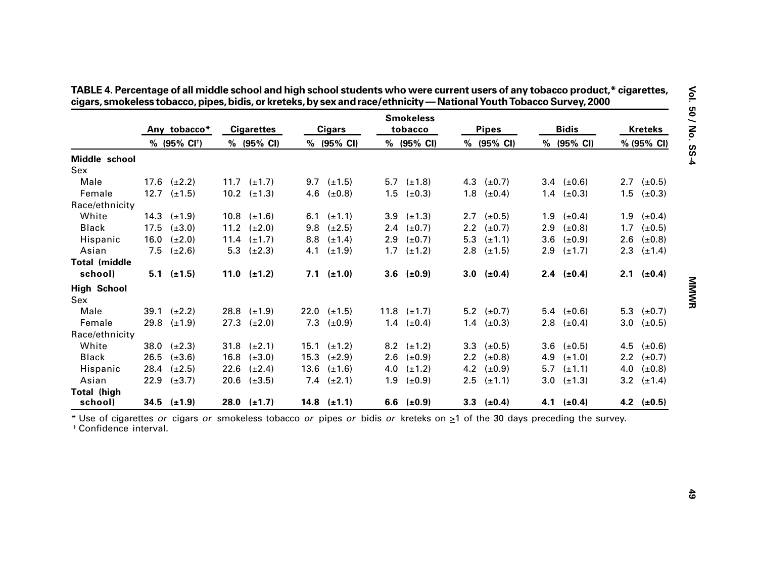**TABLE 4. Percentage of all middle school and high school students who were current users of any tobacco product,* cigarettes, cigars, smokeless tobacco, pipes, bidis, or kreteks, by sex and race/ethnicity — National Youth Tobacco Survey, 2000**

| | Any tobacco* | | Cigarettes | | Cigars | | Smokeless tobacco | | Pipes | | Bidis | | Kreteks | |
|---|---|---|---|---|---|---|---|---|---|---|---|---|---|---|
| | % | (95% CI†) | % | (95% CI) | % | (95% CI) | % | (95% CI) | % | (95% CI) | % | (95% CI) | % | (95% CI) |
| **Middle school** | | | | | | | | | | | | | | |
| Sex | | | | | | | | | | | | | | |
| Male | 17.6 | (±2.2) | 11.7 | (±1.7) | 9.7 | (±1.5) | 5.7 | (±1.8) | 4.3 | (±0.7) | 3.4 | (±0.6) | 2.7 | (±0.5) |
| Female | 12.7 | (±1.5) | 10.2 | (±1.3) | 4.6 | (±0.8) | 1.5 | (±0.3) | 1.8 | (±0.4) | 1.4 | (±0.3) | 1.5 | (±0.3) |
| Race/ethnicity | | | | | | | | | | | | | | |
| White | 14.3 | (±1.9) | 10.8 | (±1.6) | 6.1 | (±1.1) | 3.9 | (±1.3) | 2.7 | (±0.5) | 1.9 | (±0.4) | 1.9 | (±0.4) |
| Black | 17.5 | (±3.0) | 11.2 | (±2.0) | 9.8 | (±2.5) | 2.4 | (±0.7) | 2.2 | (±0.7) | 2.9 | (±0.8) | 1.7 | (±0.5) |
| Hispanic | 16.0 | (±2.0) | 11.4 | (±1.7) | 8.8 | (±1.4) | 2.9 | (±0.7) | 5.3 | (±1.1) | 3.6 | (±0.9) | 2.6 | (±0.8) |
| Asian | 7.5 | (±2.6) | 5.3 | (±2.3) | 4.1 | (±1.9) | 1.7 | (±1.2) | 2.8 | (±1.5) | 2.9 | (±1.7) | 2.3 | (±1.4) |
| **Total (middle school)** | **5.1** | **(±1.5)** | **11.0** | **(±1.2)** | **7.1** | **(±1.0)** | **3.6** | **(±0.9)** | **3.0** | **(±0.4)** | **2.4** | **(±0.4)** | **2.1** | **(±0.4)** |
| **High School** | | | | | | | | | | | | | | |
| Sex | | | | | | | | | | | | | | |
| Male | 39.1 | (±2.2) | 28.8 | (±1.9) | 22.0 | (±1.5) | 11.8 | (±1.7) | 5.2 | (±0.7) | 5.4 | (±0.6) | 5.3 | (±0.7) |
| Female | 29.8 | (±1.9) | 27.3 | (±2.0) | 7.3 | (±0.9) | 1.4 | (±0.4) | 1.4 | (±0.3) | 2.8 | (±0.4) | 3.0 | (±0.5) |
| Race/ethnicity | | | | | | | | | | | | | | |
| White | 38.0 | (±2.3) | 31.8 | (±2.1) | 15.1 | (±1.2) | 8.2 | (±1.2) | 3.3 | (±0.5) | 3.6 | (±0.5) | 4.5 | (±0.6) |
| Black | 26.5 | (±3.6) | 16.8 | (±3.0) | 15.3 | (±2.9) | 2.6 | (±0.9) | 2.2 | (±0.8) | 4.9 | (±1.0) | 2.2 | (±0.7) |
| Hispanic | 28.4 | (±2.5) | 22.6 | (±2.4) | 13.6 | (±1.6) | 4.0 | (±1.2) | 4.2 | (±0.9) | 5.7 | (±1.1) | 4.0 | (±0.8) |
| Asian | 22.9 | (±3.7) | 20.6 | (±3.5) | 7.4 | (±2.1) | 1.9 | (±0.9) | 2.5 | (±1.1) | 3.0 | (±1.3) | 3.2 | (±1.4) |
| **Total (high school)** | **34.5** | **(±1.9)** | **28.0** | **(±1.7)** | **14.8** | **(±1.1)** | **6.6** | **(±0.9)** | **3.3** | **(±0.4)** | **4.1** | **(±0.4)** | **4.2** | **(±0.5)** |

* Use of cigarettes *or* cigars *or* smokeless tobacco *or* pipes *or* bidis *or* kreteks on ≥1 of the 30 days preceding the survey.
† Confidence interval.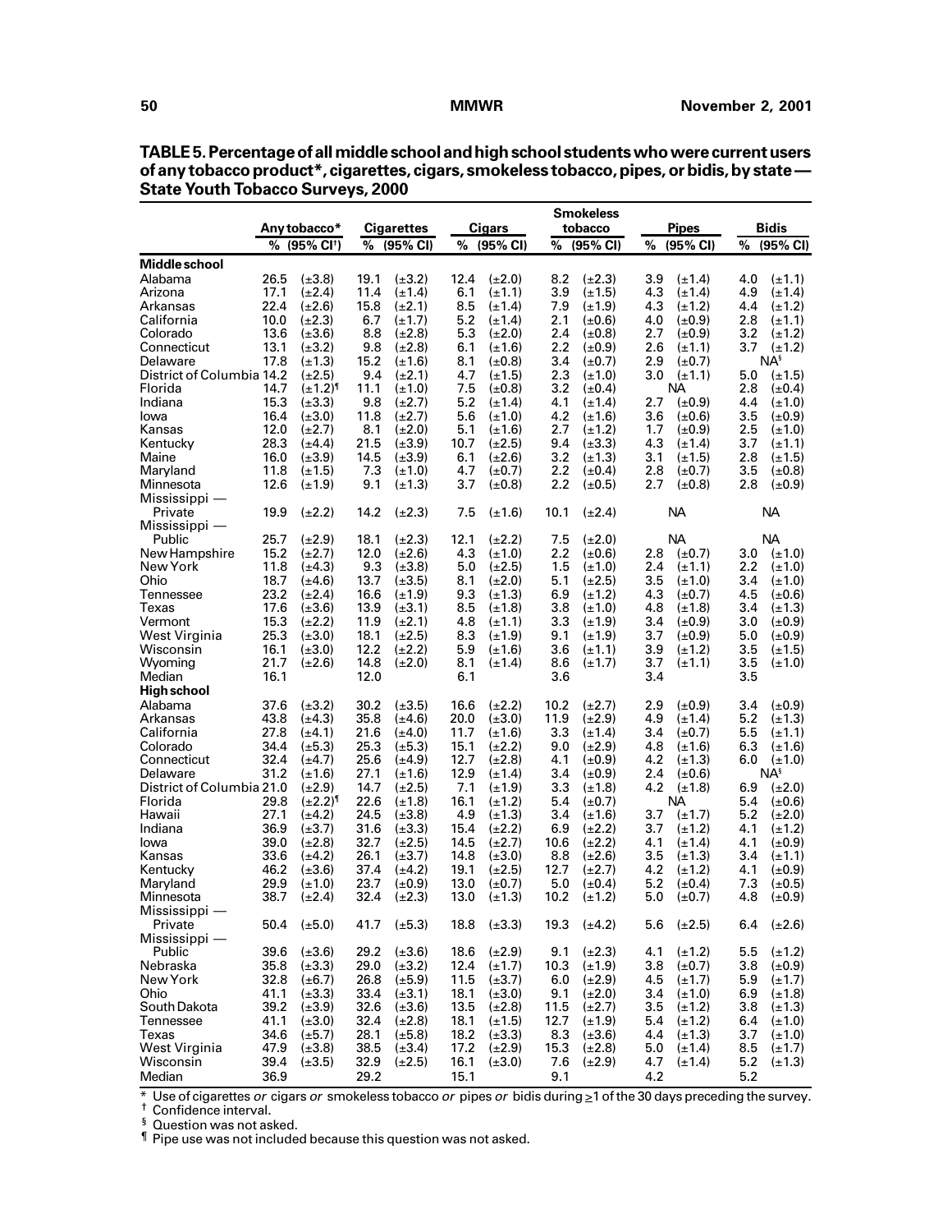**TABLE 5. Percentage of all middle school and high school students who were current users of any tobacco product*, cigarettes, cigars, smokeless tobacco, pipes, or bidis, by state — State Youth Tobacco Surveys, 2000**

| | Any tobacco* | | Cigarettes | | Cigars | | Smokeless tobacco | | Pipes | | Bidis | |
|---|---|---|---|---|---|---|---|---|---|---|---|---|
| | % | (95% CI†) | % | (95% CI) | % | (95% CI) | % | (95% CI) | % | (95% CI) | % | (95% CI) |
| **Middle school** | | | | | | | | | | | | |
| Alabama | 26.5 | (±3.8) | 19.1 | (±3.2) | 12.4 | (±2.0) | 8.2 | (±2.3) | 3.9 | (±1.4) | 4.0 | (±1.1) |
| Arizona | 17.1 | (±2.4) | 11.4 | (±1.4) | 6.1 | (±1.1) | 3.9 | (±1.5) | 4.3 | (±1.4) | 4.9 | (±1.4) |
| Arkansas | 22.4 | (±2.6) | 15.8 | (±2.1) | 8.5 | (±1.4) | 7.9 | (±1.9) | 4.3 | (±1.2) | 4.4 | (±1.2) |
| California | 10.0 | (±2.3) | 6.7 | (±1.7) | 5.2 | (±1.4) | 2.1 | (±0.6) | 4.0 | (±0.9) | 2.8 | (±1.1) |
| Colorado | 13.6 | (±3.6) | 8.8 | (±2.8) | 5.3 | (±2.0) | 2.4 | (±0.8) | 2.7 | (±0.9) | 3.2 | (±1.2) |
| Connecticut | 13.1 | (±3.2) | 9.8 | (±2.8) | 6.1 | (±1.6) | 2.2 | (±0.9) | 2.6 | (±1.1) | 3.7 | (±1.2) |
| Delaware | 17.8 | (±1.3) | 15.2 | (±1.6) | 8.1 | (±0.8) | 3.4 | (±0.7) | 2.9 | (±0.7) | NA§ | |
| District of Columbia | 14.2 | (±2.5) | 9.4 | (±2.1) | 4.7 | (±1.5) | 2.3 | (±1.0) | 3.0 | (±1.1) | 5.0 | (±1.5) |
| Florida | 14.7 | (±1.2)¶ | 11.1 | (±1.0) | 7.5 | (±0.8) | 3.2 | (±0.4) | NA | | 2.8 | (±0.4) |
| Indiana | 15.3 | (±3.3) | 9.8 | (±2.7) | 5.2 | (±1.4) | 4.1 | (±1.4) | 2.7 | (±0.9) | 4.4 | (±1.0) |
| Iowa | 16.4 | (±3.0) | 11.8 | (±2.7) | 5.6 | (±1.0) | 4.2 | (±1.6) | 3.6 | (±0.6) | 3.5 | (±0.9) |
| Kansas | 12.0 | (±2.7) | 8.1 | (±2.0) | 5.1 | (±1.6) | 2.7 | (±1.2) | 1.7 | (±0.9) | 2.5 | (±1.0) |
| Kentucky | 28.3 | (±4.4) | 21.5 | (±3.9) | 10.7 | (±2.5) | 9.4 | (±3.3) | 4.3 | (±1.4) | 3.7 | (±1.1) |
| Maine | 16.0 | (±3.9) | 14.5 | (±3.9) | 6.1 | (±2.6) | 3.2 | (±1.3) | 3.1 | (±1.5) | 2.8 | (±1.5) |
| Maryland | 11.8 | (±1.5) | 7.3 | (±1.0) | 4.7 | (±0.7) | 2.2 | (±0.4) | 2.8 | (±0.7) | 3.5 | (±0.8) |
| Minnesota | 12.6 | (±1.9) | 9.1 | (±1.3) | 3.7 | (±0.8) | 2.2 | (±0.5) | 2.7 | (±0.8) | 2.8 | (±0.9) |
| Mississippi — Private | 19.9 | (±2.2) | 14.2 | (±2.3) | 7.5 | (±1.6) | 10.1 | (±2.4) | NA | | NA | |
| Mississippi — Public | 25.7 | (±2.9) | 18.1 | (±2.3) | 12.1 | (±2.2) | 7.5 | (±2.0) | NA | | NA | |
| New Hampshire | 15.2 | (±2.7) | 12.0 | (±2.6) | 4.3 | (±1.0) | 2.2 | (±0.6) | 2.8 | (±0.7) | 3.0 | (±1.0) |
| New York | 11.8 | (±4.3) | 9.3 | (±3.8) | 5.0 | (±2.5) | 1.5 | (±1.0) | 2.4 | (±1.1) | 2.2 | (±1.0) |
| Ohio | 18.7 | (±4.6) | 13.7 | (±3.5) | 8.1 | (±2.0) | 5.1 | (±2.5) | 3.5 | (±1.0) | 3.4 | (±1.0) |
| Tennessee | 23.2 | (±2.4) | 16.6 | (±1.9) | 9.3 | (±1.3) | 6.9 | (±1.2) | 4.3 | (±0.7) | 4.5 | (±0.6) |
| Texas | 17.6 | (±3.6) | 13.9 | (±3.1) | 8.5 | (±1.8) | 3.8 | (±1.0) | 4.8 | (±1.8) | 3.4 | (±1.3) |
| Vermont | 15.3 | (±2.2) | 11.9 | (±2.1) | 4.8 | (±1.1) | 3.3 | (±1.9) | 3.4 | (±0.9) | 3.0 | (±0.9) |
| West Virginia | 25.3 | (±3.0) | 18.1 | (±2.5) | 8.3 | (±1.9) | 9.1 | (±1.9) | 3.7 | (±0.9) | 5.0 | (±0.9) |
| Wisconsin | 16.1 | (±3.0) | 12.2 | (±2.2) | 5.9 | (±1.6) | 3.6 | (±1.1) | 3.9 | (±1.2) | 3.5 | (±1.5) |
| Wyoming | 21.7 | (±2.6) | 14.8 | (±2.0) | 8.1 | (±1.4) | 8.6 | (±1.7) | 3.7 | (±1.1) | 3.5 | (±1.0) |
| Median | 16.1 | | 12.0 | | 6.1 | | 3.6 | | 3.4 | | 3.5 | |
| **High school** | | | | | | | | | | | | |
| Alabama | 37.6 | (±3.2) | 30.2 | (±3.5) | 16.6 | (±2.2) | 10.2 | (±2.7) | 2.9 | (±0.9) | 3.4 | (±0.9) |
| Arkansas | 43.8 | (±4.3) | 35.8 | (±4.6) | 20.0 | (±3.0) | 11.9 | (±2.9) | 4.9 | (±1.4) | 5.2 | (±1.3) |
| California | 27.8 | (±4.1) | 21.6 | (±4.0) | 11.7 | (±1.6) | 3.3 | (±1.4) | 3.4 | (±0.7) | 5.5 | (±1.1) |
| Colorado | 34.4 | (±5.3) | 25.3 | (±5.3) | 15.1 | (±2.2) | 9.0 | (±2.9) | 4.8 | (±1.6) | 6.3 | (±1.6) |
| Connecticut | 32.4 | (±4.7) | 25.6 | (±4.9) | 12.7 | (±2.8) | 4.1 | (±0.9) | 4.2 | (±1.3) | 6.0 | (±1.0) |
| Delaware | 31.2 | (±1.6) | 27.1 | (±1.6) | 12.9 | (±1.4) | 3.4 | (±0.9) | 2.4 | (±0.6) | NA§ | |
| District of Columbia | 21.0 | (±2.9) | 14.7 | (±2.5) | 7.1 | (±1.9) | 3.3 | (±1.8) | 4.2 | (±1.8) | 6.9 | (±2.0) |
| Florida | 29.8 | (±2.2)¶ | 22.6 | (±1.8) | 16.1 | (±1.2) | 5.4 | (±0.7) | NA | | 5.4 | (±0.6) |
| Hawaii | 27.1 | (±4.2) | 24.5 | (±3.8) | 4.9 | (±1.3) | 3.4 | (±1.6) | 3.7 | (±1.7) | 5.2 | (±2.0) |
| Indiana | 36.9 | (±3.7) | 31.6 | (±3.3) | 15.4 | (±2.2) | 6.9 | (±2.2) | 3.7 | (±1.2) | 4.1 | (±1.2) |
| Iowa | 39.0 | (±2.8) | 32.7 | (±2.5) | 14.5 | (±2.7) | 10.6 | (±2.2) | 4.1 | (±1.4) | 4.1 | (±0.9) |
| Kansas | 33.6 | (±4.2) | 26.1 | (±3.7) | 14.8 | (±3.0) | 8.8 | (±2.6) | 3.5 | (±1.3) | 3.4 | (±1.1) |
| Kentucky | 46.2 | (±3.6) | 37.4 | (±4.2) | 19.1 | (±2.5) | 12.7 | (±2.7) | 4.2 | (±1.2) | 4.1 | (±0.9) |
| Maryland | 29.9 | (±1.0) | 23.7 | (±0.9) | 13.0 | (±0.7) | 5.0 | (±0.4) | 5.2 | (±0.4) | 7.3 | (±0.5) |
| Minnesota | 38.7 | (±2.4) | 32.4 | (±2.3) | 13.0 | (±1.3) | 10.2 | (±1.2) | 5.0 | (±0.7) | 4.8 | (±0.9) |
| Mississippi — Private | 50.4 | (±5.0) | 41.7 | (±5.3) | 18.8 | (±3.3) | 19.3 | (±4.2) | 5.6 | (±2.5) | 6.4 | (±2.6) |
| Mississippi — Public | 39.6 | (±3.6) | 29.2 | (±3.6) | 18.6 | (±2.9) | 9.1 | (±2.3) | 4.1 | (±1.2) | 5.5 | (±1.2) |
| Nebraska | 35.8 | (±3.3) | 29.0 | (±3.2) | 12.4 | (±1.7) | 10.3 | (±1.9) | 3.8 | (±0.7) | 3.8 | (±0.9) |
| New York | 32.8 | (±6.7) | 26.8 | (±5.9) | 11.5 | (±3.7) | 6.0 | (±2.9) | 4.5 | (±1.7) | 5.9 | (±1.7) |
| Ohio | 41.1 | (±3.3) | 33.4 | (±3.1) | 18.1 | (±3.0) | 9.1 | (±2.0) | 3.4 | (±1.0) | 6.9 | (±1.8) |
| South Dakota | 39.2 | (±3.9) | 32.6 | (±3.6) | 13.5 | (±2.8) | 11.5 | (±2.7) | 3.5 | (±1.2) | 3.8 | (±1.3) |
| Tennessee | 41.1 | (±3.0) | 32.4 | (±2.8) | 18.1 | (±1.5) | 12.7 | (±1.9) | 5.4 | (±1.2) | 6.4 | (±1.0) |
| Texas | 34.6 | (±5.7) | 28.1 | (±5.8) | 18.2 | (±3.3) | 8.3 | (±3.6) | 4.4 | (±1.3) | 3.7 | (±1.0) |
| West Virginia | 47.9 | (±3.8) | 38.5 | (±3.4) | 17.2 | (±2.9) | 15.3 | (±2.8) | 5.0 | (±1.4) | 8.5 | (±1.7) |
| Wisconsin | 39.4 | (±3.5) | 32.9 | (±2.5) | 16.1 | (±3.0) | 7.6 | (±2.9) | 4.7 | (±1.4) | 5.2 | (±1.3) |
| Median | 36.9 | | 29.2 | | 15.1 | | 9.1 | | 4.2 | | 5.2 | |

\* Use of cigarettes *or* cigars *or* smokeless tobacco *or* pipes *or* bidis during ≥1 of the 30 days preceding the survey.
† Confidence interval.
§ Question was not asked.
¶ Pipe use was not included because this question was not asked.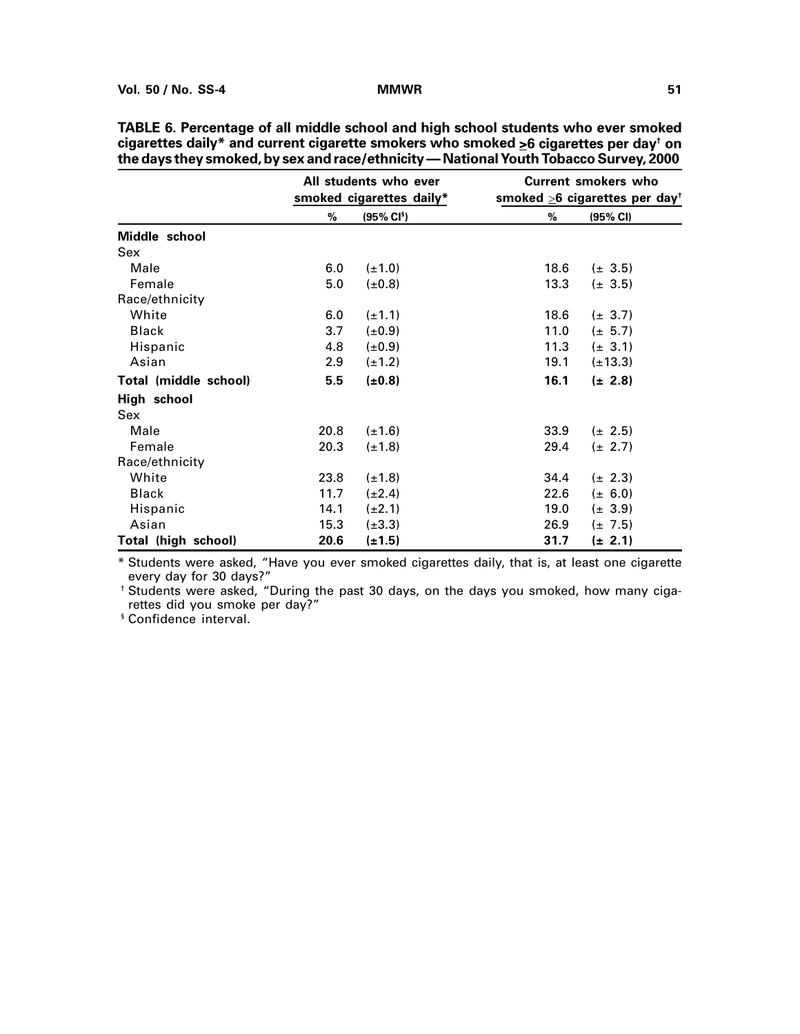**TABLE 6. Percentage of all middle school and high school students who ever smoked cigarettes daily* and current cigarette smokers who smoked ≥6 cigarettes per day† on the days they smoked, by sex and race/ethnicity — National Youth Tobacco Survey, 2000**

| | All students who ever smoked cigarettes daily* | | Current smokers who smoked ≥6 cigarettes per day† | |
|---|---|---|---|---|
| | % | (95% CI§) | % | (95% CI) |
| **Middle school** | | | | |
| Sex | | | | |
| Male | 6.0 | (±1.0) | 18.6 | (± 3.5) |
| Female | 5.0 | (±0.8) | 13.3 | (± 3.5) |
| Race/ethnicity | | | | |
| White | 6.0 | (±1.1) | 18.6 | (± 3.7) |
| Black | 3.7 | (±0.9) | 11.0 | (± 5.7) |
| Hispanic | 4.8 | (±0.9) | 11.3 | (± 3.1) |
| Asian | 2.9 | (±1.2) | 19.1 | (±13.3) |
| **Total (middle school)** | **5.5** | **(±0.8)** | **16.1** | **(± 2.8)** |
| **High school** | | | | |
| Sex | | | | |
| Male | 20.8 | (±1.6) | 33.9 | (± 2.5) |
| Female | 20.3 | (±1.8) | 29.4 | (± 2.7) |
| Race/ethnicity | | | | |
| White | 23.8 | (±1.8) | 34.4 | (± 2.3) |
| Black | 11.7 | (±2.4) | 22.6 | (± 6.0) |
| Hispanic | 14.1 | (±2.1) | 19.0 | (± 3.9) |
| Asian | 15.3 | (±3.3) | 26.9 | (± 7.5) |
| **Total (high school)** | **20.6** | **(±1.5)** | **31.7** | **(± 2.1)** |

* Students were asked, "Have you ever smoked cigarettes daily, that is, at least one cigarette every day for 30 days?"

† Students were asked, "During the past 30 days, on the days you smoked, how many cigarettes did you smoke per day?"

§ Confidence interval.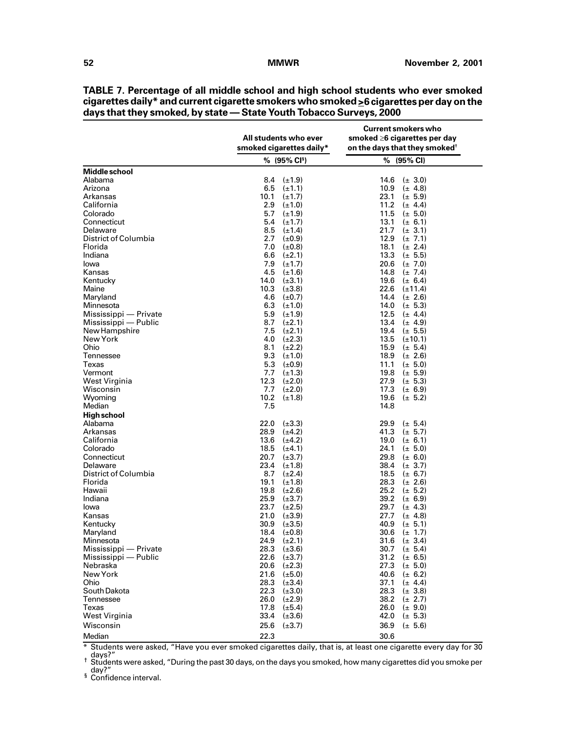**TABLE 7. Percentage of all middle school and high school students who ever smoked cigarettes daily* and current cigarette smokers who smoked ≥6 cigarettes per day on the days that they smoked, by state — State Youth Tobacco Surveys, 2000**

| | All students who ever smoked cigarettes daily* | | Current smokers who smoked ≥6 cigarettes per day on the days that they smoked† | |
|---|---|---|---|---|
| | % | (95% CI§) | % | (95% CI) |
| **Middle school** | | | | |
| Alabama | 8.4 | (±1.9) | 14.6 | (± 3.0) |
| Arizona | 6.5 | (±1.1) | 10.9 | (± 4.8) |
| Arkansas | 10.1 | (±1.7) | 23.1 | (± 5.9) |
| California | 2.9 | (±1.0) | 11.2 | (± 4.4) |
| Colorado | 5.7 | (±1.9) | 11.5 | (± 5.0) |
| Connecticut | 5.4 | (±1.7) | 13.1 | (± 6.1) |
| Delaware | 8.5 | (±1.4) | 21.7 | (± 3.1) |
| District of Columbia | 2.7 | (±0.9) | 12.9 | (± 7.1) |
| Florida | 7.0 | (±0.8) | 18.1 | (± 2.4) |
| Indiana | 6.6 | (±2.1) | 13.3 | (± 5.5) |
| Iowa | 7.9 | (±1.7) | 20.6 | (± 7.0) |
| Kansas | 4.5 | (±1.6) | 14.8 | (± 7.4) |
| Kentucky | 14.0 | (±3.1) | 19.6 | (± 6.4) |
| Maine | 10.3 | (±3.8) | 22.6 | (±11.4) |
| Maryland | 4.6 | (±0.7) | 14.4 | (± 2.6) |
| Minnesota | 6.3 | (±1.0) | 14.0 | (± 5.3) |
| Mississippi — Private | 5.9 | (±1.9) | 12.5 | (± 4.4) |
| Mississippi — Public | 8.7 | (±2.1) | 13.4 | (± 4.9) |
| New Hampshire | 7.5 | (±2.1) | 19.4 | (± 5.5) |
| New York | 4.0 | (±2.3) | 13.5 | (±10.1) |
| Ohio | 8.1 | (±2.2) | 15.9 | (± 5.4) |
| Tennessee | 9.3 | (±1.0) | 18.9 | (± 2.6) |
| Texas | 5.3 | (±0.9) | 11.1 | (± 5.0) |
| Vermont | 7.7 | (±1.3) | 19.8 | (± 5.9) |
| West Virginia | 12.3 | (±2.0) | 27.9 | (± 5.3) |
| Wisconsin | 7.7 | (±2.0) | 17.3 | (± 6.9) |
| Wyoming | 10.2 | (±1.8) | 19.6 | (± 5.2) |
| Median | 7.5 | | 14.8 | |
| **High school** | | | | |
| Alabama | 22.0 | (±3.3) | 29.9 | (± 5.4) |
| Arkansas | 28.9 | (±4.2) | 41.3 | (± 5.7) |
| California | 13.6 | (±4.2) | 19.0 | (± 6.1) |
| Colorado | 18.5 | (±4.1) | 24.1 | (± 5.0) |
| Connecticut | 20.7 | (±3.7) | 29.8 | (± 6.0) |
| Delaware | 23.4 | (±1.8) | 38.4 | (± 3.7) |
| District of Columbia | 8.7 | (±2.4) | 18.5 | (± 6.7) |
| Florida | 19.1 | (±1.8) | 28.3 | (± 2.6) |
| Hawaii | 19.8 | (±2.6) | 25.2 | (± 5.2) |
| Indiana | 25.9 | (±3.7) | 39.2 | (± 6.9) |
| Iowa | 23.7 | (±2.5) | 29.7 | (± 4.3) |
| Kansas | 21.0 | (±3.9) | 27.7 | (± 4.8) |
| Kentucky | 30.9 | (±3.5) | 40.9 | (± 5.1) |
| Maryland | 18.4 | (±0.8) | 30.6 | (± 1.7) |
| Minnesota | 24.9 | (±2.1) | 31.6 | (± 3.4) |
| Mississippi — Private | 28.3 | (±3.6) | 30.7 | (± 5.4) |
| Mississippi — Public | 22.6 | (±3.7) | 31.2 | (± 6.5) |
| Nebraska | 20.6 | (±2.3) | 27.3 | (± 5.0) |
| New York | 21.6 | (±5.0) | 40.6 | (± 6.2) |
| Ohio | 28.3 | (±3.4) | 37.1 | (± 4.4) |
| South Dakota | 22.3 | (±3.0) | 28.3 | (± 3.8) |
| Tennessee | 26.0 | (±2.9) | 38.2 | (± 2.7) |
| Texas | 17.8 | (±5.4) | 26.0 | (± 9.0) |
| West Virginia | 33.4 | (±3.6) | 42.0 | (± 5.3) |
| Wisconsin | 25.6 | (±3.7) | 36.9 | (± 5.6) |
| Median | 22.3 | | 30.6 | |

\* Students were asked, "Have you ever smoked cigarettes daily, that is, at least one cigarette every day for 30 days?"

† Students were asked, "During the past 30 days, on the days you smoked, how many cigarettes did you smoke per day?"

§ Confidence interval.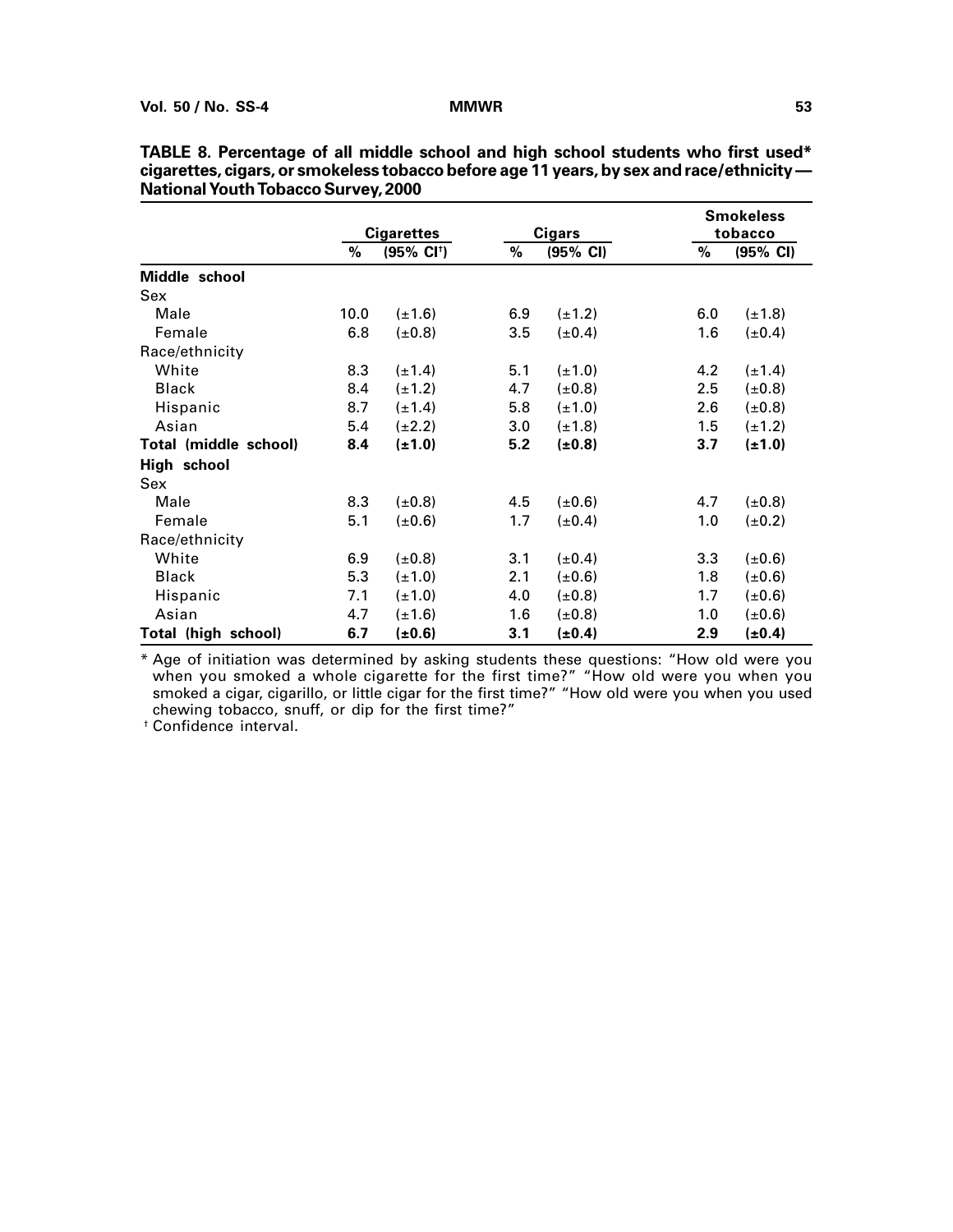**TABLE 8. Percentage of all middle school and high school students who first used* cigarettes, cigars, or smokeless tobacco before age 11 years, by sex and race/ethnicity — National Youth Tobacco Survey, 2000**

| | Cigarettes | | Cigars | | Smokeless tobacco | |
|---|---|---|---|---|---|---|
| | % | (95% CI†) | % | (95% CI) | % | (95% CI) |
| **Middle school** | | | | | | |
| Sex | | | | | | |
| Male | 10.0 | (±1.6) | 6.9 | (±1.2) | 6.0 | (±1.8) |
| Female | 6.8 | (±0.8) | 3.5 | (±0.4) | 1.6 | (±0.4) |
| Race/ethnicity | | | | | | |
| White | 8.3 | (±1.4) | 5.1 | (±1.0) | 4.2 | (±1.4) |
| Black | 8.4 | (±1.2) | 4.7 | (±0.8) | 2.5 | (±0.8) |
| Hispanic | 8.7 | (±1.4) | 5.8 | (±1.0) | 2.6 | (±0.8) |
| Asian | 5.4 | (±2.2) | 3.0 | (±1.8) | 1.5 | (±1.2) |
| **Total (middle school)** | **8.4** | **(±1.0)** | **5.2** | **(±0.8)** | **3.7** | **(±1.0)** |
| **High school** | | | | | | |
| Sex | | | | | | |
| Male | 8.3 | (±0.8) | 4.5 | (±0.6) | 4.7 | (±0.8) |
| Female | 5.1 | (±0.6) | 1.7 | (±0.4) | 1.0 | (±0.2) |
| Race/ethnicity | | | | | | |
| White | 6.9 | (±0.8) | 3.1 | (±0.4) | 3.3 | (±0.6) |
| Black | 5.3 | (±1.0) | 2.1 | (±0.6) | 1.8 | (±0.6) |
| Hispanic | 7.1 | (±1.0) | 4.0 | (±0.8) | 1.7 | (±0.6) |
| Asian | 4.7 | (±1.6) | 1.6 | (±0.8) | 1.0 | (±0.6) |
| **Total (high school)** | **6.7** | **(±0.6)** | **3.1** | **(±0.4)** | **2.9** | **(±0.4)** |

* Age of initiation was determined by asking students these questions: "How old were you when you smoked a whole cigarette for the first time?" "How old were you when you smoked a cigar, cigarillo, or little cigar for the first time?" "How old were you when you used chewing tobacco, snuff, or dip for the first time?"

† Confidence interval.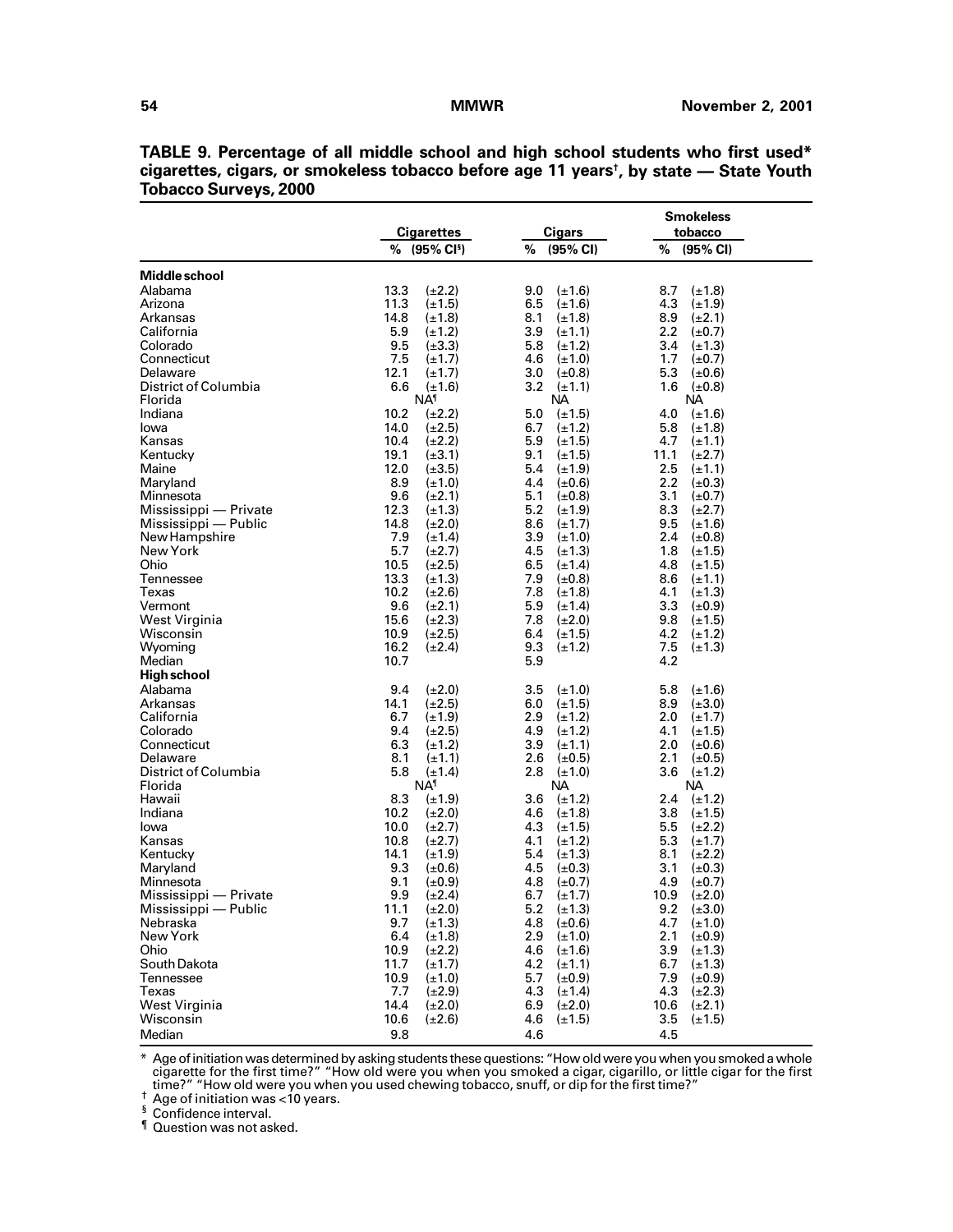**TABLE 9. Percentage of all middle school and high school students who first used* cigarettes, cigars, or smokeless tobacco before age 11 years†, by state — State Youth Tobacco Surveys, 2000**

| | Cigarettes | | Cigars | | Smokeless tobacco | |
|---|---|---|---|---|---|---|
| | % | (95% CI§) | % | (95% CI) | % | (95% CI) |
| **Middle school** | | | | | | |
| Alabama | 13.3 | (±2.2) | 9.0 | (±1.6) | 8.7 | (±1.8) |
| Arizona | 11.3 | (±1.5) | 6.5 | (±1.6) | 4.3 | (±1.9) |
| Arkansas | 14.8 | (±1.8) | 8.1 | (±1.8) | 8.9 | (±2.1) |
| California | 5.9 | (±1.2) | 3.9 | (±1.1) | 2.2 | (±0.7) |
| Colorado | 9.5 | (±3.3) | 5.8 | (±1.2) | 3.4 | (±1.3) |
| Connecticut | 7.5 | (±1.7) | 4.6 | (±1.0) | 1.7 | (±0.7) |
| Delaware | 12.1 | (±1.7) | 3.0 | (±0.8) | 5.3 | (±0.6) |
| District of Columbia | 6.6 | (±1.6) | 3.2 | (±1.1) | 1.6 | (±0.8) |
| Florida | NA¶ | | NA | | NA | |
| Indiana | 10.2 | (±2.2) | 5.0 | (±1.5) | 4.0 | (±1.6) |
| Iowa | 14.0 | (±2.5) | 6.7 | (±1.2) | 5.8 | (±1.8) |
| Kansas | 10.4 | (±2.2) | 5.9 | (±1.5) | 4.7 | (±1.1) |
| Kentucky | 19.1 | (±3.1) | 9.1 | (±1.5) | 11.1 | (±2.7) |
| Maine | 12.0 | (±3.5) | 5.4 | (±1.9) | 2.5 | (±1.1) |
| Maryland | 8.9 | (±1.0) | 4.4 | (±0.6) | 2.2 | (±0.3) |
| Minnesota | 9.6 | (±2.1) | 5.1 | (±0.8) | 3.1 | (±0.7) |
| Mississippi — Private | 12.3 | (±1.3) | 5.2 | (±1.9) | 8.3 | (±2.7) |
| Mississippi — Public | 14.8 | (±2.0) | 8.6 | (±1.7) | 9.5 | (±1.6) |
| New Hampshire | 7.9 | (±1.4) | 3.9 | (±1.0) | 2.4 | (±0.8) |
| New York | 5.7 | (±2.7) | 4.5 | (±1.3) | 1.8 | (±1.5) |
| Ohio | 10.5 | (±2.5) | 6.5 | (±1.4) | 4.8 | (±1.5) |
| Tennessee | 13.3 | (±1.3) | 7.9 | (±0.8) | 8.6 | (±1.1) |
| Texas | 10.2 | (±2.6) | 7.8 | (±1.8) | 4.1 | (±1.3) |
| Vermont | 9.6 | (±2.1) | 5.9 | (±1.4) | 3.3 | (±0.9) |
| West Virginia | 15.6 | (±2.3) | 7.8 | (±2.0) | 9.8 | (±1.5) |
| Wisconsin | 10.9 | (±2.5) | 6.4 | (±1.5) | 4.2 | (±1.2) |
| Wyoming | 16.2 | (±2.4) | 9.3 | (±1.2) | 7.5 | (±1.3) |
| Median | 10.7 | | 5.9 | | 4.2 | |
| **High school** | | | | | | |
| Alabama | 9.4 | (±2.0) | 3.5 | (±1.0) | 5.8 | (±1.6) |
| Arkansas | 14.1 | (±2.5) | 6.0 | (±1.5) | 8.9 | (±3.0) |
| California | 6.7 | (±1.9) | 2.9 | (±1.2) | 2.0 | (±1.7) |
| Colorado | 9.4 | (±2.5) | 4.9 | (±1.2) | 4.1 | (±1.5) |
| Connecticut | 6.3 | (±1.2) | 3.9 | (±1.1) | 2.0 | (±0.6) |
| Delaware | 8.1 | (±1.1) | 2.6 | (±0.5) | 2.1 | (±0.5) |
| District of Columbia | 5.8 | (±1.4) | 2.8 | (±1.0) | 3.6 | (±1.2) |
| Florida | NA¶ | | NA | | NA | |
| Hawaii | 8.3 | (±1.9) | 3.6 | (±1.2) | 2.4 | (±1.2) |
| Indiana | 10.2 | (±2.0) | 4.6 | (±1.8) | 3.8 | (±1.5) |
| Iowa | 10.0 | (±2.7) | 4.3 | (±1.5) | 5.5 | (±2.2) |
| Kansas | 10.8 | (±2.7) | 4.1 | (±1.2) | 5.3 | (±1.7) |
| Kentucky | 14.1 | (±1.9) | 5.4 | (±1.3) | 8.1 | (±2.2) |
| Maryland | 9.3 | (±0.6) | 4.5 | (±0.3) | 3.1 | (±0.3) |
| Minnesota | 9.1 | (±0.9) | 4.8 | (±0.7) | 4.9 | (±0.7) |
| Mississippi — Private | 9.9 | (±2.4) | 6.7 | (±1.7) | 10.9 | (±2.0) |
| Mississippi — Public | 11.1 | (±2.0) | 5.2 | (±1.3) | 9.2 | (±3.0) |
| Nebraska | 9.7 | (±1.3) | 4.8 | (±0.6) | 4.7 | (±1.0) |
| New York | 6.4 | (±1.8) | 2.9 | (±1.0) | 2.1 | (±0.9) |
| Ohio | 10.9 | (±2.2) | 4.6 | (±1.6) | 3.9 | (±1.3) |
| South Dakota | 11.7 | (±1.7) | 4.2 | (±1.1) | 6.7 | (±1.3) |
| Tennessee | 10.9 | (±1.0) | 5.7 | (±0.9) | 7.9 | (±0.9) |
| Texas | 7.7 | (±2.9) | 4.3 | (±1.4) | 4.3 | (±2.3) |
| West Virginia | 14.4 | (±2.0) | 6.9 | (±2.0) | 10.6 | (±2.1) |
| Wisconsin | 10.6 | (±2.6) | 4.6 | (±1.5) | 3.5 | (±1.5) |
| Median | 9.8 | | 4.6 | | 4.5 | |

\* Age of initiation was determined by asking students these questions: "How old were you when you smoked a whole cigarette for the first time?" "How old were you when you smoked a cigar, cigarillo, or little cigar for the first time?" "How old were you when you used chewing tobacco, snuff, or dip for the first time?"

† Age of initiation was <10 years.

§ Confidence interval.

¶ Question was not asked.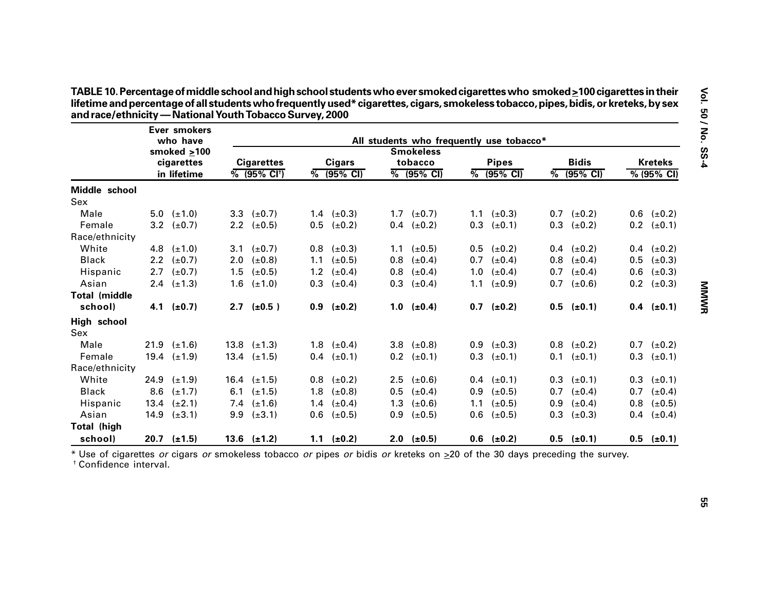**TABLE 10. Percentage of middle school and high school students who ever smoked cigarettes who smoked ≥100 cigarettes in their lifetime and percentage of all students who frequently used* cigarettes, cigars, smokeless tobacco, pipes, bidis, or kreteks, by sex and race/ethnicity — National Youth Tobacco Survey, 2000**

| | Ever smokers who have smoked ≥100 cigarettes in lifetime | All students who frequently use tobacco* | | | | | |
|---|---|---|---|---|---|---|---|
| | | Cigarettes % (95% CI[†]) | Cigars % (95% CI) | Smokeless tobacco % (95% CI) | Pipes % (95% CI) | Bidis % (95% CI) | Kreteks % (95% CI) |
| **Middle school** | | | | | | | |
| Sex | | | | | | | |
| Male | 5.0 (±1.0) | 3.3 (±0.7) | 1.4 (±0.3) | 1.7 (±0.7) | 1.1 (±0.3) | 0.7 (±0.2) | 0.6 (±0.2) |
| Female | 3.2 (±0.7) | 2.2 (±0.5) | 0.5 (±0.2) | 0.4 (±0.2) | 0.3 (±0.1) | 0.3 (±0.2) | 0.2 (±0.1) |
| Race/ethnicity | | | | | | | |
| White | 4.8 (±1.0) | 3.1 (±0.7) | 0.8 (±0.3) | 1.1 (±0.5) | 0.5 (±0.2) | 0.4 (±0.2) | 0.4 (±0.2) |
| Black | 2.2 (±0.7) | 2.0 (±0.8) | 1.1 (±0.5) | 0.8 (±0.4) | 0.7 (±0.4) | 0.8 (±0.4) | 0.5 (±0.3) |
| Hispanic | 2.7 (±0.7) | 1.5 (±0.5) | 1.2 (±0.4) | 0.8 (±0.4) | 1.0 (±0.4) | 0.7 (±0.4) | 0.6 (±0.3) |
| Asian | 2.4 (±1.3) | 1.6 (±1.0) | 0.3 (±0.4) | 0.3 (±0.4) | 1.1 (±0.9) | 0.7 (±0.6) | 0.2 (±0.3) |
| **Total (middle school)** | **4.1 (±0.7)** | **2.7 (±0.5 )** | **0.9 (±0.2)** | **1.0 (±0.4)** | **0.7 (±0.2)** | **0.5 (±0.1)** | **0.4 (±0.1)** |
| **High school** | | | | | | | |
| Sex | | | | | | | |
| Male | 21.9 (±1.6) | 13.8 (±1.3) | 1.8 (±0.4) | 3.8 (±0.8) | 0.9 (±0.3) | 0.8 (±0.2) | 0.7 (±0.2) |
| Female | 19.4 (±1.9) | 13.4 (±1.5) | 0.4 (±0.1) | 0.2 (±0.1) | 0.3 (±0.1) | 0.1 (±0.1) | 0.3 (±0.1) |
| Race/ethnicity | | | | | | | |
| White | 24.9 (±1.9) | 16.4 (±1.5) | 0.8 (±0.2) | 2.5 (±0.6) | 0.4 (±0.1) | 0.3 (±0.1) | 0.3 (±0.1) |
| Black | 8.6 (±1.7) | 6.1 (±1.5) | 1.8 (±0.8) | 0.5 (±0.4) | 0.9 (±0.5) | 0.7 (±0.4) | 0.7 (±0.4) |
| Hispanic | 13.4 (±2.1) | 7.4 (±1.6) | 1.4 (±0.4) | 1.3 (±0.6) | 1.1 (±0.5) | 0.9 (±0.4) | 0.8 (±0.5) |
| Asian | 14.9 (±3.1) | 9.9 (±3.1) | 0.6 (±0.5) | 0.9 (±0.5) | 0.6 (±0.5) | 0.3 (±0.3) | 0.4 (±0.4) |
| **Total (high school)** | **20.7 (±1.5)** | **13.6 (±1.2)** | **1.1 (±0.2)** | **2.0 (±0.5)** | **0.6 (±0.2)** | **0.5 (±0.1)** | **0.5 (±0.1)** |

\* Use of cigarettes *or* cigars *or* smokeless tobacco *or* pipes *or* bidis *or* kreteks on ≥20 of the 30 days preceding the survey.
[†] Confidence interval.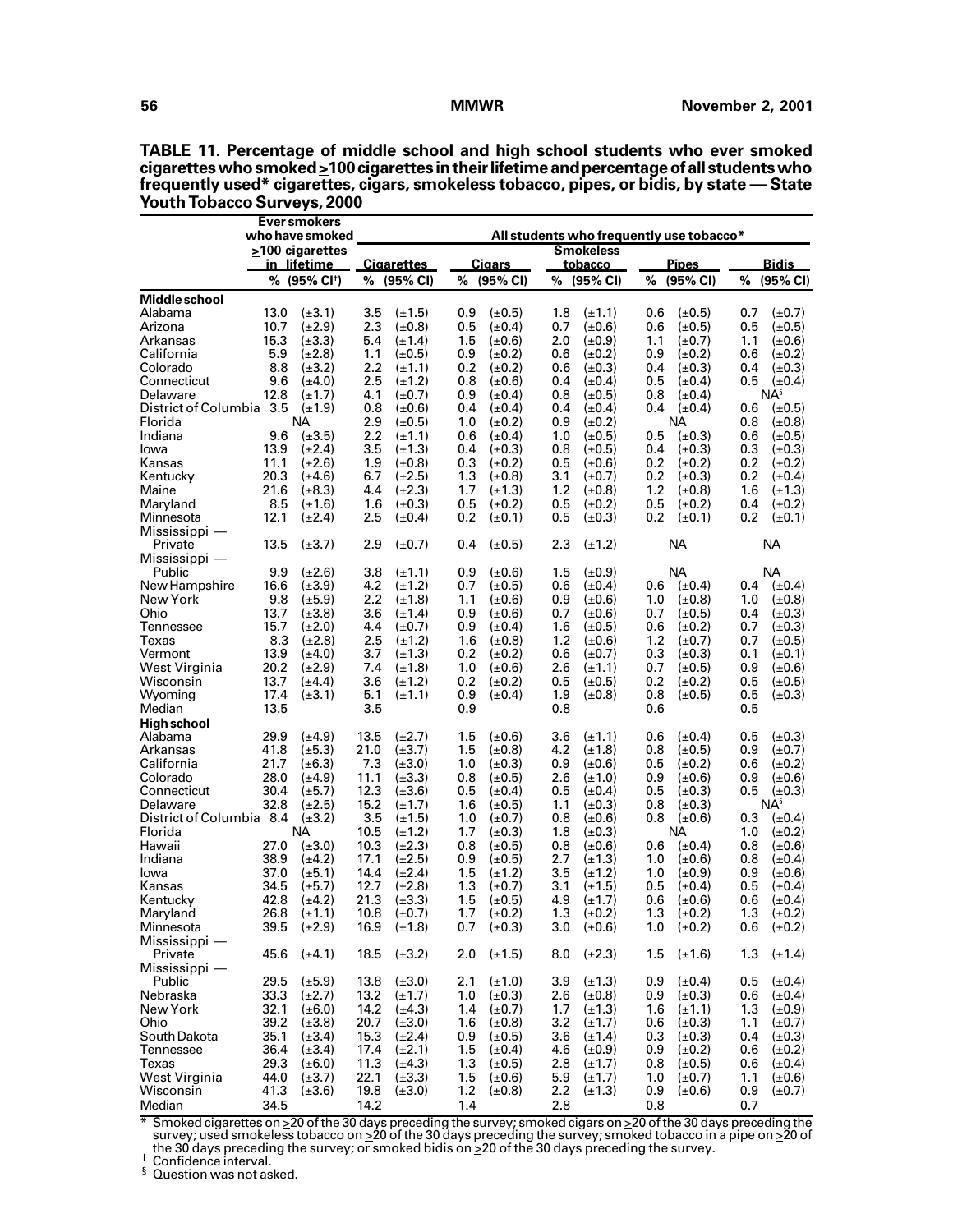**TABLE 11. Percentage of middle school and high school students who ever smoked cigarettes who smoked ≥100 cigarettes in their lifetime and percentage of all students who frequently used* cigarettes, cigars, smokeless tobacco, pipes, or bidis, by state — State Youth Tobacco Surveys, 2000**

| | Ever smokers who have smoked ≥100 cigarettes in lifetime | | All students who frequently use tobacco* | | | | | | | | | |
|---|---|---|---|---|---|---|---|---|---|---|---|---|
| | | | Cigarettes | | Cigars | | Smokeless tobacco | | Pipes | | Bidis | |
| | % | (95% CI[†]) | % | (95% CI) | % | (95% CI) | % | (95% CI) | % | (95% CI) | % | (95% CI) |
| **Middle school** | | | | | | | | | | | | |
| Alabama | 13.0 | (±3.1) | 3.5 | (±1.5) | 0.9 | (±0.5) | 1.8 | (±1.1) | 0.6 | (±0.5) | 0.7 | (±0.7) |
| Arizona | 10.7 | (±2.9) | 2.3 | (±0.8) | 0.5 | (±0.4) | 0.7 | (±0.6) | 0.6 | (±0.5) | 0.5 | (±0.5) |
| Arkansas | 15.3 | (±3.3) | 5.4 | (±1.4) | 1.5 | (±0.6) | 2.0 | (±0.9) | 1.1 | (±0.7) | 1.1 | (±0.6) |
| California | 5.9 | (±2.8) | 1.1 | (±0.5) | 0.9 | (±0.2) | 0.6 | (±0.2) | 0.9 | (±0.2) | 0.6 | (±0.2) |
| Colorado | 8.8 | (±3.2) | 2.2 | (±1.1) | 0.2 | (±0.2) | 0.6 | (±0.3) | 0.4 | (±0.3) | 0.4 | (±0.3) |
| Connecticut | 9.6 | (±4.0) | 2.5 | (±1.2) | 0.8 | (±0.6) | 0.4 | (±0.4) | 0.5 | (±0.4) | 0.5 | (±0.4) |
| Delaware | 12.8 | (±1.7) | 4.1 | (±0.7) | 0.9 | (±0.4) | 0.8 | (±0.5) | 0.8 | (±0.4) | NA[§] | |
| District of Columbia | 3.5 | (±1.9) | 0.8 | (±0.6) | 0.4 | (±0.4) | 0.4 | (±0.4) | 0.4 | (±0.4) | 0.6 | (±0.5) |
| Florida | NA | | 2.9 | (±0.5) | 1.0 | (±0.2) | 0.9 | (±0.2) | NA | | 0.8 | (±0.8) |
| Indiana | 9.6 | (±3.5) | 2.2 | (±1.1) | 0.6 | (±0.4) | 1.0 | (±0.5) | 0.5 | (±0.3) | 0.6 | (±0.5) |
| Iowa | 13.9 | (±2.4) | 3.5 | (±1.3) | 0.4 | (±0.3) | 0.8 | (±0.5) | 0.4 | (±0.3) | 0.3 | (±0.3) |
| Kansas | 11.1 | (±2.6) | 1.9 | (±0.8) | 0.3 | (±0.2) | 0.5 | (±0.6) | 0.2 | (±0.2) | 0.2 | (±0.2) |
| Kentucky | 20.3 | (±4.6) | 6.7 | (±2.5) | 1.3 | (±0.8) | 3.1 | (±0.7) | 0.2 | (±0.3) | 0.2 | (±0.4) |
| Maine | 21.6 | (±8.3) | 4.4 | (±2.3) | 1.7 | (±1.3) | 1.2 | (±0.8) | 1.2 | (±0.8) | 1.6 | (±1.3) |
| Maryland | 8.5 | (±1.6) | 1.6 | (±0.3) | 0.5 | (±0.2) | 0.5 | (±0.2) | 0.5 | (±0.2) | 0.4 | (±0.2) |
| Minnesota | 12.1 | (±2.4) | 2.5 | (±0.4) | 0.2 | (±0.1) | 0.5 | (±0.3) | 0.2 | (±0.1) | 0.2 | (±0.1) |
| Mississippi — Private | 13.5 | (±3.7) | 2.9 | (±0.7) | 0.4 | (±0.5) | 2.3 | (±1.2) | NA | | NA | |
| Mississippi — Public | 9.9 | (±2.6) | 3.8 | (±1.1) | 0.9 | (±0.6) | 1.5 | (±0.9) | NA | | NA | |
| New Hampshire | 16.6 | (±3.9) | 4.2 | (±1.2) | 0.7 | (±0.5) | 0.6 | (±0.4) | 0.6 | (±0.4) | 0.4 | (±0.4) |
| New York | 9.8 | (±5.9) | 2.2 | (±1.8) | 1.1 | (±0.6) | 0.9 | (±0.6) | 1.0 | (±0.8) | 1.0 | (±0.8) |
| Ohio | 13.7 | (±3.8) | 3.6 | (±1.4) | 0.9 | (±0.6) | 0.7 | (±0.6) | 0.7 | (±0.5) | 0.4 | (±0.3) |
| Tennessee | 15.7 | (±2.0) | 4.4 | (±0.7) | 0.9 | (±0.4) | 1.6 | (±0.5) | 0.6 | (±0.2) | 0.7 | (±0.3) |
| Texas | 8.3 | (±2.8) | 2.5 | (±1.2) | 1.6 | (±0.8) | 1.2 | (±0.6) | 1.2 | (±0.7) | 0.7 | (±0.5) |
| Vermont | 13.9 | (±4.0) | 3.7 | (±1.3) | 0.2 | (±0.2) | 0.6 | (±0.7) | 0.3 | (±0.3) | 0.1 | (±0.1) |
| West Virginia | 20.2 | (±2.9) | 7.4 | (±1.8) | 1.0 | (±0.6) | 2.6 | (±1.1) | 0.7 | (±0.5) | 0.9 | (±0.6) |
| Wisconsin | 13.7 | (±4.4) | 3.6 | (±1.2) | 0.2 | (±0.2) | 0.5 | (±0.5) | 0.2 | (±0.2) | 0.5 | (±0.5) |
| Wyoming | 17.4 | (±3.1) | 5.1 | (±1.1) | 0.9 | (±0.4) | 1.9 | (±0.8) | 0.8 | (±0.5) | 0.5 | (±0.3) |
| Median | 13.5 | | 3.5 | | 0.9 | | 0.8 | | 0.6 | | 0.5 | |
| **High school** | | | | | | | | | | | | |
| Alabama | 29.9 | (±4.9) | 13.5 | (±2.7) | 1.5 | (±0.6) | 3.6 | (±1.1) | 0.6 | (±0.4) | 0.5 | (±0.3) |
| Arkansas | 41.8 | (±5.3) | 21.0 | (±3.7) | 1.5 | (±0.8) | 4.2 | (±1.8) | 0.8 | (±0.5) | 0.9 | (±0.7) |
| California | 21.7 | (±6.3) | 7.3 | (±3.0) | 1.0 | (±0.3) | 0.9 | (±0.6) | 0.5 | (±0.2) | 0.6 | (±0.2) |
| Colorado | 28.0 | (±4.9) | 11.1 | (±3.3) | 0.8 | (±0.5) | 2.6 | (±1.0) | 0.9 | (±0.6) | 0.9 | (±0.6) |
| Connecticut | 30.4 | (±5.7) | 12.3 | (±3.6) | 0.5 | (±0.4) | 0.5 | (±0.4) | 0.5 | (±0.4) | 0.5 | (±0.3) |
| Delaware | 32.8 | (±2.5) | 15.2 | (±1.7) | 1.6 | (±0.5) | 1.1 | (±0.3) | 0.8 | (±0.3) | NA[§] | |
| District of Columbia | 8.4 | (±3.2) | 3.5 | (±1.5) | 1.0 | (±0.7) | 0.8 | (±0.6) | 0.8 | (±0.6) | 0.3 | (±0.4) |
| Florida | NA | | 10.5 | (±1.2) | 1.7 | (±0.3) | 1.8 | (±0.3) | NA | | 1.0 | (±0.2) |
| Hawaii | 27.0 | (±3.0) | 10.3 | (±2.3) | 0.8 | (±0.5) | 0.8 | (±0.6) | 0.6 | (±0.4) | 0.8 | (±0.6) |
| Indiana | 38.9 | (±4.2) | 17.1 | (±2.5) | 0.9 | (±0.5) | 2.7 | (±1.3) | 1.0 | (±0.6) | 0.8 | (±0.4) |
| Iowa | 37.0 | (±5.1) | 14.4 | (±2.4) | 1.5 | (±1.2) | 3.5 | (±1.2) | 1.0 | (±0.9) | 0.9 | (±0.6) |
| Kansas | 34.5 | (±5.7) | 12.7 | (±2.8) | 1.3 | (±0.7) | 3.1 | (±1.5) | 0.5 | (±0.4) | 0.5 | (±0.4) |
| Kentucky | 42.8 | (±4.2) | 21.3 | (±3.3) | 1.5 | (±0.5) | 4.9 | (±1.7) | 0.6 | (±0.6) | 0.6 | (±0.4) |
| Maryland | 26.8 | (±1.1) | 10.8 | (±0.7) | 1.7 | (±0.2) | 1.3 | (±0.2) | 1.3 | (±0.2) | 1.3 | (±0.2) |
| Minnesota | 39.5 | (±2.9) | 16.9 | (±1.8) | 0.7 | (±0.3) | 3.0 | (±0.6) | 1.0 | (±0.2) | 0.6 | (±0.2) |
| Mississippi — Private | 45.6 | (±4.1) | 18.5 | (±3.2) | 2.0 | (±1.5) | 8.0 | (±2.3) | 1.5 | (±1.6) | 1.3 | (±1.4) |
| Mississippi — Public | 29.5 | (±5.9) | 13.8 | (±3.0) | 2.1 | (±1.0) | 3.9 | (±1.3) | 0.9 | (±0.4) | 0.5 | (±0.4) |
| Nebraska | 33.3 | (±2.7) | 13.2 | (±1.7) | 1.0 | (±0.3) | 2.6 | (±0.8) | 0.9 | (±0.3) | 0.6 | (±0.4) |
| New York | 32.1 | (±6.0) | 14.2 | (±4.3) | 1.4 | (±0.7) | 1.7 | (±1.3) | 1.6 | (±1.1) | 1.3 | (±0.9) |
| Ohio | 39.2 | (±3.8) | 20.7 | (±3.0) | 1.6 | (±0.8) | 3.2 | (±1.7) | 0.6 | (±0.3) | 1.1 | (±0.7) |
| South Dakota | 35.1 | (±3.4) | 15.3 | (±2.4) | 0.9 | (±0.5) | 3.6 | (±1.4) | 0.3 | (±0.3) | 0.4 | (±0.3) |
| Tennessee | 36.4 | (±3.4) | 17.4 | (±2.1) | 1.5 | (±0.4) | 4.6 | (±0.9) | 0.9 | (±0.2) | 0.6 | (±0.2) |
| Texas | 29.3 | (±6.0) | 11.3 | (±4.3) | 1.3 | (±0.5) | 2.8 | (±1.7) | 0.8 | (±0.5) | 0.6 | (±0.4) |
| West Virginia | 44.0 | (±3.7) | 22.1 | (±3.3) | 1.5 | (±0.6) | 5.9 | (±1.7) | 1.0 | (±0.7) | 1.1 | (±0.6) |
| Wisconsin | 41.3 | (±3.6) | 19.8 | (±3.0) | 1.2 | (±0.8) | 2.2 | (±1.3) | 0.9 | (±0.6) | 0.9 | (±0.7) |
| Median | 34.5 | | 14.2 | | 1.4 | | 2.8 | | 0.8 | | 0.7 | |

\* Smoked cigarettes on ≥20 of the 30 days preceding the survey; smoked cigars on ≥20 of the 30 days preceding the survey; used smokeless tobacco on ≥20 of the 30 days preceding the survey; smoked tobacco in a pipe on ≥20 of the 30 days preceding the survey; or smoked bidis on ≥20 of the 30 days preceding the survey.

† Confidence interval.

§ Question was not asked.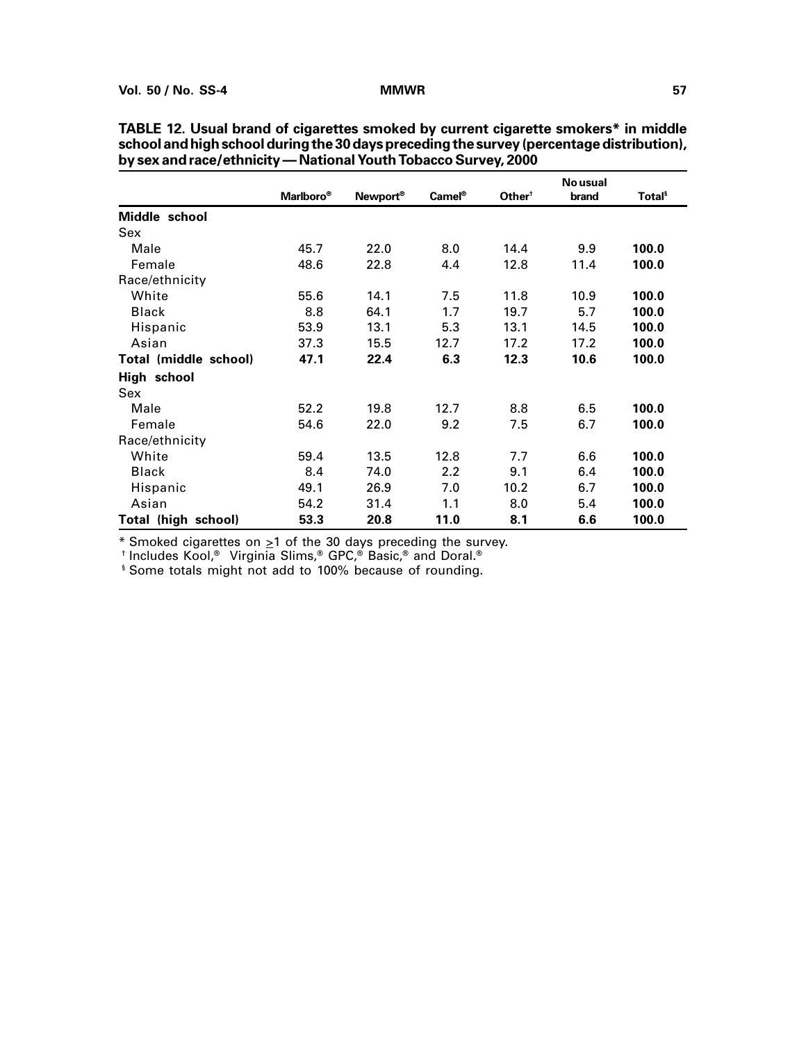**TABLE 12. Usual brand of cigarettes smoked by current cigarette smokers* in middle school and high school during the 30 days preceding the survey (percentage distribution), by sex and race/ethnicity — National Youth Tobacco Survey, 2000**

| | Marlboro® | Newport® | Camel® | Other† | No usual brand | Total§ |
|---|---|---|---|---|---|---|
| **Middle school** | | | | | | |
| Sex | | | | | | |
| Male | 45.7 | 22.0 | 8.0 | 14.4 | 9.9 | **100.0** |
| Female | 48.6 | 22.8 | 4.4 | 12.8 | 11.4 | **100.0** |
| Race/ethnicity | | | | | | |
| White | 55.6 | 14.1 | 7.5 | 11.8 | 10.9 | **100.0** |
| Black | 8.8 | 64.1 | 1.7 | 19.7 | 5.7 | **100.0** |
| Hispanic | 53.9 | 13.1 | 5.3 | 13.1 | 14.5 | **100.0** |
| Asian | 37.3 | 15.5 | 12.7 | 17.2 | 17.2 | **100.0** |
| **Total (middle school)** | **47.1** | **22.4** | **6.3** | **12.3** | **10.6** | **100.0** |
| **High school** | | | | | | |
| Sex | | | | | | |
| Male | 52.2 | 19.8 | 12.7 | 8.8 | 6.5 | **100.0** |
| Female | 54.6 | 22.0 | 9.2 | 7.5 | 6.7 | **100.0** |
| Race/ethnicity | | | | | | |
| White | 59.4 | 13.5 | 12.8 | 7.7 | 6.6 | **100.0** |
| Black | 8.4 | 74.0 | 2.2 | 9.1 | 6.4 | **100.0** |
| Hispanic | 49.1 | 26.9 | 7.0 | 10.2 | 6.7 | **100.0** |
| Asian | 54.2 | 31.4 | 1.1 | 8.0 | 5.4 | **100.0** |
| **Total (high school)** | **53.3** | **20.8** | **11.0** | **8.1** | **6.6** | **100.0** |

* Smoked cigarettes on $\geq$1 of the 30 days preceding the survey.
† Includes Kool,® Virginia Slims,® GPC,® Basic,® and Doral.®
§ Some totals might not add to 100% because of rounding.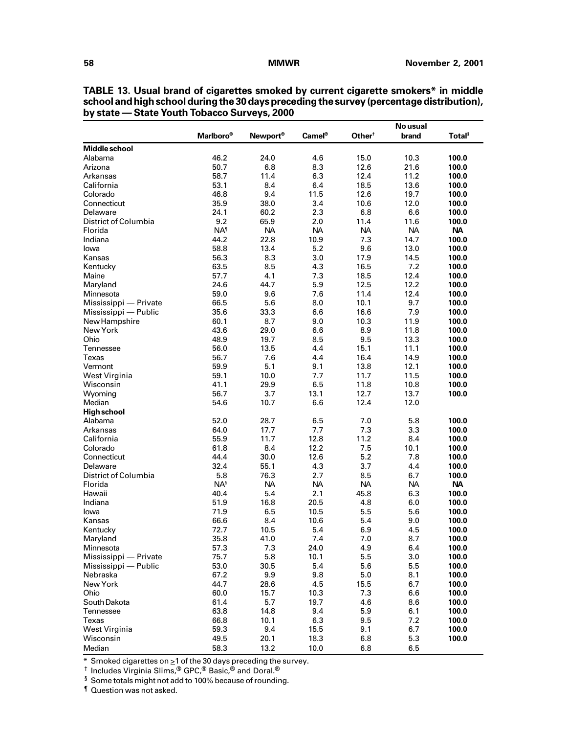**TABLE 13. Usual brand of cigarettes smoked by current cigarette smokers* in middle school and high school during the 30 days preceding the survey (percentage distribution), by state — State Youth Tobacco Surveys, 2000**

| | Marlboro® | Newport® | Camel® | Other† | No usual brand | Total§ |
|---|---|---|---|---|---|---|
| **Middle school** | | | | | | |
| Alabama | 46.2 | 24.0 | 4.6 | 15.0 | 10.3 | **100.0** |
| Arizona | 50.7 | 6.8 | 8.3 | 12.6 | 21.6 | **100.0** |
| Arkansas | 58.7 | 11.4 | 6.3 | 12.4 | 11.2 | **100.0** |
| California | 53.1 | 8.4 | 6.4 | 18.5 | 13.6 | **100.0** |
| Colorado | 46.8 | 9.4 | 11.5 | 12.6 | 19.7 | **100.0** |
| Connecticut | 35.9 | 38.0 | 3.4 | 10.6 | 12.0 | **100.0** |
| Delaware | 24.1 | 60.2 | 2.3 | 6.8 | 6.6 | **100.0** |
| District of Columbia | 9.2 | 65.9 | 2.0 | 11.4 | 11.6 | **100.0** |
| Florida | NA¶ | NA | NA | NA | NA | **NA** |
| Indiana | 44.2 | 22.8 | 10.9 | 7.3 | 14.7 | **100.0** |
| Iowa | 58.8 | 13.4 | 5.2 | 9.6 | 13.0 | **100.0** |
| Kansas | 56.3 | 8.3 | 3.0 | 17.9 | 14.5 | **100.0** |
| Kentucky | 63.5 | 8.5 | 4.3 | 16.5 | 7.2 | **100.0** |
| Maine | 57.7 | 4.1 | 7.3 | 18.5 | 12.4 | **100.0** |
| Maryland | 24.6 | 44.7 | 5.9 | 12.5 | 12.2 | **100.0** |
| Minnesota | 59.0 | 9.6 | 7.6 | 11.4 | 12.4 | **100.0** |
| Mississippi — Private | 66.5 | 5.6 | 8.0 | 10.1 | 9.7 | **100.0** |
| Mississippi — Public | 35.6 | 33.3 | 6.6 | 16.6 | 7.9 | **100.0** |
| New Hampshire | 60.1 | 8.7 | 9.0 | 10.3 | 11.9 | **100.0** |
| New York | 43.6 | 29.0 | 6.6 | 8.9 | 11.8 | **100.0** |
| Ohio | 48.9 | 19.7 | 8.5 | 9.5 | 13.3 | **100.0** |
| Tennessee | 56.0 | 13.5 | 4.4 | 15.1 | 11.1 | **100.0** |
| Texas | 56.7 | 7.6 | 4.4 | 16.4 | 14.9 | **100.0** |
| Vermont | 59.9 | 5.1 | 9.1 | 13.8 | 12.1 | **100.0** |
| West Virginia | 59.1 | 10.0 | 7.7 | 11.7 | 11.5 | **100.0** |
| Wisconsin | 41.1 | 29.9 | 6.5 | 11.8 | 10.8 | **100.0** |
| Wyoming | 56.7 | 3.7 | 13.1 | 12.7 | 13.7 | **100.0** |
| Median | 54.6 | 10.7 | 6.6 | 12.4 | 12.0 | |
| **High school** | | | | | | |
| Alabama | 52.0 | 28.7 | 6.5 | 7.0 | 5.8 | **100.0** |
| Arkansas | 64.0 | 17.7 | 7.7 | 7.3 | 3.3 | **100.0** |
| California | 55.9 | 11.7 | 12.8 | 11.2 | 8.4 | **100.0** |
| Colorado | 61.8 | 8.4 | 12.2 | 7.5 | 10.1 | **100.0** |
| Connecticut | 44.4 | 30.0 | 12.6 | 5.2 | 7.8 | **100.0** |
| Delaware | 32.4 | 55.1 | 4.3 | 3.7 | 4.4 | **100.0** |
| District of Columbia | 5.8 | 76.3 | 2.7 | 8.5 | 6.7 | **100.0** |
| Florida | NA§ | NA | NA | NA | NA | **NA** |
| Hawaii | 40.4 | 5.4 | 2.1 | 45.8 | 6.3 | **100.0** |
| Indiana | 51.9 | 16.8 | 20.5 | 4.8 | 6.0 | **100.0** |
| Iowa | 71.9 | 6.5 | 10.5 | 5.5 | 5.6 | **100.0** |
| Kansas | 66.6 | 8.4 | 10.6 | 5.4 | 9.0 | **100.0** |
| Kentucky | 72.7 | 10.5 | 5.4 | 6.9 | 4.5 | **100.0** |
| Maryland | 35.8 | 41.0 | 7.4 | 7.0 | 8.7 | **100.0** |
| Minnesota | 57.3 | 7.3 | 24.0 | 4.9 | 6.4 | **100.0** |
| Mississippi — Private | 75.7 | 5.8 | 10.1 | 5.5 | 3.0 | **100.0** |
| Mississippi — Public | 53.0 | 30.5 | 5.4 | 5.6 | 5.5 | **100.0** |
| Nebraska | 67.2 | 9.9 | 9.8 | 5.0 | 8.1 | **100.0** |
| New York | 44.7 | 28.6 | 4.5 | 15.5 | 6.7 | **100.0** |
| Ohio | 60.0 | 15.7 | 10.3 | 7.3 | 6.6 | **100.0** |
| South Dakota | 61.4 | 5.7 | 19.7 | 4.6 | 8.6 | **100.0** |
| Tennessee | 63.8 | 14.8 | 9.4 | 5.9 | 6.1 | **100.0** |
| Texas | 66.8 | 10.1 | 6.3 | 9.5 | 7.2 | **100.0** |
| West Virginia | 59.3 | 9.4 | 15.5 | 9.1 | 6.7 | **100.0** |
| Wisconsin | 49.5 | 20.1 | 18.3 | 6.8 | 5.3 | **100.0** |
| Median | 58.3 | 13.2 | 10.0 | 6.8 | 6.5 | |

\* Smoked cigarettes on ≥1 of the 30 days preceding the survey.

† Includes Virginia Slims,® GPC,® Basic,® and Doral.®

§ Some totals might not add to 100% because of rounding.

¶ Question was not asked.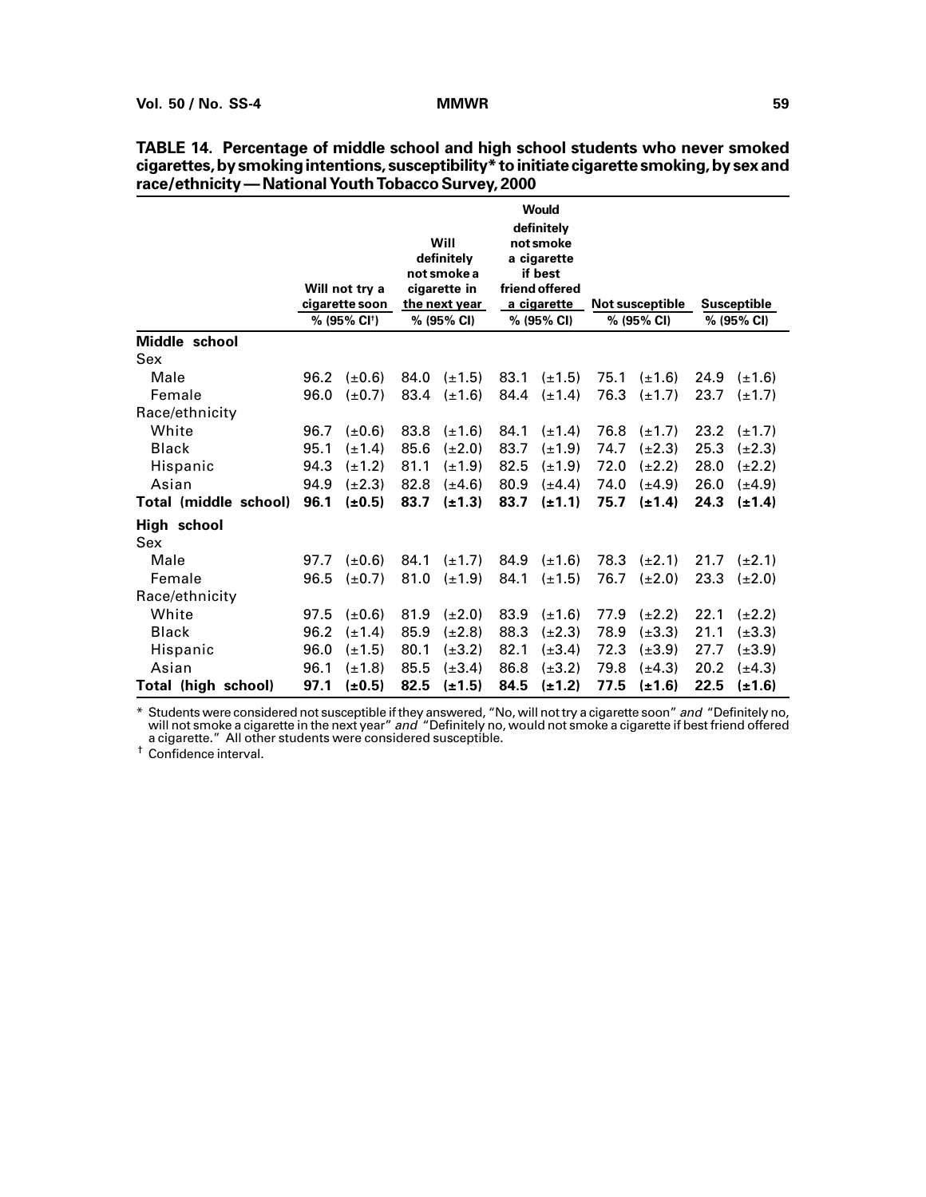**TABLE 14. Percentage of middle school and high school students who never smoked cigarettes, by smoking intentions, susceptibility* to initiate cigarette smoking, by sex and race/ethnicity — National Youth Tobacco Survey, 2000**

| | Will not try a cigarette soon | | Will definitely not smoke a cigarette in the next year | | Would definitely not smoke a cigarette if best friend offered a cigarette | | Not susceptible | | Susceptible | |
|---|---|---|---|---|---|---|---|---|---|---|
| | % | (95% CI†) | % | (95% CI) | % | (95% CI) | % | (95% CI) | % | (95% CI) |
| **Middle school** | | | | | | | | | | |
| Sex | | | | | | | | | | |
| Male | 96.2 | (±0.6) | 84.0 | (±1.5) | 83.1 | (±1.5) | 75.1 | (±1.6) | 24.9 | (±1.6) |
| Female | 96.0 | (±0.7) | 83.4 | (±1.6) | 84.4 | (±1.4) | 76.3 | (±1.7) | 23.7 | (±1.7) |
| Race/ethnicity | | | | | | | | | | |
| White | 96.7 | (±0.6) | 83.8 | (±1.6) | 84.1 | (±1.4) | 76.8 | (±1.7) | 23.2 | (±1.7) |
| Black | 95.1 | (±1.4) | 85.6 | (±2.0) | 83.7 | (±1.9) | 74.7 | (±2.3) | 25.3 | (±2.3) |
| Hispanic | 94.3 | (±1.2) | 81.1 | (±1.9) | 82.5 | (±1.9) | 72.0 | (±2.2) | 28.0 | (±2.2) |
| Asian | 94.9 | (±2.3) | 82.8 | (±4.6) | 80.9 | (±4.4) | 74.0 | (±4.9) | 26.0 | (±4.9) |
| **Total (middle school)** | **96.1** | **(±0.5)** | **83.7** | **(±1.3)** | **83.7** | **(±1.1)** | **75.7** | **(±1.4)** | **24.3** | **(±1.4)** |
| **High school** | | | | | | | | | | |
| Sex | | | | | | | | | | |
| Male | 97.7 | (±0.6) | 84.1 | (±1.7) | 84.9 | (±1.6) | 78.3 | (±2.1) | 21.7 | (±2.1) |
| Female | 96.5 | (±0.7) | 81.0 | (±1.9) | 84.1 | (±1.5) | 76.7 | (±2.0) | 23.3 | (±2.0) |
| Race/ethnicity | | | | | | | | | | |
| White | 97.5 | (±0.6) | 81.9 | (±2.0) | 83.9 | (±1.6) | 77.9 | (±2.2) | 22.1 | (±2.2) |
| Black | 96.2 | (±1.4) | 85.9 | (±2.8) | 88.3 | (±2.3) | 78.9 | (±3.3) | 21.1 | (±3.3) |
| Hispanic | 96.0 | (±1.5) | 80.1 | (±3.2) | 82.1 | (±3.4) | 72.3 | (±3.9) | 27.7 | (±3.9) |
| Asian | 96.1 | (±1.8) | 85.5 | (±3.4) | 86.8 | (±3.2) | 79.8 | (±4.3) | 20.2 | (±4.3) |
| **Total (high school)** | **97.1** | **(±0.5)** | **82.5** | **(±1.5)** | **84.5** | **(±1.2)** | **77.5** | **(±1.6)** | **22.5** | **(±1.6)** |

\* Students were considered not susceptible if they answered, "No, will not try a cigarette soon" *and* "Definitely no, will not smoke a cigarette in the next year" *and* "Definitely no, would not smoke a cigarette if best friend offered a cigarette." All other students were considered susceptible.

† Confidence interval.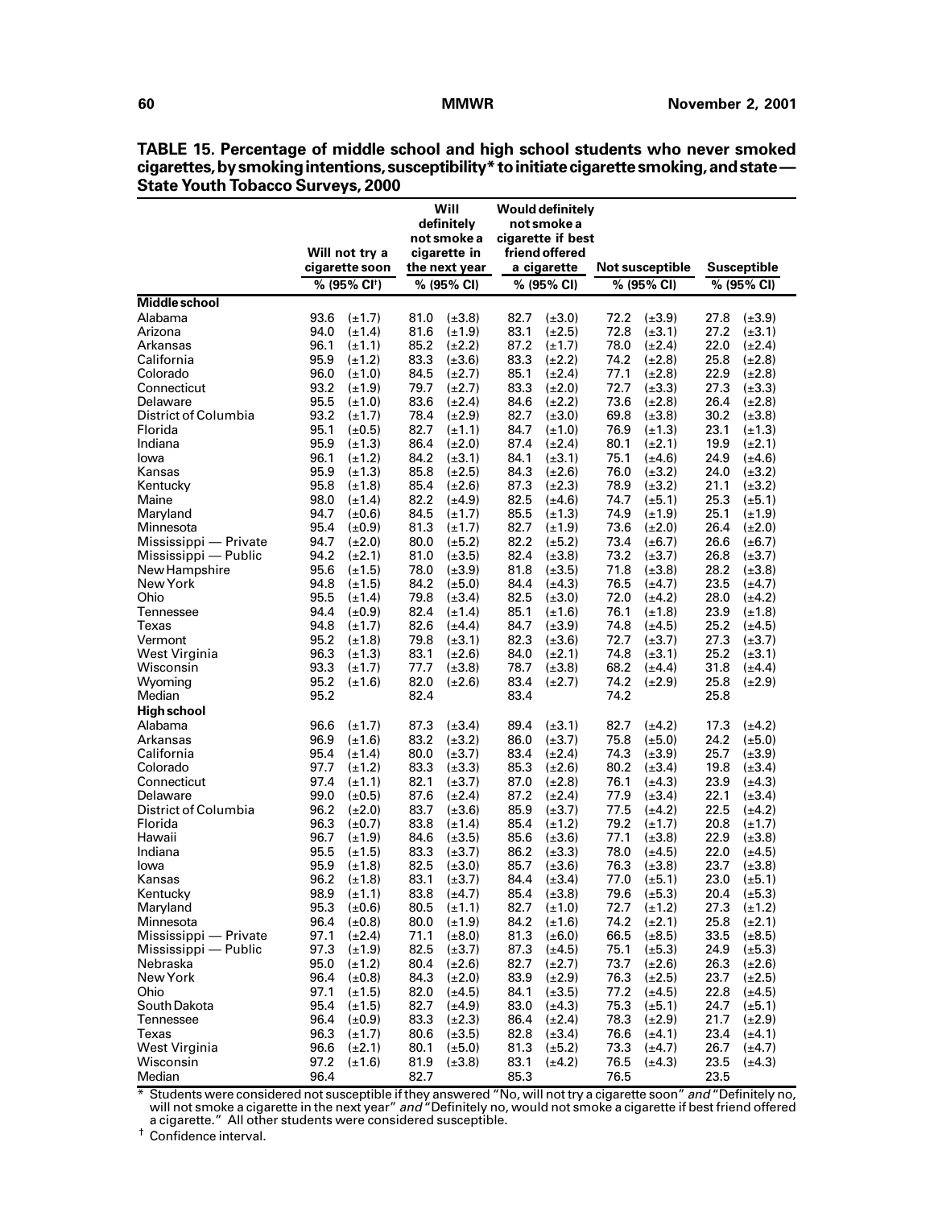**TABLE 15. Percentage of middle school and high school students who never smoked cigarettes, by smoking intentions, susceptibility* to initiate cigarette smoking, and state — State Youth Tobacco Surveys, 2000**

| | Will not try a cigarette soon | | Will definitely not smoke a cigarette in the next year | | Would definitely not smoke a cigarette if best friend offered a cigarette | | Not susceptible | | Susceptible | |
|---|---|---|---|---|---|---|---|---|---|---|
| | % | (95% CI[†]) | % | (95% CI) | % | (95% CI) | % | (95% CI) | % | (95% CI) |
| **Middle school** | | | | | | | | | | |
| Alabama | 93.6 | (±1.7) | 81.0 | (±3.8) | 82.7 | (±3.0) | 72.2 | (±3.9) | 27.8 | (±3.9) |
| Arizona | 94.0 | (±1.4) | 81.6 | (±1.9) | 83.1 | (±2.5) | 72.8 | (±3.1) | 27.2 | (±3.1) |
| Arkansas | 96.1 | (±1.1) | 85.2 | (±2.2) | 87.2 | (±1.7) | 78.0 | (±2.4) | 22.0 | (±2.4) |
| California | 95.9 | (±1.2) | 83.3 | (±3.6) | 83.3 | (±2.2) | 74.2 | (±2.8) | 25.8 | (±2.8) |
| Colorado | 96.0 | (±1.0) | 84.5 | (±2.7) | 85.1 | (±2.4) | 77.1 | (±2.8) | 22.9 | (±2.8) |
| Connecticut | 93.2 | (±1.9) | 79.7 | (±2.7) | 83.3 | (±2.0) | 72.7 | (±3.3) | 27.3 | (±3.3) |
| Delaware | 95.5 | (±1.0) | 83.6 | (±2.4) | 84.6 | (±2.2) | 73.6 | (±2.8) | 26.4 | (±2.8) |
| District of Columbia | 93.2 | (±1.7) | 78.4 | (±2.9) | 82.7 | (±3.0) | 69.8 | (±3.8) | 30.2 | (±3.8) |
| Florida | 95.1 | (±0.5) | 82.7 | (±1.1) | 84.7 | (±1.0) | 76.9 | (±1.3) | 23.1 | (±1.3) |
| Indiana | 95.9 | (±1.3) | 86.4 | (±2.0) | 87.4 | (±2.4) | 80.1 | (±2.1) | 19.9 | (±2.1) |
| Iowa | 96.1 | (±1.2) | 84.2 | (±3.1) | 84.1 | (±3.1) | 75.1 | (±4.6) | 24.9 | (±4.6) |
| Kansas | 95.9 | (±1.3) | 85.8 | (±2.5) | 84.3 | (±2.6) | 76.0 | (±3.2) | 24.0 | (±3.2) |
| Kentucky | 95.8 | (±1.8) | 85.4 | (±2.6) | 87.3 | (±2.3) | 78.9 | (±3.2) | 21.1 | (±3.2) |
| Maine | 98.0 | (±1.4) | 82.2 | (±4.9) | 82.5 | (±4.6) | 74.7 | (±5.1) | 25.3 | (±5.1) |
| Maryland | 94.7 | (±0.6) | 84.5 | (±1.7) | 85.5 | (±1.3) | 74.9 | (±1.9) | 25.1 | (±1.9) |
| Minnesota | 95.4 | (±0.9) | 81.3 | (±1.7) | 82.7 | (±1.9) | 73.6 | (±2.0) | 26.4 | (±2.0) |
| Mississippi — Private | 94.7 | (±2.0) | 80.0 | (±5.2) | 82.2 | (±5.2) | 73.4 | (±6.7) | 26.6 | (±6.7) |
| Mississippi — Public | 94.2 | (±2.1) | 81.0 | (±3.5) | 82.4 | (±3.8) | 73.2 | (±3.7) | 26.8 | (±3.7) |
| New Hampshire | 95.6 | (±1.5) | 78.0 | (±3.9) | 81.8 | (±3.5) | 71.8 | (±3.8) | 28.2 | (±3.8) |
| New York | 94.8 | (±1.5) | 84.2 | (±5.0) | 84.4 | (±4.3) | 76.5 | (±4.7) | 23.5 | (±4.7) |
| Ohio | 95.5 | (±1.4) | 79.8 | (±3.4) | 82.5 | (±3.0) | 72.0 | (±4.2) | 28.0 | (±4.2) |
| Tennessee | 94.4 | (±0.9) | 82.4 | (±1.4) | 85.1 | (±1.6) | 76.1 | (±1.8) | 23.9 | (±1.8) |
| Texas | 94.8 | (±1.7) | 82.6 | (±4.4) | 84.7 | (±3.9) | 74.8 | (±4.5) | 25.2 | (±4.5) |
| Vermont | 95.2 | (±1.8) | 79.8 | (±3.1) | 82.3 | (±3.6) | 72.7 | (±3.7) | 27.3 | (±3.7) |
| West Virginia | 96.3 | (±1.3) | 83.1 | (±2.6) | 84.0 | (±2.1) | 74.8 | (±3.1) | 25.2 | (±3.1) |
| Wisconsin | 93.3 | (±1.7) | 77.7 | (±3.8) | 78.7 | (±3.8) | 68.2 | (±4.4) | 31.8 | (±4.4) |
| Wyoming | 95.2 | (±1.6) | 82.0 | (±2.6) | 83.4 | (±2.7) | 74.2 | (±2.9) | 25.8 | (±2.9) |
| Median | 95.2 | | 82.4 | | 83.4 | | 74.2 | | 25.8 | |
| **High school** | | | | | | | | | | |
| Alabama | 96.6 | (±1.7) | 87.3 | (±3.4) | 89.4 | (±3.1) | 82.7 | (±4.2) | 17.3 | (±4.2) |
| Arkansas | 96.9 | (±1.6) | 83.2 | (±3.2) | 86.0 | (±3.7) | 75.8 | (±5.0) | 24.2 | (±5.0) |
| California | 95.4 | (±1.4) | 80.0 | (±3.7) | 83.4 | (±2.4) | 74.3 | (±3.9) | 25.7 | (±3.9) |
| Colorado | 97.7 | (±1.2) | 83.3 | (±3.3) | 85.3 | (±2.6) | 80.2 | (±3.4) | 19.8 | (±3.4) |
| Connecticut | 97.4 | (±1.1) | 82.1 | (±3.7) | 87.0 | (±2.8) | 76.1 | (±4.3) | 23.9 | (±4.3) |
| Delaware | 99.0 | (±0.5) | 87.6 | (±2.4) | 87.2 | (±2.4) | 77.9 | (±3.4) | 22.1 | (±3.4) |
| District of Columbia | 96.2 | (±2.0) | 83.7 | (±3.6) | 85.9 | (±3.7) | 77.5 | (±4.2) | 22.5 | (±4.2) |
| Florida | 96.3 | (±0.7) | 83.8 | (±1.4) | 85.4 | (±1.2) | 79.2 | (±1.7) | 20.8 | (±1.7) |
| Hawaii | 96.7 | (±1.9) | 84.6 | (±3.5) | 85.6 | (±3.6) | 77.1 | (±3.8) | 22.9 | (±3.8) |
| Indiana | 95.5 | (±1.5) | 83.3 | (±3.7) | 86.2 | (±3.3) | 78.0 | (±4.5) | 22.0 | (±4.5) |
| Iowa | 95.9 | (±1.8) | 82.5 | (±3.0) | 85.7 | (±3.6) | 76.3 | (±3.8) | 23.7 | (±3.8) |
| Kansas | 96.2 | (±1.8) | 83.1 | (±3.7) | 84.4 | (±3.4) | 77.0 | (±5.1) | 23.0 | (±5.1) |
| Kentucky | 98.9 | (±1.1) | 83.8 | (±4.7) | 85.4 | (±3.8) | 79.6 | (±5.3) | 20.4 | (±5.3) |
| Maryland | 95.3 | (±0.6) | 80.5 | (±1.1) | 82.7 | (±1.0) | 72.7 | (±1.2) | 27.3 | (±1.2) |
| Minnesota | 96.4 | (±0.8) | 80.0 | (±1.9) | 84.2 | (±1.6) | 74.2 | (±2.1) | 25.8 | (±2.1) |
| Mississippi — Private | 97.1 | (±2.4) | 71.1 | (±8.0) | 81.3 | (±6.0) | 66.5 | (±8.5) | 33.5 | (±8.5) |
| Mississippi — Public | 97.3 | (±1.9) | 82.5 | (±3.7) | 87.3 | (±4.5) | 75.1 | (±5.3) | 24.9 | (±5.3) |
| Nebraska | 95.0 | (±1.2) | 80.4 | (±2.6) | 82.7 | (±2.7) | 73.7 | (±2.6) | 26.3 | (±2.6) |
| New York | 96.4 | (±0.8) | 84.3 | (±2.0) | 83.9 | (±2.9) | 76.3 | (±2.5) | 23.7 | (±2.5) |
| Ohio | 97.1 | (±1.5) | 82.0 | (±4.5) | 84.1 | (±3.5) | 77.2 | (±4.5) | 22.8 | (±4.5) |
| South Dakota | 95.4 | (±1.5) | 82.7 | (±4.9) | 83.0 | (±4.3) | 75.3 | (±5.1) | 24.7 | (±5.1) |
| Tennessee | 96.4 | (±0.9) | 83.3 | (±2.3) | 86.4 | (±2.4) | 78.3 | (±2.9) | 21.7 | (±2.9) |
| Texas | 96.3 | (±1.7) | 80.6 | (±3.5) | 82.8 | (±3.4) | 76.6 | (±4.1) | 23.4 | (±4.1) |
| West Virginia | 96.6 | (±2.1) | 80.1 | (±5.0) | 81.3 | (±5.2) | 73.3 | (±4.7) | 26.7 | (±4.7) |
| Wisconsin | 97.2 | (±1.6) | 81.9 | (±3.8) | 83.1 | (±4.2) | 76.5 | (±4.3) | 23.5 | (±4.3) |
| Median | 96.4 | | 82.7 | | 85.3 | | 76.5 | | 23.5 | |

\* Students were considered not susceptible if they answered "No, will not try a cigarette soon" *and* "Definitely no, will not smoke a cigarette in the next year" *and* "Definitely no, would not smoke a cigarette if best friend offered a cigarette." All other students were considered susceptible.

† Confidence interval.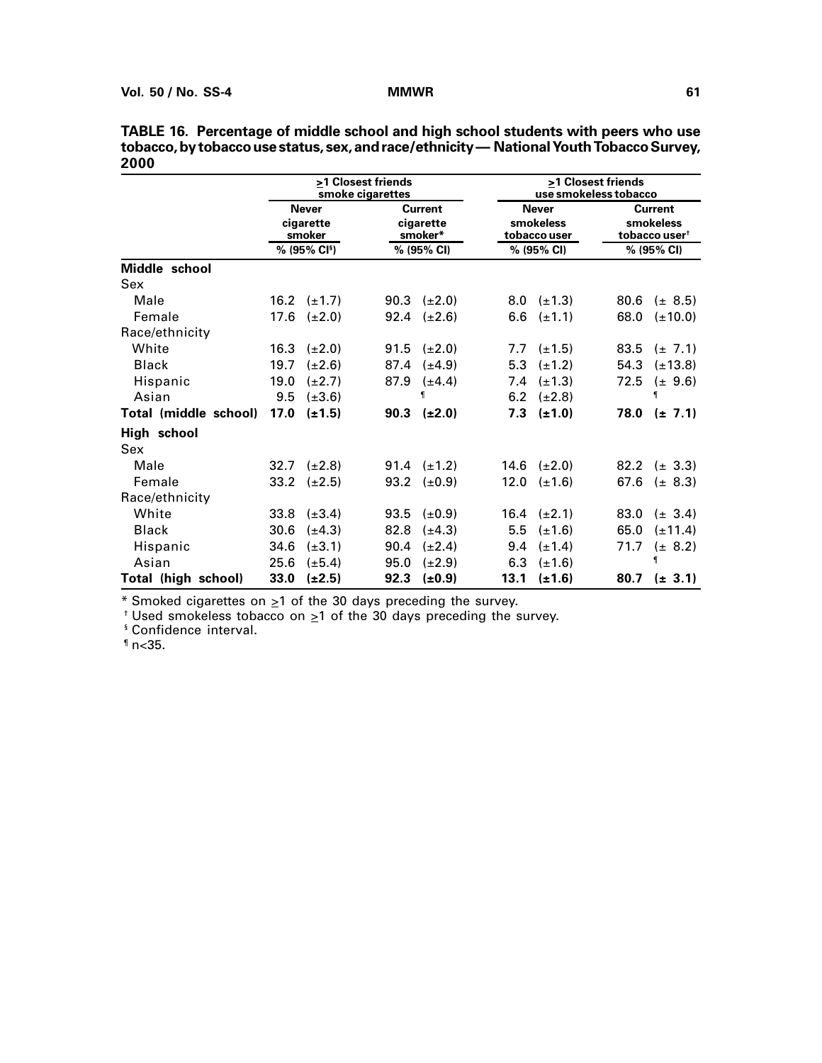**TABLE 16. Percentage of middle school and high school students with peers who use tobacco, by tobacco use status, sex, and race/ethnicity — National Youth Tobacco Survey, 2000**

| | ≥1 Closest friends smoke cigarettes | | ≥1 Closest friends use smokeless tobacco | |
|---|---|---|---|---|
| | Never cigarette smoker | Current cigarette smoker* | Never smokeless tobacco user | Current smokeless tobacco user† |
| | % (95% CI§) | % (95% CI) | % (95% CI) | % (95% CI) |
| **Middle school** | | | | |
| Sex | | | | |
| Male | 16.2 (±1.7) | 90.3 (±2.0) | 8.0 (±1.3) | 80.6 (± 8.5) |
| Female | 17.6 (±2.0) | 92.4 (±2.6) | 6.6 (±1.1) | 68.0 (±10.0) |
| Race/ethnicity | | | | |
| White | 16.3 (±2.0) | 91.5 (±2.0) | 7.7 (±1.5) | 83.5 (± 7.1) |
| Black | 19.7 (±2.6) | 87.4 (±4.9) | 5.3 (±1.2) | 54.3 (±13.8) |
| Hispanic | 19.0 (±2.7) | 87.9 (±4.4) | 7.4 (±1.3) | 72.5 (± 9.6) |
| Asian | 9.5 (±3.6) | ¶ | 6.2 (±2.8) | ¶ |
| **Total (middle school)** | **17.0 (±1.5)** | **90.3 (±2.0)** | **7.3 (±1.0)** | **78.0 (± 7.1)** |
| **High school** | | | | |
| Sex | | | | |
| Male | 32.7 (±2.8) | 91.4 (±1.2) | 14.6 (±2.0) | 82.2 (± 3.3) |
| Female | 33.2 (±2.5) | 93.2 (±0.9) | 12.0 (±1.6) | 67.6 (± 8.3) |
| Race/ethnicity | | | | |
| White | 33.8 (±3.4) | 93.5 (±0.9) | 16.4 (±2.1) | 83.0 (± 3.4) |
| Black | 30.6 (±4.3) | 82.8 (±4.3) | 5.5 (±1.6) | 65.0 (±11.4) |
| Hispanic | 34.6 (±3.1) | 90.4 (±2.4) | 9.4 (±1.4) | 71.7 (± 8.2) |
| Asian | 25.6 (±5.4) | 95.0 (±2.9) | 6.3 (±1.6) | ¶ |
| **Total (high school)** | **33.0 (±2.5)** | **92.3 (±0.9)** | **13.1 (±1.6)** | **80.7 (± 3.1)** |

\* Smoked cigarettes on ≥1 of the 30 days preceding the survey.

† Used smokeless tobacco on ≥1 of the 30 days preceding the survey.

§ Confidence interval.

¶ n<35.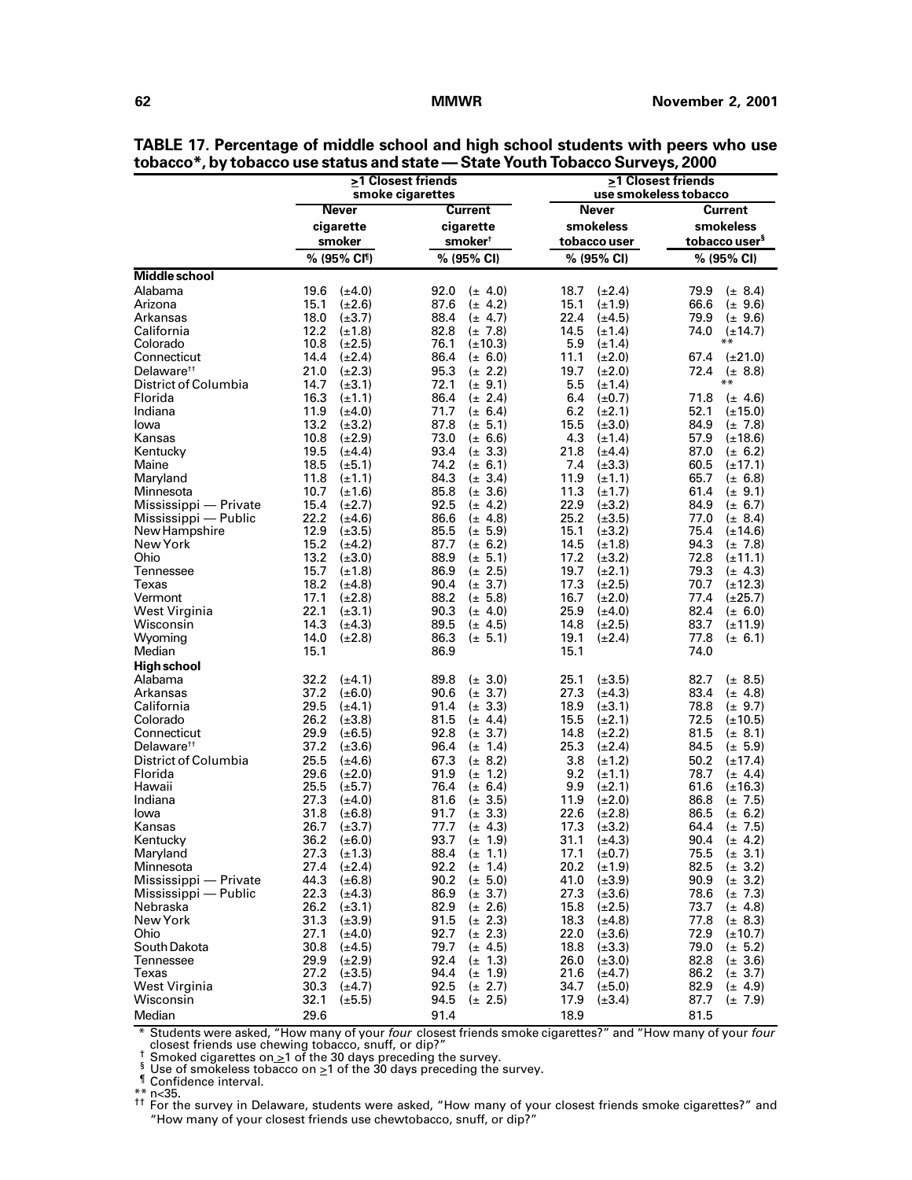**TABLE 17. Percentage of middle school and high school students with peers who use tobacco*, by tobacco use status and state — State Youth Tobacco Surveys, 2000**

| | ≥1 Closest friends smoke cigarettes | | ≥1 Closest friends use smokeless tobacco | |
|---|---|---|---|---|
| | Never cigarette smoker | Current cigarette smoker† | Never smokeless tobacco user | Current smokeless tobacco user§ |
| | % (95% CI¶) | % (95% CI) | % (95% CI) | % (95% CI) |
| **Middle school** | | | | |
| Alabama | 19.6 (±4.0) | 92.0 (± 4.0) | 18.7 (±2.4) | 79.9 (± 8.4) |
| Arizona | 15.1 (±2.6) | 87.6 (± 4.2) | 15.1 (±1.9) | 66.6 (± 9.6) |
| Arkansas | 18.0 (±3.7) | 88.4 (± 4.7) | 22.4 (±4.5) | 79.9 (± 9.6) |
| California | 12.2 (±1.8) | 82.8 (± 7.8) | 14.5 (±1.4) | 74.0 (±14.7) |
| Colorado | 10.8 (±2.5) | 76.1 (±10.3) | 5.9 (±1.4) | ** |
| Connecticut | 14.4 (±2.4) | 86.4 (± 6.0) | 11.1 (±2.0) | 67.4 (±21.0) |
| Delaware†† | 21.0 (±2.3) | 95.3 (± 2.2) | 19.7 (±2.0) | 72.4 (± 8.8) |
| District of Columbia | 14.7 (±3.1) | 72.1 (± 9.1) | 5.5 (±1.4) | ** |
| Florida | 16.3 (±1.1) | 86.4 (± 2.4) | 6.4 (±0.7) | 71.8 (± 4.6) |
| Indiana | 11.9 (±4.0) | 71.7 (± 6.4) | 6.2 (±2.1) | 52.1 (±15.0) |
| Iowa | 13.2 (±3.2) | 87.8 (± 5.1) | 15.5 (±3.0) | 84.9 (± 7.8) |
| Kansas | 10.8 (±2.9) | 73.0 (± 6.6) | 4.3 (±1.4) | 57.9 (±18.6) |
| Kentucky | 19.5 (±4.4) | 93.4 (± 3.3) | 21.8 (±4.4) | 87.0 (± 6.2) |
| Maine | 18.5 (±5.1) | 74.2 (± 6.1) | 7.4 (±3.3) | 60.5 (±17.1) |
| Maryland | 11.8 (±1.1) | 84.3 (± 3.4) | 11.9 (±1.1) | 65.7 (± 6.8) |
| Minnesota | 10.7 (±1.6) | 85.8 (± 3.6) | 11.3 (±1.7) | 61.4 (± 9.1) |
| Mississippi — Private | 15.4 (±2.7) | 92.5 (± 4.2) | 22.9 (±3.2) | 84.9 (± 6.7) |
| Mississippi — Public | 22.2 (±4.6) | 86.6 (± 4.8) | 25.2 (±3.5) | 77.0 (± 8.4) |
| New Hampshire | 12.9 (±3.5) | 85.5 (± 5.9) | 15.1 (±3.2) | 75.4 (±14.6) |
| New York | 15.2 (±4.2) | 87.7 (± 6.2) | 14.5 (±1.8) | 94.3 (± 7.8) |
| Ohio | 13.2 (±3.0) | 88.9 (± 5.1) | 17.2 (±3.2) | 72.8 (±11.1) |
| Tennessee | 15.7 (±1.8) | 86.9 (± 2.5) | 19.7 (±2.1) | 79.3 (± 4.3) |
| Texas | 18.2 (±4.8) | 90.4 (± 3.7) | 17.3 (±2.5) | 70.7 (±12.3) |
| Vermont | 17.1 (±2.8) | 88.2 (± 5.8) | 16.7 (±2.0) | 77.4 (±25.7) |
| West Virginia | 22.1 (±3.1) | 90.3 (± 4.0) | 25.9 (±4.0) | 82.4 (± 6.0) |
| Wisconsin | 14.3 (±4.3) | 89.5 (± 4.5) | 14.8 (±2.5) | 83.7 (±11.9) |
| Wyoming | 14.0 (±2.8) | 86.3 (± 5.1) | 19.1 (±2.4) | 77.8 (± 6.1) |
| Median | 15.1 | 86.9 | 15.1 | 74.0 |
| **High school** | | | | |
| Alabama | 32.2 (±4.1) | 89.8 (± 3.0) | 25.1 (±3.5) | 82.7 (± 8.5) |
| Arkansas | 37.2 (±6.0) | 90.6 (± 3.7) | 27.3 (±4.3) | 83.4 (± 4.8) |
| California | 29.5 (±4.1) | 91.4 (± 3.3) | 18.9 (±3.1) | 78.8 (± 9.7) |
| Colorado | 26.2 (±3.8) | 81.5 (± 4.4) | 15.5 (±2.1) | 72.5 (±10.5) |
| Connecticut | 29.9 (±6.5) | 92.8 (± 3.7) | 14.8 (±2.2) | 81.5 (± 8.1) |
| Delaware†† | 37.2 (±3.6) | 96.4 (± 1.4) | 25.3 (±2.4) | 84.5 (± 5.9) |
| District of Columbia | 25.5 (±4.6) | 67.3 (± 8.2) | 3.8 (±1.2) | 50.2 (±17.4) |
| Florida | 29.6 (±2.0) | 91.9 (± 1.2) | 9.2 (±1.1) | 78.7 (± 4.4) |
| Hawaii | 25.5 (±5.7) | 76.4 (± 6.4) | 9.9 (±2.1) | 61.6 (±16.3) |
| Indiana | 27.3 (±4.0) | 81.6 (± 3.5) | 11.9 (±2.0) | 86.8 (± 7.5) |
| Iowa | 31.8 (±6.8) | 91.7 (± 3.3) | 22.6 (±2.8) | 86.5 (± 6.2) |
| Kansas | 26.7 (±3.7) | 77.7 (± 4.3) | 17.3 (±3.2) | 64.4 (± 7.5) |
| Kentucky | 36.2 (±6.0) | 93.7 (± 1.9) | 31.1 (±4.3) | 90.4 (± 4.2) |
| Maryland | 27.3 (±1.3) | 88.4 (± 1.1) | 17.1 (±0.7) | 75.5 (± 3.1) |
| Minnesota | 27.4 (±2.4) | 92.2 (± 1.4) | 20.2 (±1.9) | 82.5 (± 3.2) |
| Mississippi — Private | 44.3 (±6.8) | 90.2 (± 5.0) | 41.0 (±3.9) | 90.9 (± 3.2) |
| Mississippi — Public | 22.3 (±4.3) | 86.9 (± 3.7) | 27.3 (±3.6) | 78.6 (± 7.3) |
| Nebraska | 26.2 (±3.1) | 82.9 (± 2.6) | 15.8 (±2.5) | 73.7 (± 4.8) |
| New York | 31.3 (±3.9) | 91.5 (± 2.3) | 18.3 (±4.8) | 77.8 (± 8.3) |
| Ohio | 27.1 (±4.0) | 92.7 (± 2.3) | 22.0 (±3.6) | 72.9 (±10.7) |
| South Dakota | 30.8 (±4.5) | 79.7 (± 4.5) | 18.8 (±3.3) | 79.0 (± 5.2) |
| Tennessee | 29.9 (±2.9) | 92.4 (± 1.3) | 26.0 (±3.0) | 82.8 (± 3.6) |
| Texas | 27.2 (±3.5) | 94.4 (± 1.9) | 21.6 (±4.7) | 86.2 (± 3.7) |
| West Virginia | 30.3 (±4.7) | 92.5 (± 2.7) | 34.7 (±5.0) | 82.9 (± 4.9) |
| Wisconsin | 32.1 (±5.5) | 94.5 (± 2.5) | 17.9 (±3.4) | 87.7 (± 7.9) |
| Median | 29.6 | 91.4 | 18.9 | 81.5 |

\* Students were asked, "How many of your *four* closest friends smoke cigarettes?" and "How many of your *four* closest friends use chewing tobacco, snuff, or dip?"

† Smoked cigarettes on ≥1 of the 30 days preceding the survey.

§ Use of smokeless tobacco on ≥1 of the 30 days preceding the survey.

¶ Confidence interval.

\** n<35.

†† For the survey in Delaware, students were asked, "How many of your closest friends smoke cigarettes?" and "How many of your closest friends use chewtobacco, snuff, or dip?"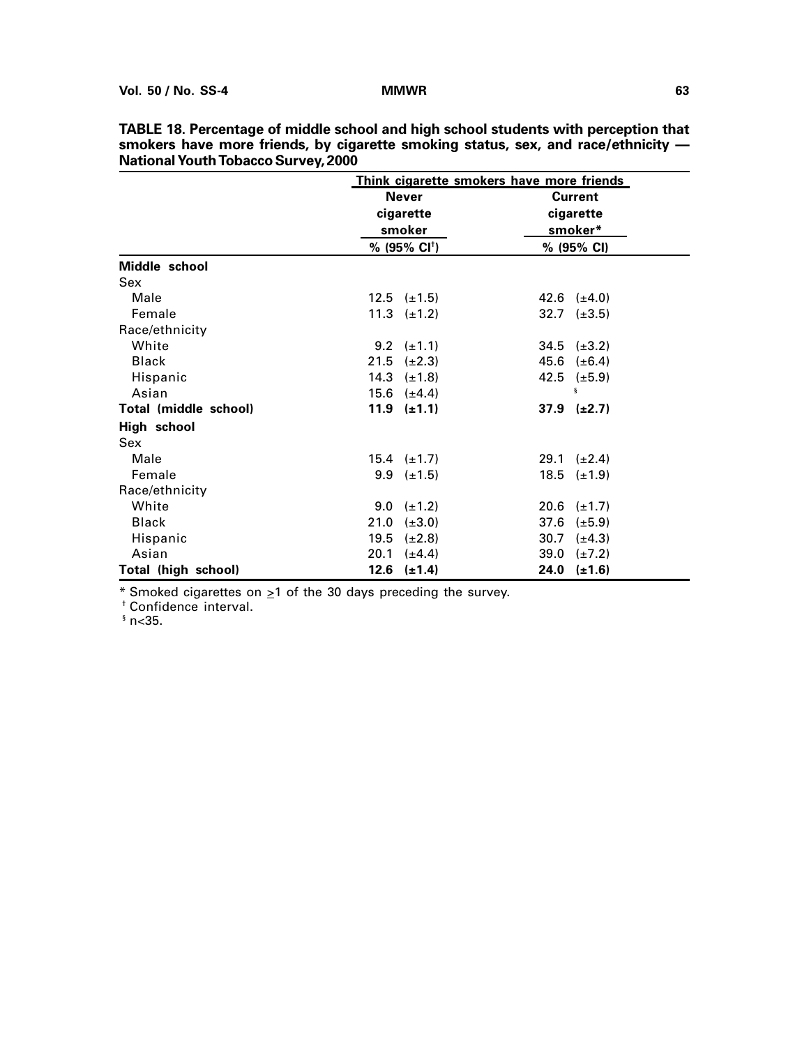**TABLE 18. Percentage of middle school and high school students with perception that smokers have more friends, by cigarette smoking status, sex, and race/ethnicity — National Youth Tobacco Survey, 2000**

| | Think cigarette smokers have more friends | |
|---|---|---|
| | Never cigarette smoker | Current cigarette smoker* |
| | % (95% CI[†]) | % (95% CI) |
| **Middle school** | | |
| Sex | | |
| Male | 12.5 (±1.5) | 42.6 (±4.0) |
| Female | 11.3 (±1.2) | 32.7 (±3.5) |
| Race/ethnicity | | |
| White | 9.2 (±1.1) | 34.5 (±3.2) |
| Black | 21.5 (±2.3) | 45.6 (±6.4) |
| Hispanic | 14.3 (±1.8) | 42.5 (±5.9) |
| Asian | 15.6 (±4.4) | § |
| **Total (middle school)** | **11.9 (±1.1)** | **37.9 (±2.7)** |
| **High school** | | |
| Sex | | |
| Male | 15.4 (±1.7) | 29.1 (±2.4) |
| Female | 9.9 (±1.5) | 18.5 (±1.9) |
| Race/ethnicity | | |
| White | 9.0 (±1.2) | 20.6 (±1.7) |
| Black | 21.0 (±3.0) | 37.6 (±5.9) |
| Hispanic | 19.5 (±2.8) | 30.7 (±4.3) |
| Asian | 20.1 (±4.4) | 39.0 (±7.2) |
| **Total (high school)** | **12.6 (±1.4)** | **24.0 (±1.6)** |

* Smoked cigarettes on ≥1 of the 30 days preceding the survey.
[†] Confidence interval.
[§] n<35.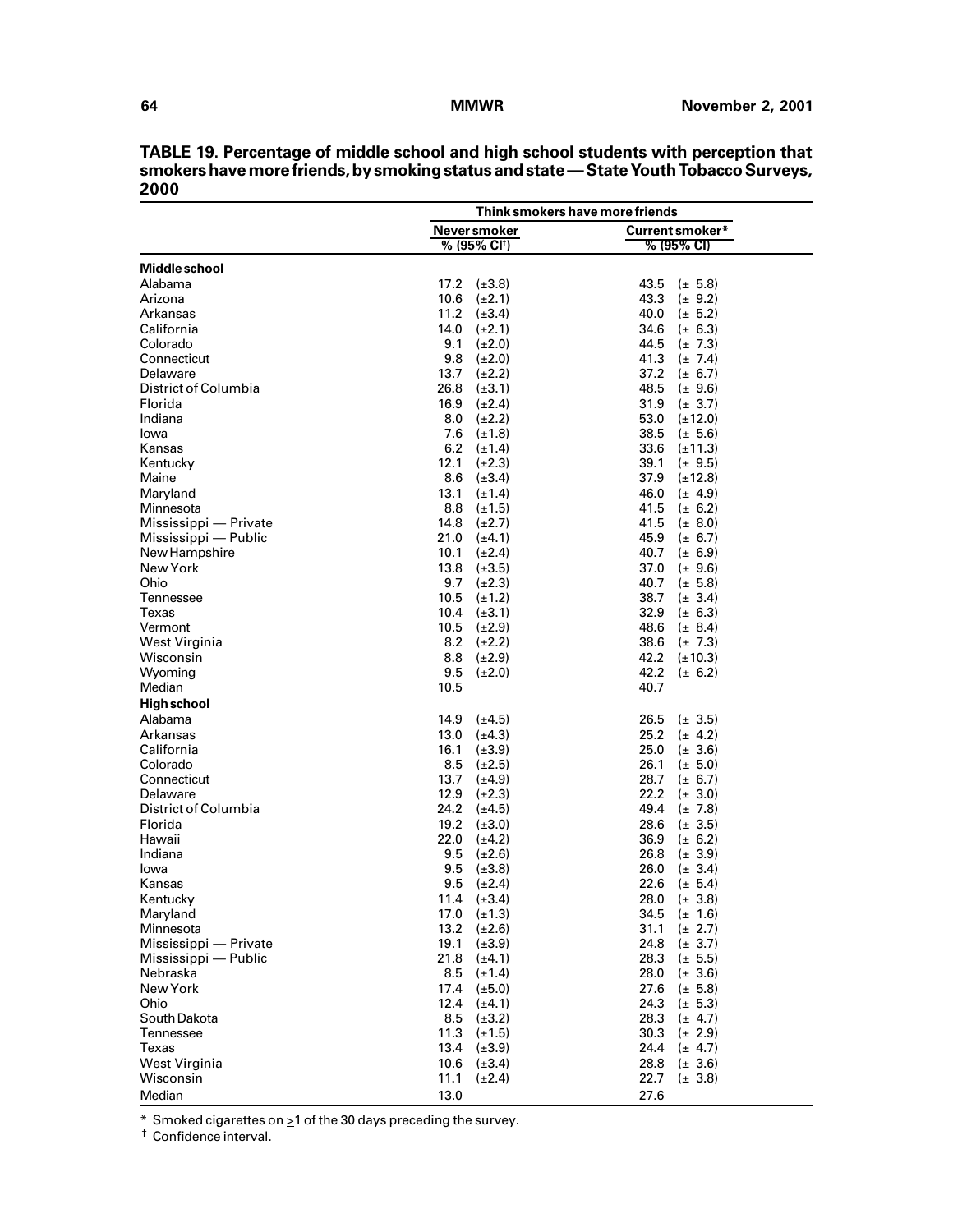**TABLE 19. Percentage of middle school and high school students with perception that smokers have more friends, by smoking status and state — State Youth Tobacco Surveys, 2000**

| | Think smokers have more friends | |
|---|---|---|
| | Never smoker | Current smoker* |
| | % (95% CI[†]) | % (95% CI) |
| **Middle school** | | |
| Alabama | 17.2 (±3.8) | 43.5 (± 5.8) |
| Arizona | 10.6 (±2.1) | 43.3 (± 9.2) |
| Arkansas | 11.2 (±3.4) | 40.0 (± 5.2) |
| California | 14.0 (±2.1) | 34.6 (± 6.3) |
| Colorado | 9.1 (±2.0) | 44.5 (± 7.3) |
| Connecticut | 9.8 (±2.0) | 41.3 (± 7.4) |
| Delaware | 13.7 (±2.2) | 37.2 (± 6.7) |
| District of Columbia | 26.8 (±3.1) | 48.5 (± 9.6) |
| Florida | 16.9 (±2.4) | 31.9 (± 3.7) |
| Indiana | 8.0 (±2.2) | 53.0 (±12.0) |
| Iowa | 7.6 (±1.8) | 38.5 (± 5.6) |
| Kansas | 6.2 (±1.4) | 33.6 (±11.3) |
| Kentucky | 12.1 (±2.3) | 39.1 (± 9.5) |
| Maine | 8.6 (±3.4) | 37.9 (±12.8) |
| Maryland | 13.1 (±1.4) | 46.0 (± 4.9) |
| Minnesota | 8.8 (±1.5) | 41.5 (± 6.2) |
| Mississippi — Private | 14.8 (±2.7) | 41.5 (± 8.0) |
| Mississippi — Public | 21.0 (±4.1) | 45.9 (± 6.7) |
| New Hampshire | 10.1 (±2.4) | 40.7 (± 6.9) |
| New York | 13.8 (±3.5) | 37.0 (± 9.6) |
| Ohio | 9.7 (±2.3) | 40.7 (± 5.8) |
| Tennessee | 10.5 (±1.2) | 38.7 (± 3.4) |
| Texas | 10.4 (±3.1) | 32.9 (± 6.3) |
| Vermont | 10.5 (±2.9) | 48.6 (± 8.4) |
| West Virginia | 8.2 (±2.2) | 38.6 (± 7.3) |
| Wisconsin | 8.8 (±2.9) | 42.2 (±10.3) |
| Wyoming | 9.5 (±2.0) | 42.2 (± 6.2) |
| Median | 10.5 | 40.7 |
| **High school** | | |
| Alabama | 14.9 (±4.5) | 26.5 (± 3.5) |
| Arkansas | 13.0 (±4.3) | 25.2 (± 4.2) |
| California | 16.1 (±3.9) | 25.0 (± 3.6) |
| Colorado | 8.5 (±2.5) | 26.1 (± 5.0) |
| Connecticut | 13.7 (±4.9) | 28.7 (± 6.7) |
| Delaware | 12.9 (±2.3) | 22.2 (± 3.0) |
| District of Columbia | 24.2 (±4.5) | 49.4 (± 7.8) |
| Florida | 19.2 (±3.0) | 28.6 (± 3.5) |
| Hawaii | 22.0 (±4.2) | 36.9 (± 6.2) |
| Indiana | 9.5 (±2.6) | 26.8 (± 3.9) |
| Iowa | 9.5 (±3.8) | 26.0 (± 3.4) |
| Kansas | 9.5 (±2.4) | 22.6 (± 5.4) |
| Kentucky | 11.4 (±3.4) | 28.0 (± 3.8) |
| Maryland | 17.0 (±1.3) | 34.5 (± 1.6) |
| Minnesota | 13.2 (±2.6) | 31.1 (± 2.7) |
| Mississippi — Private | 19.1 (±3.9) | 24.8 (± 3.7) |
| Mississippi — Public | 21.8 (±4.1) | 28.3 (± 5.5) |
| Nebraska | 8.5 (±1.4) | 28.0 (± 3.6) |
| New York | 17.4 (±5.0) | 27.6 (± 5.8) |
| Ohio | 12.4 (±4.1) | 24.3 (± 5.3) |
| South Dakota | 8.5 (±3.2) | 28.3 (± 4.7) |
| Tennessee | 11.3 (±1.5) | 30.3 (± 2.9) |
| Texas | 13.4 (±3.9) | 24.4 (± 4.7) |
| West Virginia | 10.6 (±3.4) | 28.8 (± 3.6) |
| Wisconsin | 11.1 (±2.4) | 22.7 (± 3.8) |
| Median | 13.0 | 27.6 |

\* Smoked cigarettes on ≥1 of the 30 days preceding the survey.
[†] Confidence interval.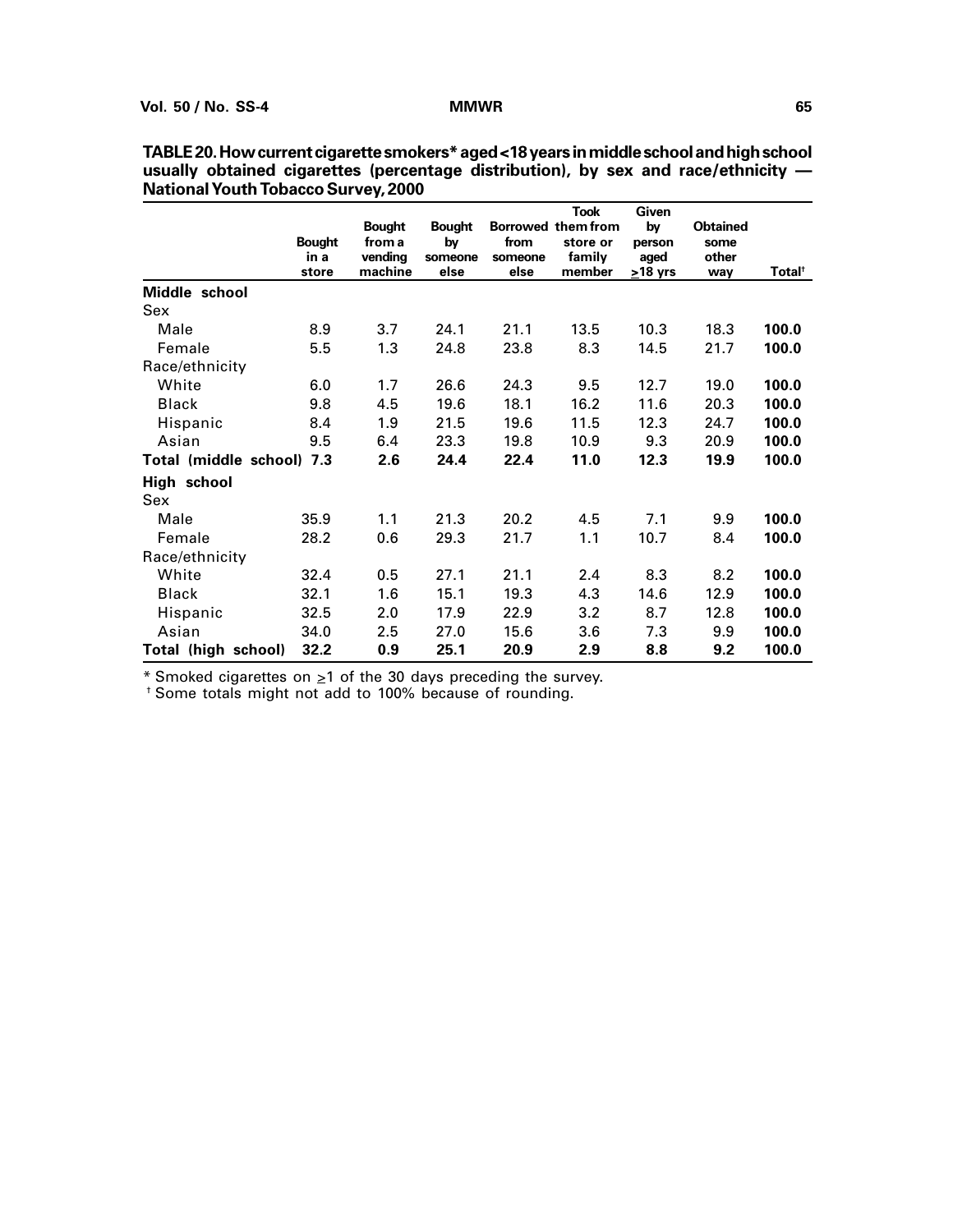**TABLE 20. How current cigarette smokers* aged <18 years in middle school and high school usually obtained cigarettes (percentage distribution), by sex and race/ethnicity — National Youth Tobacco Survey, 2000**

| | Bought in a store | Bought from a vending machine | Bought by someone else | Borrowed from someone else | Took them from store or family member | Given by person aged ≥18 yrs | Obtained some other way | Total† |
|---|---|---|---|---|---|---|---|---|
| **Middle school** | | | | | | | | |
| Sex | | | | | | | | |
| Male | 8.9 | 3.7 | 24.1 | 21.1 | 13.5 | 10.3 | 18.3 | **100.0** |
| Female | 5.5 | 1.3 | 24.8 | 23.8 | 8.3 | 14.5 | 21.7 | **100.0** |
| Race/ethnicity | | | | | | | | |
| White | 6.0 | 1.7 | 26.6 | 24.3 | 9.5 | 12.7 | 19.0 | **100.0** |
| Black | 9.8 | 4.5 | 19.6 | 18.1 | 16.2 | 11.6 | 20.3 | **100.0** |
| Hispanic | 8.4 | 1.9 | 21.5 | 19.6 | 11.5 | 12.3 | 24.7 | **100.0** |
| Asian | 9.5 | 6.4 | 23.3 | 19.8 | 10.9 | 9.3 | 20.9 | **100.0** |
| **Total (middle school)** | **7.3** | **2.6** | **24.4** | **22.4** | **11.0** | **12.3** | **19.9** | **100.0** |
| **High school** | | | | | | | | |
| Sex | | | | | | | | |
| Male | 35.9 | 1.1 | 21.3 | 20.2 | 4.5 | 7.1 | 9.9 | **100.0** |
| Female | 28.2 | 0.6 | 29.3 | 21.7 | 1.1 | 10.7 | 8.4 | **100.0** |
| Race/ethnicity | | | | | | | | |
| White | 32.4 | 0.5 | 27.1 | 21.1 | 2.4 | 8.3 | 8.2 | **100.0** |
| Black | 32.1 | 1.6 | 15.1 | 19.3 | 4.3 | 14.6 | 12.9 | **100.0** |
| Hispanic | 32.5 | 2.0 | 17.9 | 22.9 | 3.2 | 8.7 | 12.8 | **100.0** |
| Asian | 34.0 | 2.5 | 27.0 | 15.6 | 3.6 | 7.3 | 9.9 | **100.0** |
| **Total (high school)** | **32.2** | **0.9** | **25.1** | **20.9** | **2.9** | **8.8** | **9.2** | **100.0** |

* Smoked cigarettes on ≥1 of the 30 days preceding the survey.
† Some totals might not add to 100% because of rounding.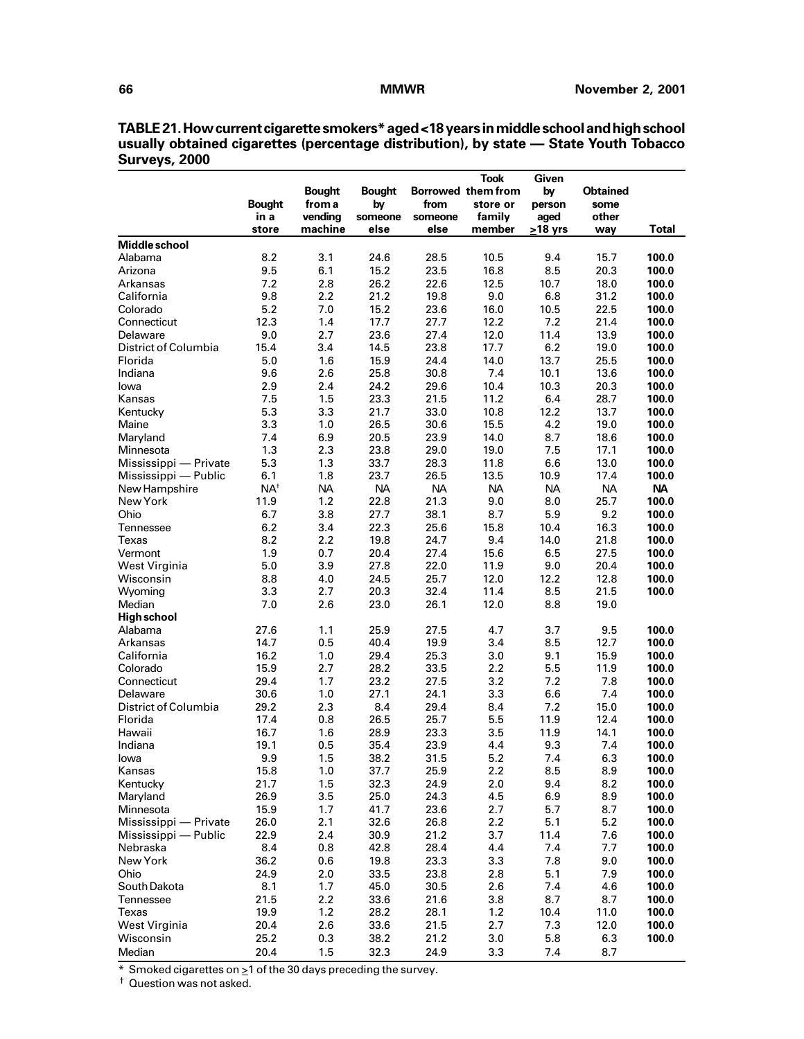**TABLE 21. How current cigarette smokers* aged <18 years in middle school and high school usually obtained cigarettes (percentage distribution), by state — State Youth Tobacco Surveys, 2000**

| | Bought in a store | Bought from a vending machine | Bought by someone else | Borrowed from someone else | Took them from store or family member | Given by person aged ≥18 yrs | Obtained some other way | Total |
|---|---|---|---|---|---|---|---|---|
| **Middle school** | | | | | | | | |
| Alabama | 8.2 | 3.1 | 24.6 | 28.5 | 10.5 | 9.4 | 15.7 | **100.0** |
| Arizona | 9.5 | 6.1 | 15.2 | 23.5 | 16.8 | 8.5 | 20.3 | **100.0** |
| Arkansas | 7.2 | 2.8 | 26.2 | 22.6 | 12.5 | 10.7 | 18.0 | **100.0** |
| California | 9.8 | 2.2 | 21.2 | 19.8 | 9.0 | 6.8 | 31.2 | **100.0** |
| Colorado | 5.2 | 7.0 | 15.2 | 23.6 | 16.0 | 10.5 | 22.5 | **100.0** |
| Connecticut | 12.3 | 1.4 | 17.7 | 27.7 | 12.2 | 7.2 | 21.4 | **100.0** |
| Delaware | 9.0 | 2.7 | 23.6 | 27.4 | 12.0 | 11.4 | 13.9 | **100.0** |
| District of Columbia | 15.4 | 3.4 | 14.5 | 23.8 | 17.7 | 6.2 | 19.0 | **100.0** |
| Florida | 5.0 | 1.6 | 15.9 | 24.4 | 14.0 | 13.7 | 25.5 | **100.0** |
| Indiana | 9.6 | 2.6 | 25.8 | 30.8 | 7.4 | 10.1 | 13.6 | **100.0** |
| Iowa | 2.9 | 2.4 | 24.2 | 29.6 | 10.4 | 10.3 | 20.3 | **100.0** |
| Kansas | 7.5 | 1.5 | 23.3 | 21.5 | 11.2 | 6.4 | 28.7 | **100.0** |
| Kentucky | 5.3 | 3.3 | 21.7 | 33.0 | 10.8 | 12.2 | 13.7 | **100.0** |
| Maine | 3.3 | 1.0 | 26.5 | 30.6 | 15.5 | 4.2 | 19.0 | **100.0** |
| Maryland | 7.4 | 6.9 | 20.5 | 23.9 | 14.0 | 8.7 | 18.6 | **100.0** |
| Minnesota | 1.3 | 2.3 | 23.8 | 29.0 | 19.0 | 7.5 | 17.1 | **100.0** |
| Mississippi — Private | 5.3 | 1.3 | 33.7 | 28.3 | 11.8 | 6.6 | 13.0 | **100.0** |
| Mississippi — Public | 6.1 | 1.8 | 23.7 | 26.5 | 13.5 | 10.9 | 17.4 | **100.0** |
| New Hampshire | NA[†] | NA | NA | NA | NA | NA | NA | **NA** |
| New York | 11.9 | 1.2 | 22.8 | 21.3 | 9.0 | 8.0 | 25.7 | **100.0** |
| Ohio | 6.7 | 3.8 | 27.7 | 38.1 | 8.7 | 5.9 | 9.2 | **100.0** |
| Tennessee | 6.2 | 3.4 | 22.3 | 25.6 | 15.8 | 10.4 | 16.3 | **100.0** |
| Texas | 8.2 | 2.2 | 19.8 | 24.7 | 9.4 | 14.0 | 21.8 | **100.0** |
| Vermont | 1.9 | 0.7 | 20.4 | 27.4 | 15.6 | 6.5 | 27.5 | **100.0** |
| West Virginia | 5.0 | 3.9 | 27.8 | 22.0 | 11.9 | 9.0 | 20.4 | **100.0** |
| Wisconsin | 8.8 | 4.0 | 24.5 | 25.7 | 12.0 | 12.2 | 12.8 | **100.0** |
| Wyoming | 3.3 | 2.7 | 20.3 | 32.4 | 11.4 | 8.5 | 21.5 | **100.0** |
| Median | 7.0 | 2.6 | 23.0 | 26.1 | 12.0 | 8.8 | 19.0 | |
| **High school** | | | | | | | | |
| Alabama | 27.6 | 1.1 | 25.9 | 27.5 | 4.7 | 3.7 | 9.5 | **100.0** |
| Arkansas | 14.7 | 0.5 | 40.4 | 19.9 | 3.4 | 8.5 | 12.7 | **100.0** |
| California | 16.2 | 1.0 | 29.4 | 25.3 | 3.0 | 9.1 | 15.9 | **100.0** |
| Colorado | 15.9 | 2.7 | 28.2 | 33.5 | 2.2 | 5.5 | 11.9 | **100.0** |
| Connecticut | 29.4 | 1.7 | 23.2 | 27.5 | 3.2 | 7.2 | 7.8 | **100.0** |
| Delaware | 30.6 | 1.0 | 27.1 | 24.1 | 3.3 | 6.6 | 7.4 | **100.0** |
| District of Columbia | 29.2 | 2.3 | 8.4 | 29.4 | 8.4 | 7.2 | 15.0 | **100.0** |
| Florida | 17.4 | 0.8 | 26.5 | 25.7 | 5.5 | 11.9 | 12.4 | **100.0** |
| Hawaii | 16.7 | 1.6 | 28.9 | 23.3 | 3.5 | 11.9 | 14.1 | **100.0** |
| Indiana | 19.1 | 0.5 | 35.4 | 23.9 | 4.4 | 9.3 | 7.4 | **100.0** |
| Iowa | 9.9 | 1.5 | 38.2 | 31.5 | 5.2 | 7.4 | 6.3 | **100.0** |
| Kansas | 15.8 | 1.0 | 37.7 | 25.9 | 2.2 | 8.5 | 8.9 | **100.0** |
| Kentucky | 21.7 | 1.5 | 32.3 | 24.9 | 2.0 | 9.4 | 8.2 | **100.0** |
| Maryland | 26.9 | 3.5 | 25.0 | 24.3 | 4.5 | 6.9 | 8.9 | **100.0** |
| Minnesota | 15.9 | 1.7 | 41.7 | 23.6 | 2.7 | 5.7 | 8.7 | **100.0** |
| Mississippi — Private | 26.0 | 2.1 | 32.6 | 26.8 | 2.2 | 5.1 | 5.2 | **100.0** |
| Mississippi — Public | 22.9 | 2.4 | 30.9 | 21.2 | 3.7 | 11.4 | 7.6 | **100.0** |
| Nebraska | 8.4 | 0.8 | 42.8 | 28.4 | 4.4 | 7.4 | 7.7 | **100.0** |
| New York | 36.2 | 0.6 | 19.8 | 23.3 | 3.3 | 7.8 | 9.0 | **100.0** |
| Ohio | 24.9 | 2.0 | 33.5 | 23.8 | 2.8 | 5.1 | 7.9 | **100.0** |
| South Dakota | 8.1 | 1.7 | 45.0 | 30.5 | 2.6 | 7.4 | 4.6 | **100.0** |
| Tennessee | 21.5 | 2.2 | 33.6 | 21.6 | 3.8 | 8.7 | 8.7 | **100.0** |
| Texas | 19.9 | 1.2 | 28.2 | 28.1 | 1.2 | 10.4 | 11.0 | **100.0** |
| West Virginia | 20.4 | 2.6 | 33.6 | 21.5 | 2.7 | 7.3 | 12.0 | **100.0** |
| Wisconsin | 25.2 | 0.3 | 38.2 | 21.2 | 3.0 | 5.8 | 6.3 | **100.0** |
| Median | 20.4 | 1.5 | 32.3 | 24.9 | 3.3 | 7.4 | 8.7 | |

\* Smoked cigarettes on ≥1 of the 30 days preceding the survey.

† Question was not asked.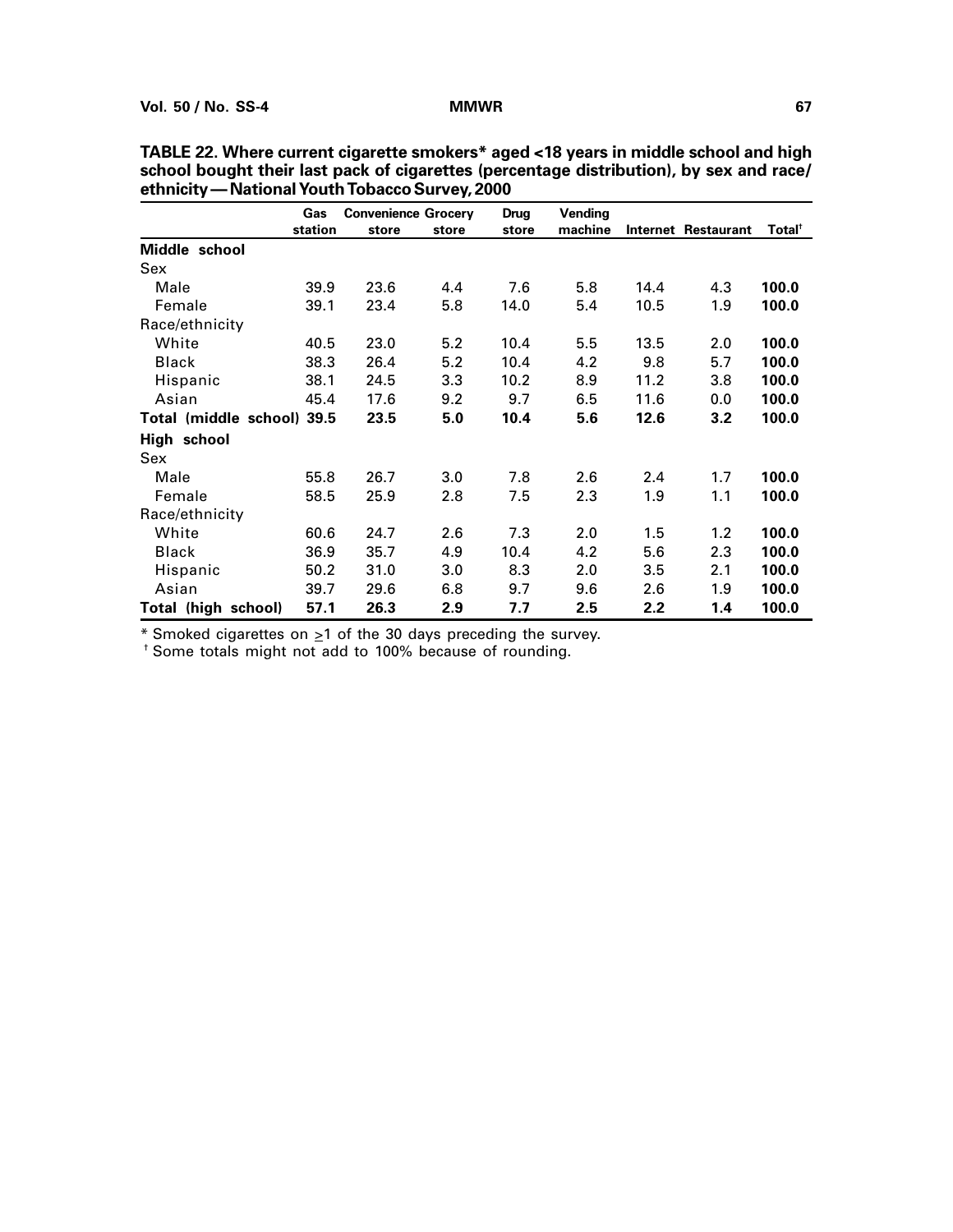**TABLE 22. Where current cigarette smokers* aged <18 years in middle school and high school bought their last pack of cigarettes (percentage distribution), by sex and race/ethnicity — National Youth Tobacco Survey, 2000**

| | Gas station | Convenience store | Grocery store | Drug store | Vending machine | Internet | Restaurant | Total[†] |
|---|---|---|---|---|---|---|---|---|
| **Middle school** | | | | | | | | |
| Sex | | | | | | | | |
| Male | 39.9 | 23.6 | 4.4 | 7.6 | 5.8 | 14.4 | 4.3 | **100.0** |
| Female | 39.1 | 23.4 | 5.8 | 14.0 | 5.4 | 10.5 | 1.9 | **100.0** |
| Race/ethnicity | | | | | | | | |
| White | 40.5 | 23.0 | 5.2 | 10.4 | 5.5 | 13.5 | 2.0 | **100.0** |
| Black | 38.3 | 26.4 | 5.2 | 10.4 | 4.2 | 9.8 | 5.7 | **100.0** |
| Hispanic | 38.1 | 24.5 | 3.3 | 10.2 | 8.9 | 11.2 | 3.8 | **100.0** |
| Asian | 45.4 | 17.6 | 9.2 | 9.7 | 6.5 | 11.6 | 0.0 | **100.0** |
| **Total (middle school)** | **39.5** | **23.5** | **5.0** | **10.4** | **5.6** | **12.6** | **3.2** | **100.0** |
| **High school** | | | | | | | | |
| Sex | | | | | | | | |
| Male | 55.8 | 26.7 | 3.0 | 7.8 | 2.6 | 2.4 | 1.7 | **100.0** |
| Female | 58.5 | 25.9 | 2.8 | 7.5 | 2.3 | 1.9 | 1.1 | **100.0** |
| Race/ethnicity | | | | | | | | |
| White | 60.6 | 24.7 | 2.6 | 7.3 | 2.0 | 1.5 | 1.2 | **100.0** |
| Black | 36.9 | 35.7 | 4.9 | 10.4 | 4.2 | 5.6 | 2.3 | **100.0** |
| Hispanic | 50.2 | 31.0 | 3.0 | 8.3 | 2.0 | 3.5 | 2.1 | **100.0** |
| Asian | 39.7 | 29.6 | 6.8 | 9.7 | 9.6 | 2.6 | 1.9 | **100.0** |
| **Total (high school)** | **57.1** | **26.3** | **2.9** | **7.7** | **2.5** | **2.2** | **1.4** | **100.0** |

* Smoked cigarettes on ≥1 of the 30 days preceding the survey.

[†] Some totals might not add to 100% because of rounding.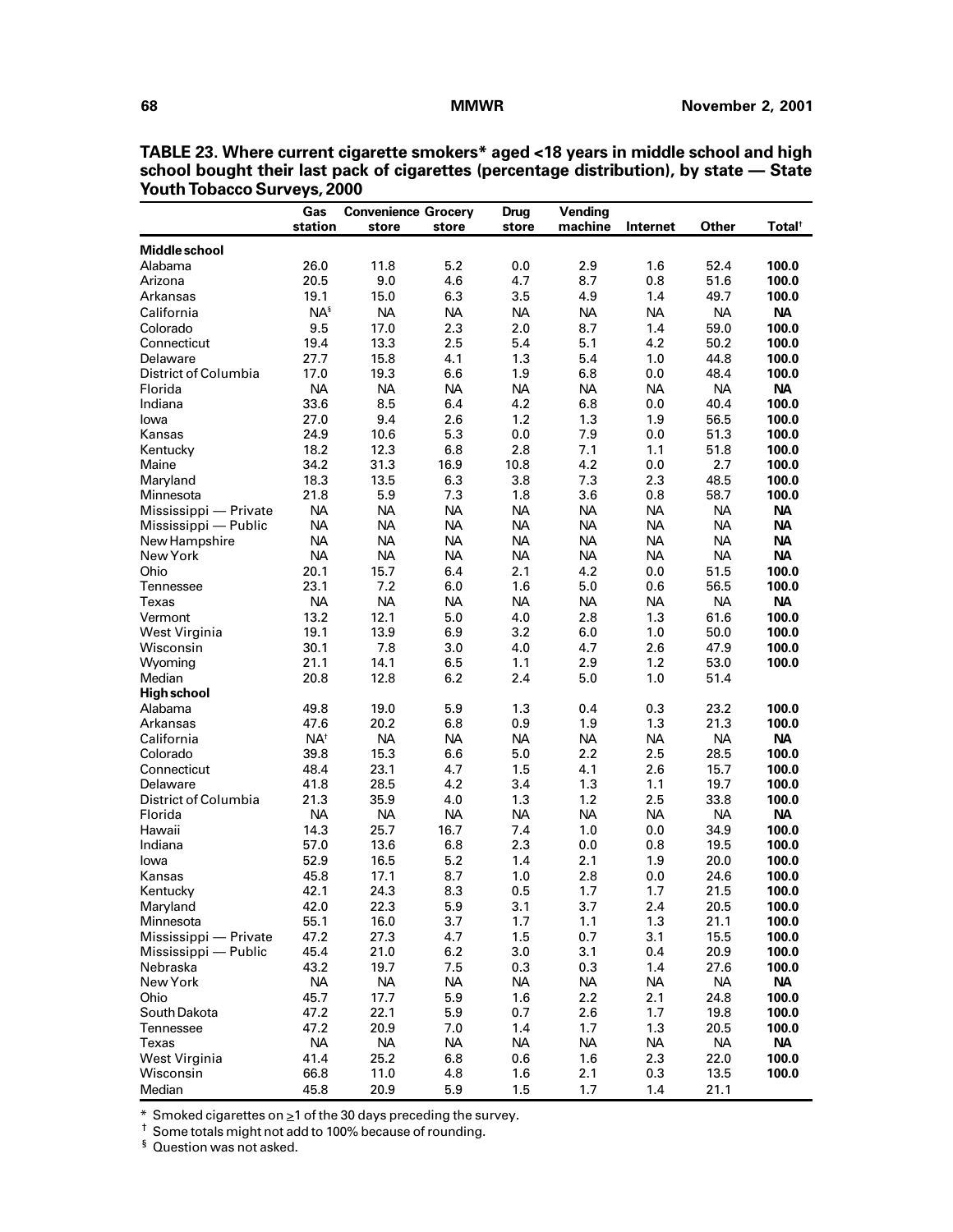**TABLE 23. Where current cigarette smokers* aged <18 years in middle school and high school bought their last pack of cigarettes (percentage distribution), by state — State Youth Tobacco Surveys, 2000**

| | Gas station | Convenience store | Grocery store | Drug store | Vending machine | Internet | Other | Total† |
|---|---|---|---|---|---|---|---|---|
| **Middle school** | | | | | | | | |
| Alabama | 26.0 | 11.8 | 5.2 | 0.0 | 2.9 | 1.6 | 52.4 | **100.0** |
| Arizona | 20.5 | 9.0 | 4.6 | 4.7 | 8.7 | 0.8 | 51.6 | **100.0** |
| Arkansas | 19.1 | 15.0 | 6.3 | 3.5 | 4.9 | 1.4 | 49.7 | **100.0** |
| California | NA§ | NA | NA | NA | NA | NA | NA | **NA** |
| Colorado | 9.5 | 17.0 | 2.3 | 2.0 | 8.7 | 1.4 | 59.0 | **100.0** |
| Connecticut | 19.4 | 13.3 | 2.5 | 5.4 | 5.1 | 4.2 | 50.2 | **100.0** |
| Delaware | 27.7 | 15.8 | 4.1 | 1.3 | 5.4 | 1.0 | 44.8 | **100.0** |
| District of Columbia | 17.0 | 19.3 | 6.6 | 1.9 | 6.8 | 0.0 | 48.4 | **100.0** |
| Florida | NA | NA | NA | NA | NA | NA | NA | **NA** |
| Indiana | 33.6 | 8.5 | 6.4 | 4.2 | 6.8 | 0.0 | 40.4 | **100.0** |
| Iowa | 27.0 | 9.4 | 2.6 | 1.2 | 1.3 | 1.9 | 56.5 | **100.0** |
| Kansas | 24.9 | 10.6 | 5.3 | 0.0 | 7.9 | 0.0 | 51.3 | **100.0** |
| Kentucky | 18.2 | 12.3 | 6.8 | 2.8 | 7.1 | 1.1 | 51.8 | **100.0** |
| Maine | 34.2 | 31.3 | 16.9 | 10.8 | 4.2 | 0.0 | 2.7 | **100.0** |
| Maryland | 18.3 | 13.5 | 6.3 | 3.8 | 7.3 | 2.3 | 48.5 | **100.0** |
| Minnesota | 21.8 | 5.9 | 7.3 | 1.8 | 3.6 | 0.8 | 58.7 | **100.0** |
| Mississippi — Private | NA | NA | NA | NA | NA | NA | NA | **NA** |
| Mississippi — Public | NA | NA | NA | NA | NA | NA | NA | **NA** |
| New Hampshire | NA | NA | NA | NA | NA | NA | NA | **NA** |
| New York | NA | NA | NA | NA | NA | NA | NA | **NA** |
| Ohio | 20.1 | 15.7 | 6.4 | 2.1 | 4.2 | 0.0 | 51.5 | **100.0** |
| Tennessee | 23.1 | 7.2 | 6.0 | 1.6 | 5.0 | 0.6 | 56.5 | **100.0** |
| Texas | NA | NA | NA | NA | NA | NA | NA | **NA** |
| Vermont | 13.2 | 12.1 | 5.0 | 4.0 | 2.8 | 1.3 | 61.6 | **100.0** |
| West Virginia | 19.1 | 13.9 | 6.9 | 3.2 | 6.0 | 1.0 | 50.0 | **100.0** |
| Wisconsin | 30.1 | 7.8 | 3.0 | 4.0 | 4.7 | 2.6 | 47.9 | **100.0** |
| Wyoming | 21.1 | 14.1 | 6.5 | 1.1 | 2.9 | 1.2 | 53.0 | **100.0** |
| Median | 20.8 | 12.8 | 6.2 | 2.4 | 5.0 | 1.0 | 51.4 | |
| **High school** | | | | | | | | |
| Alabama | 49.8 | 19.0 | 5.9 | 1.3 | 0.4 | 0.3 | 23.2 | **100.0** |
| Arkansas | 47.6 | 20.2 | 6.8 | 0.9 | 1.9 | 1.3 | 21.3 | **100.0** |
| California | NA† | NA | NA | NA | NA | NA | NA | **NA** |
| Colorado | 39.8 | 15.3 | 6.6 | 5.0 | 2.2 | 2.5 | 28.5 | **100.0** |
| Connecticut | 48.4 | 23.1 | 4.7 | 1.5 | 4.1 | 2.6 | 15.7 | **100.0** |
| Delaware | 41.8 | 28.5 | 4.2 | 3.4 | 1.3 | 1.1 | 19.7 | **100.0** |
| District of Columbia | 21.3 | 35.9 | 4.0 | 1.3 | 1.2 | 2.5 | 33.8 | **100.0** |
| Florida | NA | NA | NA | NA | NA | NA | NA | **NA** |
| Hawaii | 14.3 | 25.7 | 16.7 | 7.4 | 1.0 | 0.0 | 34.9 | **100.0** |
| Indiana | 57.0 | 13.6 | 6.8 | 2.3 | 0.0 | 0.8 | 19.5 | **100.0** |
| Iowa | 52.9 | 16.5 | 5.2 | 1.4 | 2.1 | 1.9 | 20.0 | **100.0** |
| Kansas | 45.8 | 17.1 | 8.7 | 1.0 | 2.8 | 0.0 | 24.6 | **100.0** |
| Kentucky | 42.1 | 24.3 | 8.3 | 0.5 | 1.7 | 1.7 | 21.5 | **100.0** |
| Maryland | 42.0 | 22.3 | 5.9 | 3.1 | 3.7 | 2.4 | 20.5 | **100.0** |
| Minnesota | 55.1 | 16.0 | 3.7 | 1.7 | 1.1 | 1.3 | 21.1 | **100.0** |
| Mississippi — Private | 47.2 | 27.3 | 4.7 | 1.5 | 0.7 | 3.1 | 15.5 | **100.0** |
| Mississippi — Public | 45.4 | 21.0 | 6.2 | 3.0 | 3.1 | 0.4 | 20.9 | **100.0** |
| Nebraska | 43.2 | 19.7 | 7.5 | 0.3 | 0.3 | 1.4 | 27.6 | **100.0** |
| New York | NA | NA | NA | NA | NA | NA | NA | **NA** |
| Ohio | 45.7 | 17.7 | 5.9 | 1.6 | 2.2 | 2.1 | 24.8 | **100.0** |
| South Dakota | 47.2 | 22.1 | 5.9 | 0.7 | 2.6 | 1.7 | 19.8 | **100.0** |
| Tennessee | 47.2 | 20.9 | 7.0 | 1.4 | 1.7 | 1.3 | 20.5 | **100.0** |
| Texas | NA | NA | NA | NA | NA | NA | NA | **NA** |
| West Virginia | 41.4 | 25.2 | 6.8 | 0.6 | 1.6 | 2.3 | 22.0 | **100.0** |
| Wisconsin | 66.8 | 11.0 | 4.8 | 1.6 | 2.1 | 0.3 | 13.5 | **100.0** |
| Median | 45.8 | 20.9 | 5.9 | 1.5 | 1.7 | 1.4 | 21.1 | |

\* Smoked cigarettes on ≥1 of the 30 days preceding the survey.

† Some totals might not add to 100% because of rounding.

§ Question was not asked.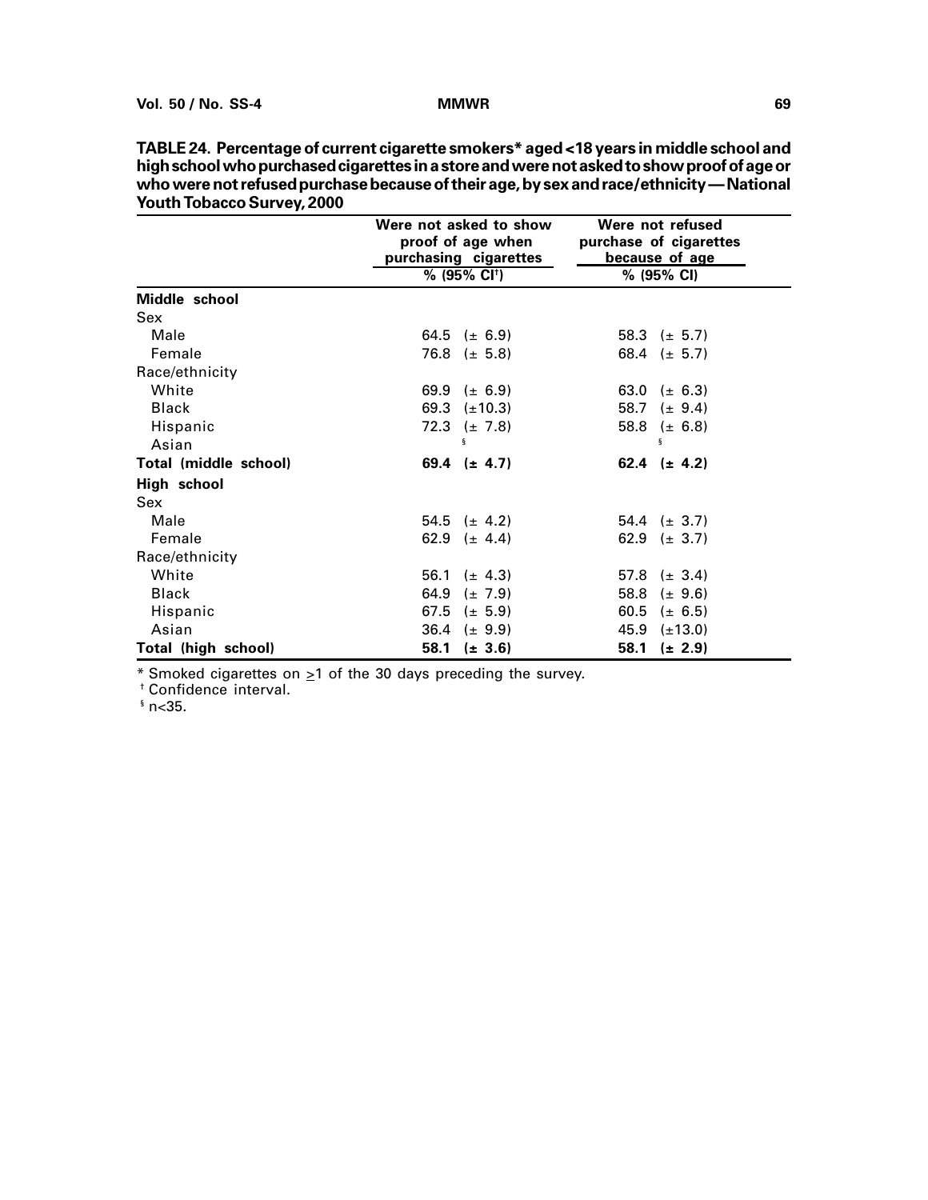**TABLE 24. Percentage of current cigarette smokers* aged <18 years in middle school and high school who purchased cigarettes in a store and were not asked to show proof of age or who were not refused purchase because of their age, by sex and race/ethnicity — National Youth Tobacco Survey, 2000**

| | Were not asked to show proof of age when purchasing cigarettes | Were not refused purchase of cigarettes because of age |
|---|---|---|
| | % (95% CI[†]) | % (95% CI) |
| **Middle school** | | |
| Sex | | |
| Male | 64.5 (± 6.9) | 58.3 (± 5.7) |
| Female | 76.8 (± 5.8) | 68.4 (± 5.7) |
| Race/ethnicity | | |
| White | 69.9 (± 6.9) | 63.0 (± 6.3) |
| Black | 69.3 (±10.3) | 58.7 (± 9.4) |
| Hispanic | 72.3 (± 7.8) | 58.8 (± 6.8) |
| Asian | [§] | [§] |
| **Total (middle school)** | **69.4 (± 4.7)** | **62.4 (± 4.2)** |
| **High school** | | |
| Sex | | |
| Male | 54.5 (± 4.2) | 54.4 (± 3.7) |
| Female | 62.9 (± 4.4) | 62.9 (± 3.7) |
| Race/ethnicity | | |
| White | 56.1 (± 4.3) | 57.8 (± 3.4) |
| Black | 64.9 (± 7.9) | 58.8 (± 9.6) |
| Hispanic | 67.5 (± 5.9) | 60.5 (± 6.5) |
| Asian | 36.4 (± 9.9) | 45.9 (±13.0) |
| **Total (high school)** | **58.1 (± 3.6)** | **58.1 (± 2.9)** |

\* Smoked cigarettes on ≥1 of the 30 days preceding the survey.
[†] Confidence interval.
[§] n<35.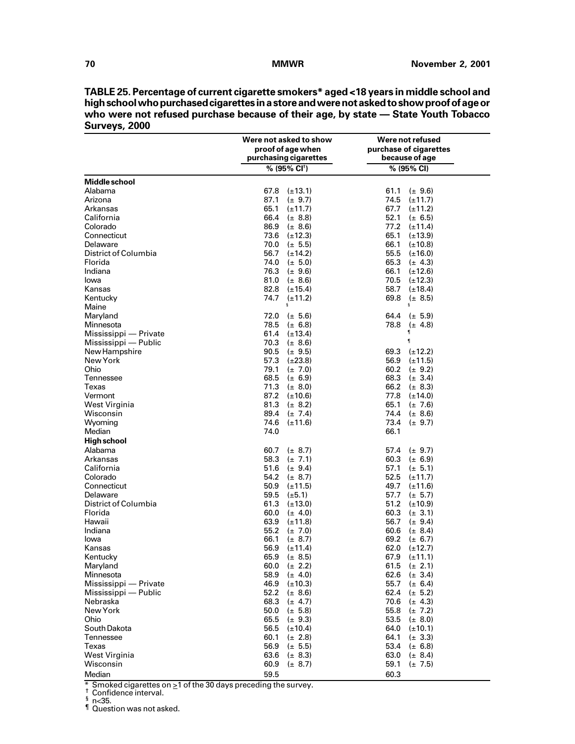**TABLE 25. Percentage of current cigarette smokers* aged <18 years in middle school and high school who purchased cigarettes in a store and were not asked to show proof of age or who were not refused purchase because of their age, by state — State Youth Tobacco Surveys, 2000**

| | Were not asked to show proof of age when purchasing cigarettes | Were not refused purchase of cigarettes because of age |
|---|---|---|
| | % (95% CI†) | % (95% CI) |
| **Middle school** | | |
| Alabama | 67.8 (±13.1) | 61.1 (± 9.6) |
| Arizona | 87.1 (± 9.7) | 74.5 (±11.7) |
| Arkansas | 65.1 (±11.7) | 67.7 (±11.2) |
| California | 66.4 (± 8.8) | 52.1 (± 6.5) |
| Colorado | 86.9 (± 8.6) | 77.2 (±11.4) |
| Connecticut | 73.6 (±12.3) | 65.1 (±13.9) |
| Delaware | 70.0 (± 5.5) | 66.1 (±10.8) |
| District of Columbia | 56.7 (±14.2) | 55.5 (±16.0) |
| Florida | 74.0 (± 5.0) | 65.3 (± 4.3) |
| Indiana | 76.3 (± 9.6) | 66.1 (±12.6) |
| Iowa | 81.0 (± 8.6) | 70.5 (±12.3) |
| Kansas | 82.8 (±15.4) | 58.7 (±18.4) |
| Kentucky | 74.7 (±11.2) | 69.8 (± 8.5) |
| Maine | § | § |
| Maryland | 72.0 (± 5.6) | 64.4 (± 5.9) |
| Minnesota | 78.5 (± 6.8) | 78.8 (± 4.8) |
| Mississippi — Private | 61.4 (±13.4) | ¶ |
| Mississippi — Public | 70.3 (± 8.6) | ¶ |
| New Hampshire | 90.5 (± 9.5) | 69.3 (±12.2) |
| New York | 57.3 (±23.8) | 56.9 (±11.5) |
| Ohio | 79.1 (± 7.0) | 60.2 (± 9.2) |
| Tennessee | 68.5 (± 6.9) | 68.3 (± 3.4) |
| Texas | 71.3 (± 8.0) | 66.2 (± 8.3) |
| Vermont | 87.2 (±10.6) | 77.8 (±14.0) |
| West Virginia | 81.3 (± 8.2) | 65.1 (± 7.6) |
| Wisconsin | 89.4 (± 7.4) | 74.4 (± 8.6) |
| Wyoming | 74.6 (±11.6) | 73.4 (± 9.7) |
| Median | 74.0 | 66.1 |
| **High school** | | |
| Alabama | 60.7 (± 8.7) | 57.4 (± 9.7) |
| Arkansas | 58.3 (± 7.1) | 60.3 (± 6.9) |
| California | 51.6 (± 9.4) | 57.1 (± 5.1) |
| Colorado | 54.2 (± 8.7) | 52.5 (±11.7) |
| Connecticut | 50.9 (±11.5) | 49.7 (±11.6) |
| Delaware | 59.5 (±5.1) | 57.7 (± 5.7) |
| District of Columbia | 61.3 (±13.0) | 51.2 (±10.9) |
| Florida | 60.0 (± 4.0) | 60.3 (± 3.1) |
| Hawaii | 63.9 (±11.8) | 56.7 (± 9.4) |
| Indiana | 55.2 (± 7.0) | 60.6 (± 8.4) |
| Iowa | 66.1 (± 8.7) | 69.2 (± 6.7) |
| Kansas | 56.9 (±11.4) | 62.0 (±12.7) |
| Kentucky | 65.9 (± 8.5) | 67.9 (±11.1) |
| Maryland | 60.0 (± 2.2) | 61.5 (± 2.1) |
| Minnesota | 58.9 (± 4.0) | 62.6 (± 3.4) |
| Mississippi — Private | 46.9 (±10.3) | 55.7 (± 6.4) |
| Mississippi — Public | 52.2 (± 8.6) | 62.4 (± 5.2) |
| Nebraska | 68.3 (± 4.7) | 70.6 (± 4.3) |
| New York | 50.0 (± 5.8) | 55.8 (± 7.2) |
| Ohio | 65.5 (± 9.3) | 53.5 (± 8.0) |
| South Dakota | 56.5 (±10.4) | 64.0 (±10.1) |
| Tennessee | 60.1 (± 2.8) | 64.1 (± 3.3) |
| Texas | 56.9 (± 5.5) | 53.4 (± 6.8) |
| West Virginia | 63.6 (± 8.3) | 63.0 (± 8.4) |
| Wisconsin | 60.9 (± 8.7) | 59.1 (± 7.5) |
| Median | 59.5 | 60.3 |

\* Smoked cigarettes on ≥1 of the 30 days preceding the survey.
† Confidence interval.
§ n<35.
¶ Question was not asked.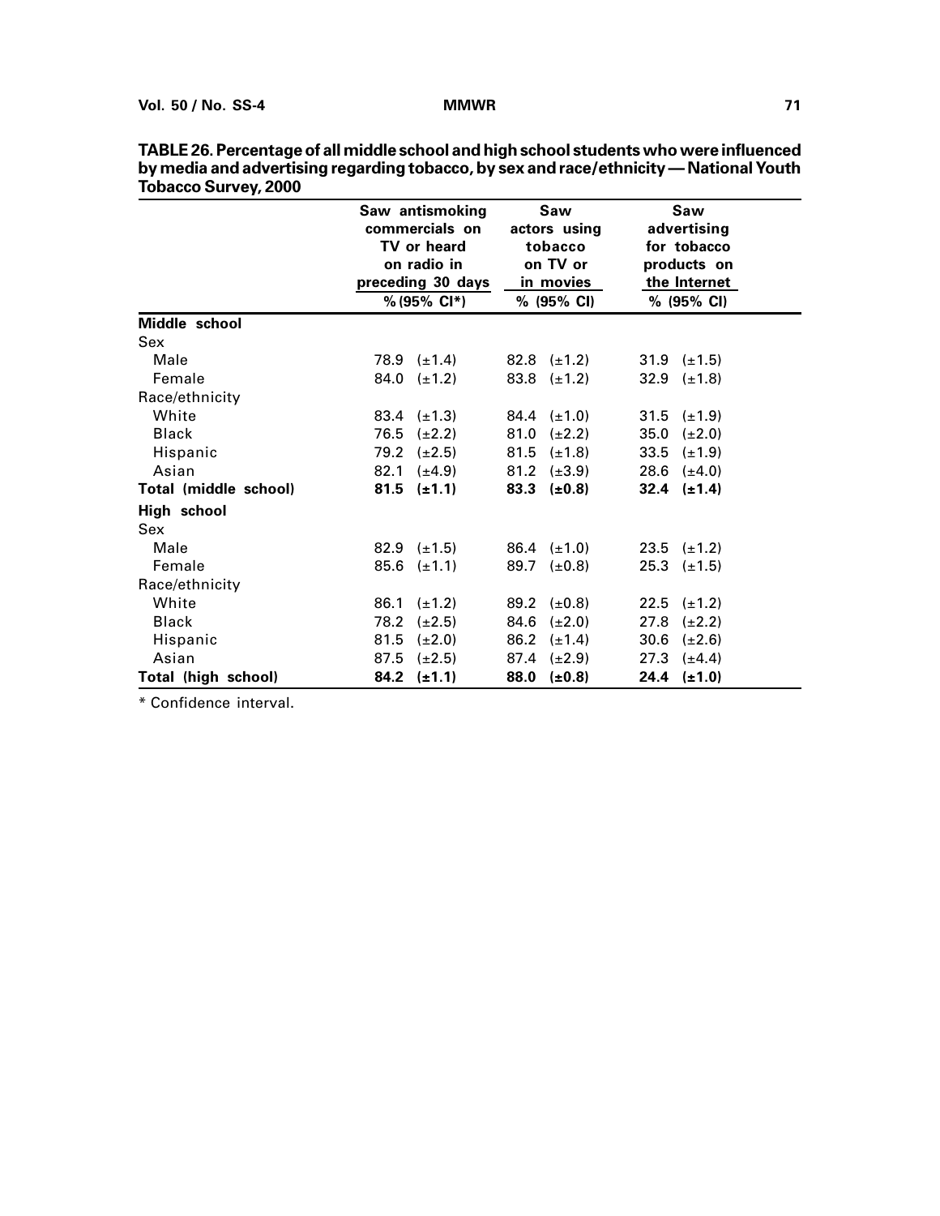**TABLE 26. Percentage of all middle school and high school students who were influenced by media and advertising regarding tobacco, by sex and race/ethnicity — National Youth Tobacco Survey, 2000**

| | Saw antismoking commercials on TV or heard on radio in preceding 30 days % (95% CI*) | Saw actors using tobacco on TV or in movies % (95% CI) | Saw advertising for tobacco products on the Internet % (95% CI) |
|---|---|---|---|
| **Middle school** | | | |
| Sex | | | |
| Male | 78.9 (±1.4) | 82.8 (±1.2) | 31.9 (±1.5) |
| Female | 84.0 (±1.2) | 83.8 (±1.2) | 32.9 (±1.8) |
| Race/ethnicity | | | |
| White | 83.4 (±1.3) | 84.4 (±1.0) | 31.5 (±1.9) |
| Black | 76.5 (±2.2) | 81.0 (±2.2) | 35.0 (±2.0) |
| Hispanic | 79.2 (±2.5) | 81.5 (±1.8) | 33.5 (±1.9) |
| Asian | 82.1 (±4.9) | 81.2 (±3.9) | 28.6 (±4.0) |
| **Total (middle school)** | **81.5 (±1.1)** | **83.3 (±0.8)** | **32.4 (±1.4)** |
| **High school** | | | |
| Sex | | | |
| Male | 82.9 (±1.5) | 86.4 (±1.0) | 23.5 (±1.2) |
| Female | 85.6 (±1.1) | 89.7 (±0.8) | 25.3 (±1.5) |
| Race/ethnicity | | | |
| White | 86.1 (±1.2) | 89.2 (±0.8) | 22.5 (±1.2) |
| Black | 78.2 (±2.5) | 84.6 (±2.0) | 27.8 (±2.2) |
| Hispanic | 81.5 (±2.0) | 86.2 (±1.4) | 30.6 (±2.6) |
| Asian | 87.5 (±2.5) | 87.4 (±2.9) | 27.3 (±4.4) |
| **Total (high school)** | **84.2 (±1.1)** | **88.0 (±0.8)** | **24.4 (±1.0)** |

* Confidence interval.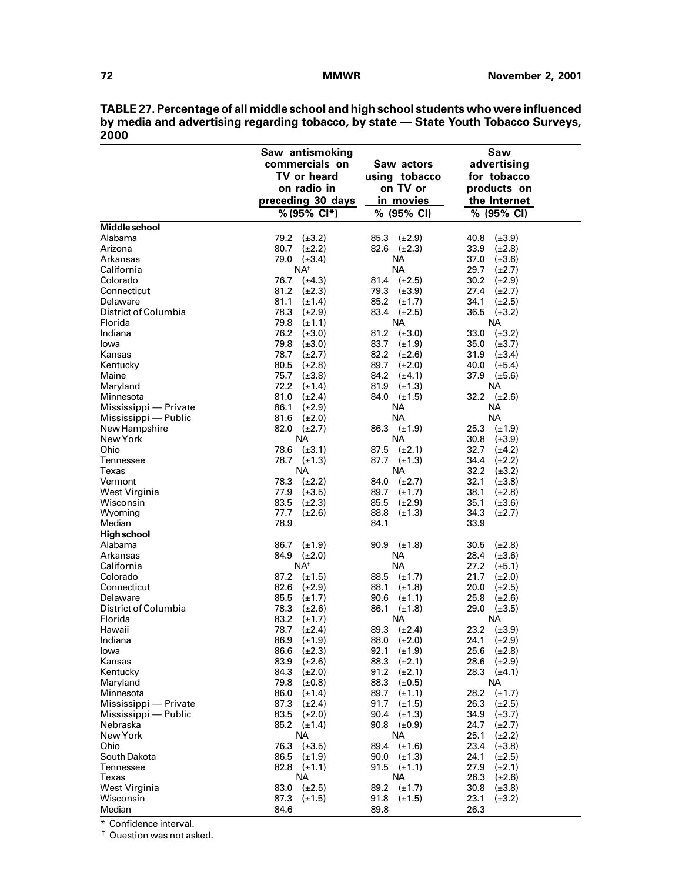**TABLE 27. Percentage of all middle school and high school students who were influenced by media and advertising regarding tobacco, by state — State Youth Tobacco Surveys, 2000**

| | Saw antismoking commercials on TV or heard on radio in preceding 30 days | Saw actors using tobacco on TV or in movies | Saw advertising for tobacco products on the Internet |
|---|---|---|---|
| | % (95% CI*) | % (95% CI) | % (95% CI) |
| **Middle school** | | | |
| Alabama | 79.2 (±3.2) | 85.3 (±2.9) | 40.8 (±3.9) |
| Arizona | 80.7 (±2.2) | 82.6 (±2.3) | 33.9 (±2.8) |
| Arkansas | 79.0 (±3.4) | NA | 37.0 (±3.6) |
| California | NA† | NA | 29.7 (±2.7) |
| Colorado | 76.7 (±4.3) | 81.4 (±2.5) | 30.2 (±2.9) |
| Connecticut | 81.2 (±2.3) | 79.3 (±3.9) | 27.4 (±2.7) |
| Delaware | 81.1 (±1.4) | 85.2 (±1.7) | 34.1 (±2.5) |
| District of Columbia | 78.3 (±2.9) | 83.4 (±2.5) | 36.5 (±3.2) |
| Florida | 79.8 (±1.1) | NA | NA |
| Indiana | 76.2 (±3.0) | 81.2 (±3.0) | 33.0 (±3.2) |
| Iowa | 79.8 (±3.0) | 83.7 (±1.9) | 35.0 (±3.7) |
| Kansas | 78.7 (±2.7) | 82.2 (±2.6) | 31.9 (±3.4) |
| Kentucky | 80.5 (±2.8) | 89.7 (±2.0) | 40.0 (±5.4) |
| Maine | 75.7 (±3.8) | 84.2 (±4.1) | 37.9 (±5.6) |
| Maryland | 72.2 (±1.4) | 81.9 (±1.3) | NA |
| Minnesota | 81.0 (±2.4) | 84.0 (±1.5) | 32.2 (±2.6) |
| Mississippi — Private | 86.1 (±2.9) | NA | NA |
| Mississippi — Public | 81.6 (±2.0) | NA | NA |
| New Hampshire | 82.0 (±2.7) | 86.3 (±1.9) | 25.3 (±1.9) |
| New York | NA | NA | 30.8 (±3.9) |
| Ohio | 78.6 (±3.1) | 87.5 (±2.1) | 32.7 (±4.2) |
| Tennessee | 78.7 (±1.3) | 87.7 (±1.3) | 34.4 (±2.2) |
| Texas | NA | NA | 32.2 (±3.2) |
| Vermont | 78.3 (±2.2) | 84.0 (±2.7) | 32.1 (±3.8) |
| West Virginia | 77.9 (±3.5) | 89.7 (±1.7) | 38.1 (±2.8) |
| Wisconsin | 83.5 (±2.3) | 85.5 (±2.9) | 35.1 (±3.6) |
| Wyoming | 77.7 (±2.6) | 88.8 (±1.3) | 34.3 (±2.7) |
| Median | 78.9 | 84.1 | 33.9 |
| **High school** | | | |
| Alabama | 86.7 (±1.9) | 90.9 (±1.8) | 30.5 (±2.8) |
| Arkansas | 84.9 (±2.0) | NA | 28.4 (±3.6) |
| California | NA† | NA | 27.2 (±5.1) |
| Colorado | 87.2 (±1.5) | 88.5 (±1.7) | 21.7 (±2.0) |
| Connecticut | 82.6 (±2.9) | 88.1 (±1.8) | 20.0 (±2.5) |
| Delaware | 85.5 (±1.7) | 90.6 (±1.1) | 25.8 (±2.6) |
| District of Columbia | 78.3 (±2.6) | 86.1 (±1.8) | 29.0 (±3.5) |
| Florida | 83.2 (±1.7) | NA | NA |
| Hawaii | 78.7 (±2.4) | 89.3 (±2.4) | 23.2 (±3.9) |
| Indiana | 86.9 (±1.9) | 88.0 (±2.0) | 24.1 (±2.9) |
| Iowa | 86.6 (±2.3) | 92.1 (±1.9) | 25.6 (±2.8) |
| Kansas | 83.9 (±2.6) | 88.3 (±2.1) | 28.6 (±2.9) |
| Kentucky | 84.3 (±2.0) | 91.2 (±2.1) | 28.3 (±4.1) |
| Maryland | 79.8 (±0.8) | 88.3 (±0.5) | NA |
| Minnesota | 86.0 (±1.4) | 89.7 (±1.1) | 28.2 (±1.7) |
| Mississippi — Private | 87.3 (±2.4) | 91.7 (±1.5) | 26.3 (±2.5) |
| Mississippi — Public | 83.5 (±2.0) | 90.4 (±1.3) | 34.9 (±3.7) |
| Nebraska | 85.2 (±1.4) | 90.8 (±0.9) | 24.7 (±2.7) |
| New York | NA | NA | 25.1 (±2.2) |
| Ohio | 76.3 (±3.5) | 89.4 (±1.6) | 23.4 (±3.8) |
| South Dakota | 86.5 (±1.9) | 90.0 (±1.3) | 24.1 (±2.5) |
| Tennessee | 82.8 (±1.1) | 91.5 (±1.1) | 27.9 (±2.1) |
| Texas | NA | NA | 26.3 (±2.6) |
| West Virginia | 83.0 (±2.5) | 89.2 (±1.7) | 30.8 (±3.8) |
| Wisconsin | 87.3 (±1.5) | 91.8 (±1.5) | 23.1 (±3.2) |
| Median | 84.6 | 89.8 | 26.3 |

\* Confidence interval.

† Question was not asked.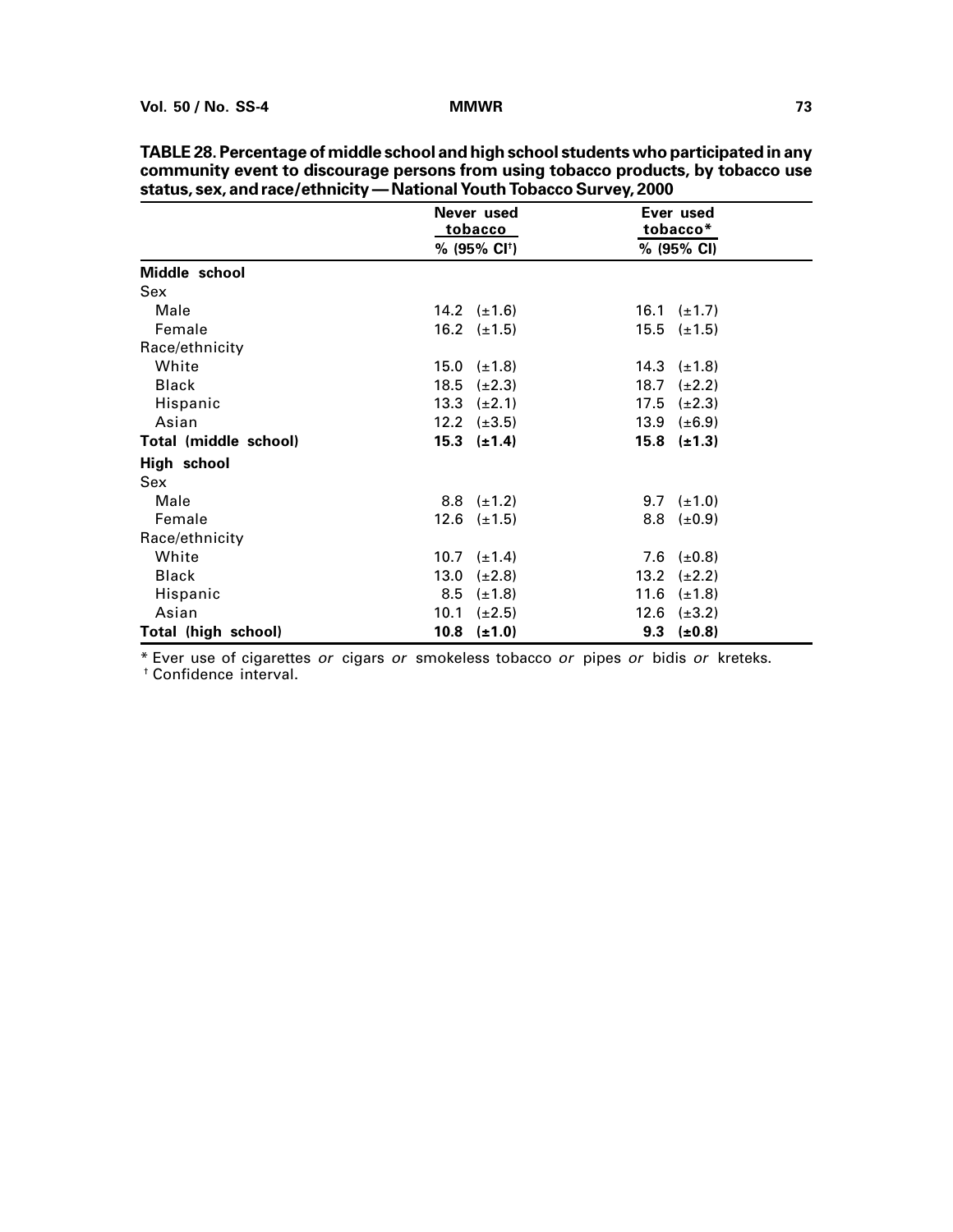**TABLE 28. Percentage of middle school and high school students who participated in any community event to discourage persons from using tobacco products, by tobacco use status, sex, and race/ethnicity — National Youth Tobacco Survey, 2000**

| | Never used tobacco | Ever used tobacco* |
|---|---|---|
| | % (95% CI†) | % (95% CI) |
| **Middle school** | | |
| Sex | | |
| Male | 14.2 (±1.6) | 16.1 (±1.7) |
| Female | 16.2 (±1.5) | 15.5 (±1.5) |
| Race/ethnicity | | |
| White | 15.0 (±1.8) | 14.3 (±1.8) |
| Black | 18.5 (±2.3) | 18.7 (±2.2) |
| Hispanic | 13.3 (±2.1) | 17.5 (±2.3) |
| Asian | 12.2 (±3.5) | 13.9 (±6.9) |
| **Total (middle school)** | **15.3 (±1.4)** | **15.8 (±1.3)** |
| **High school** | | |
| Sex | | |
| Male | 8.8 (±1.2) | 9.7 (±1.0) |
| Female | 12.6 (±1.5) | 8.8 (±0.9) |
| Race/ethnicity | | |
| White | 10.7 (±1.4) | 7.6 (±0.8) |
| Black | 13.0 (±2.8) | 13.2 (±2.2) |
| Hispanic | 8.5 (±1.8) | 11.6 (±1.8) |
| Asian | 10.1 (±2.5) | 12.6 (±3.2) |
| **Total (high school)** | **10.8 (±1.0)** | **9.3 (±0.8)** |

* Ever use of cigarettes *or* cigars *or* smokeless tobacco *or* pipes *or* bidis *or* kreteks.

† Confidence interval.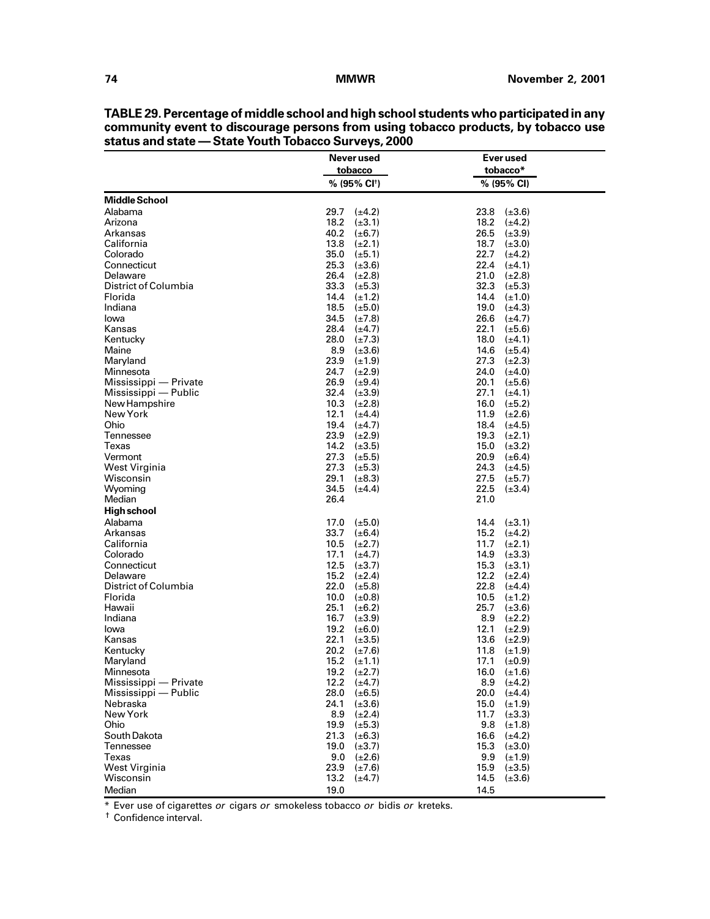**TABLE 29. Percentage of middle school and high school students who participated in any community event to discourage persons from using tobacco products, by tobacco use status and state — State Youth Tobacco Surveys, 2000**

| | Never used tobacco | Ever used tobacco* |
|---|---|---|
| | % (95% CI[†]) | % (95% CI) |
| **Middle School** | | |
| Alabama | 29.7 (±4.2) | 23.8 (±3.6) |
| Arizona | 18.2 (±3.1) | 18.2 (±4.2) |
| Arkansas | 40.2 (±6.7) | 26.5 (±3.9) |
| California | 13.8 (±2.1) | 18.7 (±3.0) |
| Colorado | 35.0 (±5.1) | 22.7 (±4.2) |
| Connecticut | 25.3 (±3.6) | 22.4 (±4.1) |
| Delaware | 26.4 (±2.8) | 21.0 (±2.8) |
| District of Columbia | 33.3 (±5.3) | 32.3 (±5.3) |
| Florida | 14.4 (±1.2) | 14.4 (±1.0) |
| Indiana | 18.5 (±5.0) | 19.0 (±4.3) |
| Iowa | 34.5 (±7.8) | 26.6 (±4.7) |
| Kansas | 28.4 (±4.7) | 22.1 (±5.6) |
| Kentucky | 28.0 (±7.3) | 18.0 (±4.1) |
| Maine | 8.9 (±3.6) | 14.6 (±5.4) |
| Maryland | 23.9 (±1.9) | 27.3 (±2.3) |
| Minnesota | 24.7 (±2.9) | 24.0 (±4.0) |
| Mississippi — Private | 26.9 (±9.4) | 20.1 (±5.6) |
| Mississippi — Public | 32.4 (±3.9) | 27.1 (±4.1) |
| New Hampshire | 10.3 (±2.8) | 16.0 (±5.2) |
| New York | 12.1 (±4.4) | 11.9 (±2.6) |
| Ohio | 19.4 (±4.7) | 18.4 (±4.5) |
| Tennessee | 23.9 (±2.9) | 19.3 (±2.1) |
| Texas | 14.2 (±3.5) | 15.0 (±3.2) |
| Vermont | 27.3 (±5.5) | 20.9 (±6.4) |
| West Virginia | 27.3 (±5.3) | 24.3 (±4.5) |
| Wisconsin | 29.1 (±8.3) | 27.5 (±5.7) |
| Wyoming | 34.5 (±4.4) | 22.5 (±3.4) |
| Median | 26.4 | 21.0 |
| **High school** | | |
| Alabama | 17.0 (±5.0) | 14.4 (±3.1) |
| Arkansas | 33.7 (±6.4) | 15.2 (±4.2) |
| California | 10.5 (±2.7) | 11.7 (±2.1) |
| Colorado | 17.1 (±4.7) | 14.9 (±3.3) |
| Connecticut | 12.5 (±3.7) | 15.3 (±3.1) |
| Delaware | 15.2 (±2.4) | 12.2 (±2.4) |
| District of Columbia | 22.0 (±5.8) | 22.8 (±4.4) |
| Florida | 10.0 (±0.8) | 10.5 (±1.2) |
| Hawaii | 25.1 (±6.2) | 25.7 (±3.6) |
| Indiana | 16.7 (±3.9) | 8.9 (±2.2) |
| Iowa | 19.2 (±6.0) | 12.1 (±2.9) |
| Kansas | 22.1 (±3.5) | 13.6 (±2.9) |
| Kentucky | 20.2 (±7.6) | 11.8 (±1.9) |
| Maryland | 15.2 (±1.1) | 17.1 (±0.9) |
| Minnesota | 19.2 (±2.7) | 16.0 (±1.6) |
| Mississippi — Private | 12.2 (±4.7) | 8.9 (±4.2) |
| Mississippi — Public | 28.0 (±6.5) | 20.0 (±4.4) |
| Nebraska | 24.1 (±3.6) | 15.0 (±1.9) |
| New York | 8.9 (±2.4) | 11.7 (±3.3) |
| Ohio | 19.9 (±5.3) | 9.8 (±1.8) |
| South Dakota | 21.3 (±6.3) | 16.6 (±4.2) |
| Tennessee | 19.0 (±3.7) | 15.3 (±3.0) |
| Texas | 9.0 (±2.6) | 9.9 (±1.9) |
| West Virginia | 23.9 (±7.6) | 15.9 (±3.5) |
| Wisconsin | 13.2 (±4.7) | 14.5 (±3.6) |
| Median | 19.0 | 14.5 |

\* Ever use of cigarettes *or* cigars *or* smokeless tobacco *or* bidis *or* kreteks.

[†] Confidence interval.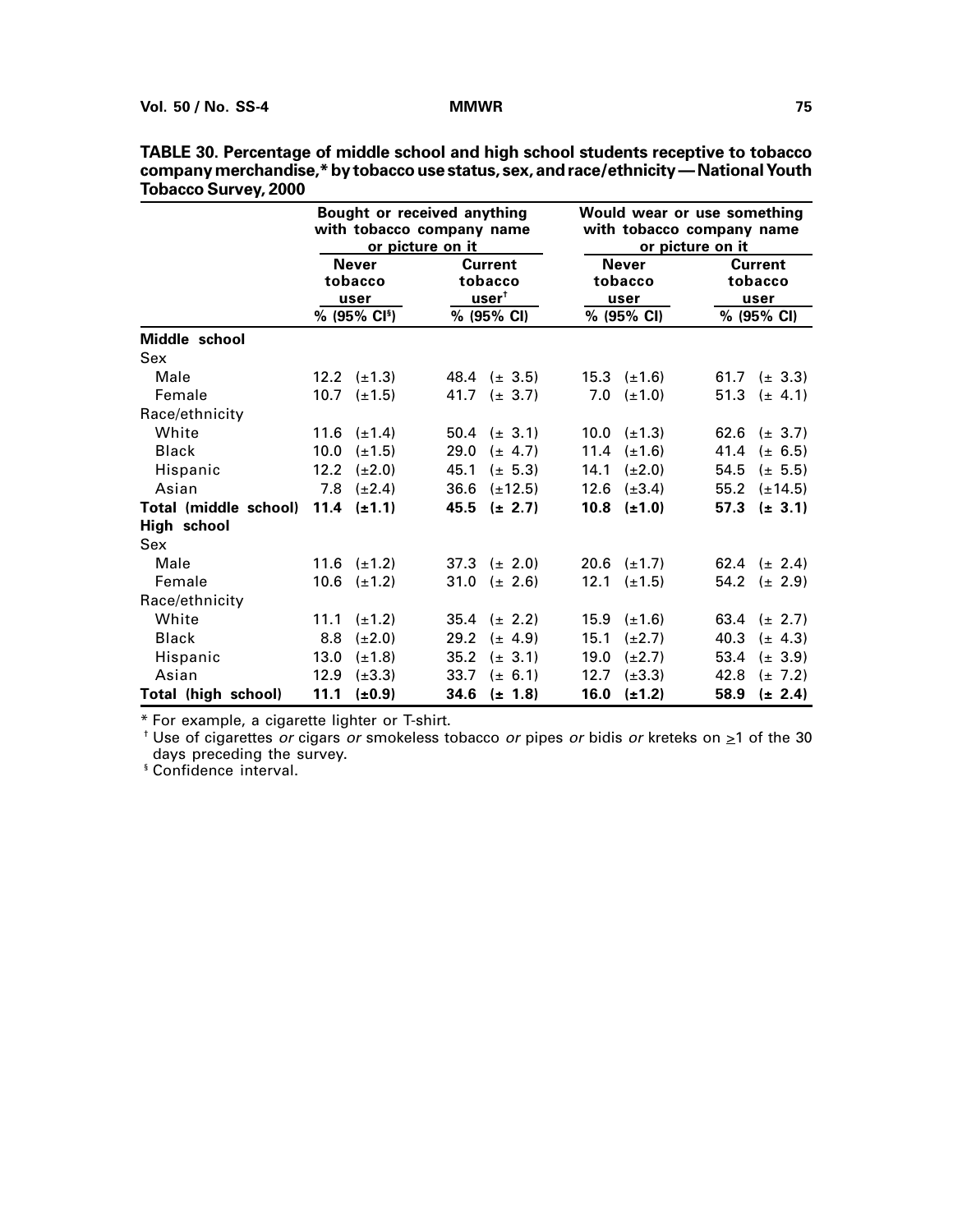**TABLE 30. Percentage of middle school and high school students receptive to tobacco company merchandise,* by tobacco use status, sex, and race/ethnicity — National Youth Tobacco Survey, 2000**

| | Bought or received anything with tobacco company name or picture on it | | Would wear or use something with tobacco company name or picture on it | |
|---|---|---|---|---|
| | Never tobacco user | Current tobacco user† | Never tobacco user | Current tobacco user |
| | % (95% CI§) | % (95% CI) | % (95% CI) | % (95% CI) |
| **Middle school** | | | | |
| Sex | | | | |
| Male | 12.2 (±1.3) | 48.4 (± 3.5) | 15.3 (±1.6) | 61.7 (± 3.3) |
| Female | 10.7 (±1.5) | 41.7 (± 3.7) | 7.0 (±1.0) | 51.3 (± 4.1) |
| Race/ethnicity | | | | |
| White | 11.6 (±1.4) | 50.4 (± 3.1) | 10.0 (±1.3) | 62.6 (± 3.7) |
| Black | 10.0 (±1.5) | 29.0 (± 4.7) | 11.4 (±1.6) | 41.4 (± 6.5) |
| Hispanic | 12.2 (±2.0) | 45.1 (± 5.3) | 14.1 (±2.0) | 54.5 (± 5.5) |
| Asian | 7.8 (±2.4) | 36.6 (±12.5) | 12.6 (±3.4) | 55.2 (±14.5) |
| **Total (middle school)** | **11.4 (±1.1)** | **45.5 (± 2.7)** | **10.8 (±1.0)** | **57.3 (± 3.1)** |
| **High school** | | | | |
| Sex | | | | |
| Male | 11.6 (±1.2) | 37.3 (± 2.0) | 20.6 (±1.7) | 62.4 (± 2.4) |
| Female | 10.6 (±1.2) | 31.0 (± 2.6) | 12.1 (±1.5) | 54.2 (± 2.9) |
| Race/ethnicity | | | | |
| White | 11.1 (±1.2) | 35.4 (± 2.2) | 15.9 (±1.6) | 63.4 (± 2.7) |
| Black | 8.8 (±2.0) | 29.2 (± 4.9) | 15.1 (±2.7) | 40.3 (± 4.3) |
| Hispanic | 13.0 (±1.8) | 35.2 (± 3.1) | 19.0 (±2.7) | 53.4 (± 3.9) |
| Asian | 12.9 (±3.3) | 33.7 (± 6.1) | 12.7 (±3.3) | 42.8 (± 7.2) |
| **Total (high school)** | **11.1 (±0.9)** | **34.6 (± 1.8)** | **16.0 (±1.2)** | **58.9 (± 2.4)** |

* For example, a cigarette lighter or T-shirt.

† Use of cigarettes *or* cigars *or* smokeless tobacco *or* pipes *or* bidis *or* kreteks on ≥1 of the 30 days preceding the survey.

§ Confidence interval.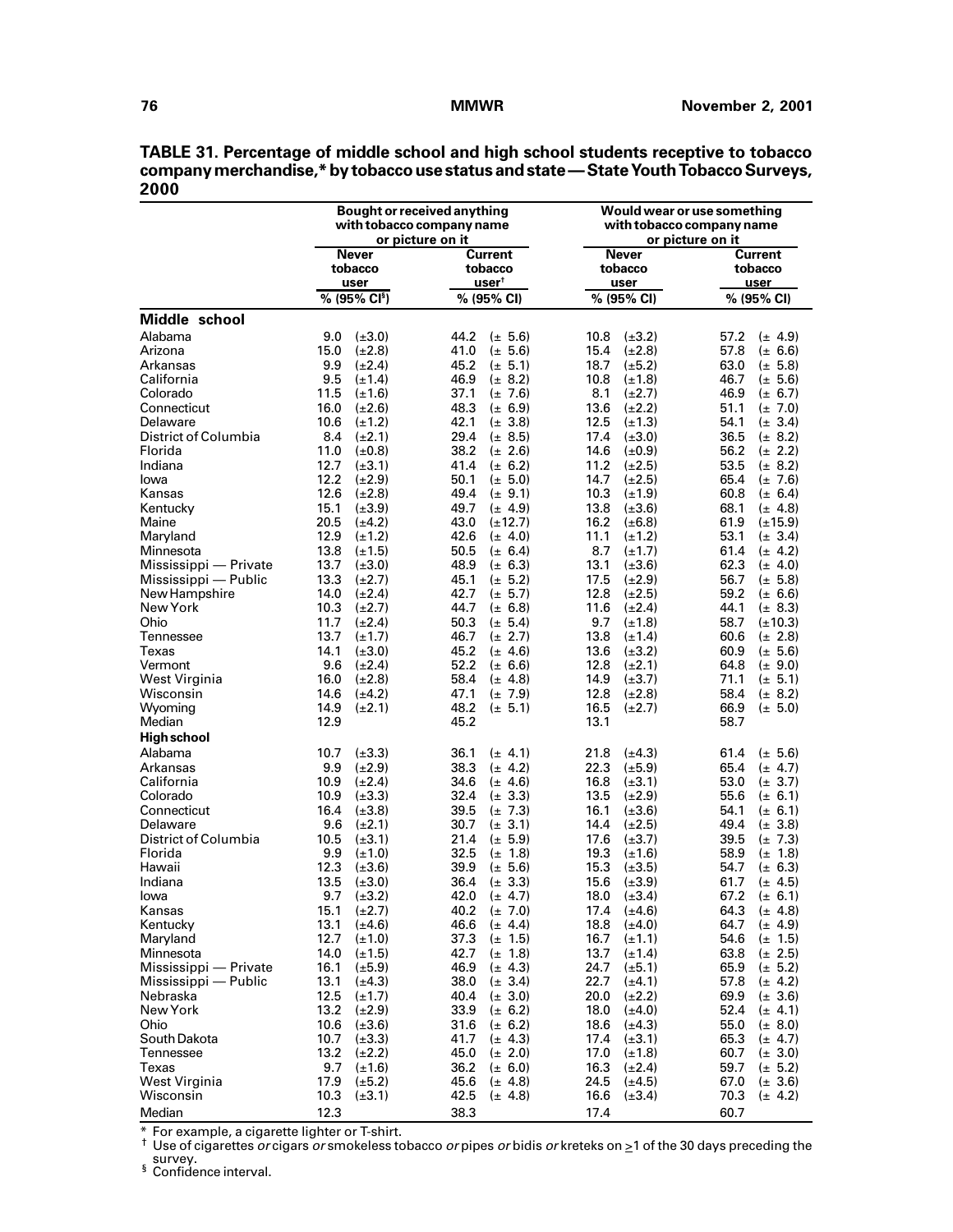**TABLE 31. Percentage of middle school and high school students receptive to tobacco company merchandise,* by tobacco use status and state — State Youth Tobacco Surveys, 2000**

| | Bought or received anything with tobacco company name or picture on it | | Would wear or use something with tobacco company name or picture on it | |
|---|---|---|---|---|
| | Never tobacco user | Current tobacco user[†] | Never tobacco user | Current tobacco user |
| | % (95% CI[§]) | % (95% CI) | % (95% CI) | % (95% CI) |
| **Middle school** | | | | |
| Alabama | 9.0 (±3.0) | 44.2 (± 5.6) | 10.8 (±3.2) | 57.2 (± 4.9) |
| Arizona | 15.0 (±2.8) | 41.0 (± 5.6) | 15.4 (±2.8) | 57.8 (± 6.6) |
| Arkansas | 9.9 (±2.4) | 45.2 (± 5.1) | 18.7 (±5.2) | 63.0 (± 5.8) |
| California | 9.5 (±1.4) | 46.9 (± 8.2) | 10.8 (±1.8) | 46.7 (± 5.6) |
| Colorado | 11.5 (±1.6) | 37.1 (± 7.6) | 8.1 (±2.7) | 46.9 (± 6.7) |
| Connecticut | 16.0 (±2.6) | 48.3 (± 6.9) | 13.6 (±2.2) | 51.1 (± 7.0) |
| Delaware | 10.6 (±1.2) | 42.1 (± 3.8) | 12.5 (±1.3) | 54.1 (± 3.4) |
| District of Columbia | 8.4 (±2.1) | 29.4 (± 8.5) | 17.4 (±3.0) | 36.5 (± 8.2) |
| Florida | 11.0 (±0.8) | 38.2 (± 2.6) | 14.6 (±0.9) | 56.2 (± 2.2) |
| Indiana | 12.7 (±3.1) | 41.4 (± 6.2) | 11.2 (±2.5) | 53.5 (± 8.2) |
| Iowa | 12.2 (±2.9) | 50.1 (± 5.0) | 14.7 (±2.5) | 65.4 (± 7.6) |
| Kansas | 12.6 (±2.8) | 49.4 (± 9.1) | 10.3 (±1.9) | 60.8 (± 6.4) |
| Kentucky | 15.1 (±3.9) | 49.7 (± 4.9) | 13.8 (±3.6) | 68.1 (± 4.8) |
| Maine | 20.5 (±4.2) | 43.0 (±12.7) | 16.2 (±6.8) | 61.9 (±15.9) |
| Maryland | 12.9 (±1.2) | 42.6 (± 4.0) | 11.1 (±1.2) | 53.1 (± 3.4) |
| Minnesota | 13.8 (±1.5) | 50.5 (± 6.4) | 8.7 (±1.7) | 61.4 (± 4.2) |
| Mississippi — Private | 13.7 (±3.0) | 48.9 (± 6.3) | 13.1 (±3.6) | 62.3 (± 4.0) |
| Mississippi — Public | 13.3 (±2.7) | 45.1 (± 5.2) | 17.5 (±2.9) | 56.7 (± 5.8) |
| New Hampshire | 14.0 (±2.4) | 42.7 (± 5.7) | 12.8 (±2.5) | 59.2 (± 6.6) |
| New York | 10.3 (±2.7) | 44.7 (± 6.8) | 11.6 (±2.4) | 44.1 (± 8.3) |
| Ohio | 11.7 (±2.4) | 50.3 (± 5.4) | 9.7 (±1.8) | 58.7 (±10.3) |
| Tennessee | 13.7 (±1.7) | 46.7 (± 2.7) | 13.8 (±1.4) | 60.6 (± 2.8) |
| Texas | 14.1 (±3.0) | 45.2 (± 4.6) | 13.6 (±3.2) | 60.9 (± 5.6) |
| Vermont | 9.6 (±2.4) | 52.2 (± 6.6) | 12.8 (±2.1) | 64.8 (± 9.0) |
| West Virginia | 16.0 (±2.8) | 58.4 (± 4.8) | 14.9 (±3.7) | 71.1 (± 5.1) |
| Wisconsin | 14.6 (±4.2) | 47.1 (± 7.9) | 12.8 (±2.8) | 58.4 (± 8.2) |
| Wyoming | 14.9 (±2.1) | 48.2 (± 5.1) | 16.5 (±2.7) | 66.9 (± 5.0) |
| Median | 12.9 | 45.2 | 13.1 | 58.7 |
| **High school** | | | | |
| Alabama | 10.7 (±3.3) | 36.1 (± 4.1) | 21.8 (±4.3) | 61.4 (± 5.6) |
| Arkansas | 9.9 (±2.9) | 38.3 (± 4.2) | 22.3 (±5.9) | 65.4 (± 4.7) |
| California | 10.9 (±2.4) | 34.6 (± 4.6) | 16.8 (±3.1) | 53.0 (± 3.7) |
| Colorado | 10.9 (±3.3) | 32.4 (± 3.3) | 13.5 (±2.9) | 55.6 (± 6.1) |
| Connecticut | 16.4 (±3.8) | 39.5 (± 7.3) | 16.1 (±3.6) | 54.1 (± 6.1) |
| Delaware | 9.6 (±2.1) | 30.7 (± 3.1) | 14.4 (±2.5) | 49.4 (± 3.8) |
| District of Columbia | 10.5 (±3.1) | 21.4 (± 5.9) | 17.6 (±3.7) | 39.5 (± 7.3) |
| Florida | 9.9 (±1.0) | 32.5 (± 1.8) | 19.3 (±1.6) | 58.9 (± 1.8) |
| Hawaii | 12.3 (±3.6) | 39.9 (± 5.6) | 15.3 (±3.5) | 54.7 (± 6.3) |
| Indiana | 13.5 (±3.0) | 36.4 (± 3.3) | 15.6 (±3.9) | 61.7 (± 4.5) |
| Iowa | 9.7 (±3.2) | 42.0 (± 4.7) | 18.0 (±3.4) | 67.2 (± 6.1) |
| Kansas | 15.1 (±2.7) | 40.2 (± 7.0) | 17.4 (±4.6) | 64.3 (± 4.8) |
| Kentucky | 13.1 (±4.6) | 46.6 (± 4.4) | 18.8 (±4.0) | 64.7 (± 4.9) |
| Maryland | 12.7 (±1.0) | 37.3 (± 1.5) | 16.7 (±1.1) | 54.6 (± 1.5) |
| Minnesota | 14.0 (±1.5) | 42.7 (± 1.8) | 13.7 (±1.4) | 63.8 (± 2.5) |
| Mississippi — Private | 16.1 (±5.9) | 46.9 (± 4.3) | 24.7 (±5.1) | 65.9 (± 5.2) |
| Mississippi — Public | 13.1 (±4.3) | 38.0 (± 3.4) | 22.7 (±4.1) | 57.8 (± 4.2) |
| Nebraska | 12.5 (±1.7) | 40.4 (± 3.0) | 20.0 (±2.2) | 69.9 (± 3.6) |
| New York | 13.2 (±2.9) | 33.9 (± 6.2) | 18.0 (±4.0) | 52.4 (± 4.1) |
| Ohio | 10.6 (±3.6) | 31.6 (± 6.2) | 18.6 (±4.3) | 55.0 (± 8.0) |
| South Dakota | 10.7 (±3.3) | 41.7 (± 4.3) | 17.4 (±3.1) | 65.3 (± 4.7) |
| Tennessee | 13.2 (±2.2) | 45.0 (± 2.0) | 17.0 (±1.8) | 60.7 (± 3.0) |
| Texas | 9.7 (±1.6) | 36.2 (± 6.0) | 16.3 (±2.4) | 59.7 (± 5.2) |
| West Virginia | 17.9 (±5.2) | 45.6 (± 4.8) | 24.5 (±4.5) | 67.0 (± 3.6) |
| Wisconsin | 10.3 (±3.1) | 42.5 (± 4.8) | 16.6 (±3.4) | 70.3 (± 4.2) |
| Median | 12.3 | 38.3 | 17.4 | 60.7 |

\* For example, a cigarette lighter or T-shirt.

[†] Use of cigarettes *or* cigars *or* smokeless tobacco *or* pipes *or* bidis *or* kreteks on ≥1 of the 30 days preceding the survey.

[§] Confidence interval.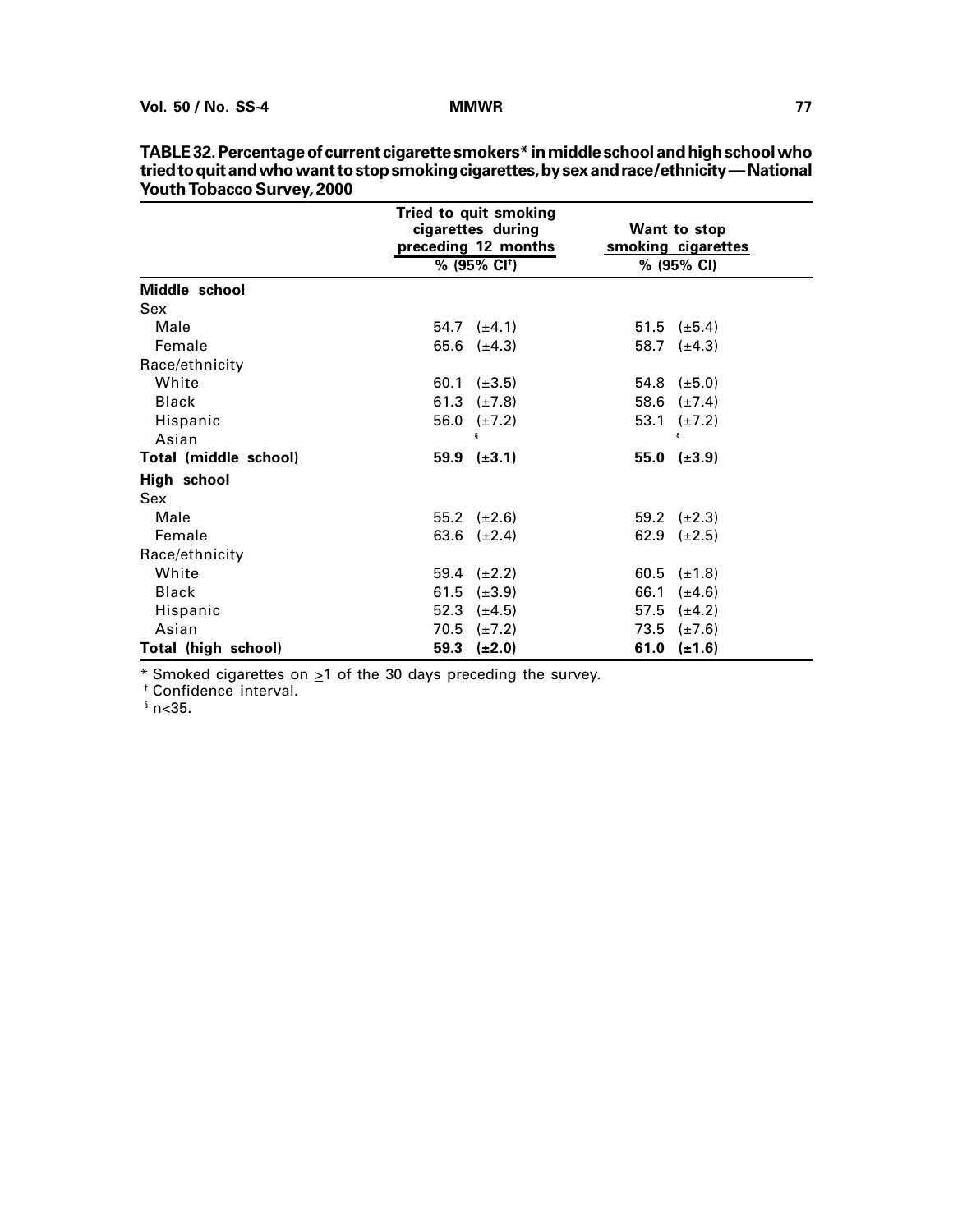**TABLE 32. Percentage of current cigarette smokers* in middle school and high school who tried to quit and who want to stop smoking cigarettes, by sex and race/ethnicity — National Youth Tobacco Survey, 2000**

| | Tried to quit smoking cigarettes during preceding 12 months % (95% CI†) | Want to stop smoking cigarettes % (95% CI) |
|---|---|---|
| **Middle school** | | |
| Sex | | |
| Male | 54.7 (±4.1) | 51.5 (±5.4) |
| Female | 65.6 (±4.3) | 58.7 (±4.3) |
| Race/ethnicity | | |
| White | 60.1 (±3.5) | 54.8 (±5.0) |
| Black | 61.3 (±7.8) | 58.6 (±7.4) |
| Hispanic | 56.0 (±7.2) | 53.1 (±7.2) |
| Asian | § | § |
| **Total (middle school)** | **59.9 (±3.1)** | **55.0 (±3.9)** |
| **High school** | | |
| Sex | | |
| Male | 55.2 (±2.6) | 59.2 (±2.3) |
| Female | 63.6 (±2.4) | 62.9 (±2.5) |
| Race/ethnicity | | |
| White | 59.4 (±2.2) | 60.5 (±1.8) |
| Black | 61.5 (±3.9) | 66.1 (±4.6) |
| Hispanic | 52.3 (±4.5) | 57.5 (±4.2) |
| Asian | 70.5 (±7.2) | 73.5 (±7.6) |
| **Total (high school)** | **59.3 (±2.0)** | **61.0 (±1.6)** |

* Smoked cigarettes on ≥1 of the 30 days preceding the survey.
† Confidence interval.
§ n<35.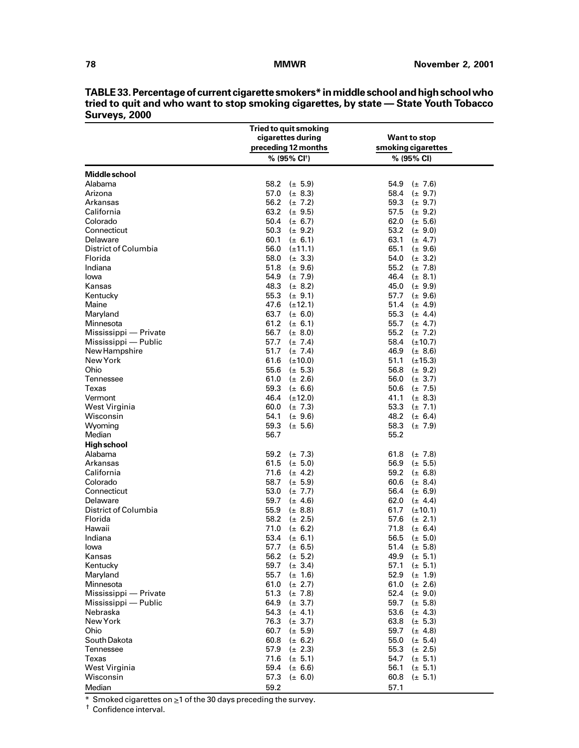**TABLE 33. Percentage of current cigarette smokers* in middle school and high school who tried to quit and who want to stop smoking cigarettes, by state — State Youth Tobacco Surveys, 2000**

| | Tried to quit smoking cigarettes during preceding 12 months | Want to stop smoking cigarettes |
|---|---|---|
| | % (95% CI†) | % (95% CI) |
| **Middle school** | | |
| Alabama | 58.2 (± 5.9) | 54.9 (± 7.6) |
| Arizona | 57.0 (± 8.3) | 58.4 (± 9.7) |
| Arkansas | 56.2 (± 7.2) | 59.3 (± 9.7) |
| California | 63.2 (± 9.5) | 57.5 (± 9.2) |
| Colorado | 50.4 (± 6.7) | 62.0 (± 5.6) |
| Connecticut | 50.3 (± 9.2) | 53.2 (± 9.0) |
| Delaware | 60.1 (± 6.1) | 63.1 (± 4.7) |
| District of Columbia | 56.0 (±11.1) | 65.1 (± 9.6) |
| Florida | 58.0 (± 3.3) | 54.0 (± 3.2) |
| Indiana | 51.8 (± 9.6) | 55.2 (± 7.8) |
| Iowa | 54.9 (± 7.9) | 46.4 (± 8.1) |
| Kansas | 48.3 (± 8.2) | 45.0 (± 9.9) |
| Kentucky | 55.3 (± 9.1) | 57.7 (± 9.6) |
| Maine | 47.6 (±12.1) | 51.4 (± 4.9) |
| Maryland | 63.7 (± 6.0) | 55.3 (± 4.4) |
| Minnesota | 61.2 (± 6.1) | 55.7 (± 4.7) |
| Mississippi — Private | 56.7 (± 8.0) | 55.2 (± 7.2) |
| Mississippi — Public | 57.7 (± 7.4) | 58.4 (±10.7) |
| New Hampshire | 51.7 (± 7.4) | 46.9 (± 8.6) |
| New York | 61.6 (±10.0) | 51.1 (±15.3) |
| Ohio | 55.6 (± 5.3) | 56.8 (± 9.2) |
| Tennessee | 61.0 (± 2.6) | 56.0 (± 3.7) |
| Texas | 59.3 (± 6.6) | 50.6 (± 7.5) |
| Vermont | 46.4 (±12.0) | 41.1 (± 8.3) |
| West Virginia | 60.0 (± 7.3) | 53.3 (± 7.1) |
| Wisconsin | 54.1 (± 9.6) | 48.2 (± 6.4) |
| Wyoming | 59.3 (± 5.6) | 58.3 (± 7.9) |
| Median | 56.7 | 55.2 |
| **High school** | | |
| Alabama | 59.2 (± 7.3) | 61.8 (± 7.8) |
| Arkansas | 61.5 (± 5.0) | 56.9 (± 5.5) |
| California | 71.6 (± 4.2) | 59.2 (± 6.8) |
| Colorado | 58.7 (± 5.9) | 60.6 (± 8.4) |
| Connecticut | 53.0 (± 7.7) | 56.4 (± 6.9) |
| Delaware | 59.7 (± 4.6) | 62.0 (± 4.4) |
| District of Columbia | 55.9 (± 8.8) | 61.7 (±10.1) |
| Florida | 58.2 (± 2.5) | 57.6 (± 2.1) |
| Hawaii | 71.0 (± 6.2) | 71.8 (± 6.4) |
| Indiana | 53.4 (± 6.1) | 56.5 (± 5.0) |
| Iowa | 57.7 (± 6.5) | 51.4 (± 5.8) |
| Kansas | 56.2 (± 5.2) | 49.9 (± 5.1) |
| Kentucky | 59.7 (± 3.4) | 57.1 (± 5.1) |
| Maryland | 55.7 (± 1.6) | 52.9 (± 1.9) |
| Minnesota | 61.0 (± 2.7) | 61.0 (± 2.6) |
| Mississippi — Private | 51.3 (± 7.8) | 52.4 (± 9.0) |
| Mississippi — Public | 64.9 (± 3.7) | 59.7 (± 5.8) |
| Nebraska | 54.3 (± 4.1) | 53.6 (± 4.3) |
| New York | 76.3 (± 3.7) | 63.8 (± 5.3) |
| Ohio | 60.7 (± 5.9) | 59.7 (± 4.8) |
| South Dakota | 60.8 (± 6.2) | 55.0 (± 5.4) |
| Tennessee | 57.9 (± 2.3) | 55.3 (± 2.5) |
| Texas | 71.6 (± 5.1) | 54.7 (± 5.1) |
| West Virginia | 59.4 (± 6.6) | 56.1 (± 5.1) |
| Wisconsin | 57.3 (± 6.0) | 60.8 (± 5.1) |
| Median | 59.2 | 57.1 |

\* Smoked cigarettes on ≥1 of the 30 days preceding the survey.
† Confidence interval.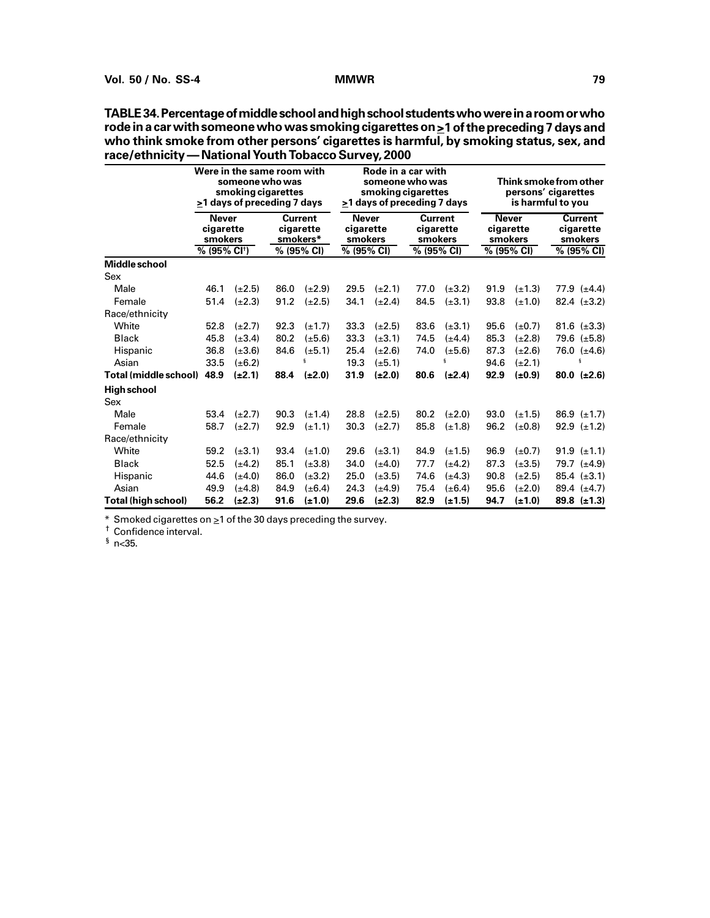**TABLE 34. Percentage of middle school and high school students who were in a room or who rode in a car with someone who was smoking cigarettes on ≥1 of the preceding 7 days and who think smoke from other persons' cigarettes is harmful, by smoking status, sex, and race/ethnicity — National Youth Tobacco Survey, 2000**

| | Were in the same room with someone who was smoking cigarettes ≥1 days of preceding 7 days | | | | Rode in a car with someone who was smoking cigarettes ≥1 days of preceding 7 days | | | | Think smoke from other persons' cigarettes is harmful to you | | | |
|---|---|---|---|---|---|---|---|---|---|---|---|---|
| | Never cigarette smokers | | Current cigarette smokers* | | Never cigarette smokers | | Current cigarette smokers | | Never cigarette smokers | | Current cigarette smokers | |
| | % | (95% CI†) | % | (95% CI) | % | (95% CI) | % | (95% CI) | % | (95% CI) | % | (95% CI) |
| **Middle school** | | | | | | | | | | | | |
| Sex | | | | | | | | | | | | |
| Male | 46.1 | (±2.5) | 86.0 | (±2.9) | 29.5 | (±2.1) | 77.0 | (±3.2) | 91.9 | (±1.3) | 77.9 | (±4.4) |
| Female | 51.4 | (±2.3) | 91.2 | (±2.5) | 34.1 | (±2.4) | 84.5 | (±3.1) | 93.8 | (±1.0) | 82.4 | (±3.2) |
| Race/ethnicity | | | | | | | | | | | | |
| White | 52.8 | (±2.7) | 92.3 | (±1.7) | 33.3 | (±2.5) | 83.6 | (±3.1) | 95.6 | (±0.7) | 81.6 | (±3.3) |
| Black | 45.8 | (±3.4) | 80.2 | (±5.6) | 33.3 | (±3.1) | 74.5 | (±4.4) | 85.3 | (±2.8) | 79.6 | (±5.8) |
| Hispanic | 36.8 | (±3.6) | 84.6 | (±5.1) | 25.4 | (±2.6) | 74.0 | (±5.6) | 87.3 | (±2.6) | 76.0 | (±4.6) |
| Asian | 33.5 | (±6.2) | § | | 19.3 | (±5.1) | § | | 94.6 | (±2.1) | § | |
| **Total (middle school)** | **48.9** | **(±2.1)** | **88.4** | **(±2.0)** | **31.9** | **(±2.0)** | **80.6** | **(±2.4)** | **92.9** | **(±0.9)** | **80.0** | **(±2.6)** |
| **High school** | | | | | | | | | | | | |
| Sex | | | | | | | | | | | | |
| Male | 53.4 | (±2.7) | 90.3 | (±1.4) | 28.8 | (±2.5) | 80.2 | (±2.0) | 93.0 | (±1.5) | 86.9 | (±1.7) |
| Female | 58.7 | (±2.7) | 92.9 | (±1.1) | 30.3 | (±2.7) | 85.8 | (±1.8) | 96.2 | (±0.8) | 92.9 | (±1.2) |
| Race/ethnicity | | | | | | | | | | | | |
| White | 59.2 | (±3.1) | 93.4 | (±1.0) | 29.6 | (±3.1) | 84.9 | (±1.5) | 96.9 | (±0.7) | 91.9 | (±1.1) |
| Black | 52.5 | (±4.2) | 85.1 | (±3.8) | 34.0 | (±4.0) | 77.7 | (±4.2) | 87.3 | (±3.5) | 79.7 | (±4.9) |
| Hispanic | 44.6 | (±4.0) | 86.0 | (±3.2) | 25.0 | (±3.5) | 74.6 | (±4.3) | 90.8 | (±2.5) | 85.4 | (±3.1) |
| Asian | 49.9 | (±4.8) | 84.9 | (±6.4) | 24.3 | (±4.9) | 75.4 | (±6.4) | 95.6 | (±2.0) | 89.4 | (±4.7) |
| **Total (high school)** | **56.2** | **(±2.3)** | **91.6** | **(±1.0)** | **29.6** | **(±2.3)** | **82.9** | **(±1.5)** | **94.7** | **(±1.0)** | **89.8** | **(±1.3)** |

\* Smoked cigarettes on ≥1 of the 30 days preceding the survey.
† Confidence interval.
§ n<35.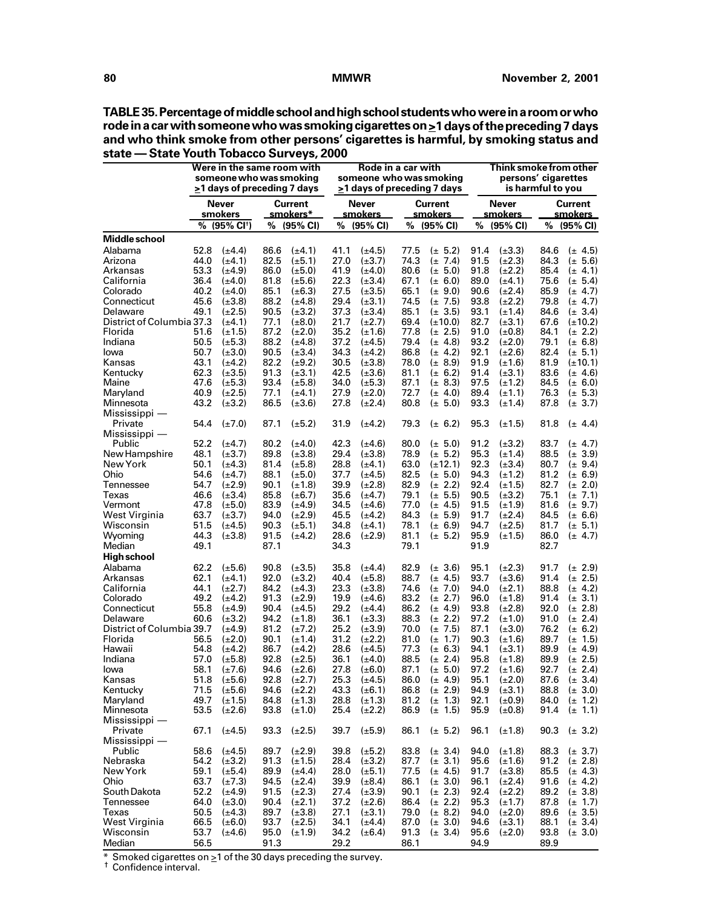**TABLE 35. Percentage of middle school and high school students who were in a room or who rode in a car with someone who was smoking cigarettes on ≥1 days of the preceding 7 days and who think smoke from other persons' cigarettes is harmful, by smoking status and state — State Youth Tobacco Surveys, 2000**

| | Were in the same room with someone who was smoking ≥1 days of preceding 7 days | | | | Rode in a car with someone who was smoking ≥1 days of preceding 7 days | | | | Think smoke from other persons' cigarettes is harmful to you | | | |
|---|---|---|---|---|---|---|---|---|---|---|---|---|
| | Never smokers | | Current smokers* | | Never smokers | | Current smokers | | Never smokers | | Current smokers | |
| | % | (95% CI†) | % | (95% CI) | % | (95% CI) | % | (95% CI) | % | (95% CI) | % | (95% CI) |
| **Middle school** | | | | | | | | | | | | |
| Alabama | 52.8 | (±4.4) | 86.6 | (±4.1) | 41.1 | (±4.5) | 77.5 | (± 5.2) | 91.4 | (±3.3) | 84.6 | (± 4.5) |
| Arizona | 44.0 | (±4.1) | 82.5 | (±5.1) | 27.0 | (±3.7) | 74.3 | (± 7.4) | 91.5 | (±2.3) | 84.3 | (± 5.6) |
| Arkansas | 53.3 | (±4.9) | 86.0 | (±5.0) | 41.9 | (±4.0) | 80.6 | (± 5.0) | 91.8 | (±2.2) | 85.4 | (± 4.1) |
| California | 36.4 | (±4.0) | 81.8 | (±5.6) | 22.3 | (±3.4) | 67.1 | (± 6.0) | 89.0 | (±4.1) | 75.6 | (± 5.4) |
| Colorado | 40.2 | (±4.0) | 85.1 | (±6.3) | 27.5 | (±3.5) | 65.1 | (± 9.0) | 90.6 | (±2.4) | 85.9 | (± 4.7) |
| Connecticut | 45.6 | (±3.8) | 88.2 | (±4.8) | 29.4 | (±3.1) | 74.5 | (± 7.5) | 93.8 | (±2.2) | 79.8 | (± 4.7) |
| Delaware | 49.1 | (±2.5) | 90.5 | (±3.2) | 37.3 | (±3.4) | 85.1 | (± 3.5) | 93.1 | (±1.4) | 84.6 | (± 3.4) |
| District of Columbia | 37.3 | (±4.1) | 77.1 | (±8.0) | 21.7 | (±2.7) | 69.4 | (±10.0) | 82.7 | (±3.1) | 67.6 | (±10.2) |
| Florida | 51.6 | (±1.5) | 87.2 | (±2.0) | 35.2 | (±1.6) | 77.8 | (± 2.5) | 91.0 | (±0.8) | 84.1 | (± 2.2) |
| Indiana | 50.5 | (±5.3) | 88.2 | (±4.8) | 37.2 | (±4.5) | 79.4 | (± 4.8) | 93.2 | (±2.0) | 79.1 | (± 6.8) |
| Iowa | 50.7 | (±3.0) | 90.5 | (±3.4) | 34.3 | (±4.2) | 86.8 | (± 4.2) | 92.1 | (±2.6) | 82.4 | (± 5.1) |
| Kansas | 43.1 | (±4.2) | 82.2 | (±9.2) | 30.5 | (±3.8) | 78.0 | (± 8.9) | 91.9 | (±1.6) | 81.9 | (±10.1) |
| Kentucky | 62.3 | (±3.5) | 91.3 | (±3.1) | 42.5 | (±3.6) | 81.1 | (± 6.2) | 91.4 | (±3.1) | 83.6 | (± 4.6) |
| Maine | 47.6 | (±5.3) | 93.4 | (±5.8) | 34.0 | (±5.3) | 87.1 | (± 8.3) | 97.5 | (±1.2) | 84.5 | (± 6.0) |
| Maryland | 40.9 | (±2.5) | 77.1 | (±4.1) | 27.9 | (±2.0) | 72.7 | (± 4.0) | 89.4 | (±1.1) | 76.3 | (± 5.3) |
| Minnesota | 43.2 | (±3.2) | 86.5 | (±3.6) | 27.8 | (±2.4) | 80.8 | (± 5.0) | 93.3 | (±1.4) | 87.8 | (± 3.7) |
| Mississippi — Private | 54.4 | (±7.0) | 87.1 | (±5.2) | 31.9 | (±4.2) | 79.3 | (± 6.2) | 95.3 | (±1.5) | 81.8 | (± 4.4) |
| Mississippi — Public | 52.2 | (±4.7) | 80.2 | (±4.0) | 42.3 | (±4.6) | 80.0 | (± 5.0) | 91.2 | (±3.2) | 83.7 | (± 4.7) |
| New Hampshire | 48.1 | (±3.7) | 89.8 | (±3.8) | 29.4 | (±3.8) | 78.9 | (± 5.2) | 95.3 | (±1.4) | 88.5 | (± 3.9) |
| New York | 50.1 | (±4.3) | 81.4 | (±5.8) | 28.8 | (±4.1) | 63.0 | (±12.1) | 92.3 | (±3.4) | 80.7 | (± 9.4) |
| Ohio | 54.6 | (±4.7) | 88.1 | (±5.0) | 37.7 | (±4.5) | 82.5 | (± 5.0) | 94.3 | (±1.2) | 81.2 | (± 6.9) |
| Tennessee | 54.7 | (±2.9) | 90.1 | (±1.8) | 39.9 | (±2.8) | 82.9 | (± 2.2) | 92.4 | (±1.5) | 82.7 | (± 2.0) |
| Texas | 46.6 | (±3.4) | 85.8 | (±6.7) | 35.6 | (±4.7) | 79.1 | (± 5.5) | 90.5 | (±3.2) | 75.1 | (± 7.1) |
| Vermont | 47.8 | (±5.0) | 83.9 | (±4.9) | 34.5 | (±4.6) | 77.0 | (± 4.5) | 91.5 | (±1.9) | 81.6 | (± 9.7) |
| West Virginia | 63.7 | (±3.7) | 94.0 | (±2.9) | 45.5 | (±4.2) | 84.3 | (± 5.9) | 91.7 | (±2.4) | 84.5 | (± 6.6) |
| Wisconsin | 51.5 | (±4.5) | 90.3 | (±5.1) | 34.8 | (±4.1) | 78.1 | (± 6.9) | 94.7 | (±2.5) | 81.7 | (± 5.1) |
| Wyoming | 44.3 | (±3.8) | 91.5 | (±4.2) | 28.6 | (±2.9) | 81.1 | (± 5.2) | 95.9 | (±1.5) | 86.0 | (± 4.7) |
| Median | 49.1 | | 87.1 | | 34.3 | | 79.1 | | 91.9 | | 82.7 | |
| **High school** | | | | | | | | | | | | |
| Alabama | 62.2 | (±5.6) | 90.8 | (±3.5) | 35.8 | (±4.4) | 82.9 | (± 3.6) | 95.1 | (±2.3) | 91.7 | (± 2.9) |
| Arkansas | 62.1 | (±4.1) | 92.0 | (±3.2) | 40.4 | (±5.8) | 88.7 | (± 4.5) | 93.7 | (±3.6) | 91.4 | (± 2.5) |
| California | 44.1 | (±2.7) | 84.2 | (±4.3) | 23.3 | (±3.8) | 74.6 | (± 7.0) | 94.0 | (±2.1) | 88.8 | (± 4.2) |
| Colorado | 49.2 | (±4.2) | 91.3 | (±2.9) | 19.9 | (±4.6) | 83.2 | (± 2.7) | 96.0 | (±1.8) | 91.4 | (± 3.1) |
| Connecticut | 55.8 | (±4.9) | 90.4 | (±4.5) | 29.2 | (±4.4) | 86.2 | (± 4.9) | 93.8 | (±2.8) | 92.0 | (± 2.8) |
| Delaware | 60.6 | (±3.2) | 94.2 | (±1.8) | 36.1 | (±3.3) | 88.3 | (± 2.2) | 97.2 | (±1.0) | 91.0 | (± 2.4) |
| District of Columbia | 39.7 | (±4.9) | 81.2 | (±7.2) | 25.2 | (±3.9) | 70.0 | (± 7.5) | 87.1 | (±3.0) | 76.2 | (± 6.2) |
| Florida | 56.5 | (±2.0) | 90.1 | (±1.4) | 31.2 | (±2.2) | 81.0 | (± 1.7) | 90.3 | (±1.6) | 89.7 | (± 1.5) |
| Hawaii | 54.8 | (±4.2) | 86.7 | (±4.2) | 28.6 | (±4.5) | 77.3 | (± 6.3) | 94.1 | (±3.1) | 89.9 | (± 4.9) |
| Indiana | 57.0 | (±5.8) | 92.8 | (±2.5) | 36.1 | (±4.0) | 88.5 | (± 2.4) | 95.8 | (±1.8) | 89.9 | (± 2.5) |
| Iowa | 58.1 | (±7.6) | 94.6 | (±2.6) | 27.8 | (±6.0) | 87.1 | (± 5.0) | 97.2 | (±1.6) | 92.7 | (± 2.4) |
| Kansas | 51.8 | (±5.6) | 92.8 | (±2.7) | 25.3 | (±4.5) | 86.0 | (± 4.9) | 95.1 | (±2.0) | 87.6 | (± 3.4) |
| Kentucky | 71.5 | (±5.6) | 94.6 | (±2.2) | 43.3 | (±6.1) | 86.8 | (± 2.9) | 94.9 | (±3.1) | 88.8 | (± 3.0) |
| Maryland | 49.7 | (±1.5) | 84.8 | (±1.3) | 28.8 | (±1.3) | 81.2 | (± 1.3) | 92.1 | (±0.9) | 84.0 | (± 1.2) |
| Minnesota | 53.5 | (±2.6) | 93.8 | (±1.0) | 25.4 | (±2.2) | 86.9 | (± 1.5) | 95.9 | (±0.8) | 91.4 | (± 1.1) |
| Mississippi — Private | 67.1 | (±4.5) | 93.3 | (±2.5) | 39.7 | (±5.9) | 86.1 | (± 5.2) | 96.1 | (±1.8) | 90.3 | (± 3.2) |
| Mississippi — Public | 58.6 | (±4.5) | 89.7 | (±2.9) | 39.8 | (±5.2) | 83.8 | (± 3.4) | 94.0 | (±1.8) | 88.3 | (± 3.7) |
| Nebraska | 54.2 | (±3.2) | 91.3 | (±1.5) | 28.4 | (±3.2) | 87.7 | (± 3.1) | 95.6 | (±1.6) | 91.2 | (± 2.8) |
| New York | 59.1 | (±5.4) | 89.9 | (±4.4) | 28.0 | (±5.1) | 77.5 | (± 4.5) | 91.7 | (±3.8) | 85.5 | (± 4.3) |
| Ohio | 63.7 | (±7.3) | 94.5 | (±2.4) | 39.9 | (±8.4) | 86.1 | (± 3.0) | 96.1 | (±2.4) | 91.6 | (± 4.2) |
| South Dakota | 52.2 | (±4.9) | 91.5 | (±2.3) | 27.4 | (±3.9) | 90.1 | (± 2.3) | 92.4 | (±2.2) | 89.2 | (± 3.8) |
| Tennessee | 64.0 | (±3.0) | 90.4 | (±2.1) | 37.2 | (±2.6) | 86.4 | (± 2.2) | 95.3 | (±1.7) | 87.8 | (± 1.7) |
| Texas | 50.5 | (±4.3) | 89.7 | (±3.8) | 27.1 | (±3.1) | 79.0 | (± 8.2) | 94.0 | (±2.0) | 89.6 | (± 3.5) |
| West Virginia | 66.5 | (±6.0) | 93.7 | (±2.5) | 34.1 | (±4.4) | 87.0 | (± 3.0) | 94.6 | (±3.1) | 88.1 | (± 3.4) |
| Wisconsin | 53.7 | (±4.6) | 95.0 | (±1.9) | 34.2 | (±6.4) | 91.3 | (± 3.4) | 95.6 | (±2.0) | 93.8 | (± 3.0) |
| Median | 56.5 | | 91.3 | | 29.2 | | 86.1 | | 94.9 | | 89.9 | |

\* Smoked cigarettes on ≥1 of the 30 days preceding the survey.
† Confidence interval.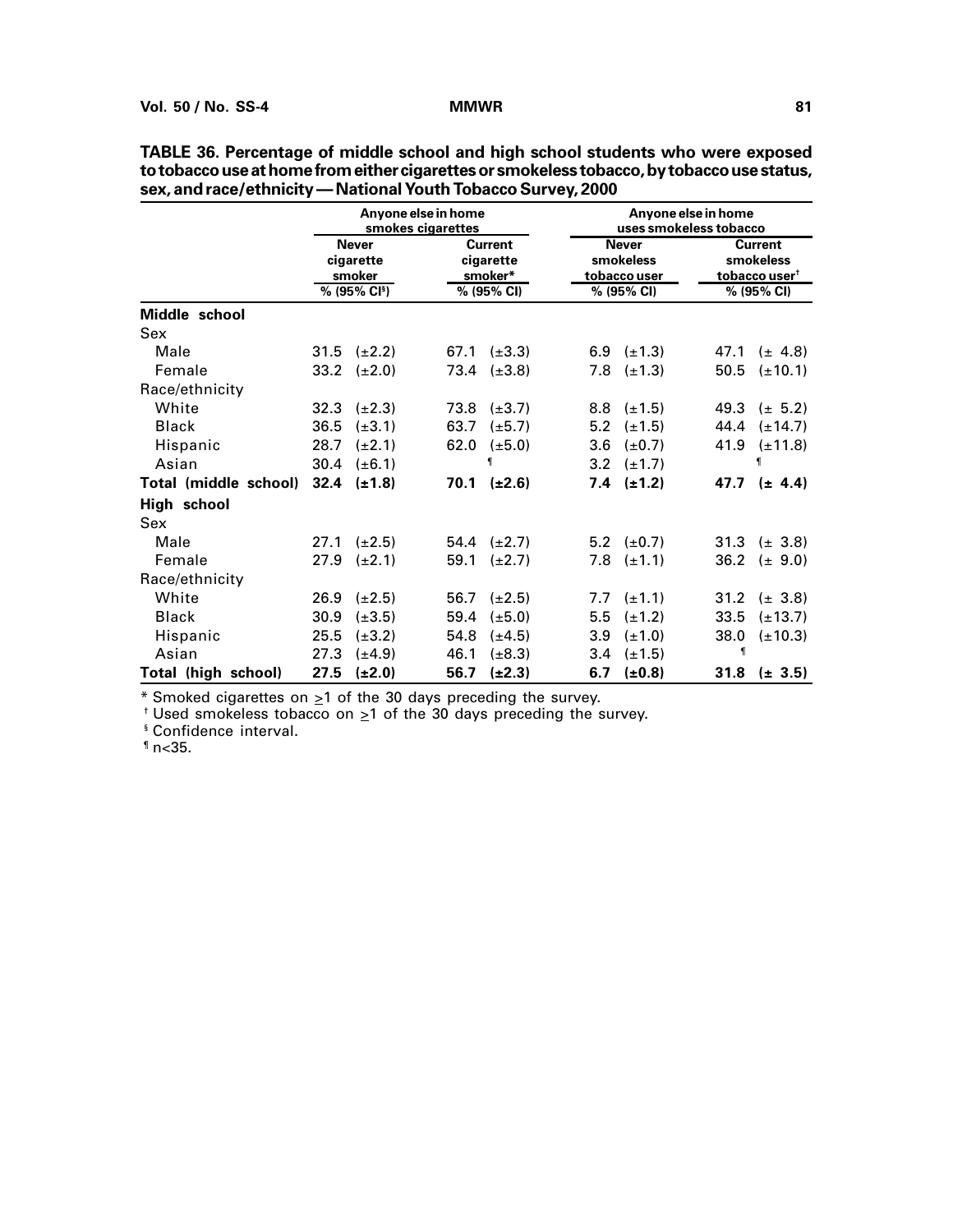**TABLE 36. Percentage of middle school and high school students who were exposed to tobacco use at home from either cigarettes or smokeless tobacco, by tobacco use status, sex, and race/ethnicity — National Youth Tobacco Survey, 2000**

| | Anyone else in home smokes cigarettes | | Anyone else in home uses smokeless tobacco | |
|---|---|---|---|---|
| | Never cigarette smoker | Current cigarette smoker* | Never smokeless tobacco user | Current smokeless tobacco user† |
| | % (95% CI§) | % (95% CI) | % (95% CI) | % (95% CI) |
| **Middle school** | | | | |
| Sex | | | | |
| Male | 31.5 (±2.2) | 67.1 (±3.3) | 6.9 (±1.3) | 47.1 (± 4.8) |
| Female | 33.2 (±2.0) | 73.4 (±3.8) | 7.8 (±1.3) | 50.5 (±10.1) |
| Race/ethnicity | | | | |
| White | 32.3 (±2.3) | 73.8 (±3.7) | 8.8 (±1.5) | 49.3 (± 5.2) |
| Black | 36.5 (±3.1) | 63.7 (±5.7) | 5.2 (±1.5) | 44.4 (±14.7) |
| Hispanic | 28.7 (±2.1) | 62.0 (±5.0) | 3.6 (±0.7) | 41.9 (±11.8) |
| Asian | 30.4 (±6.1) | ¶ | 3.2 (±1.7) | ¶ |
| **Total (middle school)** | **32.4 (±1.8)** | **70.1 (±2.6)** | **7.4 (±1.2)** | **47.7 (± 4.4)** |
| **High school** | | | | |
| Sex | | | | |
| Male | 27.1 (±2.5) | 54.4 (±2.7) | 5.2 (±0.7) | 31.3 (± 3.8) |
| Female | 27.9 (±2.1) | 59.1 (±2.7) | 7.8 (±1.1) | 36.2 (± 9.0) |
| Race/ethnicity | | | | |
| White | 26.9 (±2.5) | 56.7 (±2.5) | 7.7 (±1.1) | 31.2 (± 3.8) |
| Black | 30.9 (±3.5) | 59.4 (±5.0) | 5.5 (±1.2) | 33.5 (±13.7) |
| Hispanic | 25.5 (±3.2) | 54.8 (±4.5) | 3.9 (±1.0) | 38.0 (±10.3) |
| Asian | 27.3 (±4.9) | 46.1 (±8.3) | 3.4 (±1.5) | ¶ |
| **Total (high school)** | **27.5 (±2.0)** | **56.7 (±2.3)** | **6.7 (±0.8)** | **31.8 (± 3.5)** |

\* Smoked cigarettes on ≥1 of the 30 days preceding the survey.
† Used smokeless tobacco on ≥1 of the 30 days preceding the survey.
§ Confidence interval.
¶ n<35.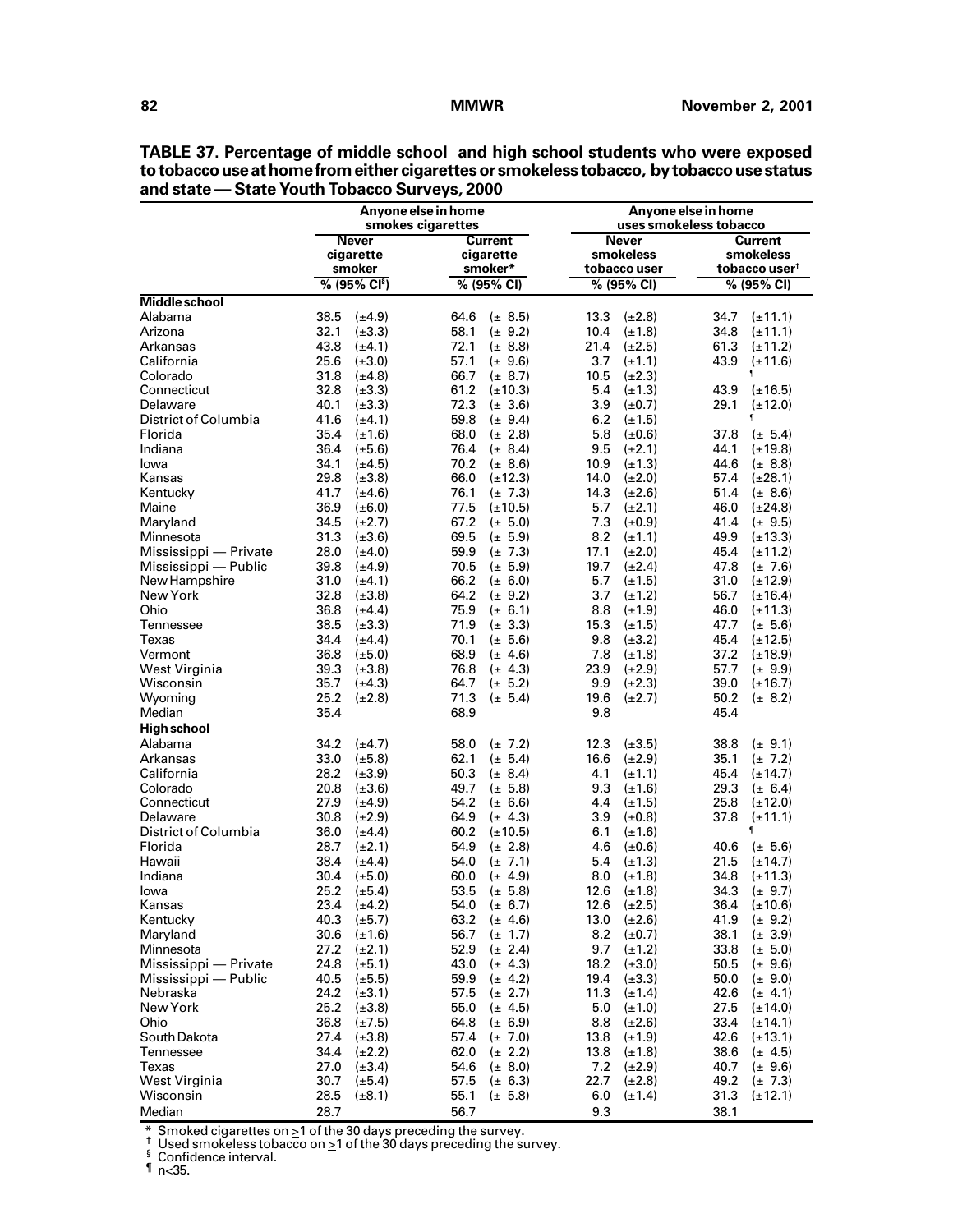**TABLE 37. Percentage of middle school and high school students who were exposed to tobacco use at home from either cigarettes or smokeless tobacco, by tobacco use status and state — State Youth Tobacco Surveys, 2000**

| | Anyone else in home smokes cigarettes | | Anyone else in home uses smokeless tobacco | |
|---|---|---|---|---|
| | Never cigarette smoker | Current cigarette smoker* | Never smokeless tobacco user | Current smokeless tobacco user† |
| | % (95% CI§) | % (95% CI) | % (95% CI) | % (95% CI) |
| **Middle school** | | | | |
| Alabama | 38.5 (±4.9) | 64.6 (± 8.5) | 13.3 (±2.8) | 34.7 (±11.1) |
| Arizona | 32.1 (±3.3) | 58.1 (± 9.2) | 10.4 (±1.8) | 34.8 (±11.1) |
| Arkansas | 43.8 (±4.1) | 72.1 (± 8.8) | 21.4 (±2.5) | 61.3 (±11.2) |
| California | 25.6 (±3.0) | 57.1 (± 9.6) | 3.7 (±1.1) | 43.9 (±11.6) |
| Colorado | 31.8 (±4.8) | 66.7 (± 8.7) | 10.5 (±2.3) | ¶ |
| Connecticut | 32.8 (±3.3) | 61.2 (±10.3) | 5.4 (±1.3) | 43.9 (±16.5) |
| Delaware | 40.1 (±3.3) | 72.3 (± 3.6) | 3.9 (±0.7) | 29.1 (±12.0) |
| District of Columbia | 41.6 (±4.1) | 59.8 (± 9.4) | 6.2 (±1.5) | ¶ |
| Florida | 35.4 (±1.6) | 68.0 (± 2.8) | 5.8 (±0.6) | 37.8 (± 5.4) |
| Indiana | 36.4 (±5.6) | 76.4 (± 8.4) | 9.5 (±2.1) | 44.1 (±19.8) |
| Iowa | 34.1 (±4.5) | 70.2 (± 8.6) | 10.9 (±1.3) | 44.6 (± 8.8) |
| Kansas | 29.8 (±3.8) | 66.0 (±12.3) | 14.0 (±2.0) | 57.4 (±28.1) |
| Kentucky | 41.7 (±4.6) | 76.1 (± 7.3) | 14.3 (±2.6) | 51.4 (± 8.6) |
| Maine | 36.9 (±6.0) | 77.5 (±10.5) | 5.7 (±2.1) | 46.0 (±24.8) |
| Maryland | 34.5 (±2.7) | 67.2 (± 5.0) | 7.3 (±0.9) | 41.4 (± 9.5) |
| Minnesota | 31.3 (±3.6) | 69.5 (± 5.9) | 8.2 (±1.1) | 49.9 (±13.3) |
| Mississippi — Private | 28.0 (±4.0) | 59.9 (± 7.3) | 17.1 (±2.0) | 45.4 (±11.2) |
| Mississippi — Public | 39.8 (±4.9) | 70.5 (± 5.9) | 19.7 (±2.4) | 47.8 (± 7.6) |
| New Hampshire | 31.0 (±4.1) | 66.2 (± 6.0) | 5.7 (±1.5) | 31.0 (±12.9) |
| New York | 32.8 (±3.8) | 64.2 (± 9.2) | 3.7 (±1.2) | 56.7 (±16.4) |
| Ohio | 36.8 (±4.4) | 75.9 (± 6.1) | 8.8 (±1.9) | 46.0 (±11.3) |
| Tennessee | 38.5 (±3.3) | 71.9 (± 3.3) | 15.3 (±1.5) | 47.7 (± 5.6) |
| Texas | 34.4 (±4.4) | 70.1 (± 5.6) | 9.8 (±3.2) | 45.4 (±12.5) |
| Vermont | 36.8 (±5.0) | 68.9 (± 4.6) | 7.8 (±1.8) | 37.2 (±18.9) |
| West Virginia | 39.3 (±3.8) | 76.8 (± 4.3) | 23.9 (±2.9) | 57.7 (± 9.9) |
| Wisconsin | 35.7 (±4.3) | 64.7 (± 5.2) | 9.9 (±2.3) | 39.0 (±16.7) |
| Wyoming | 25.2 (±2.8) | 71.3 (± 5.4) | 19.6 (±2.7) | 50.2 (± 8.2) |
| Median | 35.4 | 68.9 | 9.8 | 45.4 |
| **High school** | | | | |
| Alabama | 34.2 (±4.7) | 58.0 (± 7.2) | 12.3 (±3.5) | 38.8 (± 9.1) |
| Arkansas | 33.0 (±5.8) | 62.1 (± 5.4) | 16.6 (±2.9) | 35.1 (± 7.2) |
| California | 28.2 (±3.9) | 50.3 (± 8.4) | 4.1 (±1.1) | 45.4 (±14.7) |
| Colorado | 20.8 (±3.6) | 49.7 (± 5.8) | 9.3 (±1.6) | 29.3 (± 6.4) |
| Connecticut | 27.9 (±4.9) | 54.2 (± 6.6) | 4.4 (±1.5) | 25.8 (±12.0) |
| Delaware | 30.8 (±2.9) | 64.9 (± 4.3) | 3.9 (±0.8) | 37.8 (±11.1) |
| District of Columbia | 36.0 (±4.4) | 60.2 (±10.5) | 6.1 (±1.6) | ¶ |
| Florida | 28.7 (±2.1) | 54.9 (± 2.8) | 4.6 (±0.6) | 40.6 (± 5.6) |
| Hawaii | 38.4 (±4.4) | 54.0 (± 7.1) | 5.4 (±1.3) | 21.5 (±14.7) |
| Indiana | 30.4 (±5.0) | 60.0 (± 4.9) | 8.0 (±1.8) | 34.8 (±11.3) |
| Iowa | 25.2 (±5.4) | 53.5 (± 5.8) | 12.6 (±1.8) | 34.3 (± 9.7) |
| Kansas | 23.4 (±4.2) | 54.0 (± 6.7) | 12.6 (±2.5) | 36.4 (±10.6) |
| Kentucky | 40.3 (±5.7) | 63.2 (± 4.6) | 13.0 (±2.6) | 41.9 (± 9.2) |
| Maryland | 30.6 (±1.6) | 56.7 (± 1.7) | 8.2 (±0.7) | 38.1 (± 3.9) |
| Minnesota | 27.2 (±2.1) | 52.9 (± 2.4) | 9.7 (±1.2) | 33.8 (± 5.0) |
| Mississippi — Private | 24.8 (±5.1) | 43.0 (± 4.3) | 18.2 (±3.0) | 50.5 (± 9.6) |
| Mississippi — Public | 40.5 (±5.5) | 59.9 (± 4.2) | 19.4 (±3.3) | 50.0 (± 9.0) |
| Nebraska | 24.2 (±3.1) | 57.5 (± 2.7) | 11.3 (±1.4) | 42.6 (± 4.1) |
| New York | 25.2 (±3.8) | 55.0 (± 4.5) | 5.0 (±1.0) | 27.5 (±14.0) |
| Ohio | 36.8 (±7.5) | 64.8 (± 6.9) | 8.8 (±2.6) | 33.4 (±14.1) |
| South Dakota | 27.4 (±3.8) | 57.4 (± 7.0) | 13.8 (±1.9) | 42.6 (±13.1) |
| Tennessee | 34.4 (±2.2) | 62.0 (± 2.2) | 13.8 (±1.8) | 38.6 (± 4.5) |
| Texas | 27.0 (±3.4) | 54.6 (± 8.0) | 7.2 (±2.9) | 40.7 (± 9.6) |
| West Virginia | 30.7 (±5.4) | 57.5 (± 6.3) | 22.7 (±2.8) | 49.2 (± 7.3) |
| Wisconsin | 28.5 (±8.1) | 55.1 (± 5.8) | 6.0 (±1.4) | 31.3 (±12.1) |
| Median | 28.7 | 56.7 | 9.3 | 38.1 |

\* Smoked cigarettes on ≥1 of the 30 days preceding the survey.
† Used smokeless tobacco on ≥1 of the 30 days preceding the survey.
§ Confidence interval.
¶ n<35.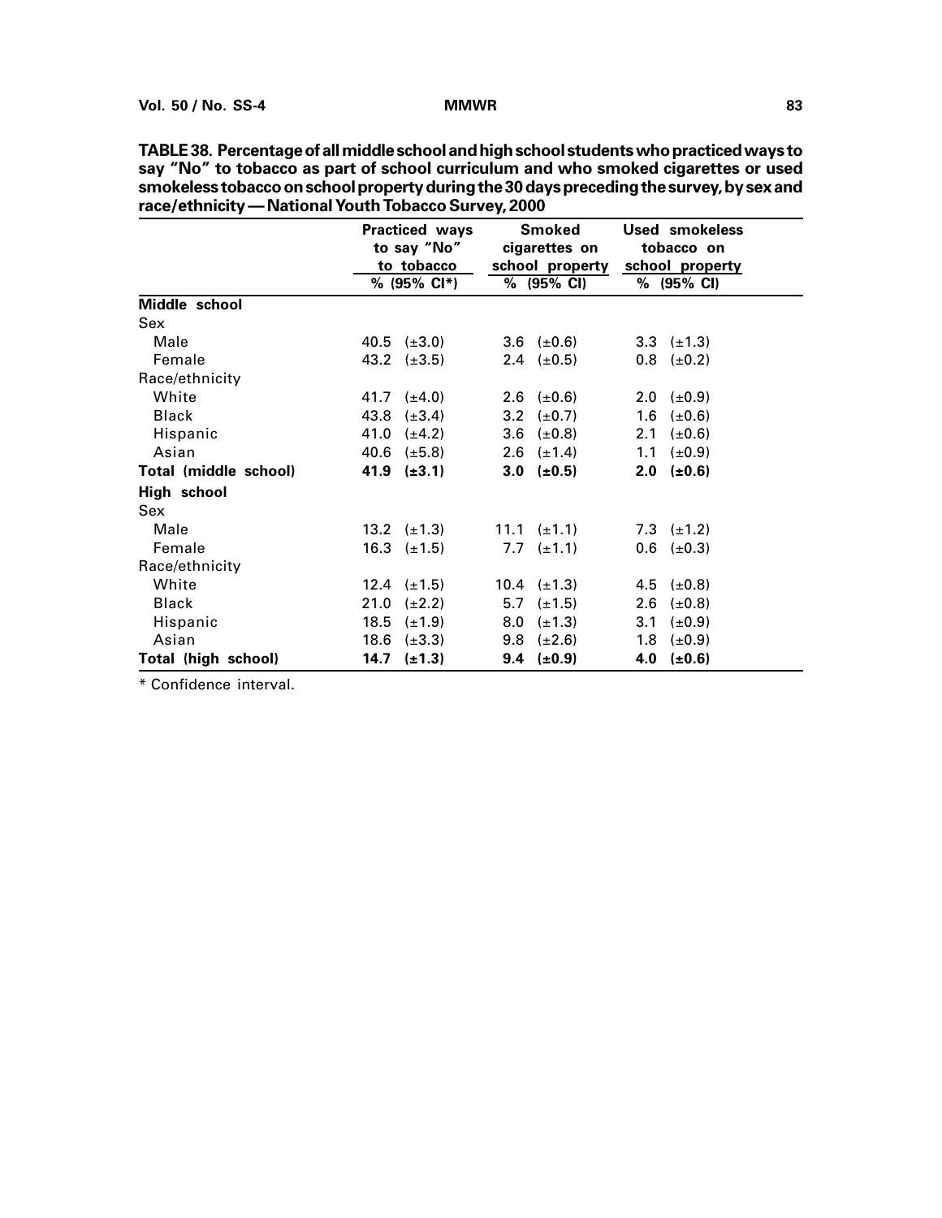**TABLE 38. Percentage of all middle school and high school students who practiced ways to say "No" to tobacco as part of school curriculum and who smoked cigarettes or used smokeless tobacco on school property during the 30 days preceding the survey, by sex and race/ethnicity — National Youth Tobacco Survey, 2000**

| | Practiced ways to say "No" to tobacco | Smoked cigarettes on school property | Used smokeless tobacco on school property |
|---|---|---|---|
| | % (95% CI*) | % (95% CI) | % (95% CI) |
| **Middle school** | | | |
| Sex | | | |
| Male | 40.5 (±3.0) | 3.6 (±0.6) | 3.3 (±1.3) |
| Female | 43.2 (±3.5) | 2.4 (±0.5) | 0.8 (±0.2) |
| Race/ethnicity | | | |
| White | 41.7 (±4.0) | 2.6 (±0.6) | 2.0 (±0.9) |
| Black | 43.8 (±3.4) | 3.2 (±0.7) | 1.6 (±0.6) |
| Hispanic | 41.0 (±4.2) | 3.6 (±0.8) | 2.1 (±0.6) |
| Asian | 40.6 (±5.8) | 2.6 (±1.4) | 1.1 (±0.9) |
| **Total (middle school)** | **41.9 (±3.1)** | **3.0 (±0.5)** | **2.0 (±0.6)** |
| **High school** | | | |
| Sex | | | |
| Male | 13.2 (±1.3) | 11.1 (±1.1) | 7.3 (±1.2) |
| Female | 16.3 (±1.5) | 7.7 (±1.1) | 0.6 (±0.3) |
| Race/ethnicity | | | |
| White | 12.4 (±1.5) | 10.4 (±1.3) | 4.5 (±0.8) |
| Black | 21.0 (±2.2) | 5.7 (±1.5) | 2.6 (±0.8) |
| Hispanic | 18.5 (±1.9) | 8.0 (±1.3) | 3.1 (±0.9) |
| Asian | 18.6 (±3.3) | 9.8 (±2.6) | 1.8 (±0.9) |
| **Total (high school)** | **14.7 (±1.3)** | **9.4 (±0.9)** | **4.0 (±0.6)** |

* Confidence interval.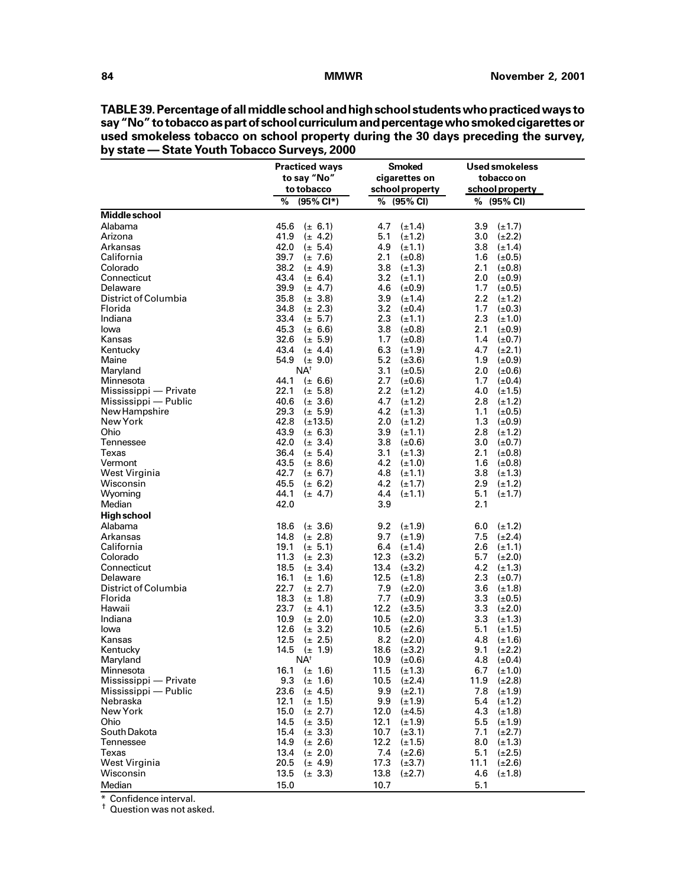**TABLE 39. Percentage of all middle school and high school students who practiced ways to say "No" to tobacco as part of school curriculum and percentage who smoked cigarettes or used smokeless tobacco on school property during the 30 days preceding the survey, by state — State Youth Tobacco Surveys, 2000**

| | Practiced ways to say "No" to tobacco | | Smoked cigarettes on school property | | Used smokeless tobacco on school property | |
|---|---|---|---|---|---|---|
| | % | (95% CI*) | % | (95% CI) | % | (95% CI) |
| **Middle school** | | | | | | |
| Alabama | 45.6 | (± 6.1) | 4.7 | (±1.4) | 3.9 | (±1.7) |
| Arizona | 41.9 | (± 4.2) | 5.1 | (±1.2) | 3.0 | (±2.2) |
| Arkansas | 42.0 | (± 5.4) | 4.9 | (±1.1) | 3.8 | (±1.4) |
| California | 39.7 | (± 7.6) | 2.1 | (±0.8) | 1.6 | (±0.5) |
| Colorado | 38.2 | (± 4.9) | 3.8 | (±1.3) | 2.1 | (±0.8) |
| Connecticut | 43.4 | (± 6.4) | 3.2 | (±1.1) | 2.0 | (±0.9) |
| Delaware | 39.9 | (± 4.7) | 4.6 | (±0.9) | 1.7 | (±0.5) |
| District of Columbia | 35.8 | (± 3.8) | 3.9 | (±1.4) | 2.2 | (±1.2) |
| Florida | 34.8 | (± 2.3) | 3.2 | (±0.4) | 1.7 | (±0.3) |
| Indiana | 33.4 | (± 5.7) | 2.3 | (±1.1) | 2.3 | (±1.0) |
| Iowa | 45.3 | (± 6.6) | 3.8 | (±0.8) | 2.1 | (±0.9) |
| Kansas | 32.6 | (± 5.9) | 1.7 | (±0.8) | 1.4 | (±0.7) |
| Kentucky | 43.4 | (± 4.4) | 6.3 | (±1.9) | 4.7 | (±2.1) |
| Maine | 54.9 | (± 9.0) | 5.2 | (±3.6) | 1.9 | (±0.9) |
| Maryland | NA† | | 3.1 | (±0.5) | 2.0 | (±0.6) |
| Minnesota | 44.1 | (± 6.6) | 2.7 | (±0.6) | 1.7 | (±0.4) |
| Mississippi — Private | 22.1 | (± 5.8) | 2.2 | (±1.2) | 4.0 | (±1.5) |
| Mississippi — Public | 40.6 | (± 3.6) | 4.7 | (±1.2) | 2.8 | (±1.2) |
| New Hampshire | 29.3 | (± 5.9) | 4.2 | (±1.3) | 1.1 | (±0.5) |
| New York | 42.8 | (±13.5) | 2.0 | (±1.2) | 1.3 | (±0.9) |
| Ohio | 43.9 | (± 6.3) | 3.9 | (±1.1) | 2.8 | (±1.2) |
| Tennessee | 42.0 | (± 3.4) | 3.8 | (±0.6) | 3.0 | (±0.7) |
| Texas | 36.4 | (± 5.4) | 3.1 | (±1.3) | 2.1 | (±0.8) |
| Vermont | 43.5 | (± 8.6) | 4.2 | (±1.0) | 1.6 | (±0.8) |
| West Virginia | 42.7 | (± 6.7) | 4.8 | (±1.1) | 3.8 | (±1.3) |
| Wisconsin | 45.5 | (± 6.2) | 4.2 | (±1.7) | 2.9 | (±1.2) |
| Wyoming | 44.1 | (± 4.7) | 4.4 | (±1.1) | 5.1 | (±1.7) |
| Median | 42.0 | | 3.9 | | 2.1 | |
| **High school** | | | | | | |
| Alabama | 18.6 | (± 3.6) | 9.2 | (±1.9) | 6.0 | (±1.2) |
| Arkansas | 14.8 | (± 2.8) | 9.7 | (±1.9) | 7.5 | (±2.4) |
| California | 19.1 | (± 5.1) | 6.4 | (±1.4) | 2.6 | (±1.1) |
| Colorado | 11.3 | (± 2.3) | 12.3 | (±3.2) | 5.7 | (±2.0) |
| Connecticut | 18.5 | (± 3.4) | 13.4 | (±3.2) | 4.2 | (±1.3) |
| Delaware | 16.1 | (± 1.6) | 12.5 | (±1.8) | 2.3 | (±0.7) |
| District of Columbia | 22.7 | (± 2.7) | 7.9 | (±2.0) | 3.6 | (±1.8) |
| Florida | 18.3 | (± 1.8) | 7.7 | (±0.9) | 3.3 | (±0.5) |
| Hawaii | 23.7 | (± 4.1) | 12.2 | (±3.5) | 3.3 | (±2.0) |
| Indiana | 10.9 | (± 2.0) | 10.5 | (±2.0) | 3.3 | (±1.3) |
| Iowa | 12.6 | (± 3.2) | 10.5 | (±2.6) | 5.1 | (±1.5) |
| Kansas | 12.5 | (± 2.5) | 8.2 | (±2.0) | 4.8 | (±1.6) |
| Kentucky | 14.5 | (± 1.9) | 18.6 | (±3.2) | 9.1 | (±2.2) |
| Maryland | NA† | | 10.9 | (±0.6) | 4.8 | (±0.4) |
| Minnesota | 16.1 | (± 1.6) | 11.5 | (±1.3) | 6.7 | (±1.0) |
| Mississippi — Private | 9.3 | (± 1.6) | 10.5 | (±2.4) | 11.9 | (±2.8) |
| Mississippi — Public | 23.6 | (± 4.5) | 9.9 | (±2.1) | 7.8 | (±1.9) |
| Nebraska | 12.1 | (± 1.5) | 9.9 | (±1.9) | 5.4 | (±1.2) |
| New York | 15.0 | (± 2.7) | 12.0 | (±4.5) | 4.3 | (±1.8) |
| Ohio | 14.5 | (± 3.5) | 12.1 | (±1.9) | 5.5 | (±1.9) |
| South Dakota | 15.4 | (± 3.3) | 10.7 | (±3.1) | 7.1 | (±2.7) |
| Tennessee | 14.9 | (± 2.6) | 12.2 | (±1.5) | 8.0 | (±1.3) |
| Texas | 13.4 | (± 2.0) | 7.4 | (±2.6) | 5.1 | (±2.5) |
| West Virginia | 20.5 | (± 4.9) | 17.3 | (±3.7) | 11.1 | (±2.6) |
| Wisconsin | 13.5 | (± 3.3) | 13.8 | (±2.7) | 4.6 | (±1.8) |
| Median | 15.0 | | 10.7 | | 5.1 | |

* Confidence interval.
† Question was not asked.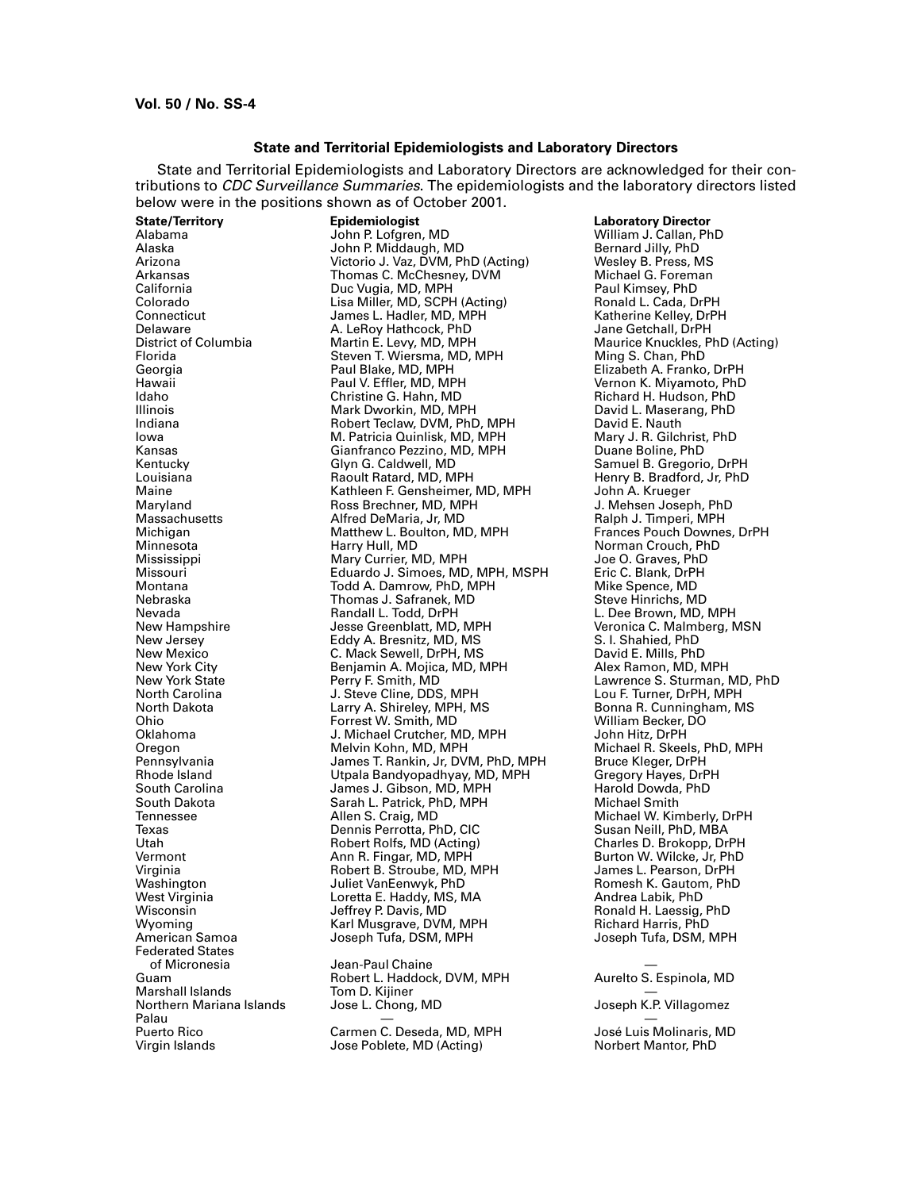## State and Territorial Epidemiologists and Laboratory Directors

State and Territorial Epidemiologists and Laboratory Directors are acknowledged for their contributions to *CDC Surveillance Summaries*. The epidemiologists and the laboratory directors listed below were in the positions shown as of October 2001.

| State/Territory | Epidemiologist | Laboratory Director |
|---|---|---|
| Alabama | John P. Lofgren, MD | William J. Callan, PhD |
| Alaska | John P. Middaugh, MD | Bernard Jilly, PhD |
| Arizona | Victorio J. Vaz, DVM, PhD (Acting) | Wesley B. Press, MS |
| Arkansas | Thomas C. McChesney, DVM | Michael G. Foreman |
| California | Duc Vugia, MD, MPH | Paul Kimsey, PhD |
| Colorado | Lisa Miller, MD, SCPH (Acting) | Ronald L. Cada, DrPH |
| Connecticut | James L. Hadler, MD, MPH | Katherine Kelley, DrPH |
| Delaware | A. LeRoy Hathcock, PhD | Jane Getchall, DrPH |
| District of Columbia | Martin E. Levy, MD, MPH | Maurice Knuckles, PhD (Acting) |
| Florida | Steven T. Wiersma, MD, MPH | Ming S. Chan, PhD |
| Georgia | Paul Blake, MD, MPH | Elizabeth A. Franko, DrPH |
| Hawaii | Paul V. Effler, MD, MPH | Vernon K. Miyamoto, PhD |
| Idaho | Christine G. Hahn, MD | Richard H. Hudson, PhD |
| Illinois | Mark Dworkin, MD, MPH | David L. Maserang, PhD |
| Indiana | Robert Teclaw, DVM, PhD, MPH | David E. Nauth |
| Iowa | M. Patricia Quinlisk, MD, MPH | Mary J. R. Gilchrist, PhD |
| Kansas | Gianfranco Pezzino, MD, MPH | Duane Boline, PhD |
| Kentucky | Glyn G. Caldwell, MD | Samuel B. Gregorio, DrPH |
| Louisiana | Raoult Ratard, MD, MPH | Henry B. Bradford, Jr, PhD |
| Maine | Kathleen F. Gensheimer, MD, MPH | John A. Krueger |
| Maryland | Ross Brechner, MD, MPH | J. Mehsen Joseph, PhD |
| Massachusetts | Alfred DeMaria, Jr, MD | Ralph J. Timperi, MPH |
| Michigan | Matthew L. Boulton, MD, MPH | Frances Pouch Downes, DrPH |
| Minnesota | Harry Hull, MD | Norman Crouch, PhD |
| Mississippi | Mary Currier, MD, MPH | Joe O. Graves, PhD |
| Missouri | Eduardo J. Simoes, MD, MPH, MSPH | Eric C. Blank, DrPH |
| Montana | Todd A. Damrow, PhD, MPH | Mike Spence, MD |
| Nebraska | Thomas J. Safranek, MD | Steve Hinrichs, MD |
| Nevada | Randall L. Todd, DrPH | L. Dee Brown, MD, MPH |
| New Hampshire | Jesse Greenblatt, MD, MPH | Veronica C. Malmberg, MSN |
| New Jersey | Eddy A. Bresnitz, MD, MS | S. I. Shahied, PhD |
| New Mexico | C. Mack Sewell, DrPH, MS | David E. Mills, PhD |
| New York City | Benjamin A. Mojica, MD, MPH | Alex Ramon, MD, MPH |
| New York State | Perry F. Smith, MD | Lawrence S. Sturman, MD, PhD |
| North Carolina | J. Steve Cline, DDS, MPH | Lou F. Turner, DrPH, MPH |
| North Dakota | Larry A. Shireley, MPH, MS | Bonna R. Cunningham, MS |
| Ohio | Forrest W. Smith, MD | William Becker, DO |
| Oklahoma | J. Michael Crutcher, MD, MPH | John Hitz, DrPH |
| Oregon | Melvin Kohn, MD, MPH | Michael R. Skeels, PhD, MPH |
| Pennsylvania | James T. Rankin, Jr, DVM, PhD, MPH | Bruce Kleger, DrPH |
| Rhode Island | Utpala Bandyopadhyay, MD, MPH | Gregory Hayes, DrPH |
| South Carolina | James J. Gibson, MD, MPH | Harold Dowda, PhD |
| South Dakota | Sarah L. Patrick, PhD, MPH | Michael Smith |
| Tennessee | Allen S. Craig, MD | Michael W. Kimberly, DrPH |
| Texas | Dennis Perrotta, PhD, CIC | Susan Neill, PhD, MBA |
| Utah | Robert Rolfs, MD (Acting) | Charles D. Brokopp, DrPH |
| Vermont | Ann R. Fingar, MD, MPH | Burton W. Wilcke, Jr, PhD |
| Virginia | Robert B. Stroube, MD, MPH | James L. Pearson, DrPH |
| Washington | Juliet VanEenwyk, PhD | Romesh K. Gautom, PhD |
| West Virginia | Loretta E. Haddy, MS, MA | Andrea Labik, PhD |
| Wisconsin | Jeffrey P. Davis, MD | Ronald H. Laessig, PhD |
| Wyoming | Karl Musgrave, DVM, MPH | Richard Harris, PhD |
| American Samoa | Joseph Tufa, DSM, MPH | Joseph Tufa, DSM, MPH |
| Federated States of Micronesia | Jean-Paul Chaine | — |
| Guam | Robert L. Haddock, DVM, MPH | Aurelto S. Espinola, MD |
| Marshall Islands | Tom D. Kijiner | — |
| Northern Mariana Islands | Jose L. Chong, MD | Joseph K.P. Villagomez |
| Palau | — | — |
| Puerto Rico | Carmen C. Deseda, MD, MPH | José Luis Molinaris, MD |
| Virgin Islands | Jose Poblete, MD (Acting) | Norbert Mantor, PhD |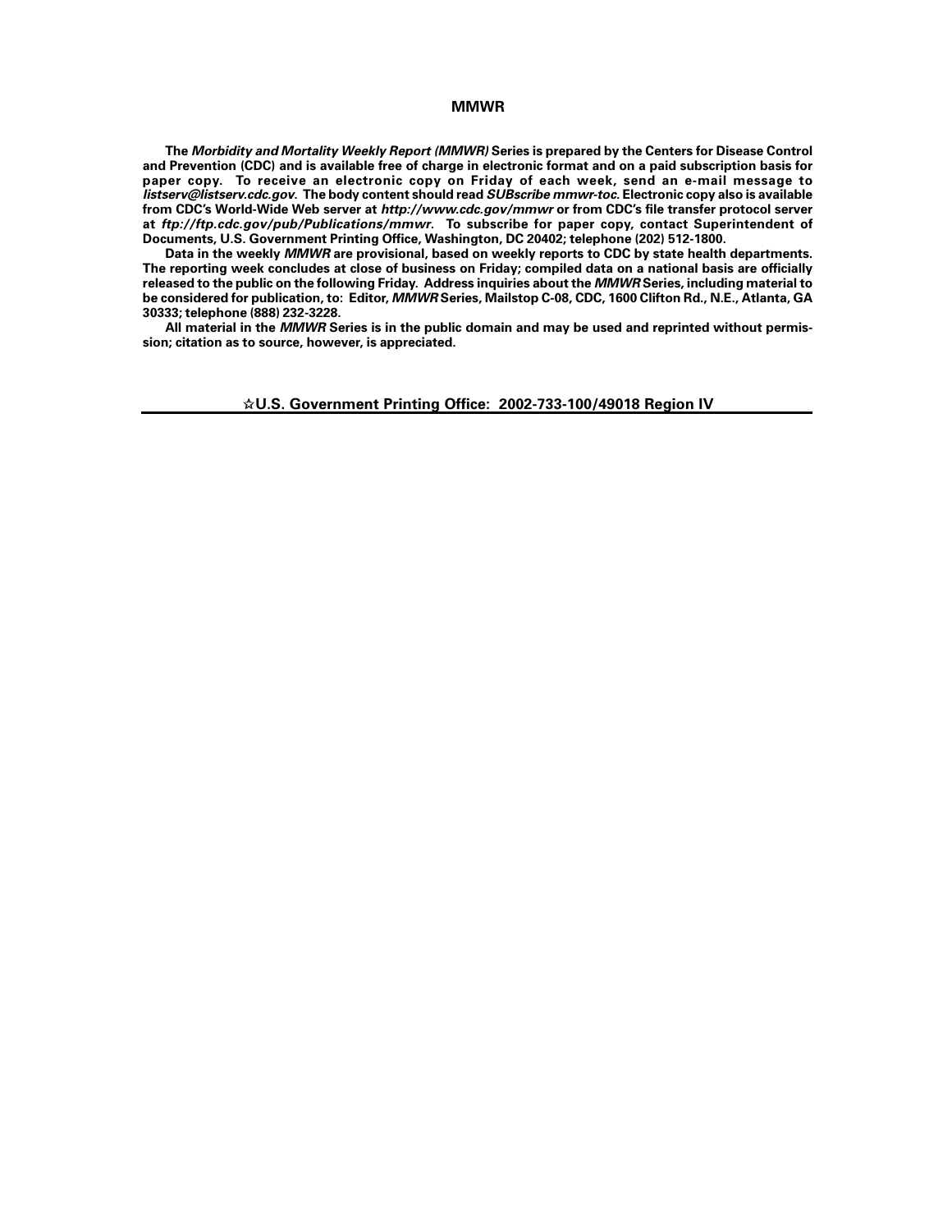**The** ***Morbidity and Mortality Weekly Report (MMWR)*** **Series is prepared by the Centers for Disease Control and Prevention (CDC) and is available free of charge in electronic format and on a paid subscription basis for paper copy. To receive an electronic copy on Friday of each week, send an e-mail message to** ***listserv@listserv.cdc.gov*****. The body content should read** ***SUBscribe mmwr-toc*****. Electronic copy also is available from CDC's World-Wide Web server at** ***http://www.cdc.gov/mmwr*** **or from CDC's file transfer protocol server at** ***ftp://ftp.cdc.gov/pub/Publications/mmwr*****. To subscribe for paper copy, contact Superintendent of Documents, U.S. Government Printing Office, Washington, DC 20402; telephone (202) 512-1800.**

**Data in the weekly** ***MMWR*** **are provisional, based on weekly reports to CDC by state health departments. The reporting week concludes at close of business on Friday; compiled data on a national basis are officially released to the public on the following Friday. Address inquiries about the** ***MMWR*** **Series, including material to be considered for publication, to: Editor,** ***MMWR*** **Series, Mailstop C-08, CDC, 1600 Clifton Rd., N.E., Atlanta, GA 30333; telephone (888) 232-3228.**

**All material in the** ***MMWR*** **Series is in the public domain and may be used and reprinted without permission; citation as to source, however, is appreciated.**

**☆U.S. Government Printing Office: 2002-733-100/49018 Region IV**